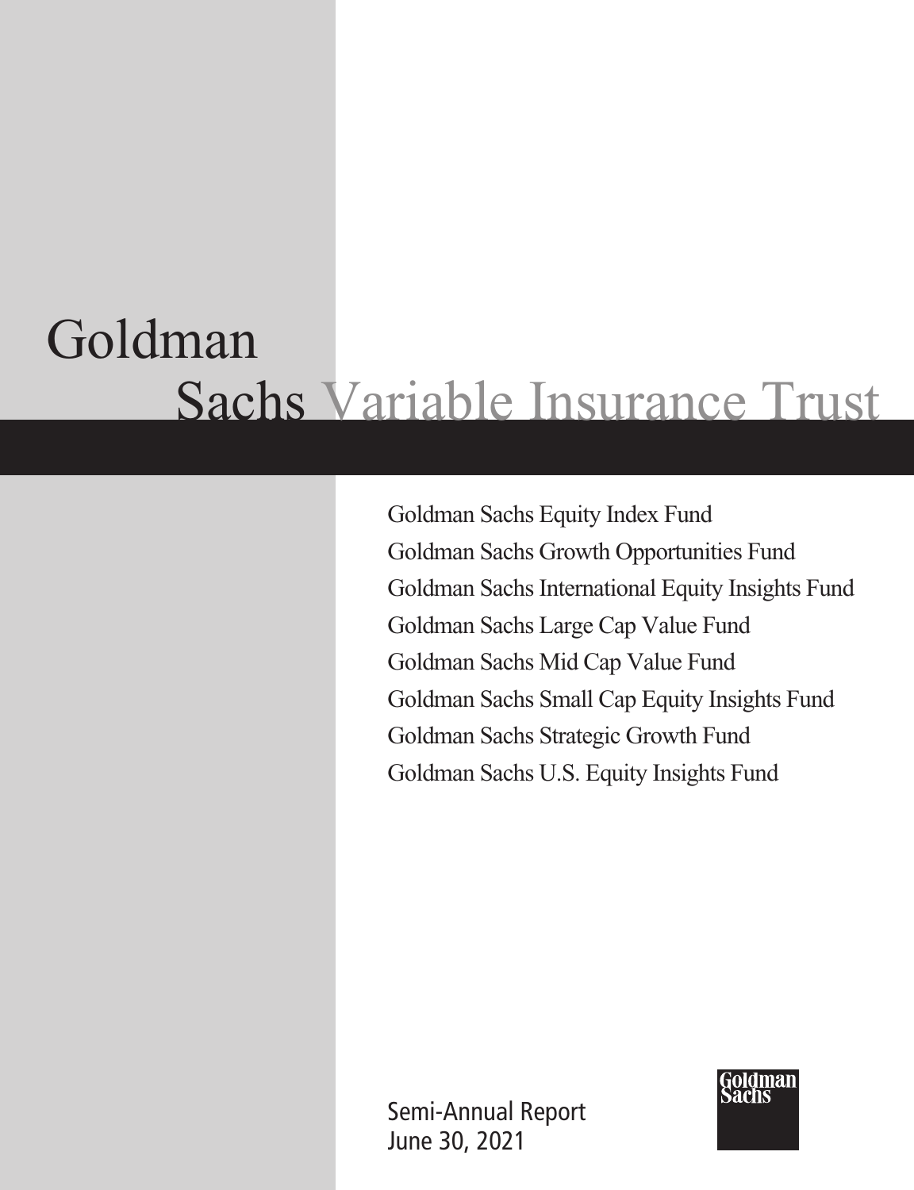# Goldman Sachs Variable Insurance Trust

Goldman Sachs Equity Index Fund

Goldman Sachs Growth Opportunities Fund

Goldman Sachs International Equity Insights Fund

Goldman Sachs Large Cap Value Fund

Goldman Sachs Mid Cap Value Fund

Goldman Sachs Small Cap Equity Insights Fund

Goldman Sachs Strategic Growth Fund

Goldman Sachs U.S. Equity Insights Fund

Semi-Annual Report
June 30, 2021

Goldman Sachs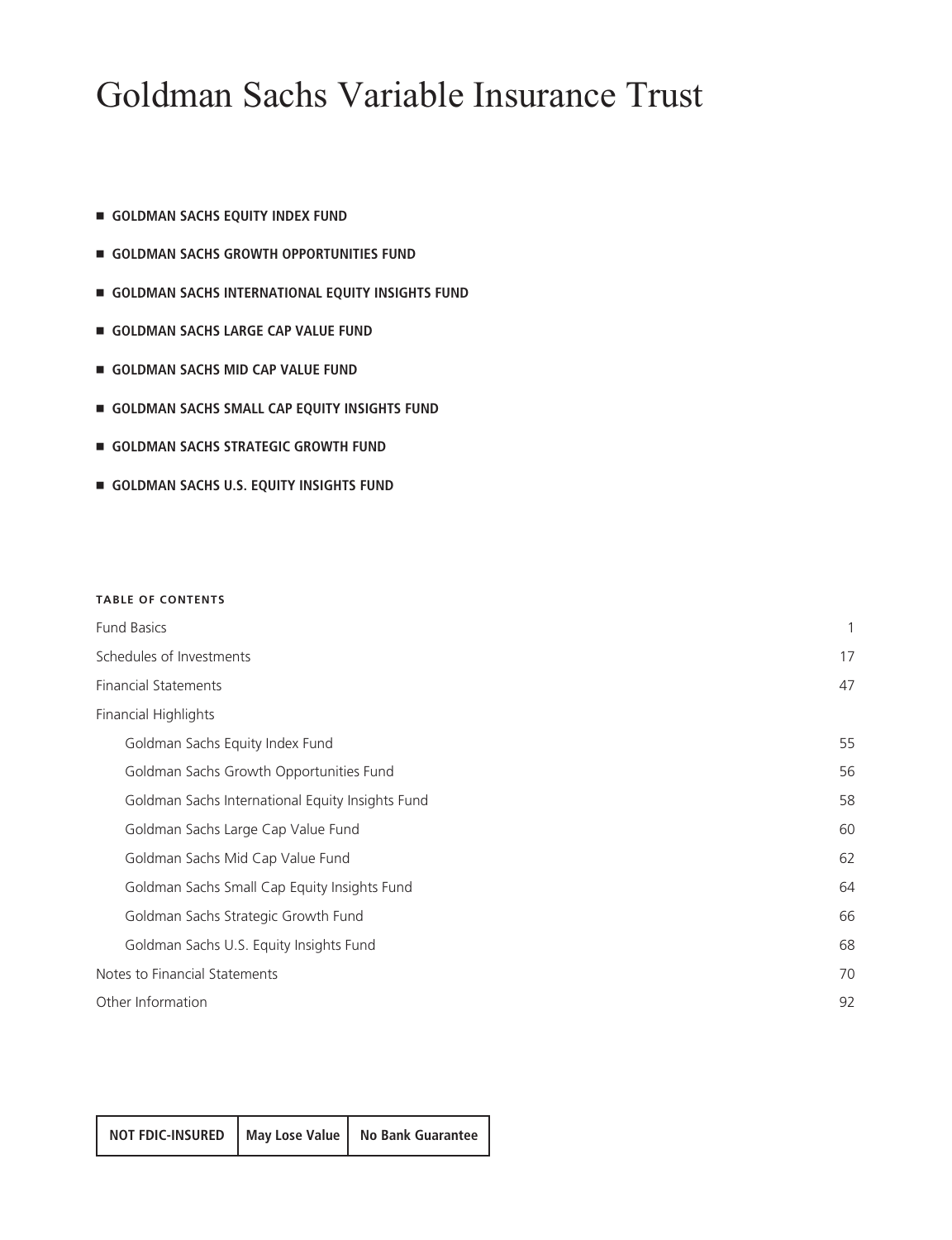# Goldman Sachs Variable Insurance Trust

- **GOLDMAN SACHS EQUITY INDEX FUND**
- **GOLDMAN SACHS GROWTH OPPORTUNITIES FUND**
- **GOLDMAN SACHS INTERNATIONAL EQUITY INSIGHTS FUND**
- **GOLDMAN SACHS LARGE CAP VALUE FUND**
- **GOLDMAN SACHS MID CAP VALUE FUND**
- **GOLDMAN SACHS SMALL CAP EQUITY INSIGHTS FUND**
- **GOLDMAN SACHS STRATEGIC GROWTH FUND**
- **GOLDMAN SACHS U.S. EQUITY INSIGHTS FUND**

**TABLE OF CONTENTS**

| | |
|---|---|
| Fund Basics | 1 |
| Schedules of Investments | 17 |
| Financial Statements | 47 |
| Financial Highlights | |
| Goldman Sachs Equity Index Fund | 55 |
| Goldman Sachs Growth Opportunities Fund | 56 |
| Goldman Sachs International Equity Insights Fund | 58 |
| Goldman Sachs Large Cap Value Fund | 60 |
| Goldman Sachs Mid Cap Value Fund | 62 |
| Goldman Sachs Small Cap Equity Insights Fund | 64 |
| Goldman Sachs Strategic Growth Fund | 66 |
| Goldman Sachs U.S. Equity Insights Fund | 68 |
| Notes to Financial Statements | 70 |
| Other Information | 92 |

| NOT FDIC-INSURED | May Lose Value | No Bank Guarantee |
|---|---|---|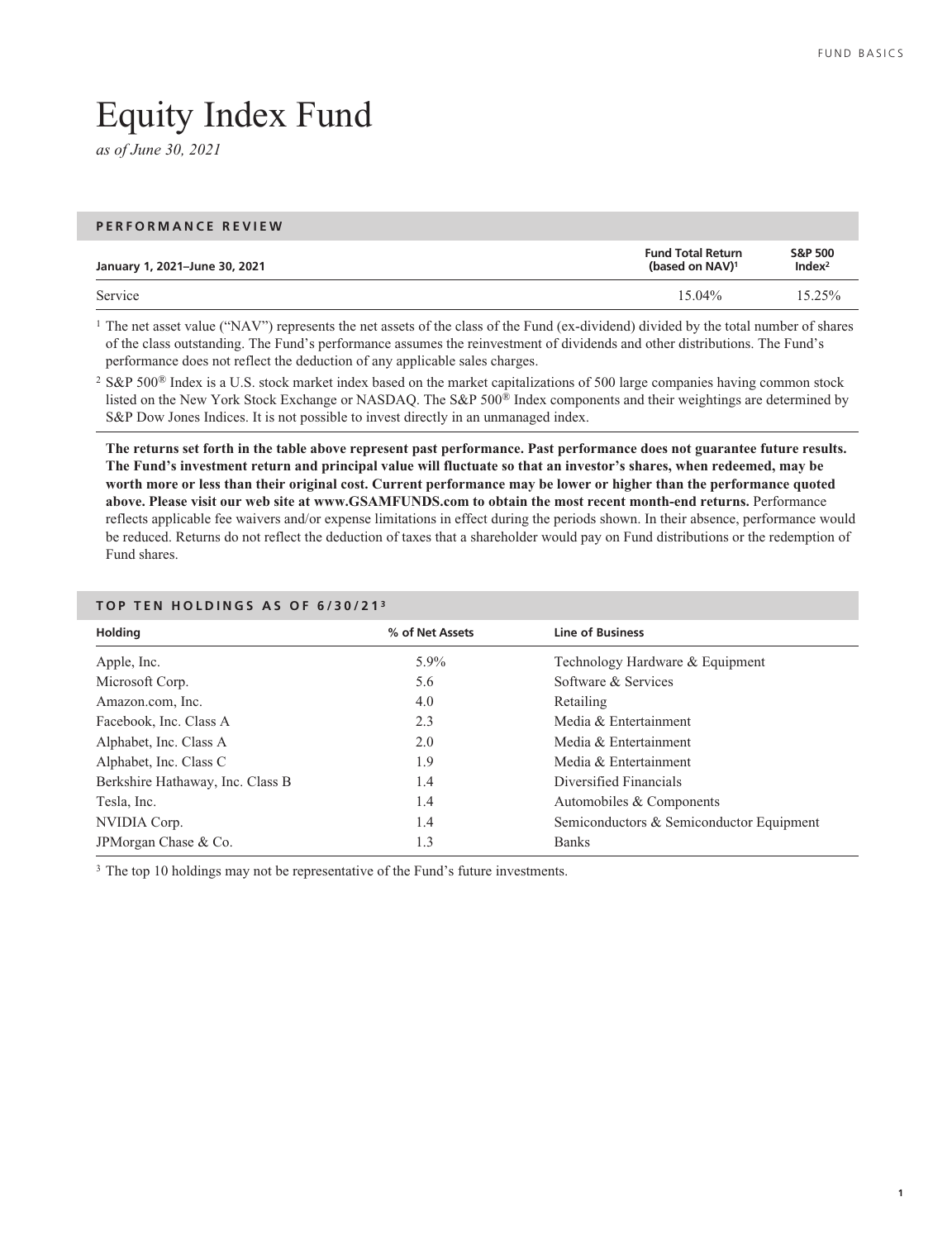# Equity Index Fund

*as of June 30, 2021*

## PERFORMANCE REVIEW

| January 1, 2021–June 30, 2021 | Fund Total Return (based on NAV)[1] | S&P 500 Index[2] |
|---|---|---|
| Service | 15.04% | 15.25% |

[1] The net asset value ("NAV") represents the net assets of the class of the Fund (ex-dividend) divided by the total number of shares of the class outstanding. The Fund's performance assumes the reinvestment of dividends and other distributions. The Fund's performance does not reflect the deduction of any applicable sales charges.

[2] S&P 500® Index is a U.S. stock market index based on the market capitalizations of 500 large companies having common stock listed on the New York Stock Exchange or NASDAQ. The S&P 500® Index components and their weightings are determined by S&P Dow Jones Indices. It is not possible to invest directly in an unmanaged index.

**The returns set forth in the table above represent past performance. Past performance does not guarantee future results. The Fund's investment return and principal value will fluctuate so that an investor's shares, when redeemed, may be worth more or less than their original cost. Current performance may be lower or higher than the performance quoted above. Please visit our web site at www.GSAMFUNDS.com to obtain the most recent month-end returns.** Performance reflects applicable fee waivers and/or expense limitations in effect during the periods shown. In their absence, performance would be reduced. Returns do not reflect the deduction of taxes that a shareholder would pay on Fund distributions or the redemption of Fund shares.

## TOP TEN HOLDINGS AS OF 6/30/21[3]

| Holding | % of Net Assets | Line of Business |
|---|---|---|
| Apple, Inc. | 5.9% | Technology Hardware & Equipment |
| Microsoft Corp. | 5.6 | Software & Services |
| Amazon.com, Inc. | 4.0 | Retailing |
| Facebook, Inc. Class A | 2.3 | Media & Entertainment |
| Alphabet, Inc. Class A | 2.0 | Media & Entertainment |
| Alphabet, Inc. Class C | 1.9 | Media & Entertainment |
| Berkshire Hathaway, Inc. Class B | 1.4 | Diversified Financials |
| Tesla, Inc. | 1.4 | Automobiles & Components |
| NVIDIA Corp. | 1.4 | Semiconductors & Semiconductor Equipment |
| JPMorgan Chase & Co. | 1.3 | Banks |

[3] The top 10 holdings may not be representative of the Fund's future investments.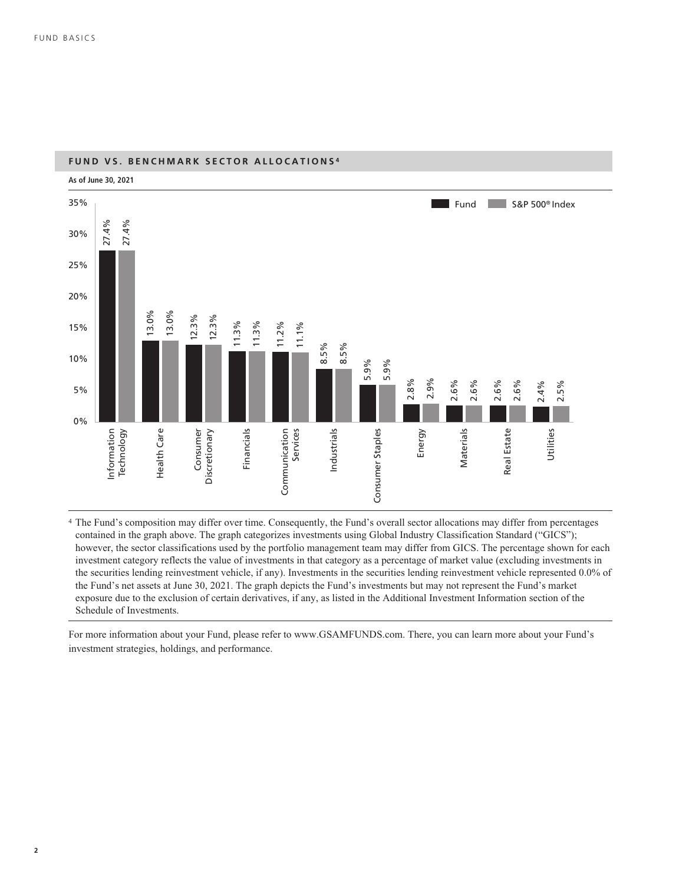## FUND VS. BENCHMARK SECTOR ALLOCATIONS[4]

**As of June 30, 2021**

| Sector | Fund | S&P 500® Index |
|---|---|---|
| Information Technology | 27.4% | 27.4% |
| Health Care | 13.0% | 13.0% |
| Consumer Discretionary | 12.3% | 12.3% |
| Financials | 11.3% | 11.3% |
| Communication Services | 11.2% | 11.1% |
| Industrials | 8.5% | 8.5% |
| Consumer Staples | 5.9% | 5.9% |
| Energy | 2.8% | 2.9% |
| Materials | 2.6% | 2.6% |
| Real Estate | 2.6% | 2.6% |
| Utilities | 2.4% | 2.5% |

[4] The Fund's composition may differ over time. Consequently, the Fund's overall sector allocations may differ from percentages contained in the graph above. The graph categorizes investments using Global Industry Classification Standard ("GICS"); however, the sector classifications used by the portfolio management team may differ from GICS. The percentage shown for each investment category reflects the value of investments in that category as a percentage of market value (excluding investments in the securities lending reinvestment vehicle, if any). Investments in the securities lending reinvestment vehicle represented 0.0% of the Fund's net assets at June 30, 2021. The graph depicts the Fund's investments but may not represent the Fund's market exposure due to the exclusion of certain derivatives, if any, as listed in the Additional Investment Information section of the Schedule of Investments.

For more information about your Fund, please refer to www.GSAMFUNDS.com. There, you can learn more about your Fund's investment strategies, holdings, and performance.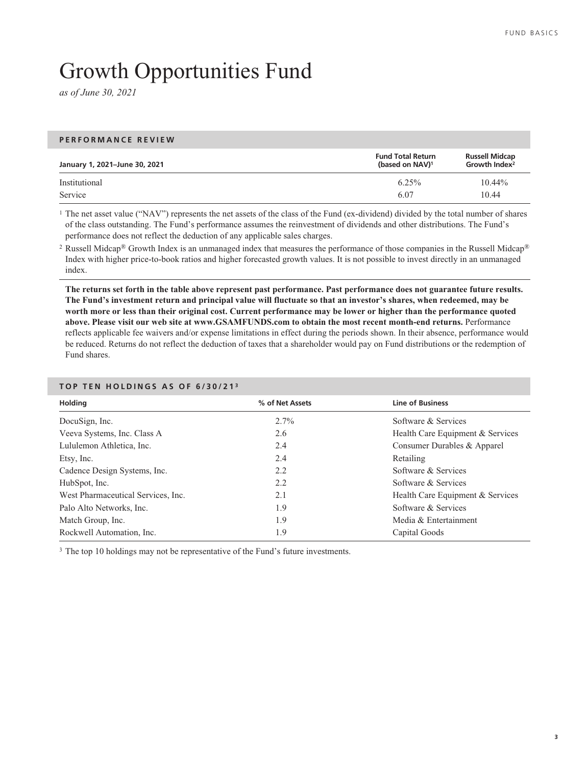# Growth Opportunities Fund

*as of June 30, 2021*

## PERFORMANCE REVIEW

| January 1, 2021–June 30, 2021 | Fund Total Return (based on NAV)[1] | Russell Midcap Growth Index[2] |
|---|---|---|
| Institutional | 6.25% | 10.44% |
| Service | 6.07 | 10.44 |

[1] The net asset value ("NAV") represents the net assets of the class of the Fund (ex-dividend) divided by the total number of shares of the class outstanding. The Fund's performance assumes the reinvestment of dividends and other distributions. The Fund's performance does not reflect the deduction of any applicable sales charges.

[2] Russell Midcap® Growth Index is an unmanaged index that measures the performance of those companies in the Russell Midcap® Index with higher price-to-book ratios and higher forecasted growth values. It is not possible to invest directly in an unmanaged index.

**The returns set forth in the table above represent past performance. Past performance does not guarantee future results. The Fund's investment return and principal value will fluctuate so that an investor's shares, when redeemed, may be worth more or less than their original cost. Current performance may be lower or higher than the performance quoted above. Please visit our web site at www.GSAMFUNDS.com to obtain the most recent month-end returns.** Performance reflects applicable fee waivers and/or expense limitations in effect during the periods shown. In their absence, performance would be reduced. Returns do not reflect the deduction of taxes that a shareholder would pay on Fund distributions or the redemption of Fund shares.

## TOP TEN HOLDINGS AS OF 6/30/21[3]

| Holding | % of Net Assets | Line of Business |
|---|---|---|
| DocuSign, Inc. | 2.7% | Software & Services |
| Veeva Systems, Inc. Class A | 2.6 | Health Care Equipment & Services |
| Lululemon Athletica, Inc. | 2.4 | Consumer Durables & Apparel |
| Etsy, Inc. | 2.4 | Retailing |
| Cadence Design Systems, Inc. | 2.2 | Software & Services |
| HubSpot, Inc. | 2.2 | Software & Services |
| West Pharmaceutical Services, Inc. | 2.1 | Health Care Equipment & Services |
| Palo Alto Networks, Inc. | 1.9 | Software & Services |
| Match Group, Inc. | 1.9 | Media & Entertainment |
| Rockwell Automation, Inc. | 1.9 | Capital Goods |

[3] The top 10 holdings may not be representative of the Fund's future investments.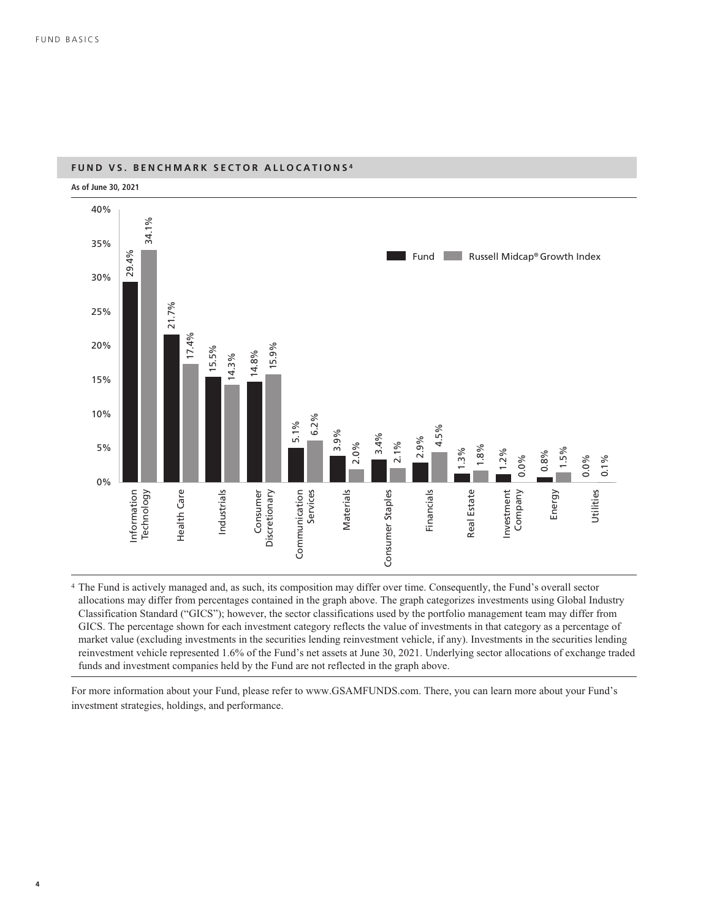## FUND VS. BENCHMARK SECTOR ALLOCATIONS[4]

**As of June 30, 2021**

| Sector | Fund | Russell Midcap® Growth Index |
|---|---|---|
| Information Technology | 29.4% | 34.1% |
| Health Care | 21.7% | 17.4% |
| Industrials | 15.5% | 14.3% |
| Consumer Discretionary | 14.8% | 15.9% |
| Communication Services | 5.1% | 6.2% |
| Materials | 3.9% | 2.0% |
| Consumer Staples | 3.4% | 2.1% |
| Financials | 2.9% | 4.5% |
| Real Estate | 1.3% | 1.8% |
| Investment Company | 1.2% | 0.0% |
| Energy | 0.8% | 1.5% |
| Utilities | 0.0% | 0.1% |

[4] The Fund is actively managed and, as such, its composition may differ over time. Consequently, the Fund's overall sector allocations may differ from percentages contained in the graph above. The graph categorizes investments using Global Industry Classification Standard ("GICS"); however, the sector classifications used by the portfolio management team may differ from GICS. The percentage shown for each investment category reflects the value of investments in that category as a percentage of market value (excluding investments in the securities lending reinvestment vehicle, if any). Investments in the securities lending reinvestment vehicle represented 1.6% of the Fund's net assets at June 30, 2021. Underlying sector allocations of exchange traded funds and investment companies held by the Fund are not reflected in the graph above.

For more information about your Fund, please refer to www.GSAMFUNDS.com. There, you can learn more about your Fund's investment strategies, holdings, and performance.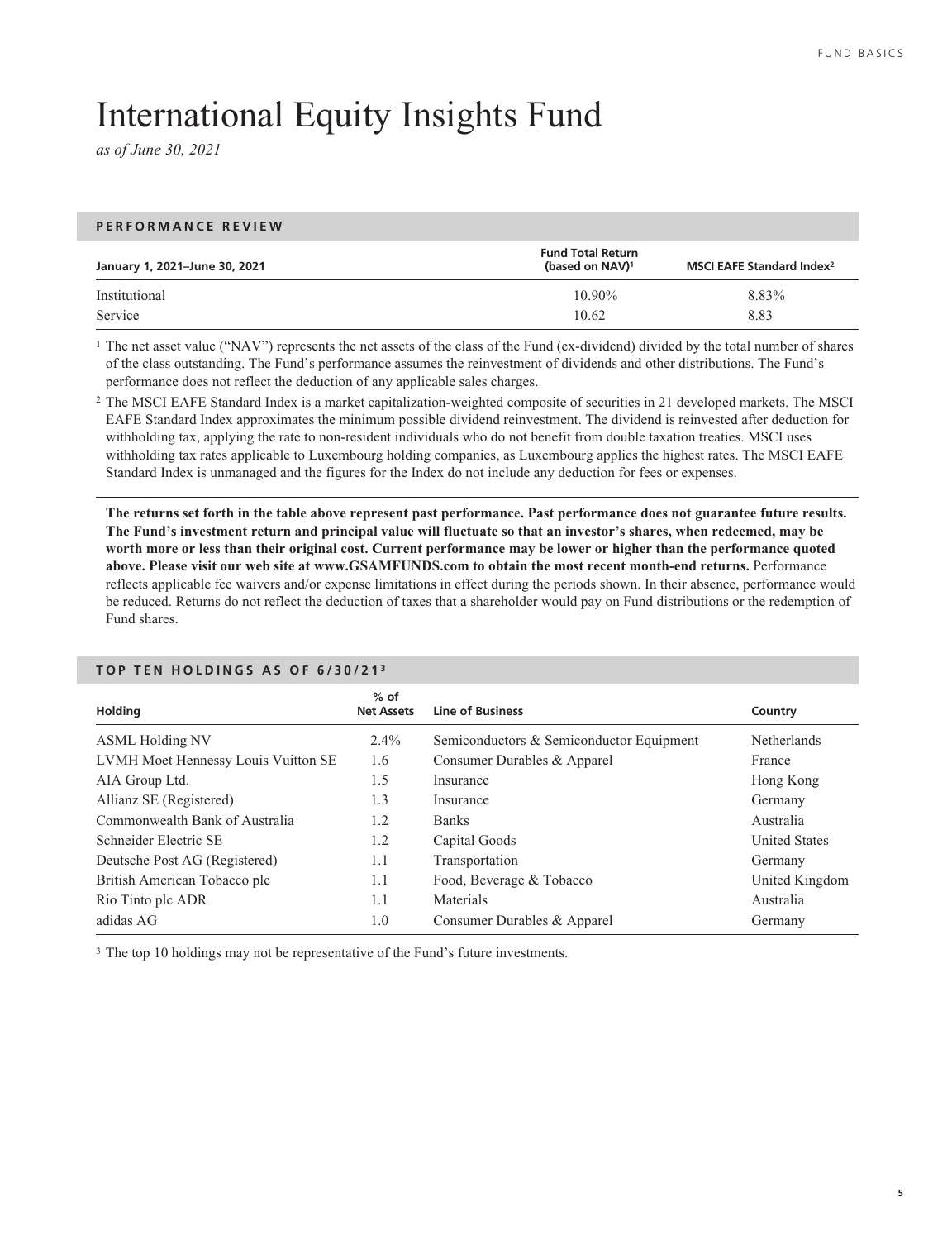# International Equity Insights Fund

*as of June 30, 2021*

## PERFORMANCE REVIEW

| January 1, 2021–June 30, 2021 | Fund Total Return (based on NAV)[1] | MSCI EAFE Standard Index[2] |
|---|---|---|
| Institutional | 10.90% | 8.83% |
| Service | 10.62 | 8.83 |

[1] The net asset value ("NAV") represents the net assets of the class of the Fund (ex-dividend) divided by the total number of shares of the class outstanding. The Fund's performance assumes the reinvestment of dividends and other distributions. The Fund's performance does not reflect the deduction of any applicable sales charges.

[2] The MSCI EAFE Standard Index is a market capitalization-weighted composite of securities in 21 developed markets. The MSCI EAFE Standard Index approximates the minimum possible dividend reinvestment. The dividend is reinvested after deduction for withholding tax, applying the rate to non-resident individuals who do not benefit from double taxation treaties. MSCI uses withholding tax rates applicable to Luxembourg holding companies, as Luxembourg applies the highest rates. The MSCI EAFE Standard Index is unmanaged and the figures for the Index do not include any deduction for fees or expenses.

**The returns set forth in the table above represent past performance. Past performance does not guarantee future results. The Fund's investment return and principal value will fluctuate so that an investor's shares, when redeemed, may be worth more or less than their original cost. Current performance may be lower or higher than the performance quoted above. Please visit our web site at www.GSAMFUNDS.com to obtain the most recent month-end returns.** Performance reflects applicable fee waivers and/or expense limitations in effect during the periods shown. In their absence, performance would be reduced. Returns do not reflect the deduction of taxes that a shareholder would pay on Fund distributions or the redemption of Fund shares.

## TOP TEN HOLDINGS AS OF 6/30/21[3]

| Holding | % of Net Assets | Line of Business | Country |
|---|---|---|---|
| ASML Holding NV | 2.4% | Semiconductors & Semiconductor Equipment | Netherlands |
| LVMH Moet Hennessy Louis Vuitton SE | 1.6 | Consumer Durables & Apparel | France |
| AIA Group Ltd. | 1.5 | Insurance | Hong Kong |
| Allianz SE (Registered) | 1.3 | Insurance | Germany |
| Commonwealth Bank of Australia | 1.2 | Banks | Australia |
| Schneider Electric SE | 1.2 | Capital Goods | United States |
| Deutsche Post AG (Registered) | 1.1 | Transportation | Germany |
| British American Tobacco plc | 1.1 | Food, Beverage & Tobacco | United Kingdom |
| Rio Tinto plc ADR | 1.1 | Materials | Australia |
| adidas AG | 1.0 | Consumer Durables & Apparel | Germany |

[3] The top 10 holdings may not be representative of the Fund's future investments.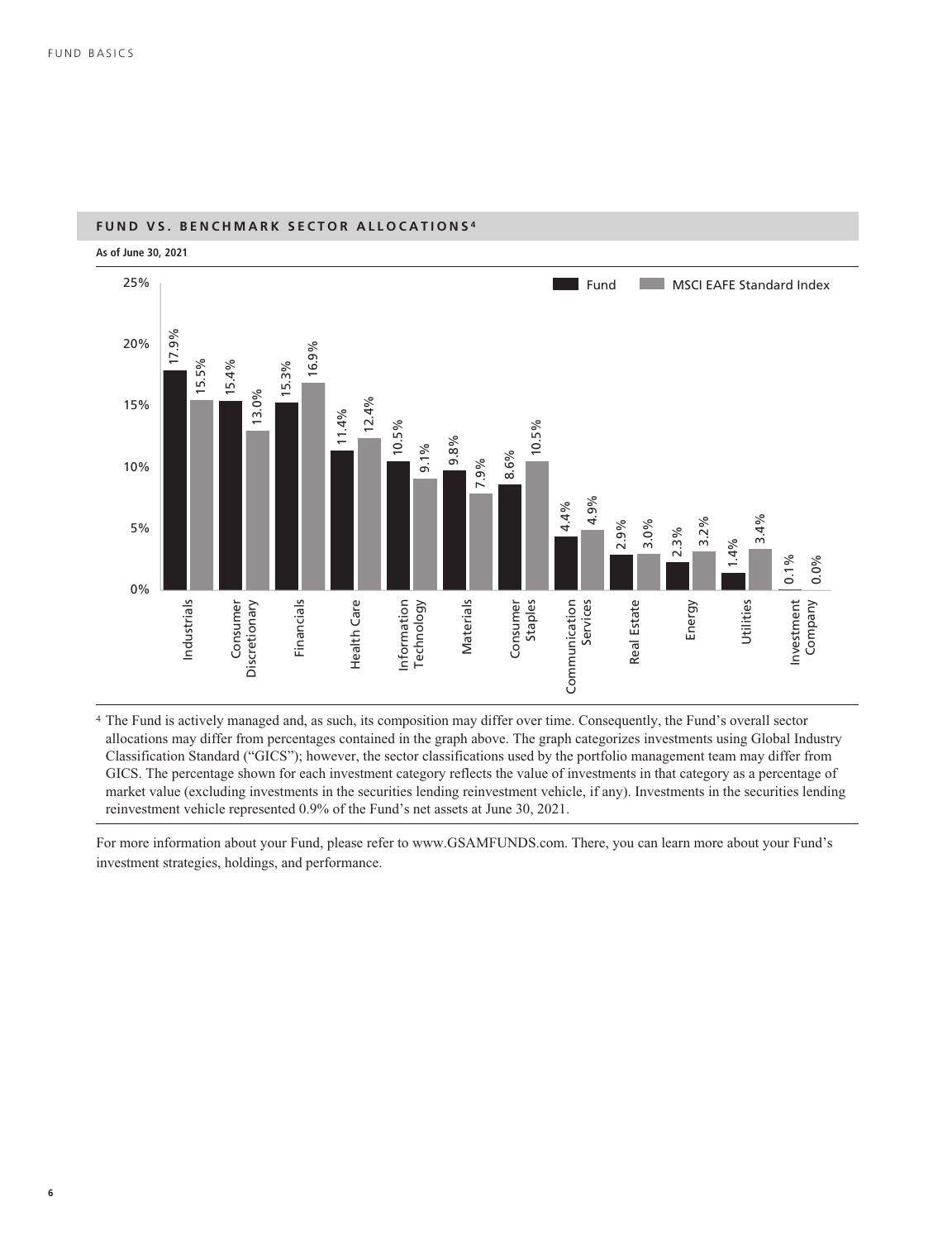## FUND VS. BENCHMARK SECTOR ALLOCATIONS[4]

**As of June 30, 2021**

| Sector | Fund | MSCI EAFE Standard Index |
|---|---|---|
| Industrials | 17.9% | 15.5% |
| Consumer Discretionary | 15.4% | 13.0% |
| Financials | 15.3% | 16.9% |
| Health Care | 11.4% | 12.4% |
| Information Technology | 10.5% | 9.1% |
| Materials | 9.8% | 7.9% |
| Consumer Staples | 8.6% | 10.5% |
| Communication Services | 4.4% | 4.9% |
| Real Estate | 2.9% | 3.0% |
| Energy | 2.3% | 3.2% |
| Utilities | 1.4% | 3.4% |
| Investment Company | 0.1% | 0.0% |

[4] The Fund is actively managed and, as such, its composition may differ over time. Consequently, the Fund's overall sector allocations may differ from percentages contained in the graph above. The graph categorizes investments using Global Industry Classification Standard ("GICS"); however, the sector classifications used by the portfolio management team may differ from GICS. The percentage shown for each investment category reflects the value of investments in that category as a percentage of market value (excluding investments in the securities lending reinvestment vehicle, if any). Investments in the securities lending reinvestment vehicle represented 0.9% of the Fund's net assets at June 30, 2021.

For more information about your Fund, please refer to www.GSAMFUNDS.com. There, you can learn more about your Fund's investment strategies, holdings, and performance.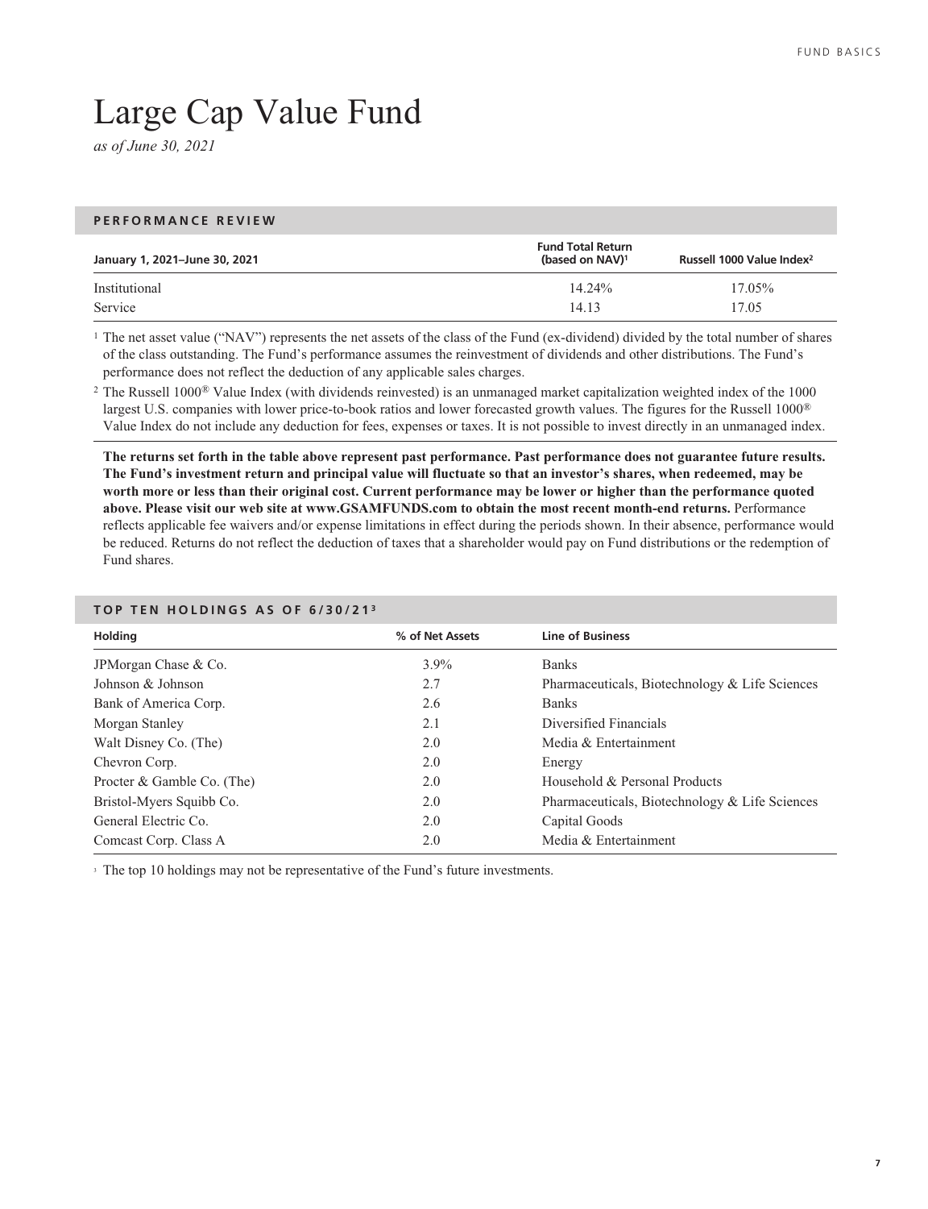# Large Cap Value Fund

*as of June 30, 2021*

## PERFORMANCE REVIEW

| January 1, 2021–June 30, 2021 | Fund Total Return (based on NAV)[1] | Russell 1000 Value Index[2] |
|---|---|---|
| Institutional | 14.24% | 17.05% |
| Service | 14.13 | 17.05 |

[1] The net asset value ("NAV") represents the net assets of the class of the Fund (ex-dividend) divided by the total number of shares of the class outstanding. The Fund's performance assumes the reinvestment of dividends and other distributions. The Fund's performance does not reflect the deduction of any applicable sales charges.

[2] The Russell 1000® Value Index (with dividends reinvested) is an unmanaged market capitalization weighted index of the 1000 largest U.S. companies with lower price-to-book ratios and lower forecasted growth values. The figures for the Russell 1000® Value Index do not include any deduction for fees, expenses or taxes. It is not possible to invest directly in an unmanaged index.

**The returns set forth in the table above represent past performance. Past performance does not guarantee future results. The Fund's investment return and principal value will fluctuate so that an investor's shares, when redeemed, may be worth more or less than their original cost. Current performance may be lower or higher than the performance quoted above. Please visit our web site at www.GSAMFUNDS.com to obtain the most recent month-end returns.** Performance reflects applicable fee waivers and/or expense limitations in effect during the periods shown. In their absence, performance would be reduced. Returns do not reflect the deduction of taxes that a shareholder would pay on Fund distributions or the redemption of Fund shares.

## TOP TEN HOLDINGS AS OF 6/30/21[3]

| Holding | % of Net Assets | Line of Business |
|---|---|---|
| JPMorgan Chase & Co. | 3.9% | Banks |
| Johnson & Johnson | 2.7 | Pharmaceuticals, Biotechnology & Life Sciences |
| Bank of America Corp. | 2.6 | Banks |
| Morgan Stanley | 2.1 | Diversified Financials |
| Walt Disney Co. (The) | 2.0 | Media & Entertainment |
| Chevron Corp. | 2.0 | Energy |
| Procter & Gamble Co. (The) | 2.0 | Household & Personal Products |
| Bristol-Myers Squibb Co. | 2.0 | Pharmaceuticals, Biotechnology & Life Sciences |
| General Electric Co. | 2.0 | Capital Goods |
| Comcast Corp. Class A | 2.0 | Media & Entertainment |

[3] The top 10 holdings may not be representative of the Fund's future investments.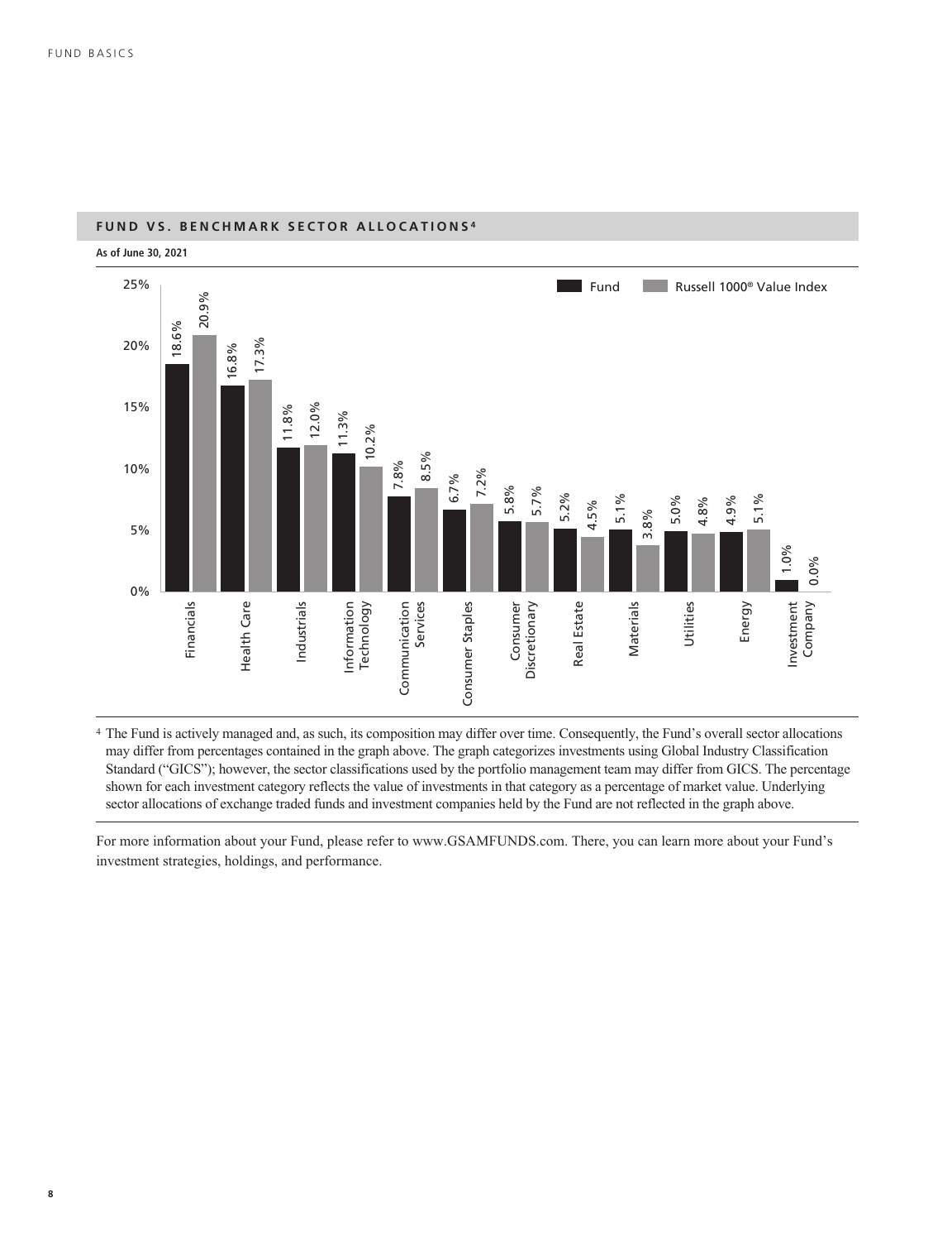## FUND VS. BENCHMARK SECTOR ALLOCATIONS[4]

**As of June 30, 2021**

| Sector | Fund | Russell 1000® Value Index |
|---|---|---|
| Financials | 18.6% | 20.9% |
| Health Care | 16.8% | 17.3% |
| Industrials | 11.8% | 12.0% |
| Information Technology | 11.3% | 10.2% |
| Communication Services | 7.8% | 8.5% |
| Consumer Staples | 6.7% | 7.2% |
| Consumer Discretionary | 5.8% | 5.7% |
| Real Estate | 5.2% | 4.5% |
| Materials | 5.1% | 3.8% |
| Utilities | 5.0% | 4.8% |
| Energy | 4.9% | 5.1% |
| Investment Company | 1.0% | 0.0% |

[4] The Fund is actively managed and, as such, its composition may differ over time. Consequently, the Fund's overall sector allocations may differ from percentages contained in the graph above. The graph categorizes investments using Global Industry Classification Standard ("GICS"); however, the sector classifications used by the portfolio management team may differ from GICS. The percentage shown for each investment category reflects the value of investments in that category as a percentage of market value. Underlying sector allocations of exchange traded funds and investment companies held by the Fund are not reflected in the graph above.

For more information about your Fund, please refer to www.GSAMFUNDS.com. There, you can learn more about your Fund's investment strategies, holdings, and performance.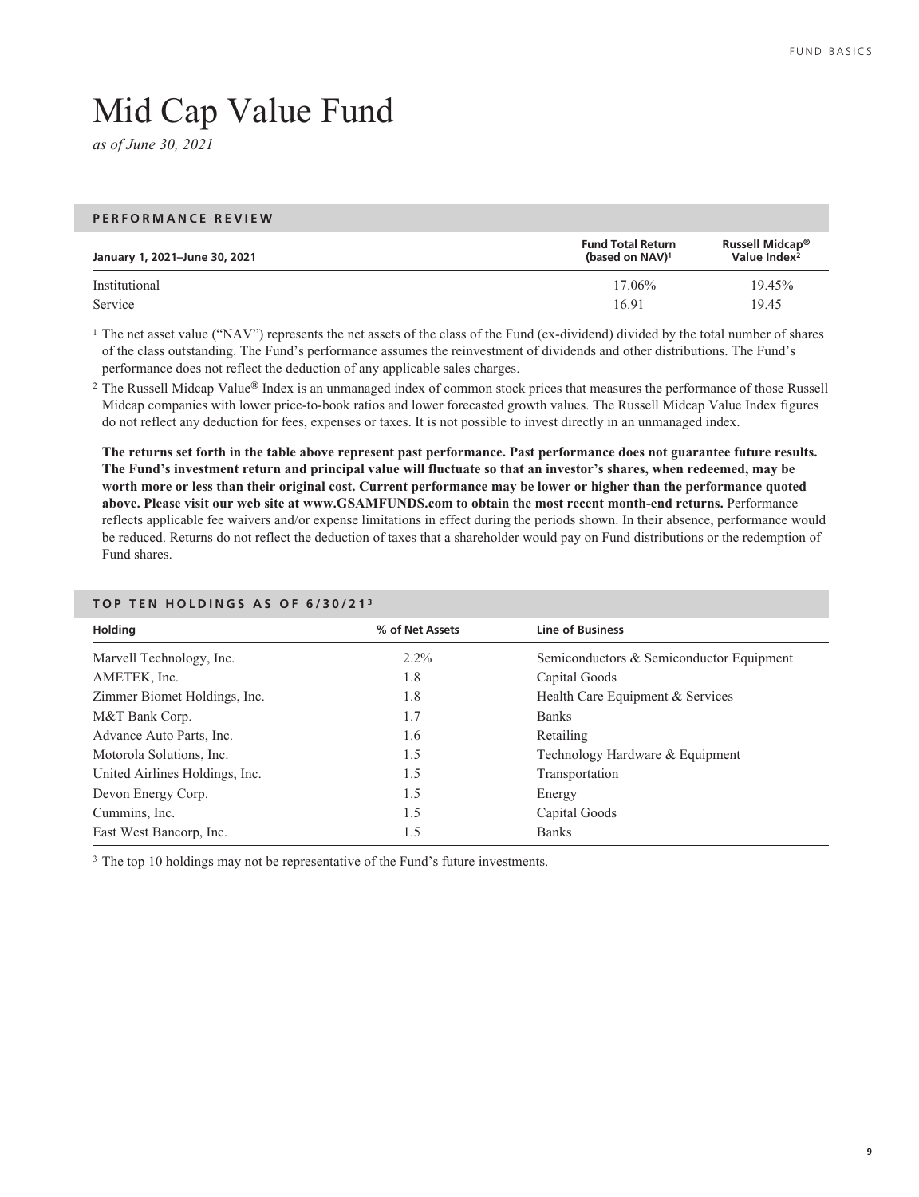# Mid Cap Value Fund

*as of June 30, 2021*

## PERFORMANCE REVIEW

| January 1, 2021–June 30, 2021 | Fund Total Return (based on NAV)[1] | Russell Midcap® Value Index[2] |
|---|---|---|
| Institutional | 17.06% | 19.45% |
| Service | 16.91 | 19.45 |

[1] The net asset value ("NAV") represents the net assets of the class of the Fund (ex-dividend) divided by the total number of shares of the class outstanding. The Fund's performance assumes the reinvestment of dividends and other distributions. The Fund's performance does not reflect the deduction of any applicable sales charges.

[2] The Russell Midcap Value® Index is an unmanaged index of common stock prices that measures the performance of those Russell Midcap companies with lower price-to-book ratios and lower forecasted growth values. The Russell Midcap Value Index figures do not reflect any deduction for fees, expenses or taxes. It is not possible to invest directly in an unmanaged index.

**The returns set forth in the table above represent past performance. Past performance does not guarantee future results. The Fund's investment return and principal value will fluctuate so that an investor's shares, when redeemed, may be worth more or less than their original cost. Current performance may be lower or higher than the performance quoted above. Please visit our web site at www.GSAMFUNDS.com to obtain the most recent month-end returns.** Performance reflects applicable fee waivers and/or expense limitations in effect during the periods shown. In their absence, performance would be reduced. Returns do not reflect the deduction of taxes that a shareholder would pay on Fund distributions or the redemption of Fund shares.

## TOP TEN HOLDINGS AS OF 6/30/21[3]

| Holding | % of Net Assets | Line of Business |
|---|---|---|
| Marvell Technology, Inc. | 2.2% | Semiconductors & Semiconductor Equipment |
| AMETEK, Inc. | 1.8 | Capital Goods |
| Zimmer Biomet Holdings, Inc. | 1.8 | Health Care Equipment & Services |
| M&T Bank Corp. | 1.7 | Banks |
| Advance Auto Parts, Inc. | 1.6 | Retailing |
| Motorola Solutions, Inc. | 1.5 | Technology Hardware & Equipment |
| United Airlines Holdings, Inc. | 1.5 | Transportation |
| Devon Energy Corp. | 1.5 | Energy |
| Cummins, Inc. | 1.5 | Capital Goods |
| East West Bancorp, Inc. | 1.5 | Banks |

[3] The top 10 holdings may not be representative of the Fund's future investments.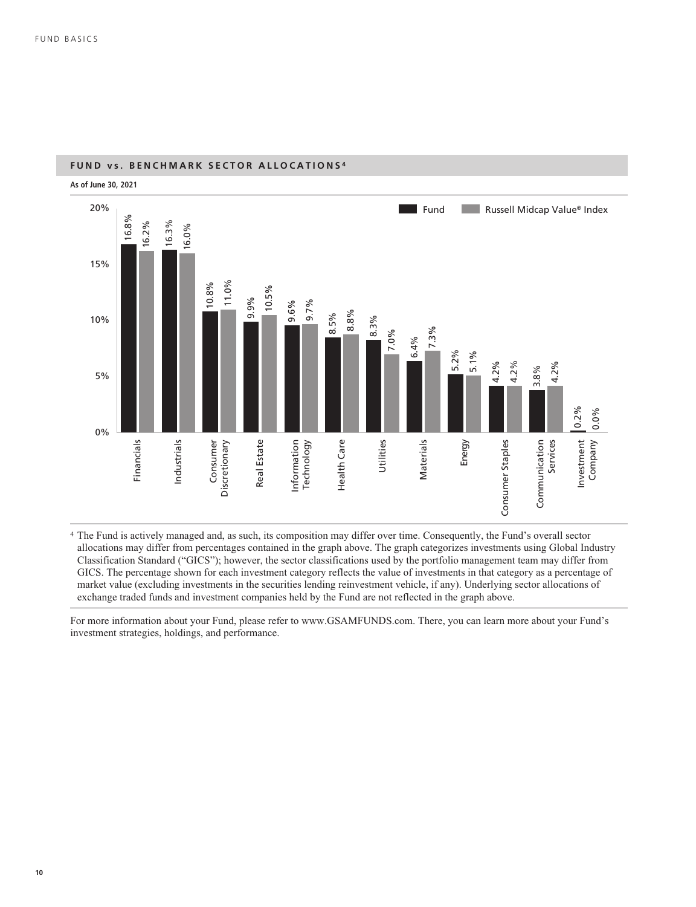## FUND vs. BENCHMARK SECTOR ALLOCATIONS[4]

**As of June 30, 2021**

| Sector | Fund | Russell Midcap Value® Index |
| --- | --- | --- |
| Financials | 16.8% | 16.2% |
| Industrials | 16.3% | 16.0% |
| Consumer Discretionary | 10.8% | 11.0% |
| Real Estate | 9.9% | 10.5% |
| Information Technology | 9.6% | 9.7% |
| Health Care | 8.5% | 8.8% |
| Utilities | 8.3% | 7.0% |
| Materials | 6.4% | 7.3% |
| Energy | 5.2% | 5.1% |
| Consumer Staples | 4.2% | 4.2% |
| Communication Services | 3.8% | 4.2% |
| Investment Company | 0.2% | 0.0% |

[4] The Fund is actively managed and, as such, its composition may differ over time. Consequently, the Fund's overall sector allocations may differ from percentages contained in the graph above. The graph categorizes investments using Global Industry Classification Standard ("GICS"); however, the sector classifications used by the portfolio management team may differ from GICS. The percentage shown for each investment category reflects the value of investments in that category as a percentage of market value (excluding investments in the securities lending reinvestment vehicle, if any). Underlying sector allocations of exchange traded funds and investment companies held by the Fund are not reflected in the graph above.

For more information about your Fund, please refer to www.GSAMFUNDS.com. There, you can learn more about your Fund's investment strategies, holdings, and performance.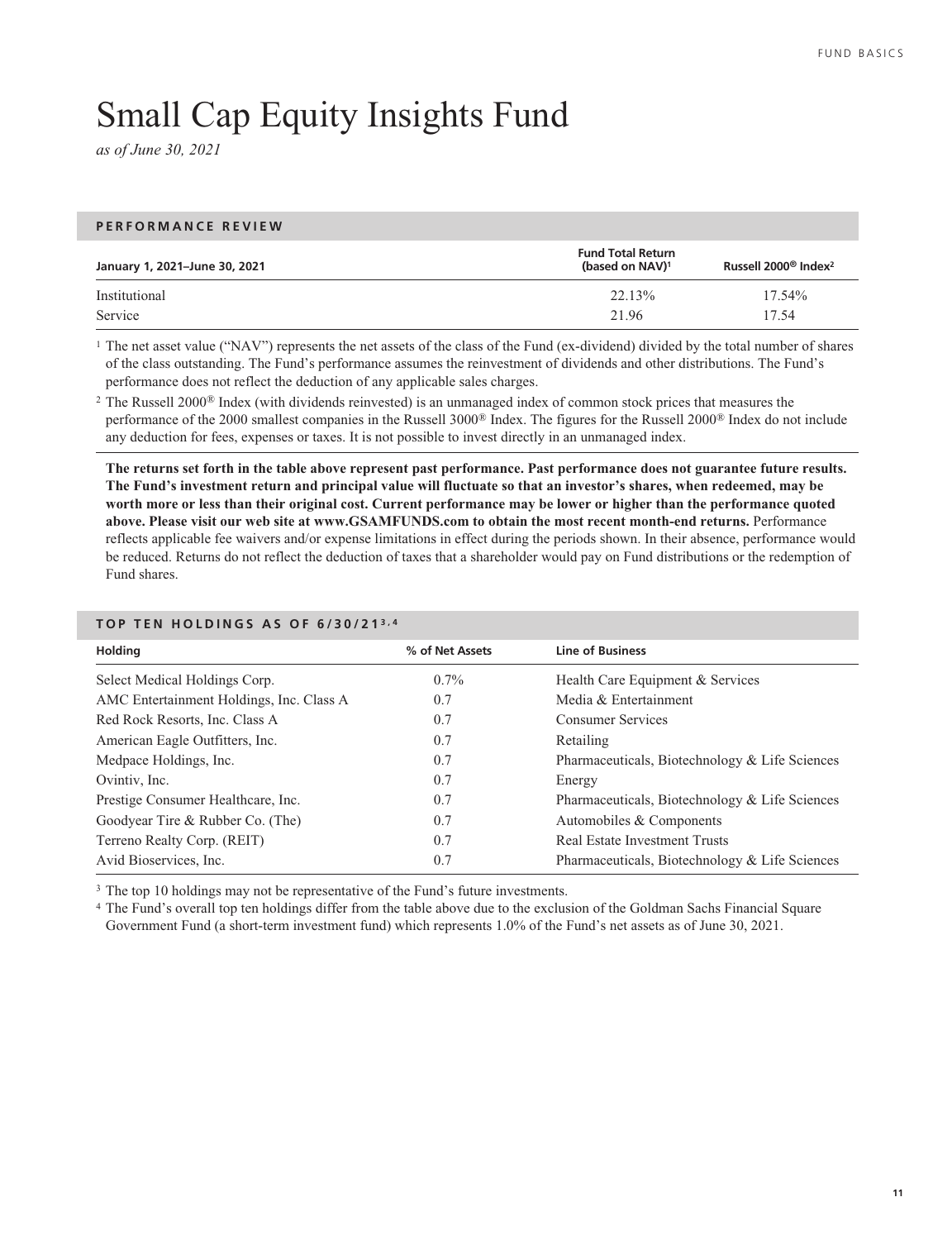# Small Cap Equity Insights Fund

*as of June 30, 2021*

## PERFORMANCE REVIEW

| January 1, 2021–June 30, 2021 | Fund Total Return (based on NAV)[1] | Russell 2000® Index[2] |
|---|---|---|
| Institutional | 22.13% | 17.54% |
| Service | 21.96 | 17.54 |

[1] The net asset value ("NAV") represents the net assets of the class of the Fund (ex-dividend) divided by the total number of shares of the class outstanding. The Fund's performance assumes the reinvestment of dividends and other distributions. The Fund's performance does not reflect the deduction of any applicable sales charges.

[2] The Russell 2000® Index (with dividends reinvested) is an unmanaged index of common stock prices that measures the performance of the 2000 smallest companies in the Russell 3000® Index. The figures for the Russell 2000® Index do not include any deduction for fees, expenses or taxes. It is not possible to invest directly in an unmanaged index.

**The returns set forth in the table above represent past performance. Past performance does not guarantee future results. The Fund's investment return and principal value will fluctuate so that an investor's shares, when redeemed, may be worth more or less than their original cost. Current performance may be lower or higher than the performance quoted above. Please visit our web site at www.GSAMFUNDS.com to obtain the most recent month-end returns.** Performance reflects applicable fee waivers and/or expense limitations in effect during the periods shown. In their absence, performance would be reduced. Returns do not reflect the deduction of taxes that a shareholder would pay on Fund distributions or the redemption of Fund shares.

## TOP TEN HOLDINGS AS OF 6/30/21[3,4]

| Holding | % of Net Assets | Line of Business |
|---|---|---|
| Select Medical Holdings Corp. | 0.7% | Health Care Equipment & Services |
| AMC Entertainment Holdings, Inc. Class A | 0.7 | Media & Entertainment |
| Red Rock Resorts, Inc. Class A | 0.7 | Consumer Services |
| American Eagle Outfitters, Inc. | 0.7 | Retailing |
| Medpace Holdings, Inc. | 0.7 | Pharmaceuticals, Biotechnology & Life Sciences |
| Ovintiv, Inc. | 0.7 | Energy |
| Prestige Consumer Healthcare, Inc. | 0.7 | Pharmaceuticals, Biotechnology & Life Sciences |
| Goodyear Tire & Rubber Co. (The) | 0.7 | Automobiles & Components |
| Terreno Realty Corp. (REIT) | 0.7 | Real Estate Investment Trusts |
| Avid Bioservices, Inc. | 0.7 | Pharmaceuticals, Biotechnology & Life Sciences |

[3] The top 10 holdings may not be representative of the Fund's future investments.

[4] The Fund's overall top ten holdings differ from the table above due to the exclusion of the Goldman Sachs Financial Square Government Fund (a short-term investment fund) which represents 1.0% of the Fund's net assets as of June 30, 2021.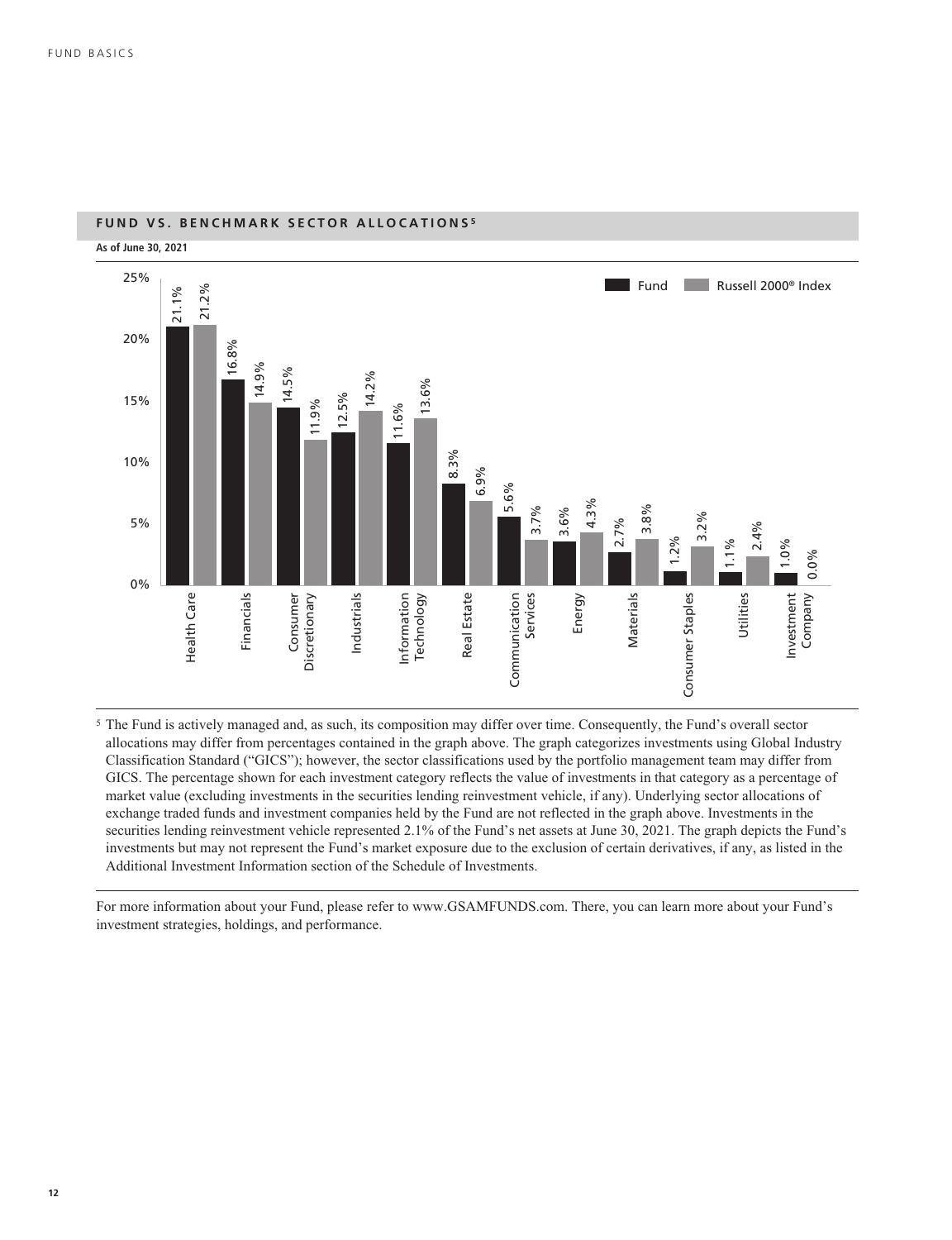## FUND VS. BENCHMARK SECTOR ALLOCATIONS[5]

**As of June 30, 2021**

| Sector | Fund | Russell 2000® Index |
|---|---|---|
| Health Care | 21.1% | 21.2% |
| Financials | 16.8% | 14.9% |
| Consumer Discretionary | 14.5% | 11.9% |
| Industrials | 12.5% | 14.2% |
| Information Technology | 11.6% | 13.6% |
| Real Estate | 8.3% | 6.9% |
| Communication Services | 5.6% | 3.7% |
| Energy | 3.6% | 4.3% |
| Materials | 2.7% | 3.8% |
| Consumer Staples | 1.2% | 3.2% |
| Utilities | 1.1% | 2.4% |
| Investment Company | 1.0% | 0.0% |

[5] The Fund is actively managed and, as such, its composition may differ over time. Consequently, the Fund's overall sector allocations may differ from percentages contained in the graph above. The graph categorizes investments using Global Industry Classification Standard ("GICS"); however, the sector classifications used by the portfolio management team may differ from GICS. The percentage shown for each investment category reflects the value of investments in that category as a percentage of market value (excluding investments in the securities lending reinvestment vehicle, if any). Underlying sector allocations of exchange traded funds and investment companies held by the Fund are not reflected in the graph above. Investments in the securities lending reinvestment vehicle represented 2.1% of the Fund's net assets at June 30, 2021. The graph depicts the Fund's investments but may not represent the Fund's market exposure due to the exclusion of certain derivatives, if any, as listed in the Additional Investment Information section of the Schedule of Investments.

For more information about your Fund, please refer to www.GSAMFUNDS.com. There, you can learn more about your Fund's investment strategies, holdings, and performance.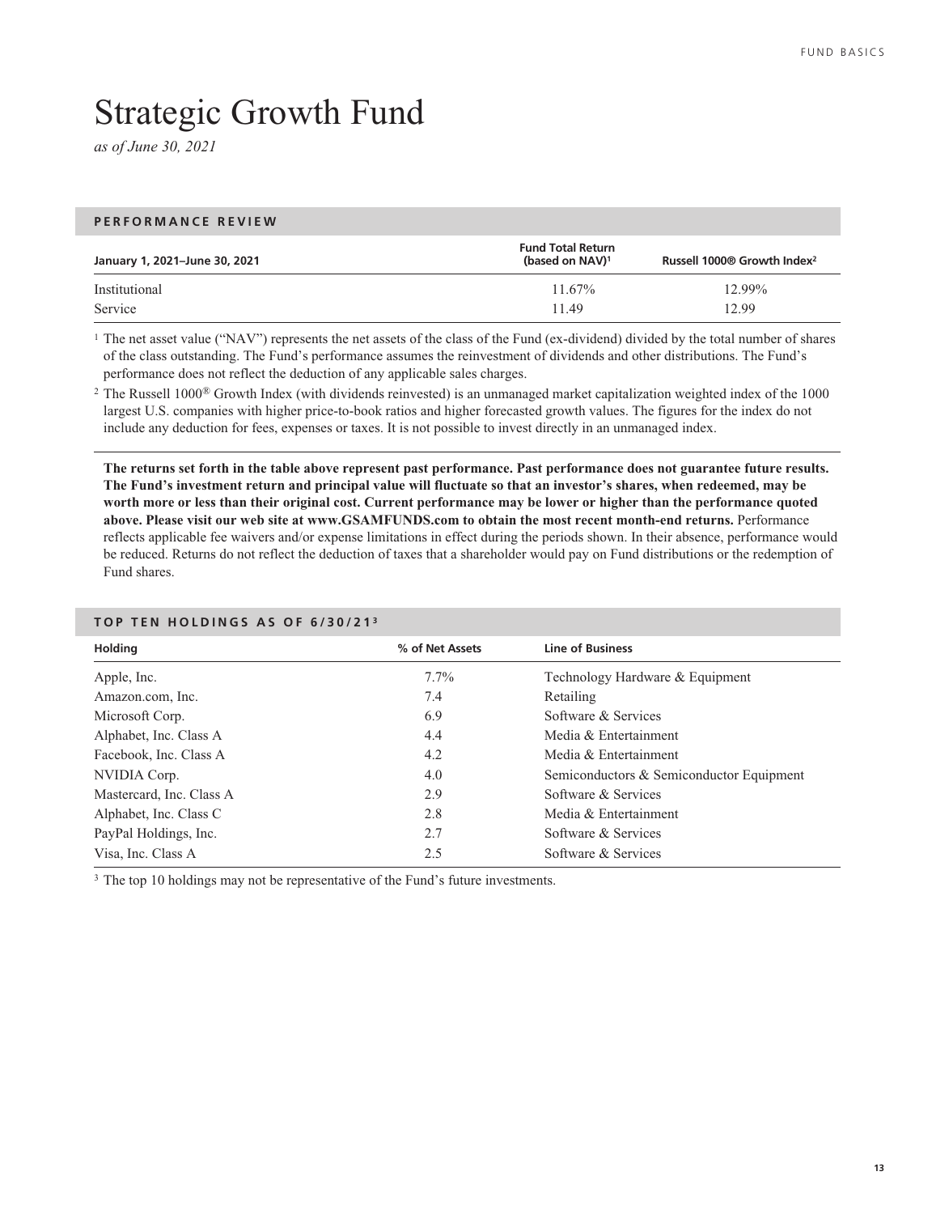# Strategic Growth Fund

*as of June 30, 2021*

## PERFORMANCE REVIEW

| January 1, 2021–June 30, 2021 | Fund Total Return (based on NAV)[1] | Russell 1000® Growth Index[2] |
|---|---|---|
| Institutional | 11.67% | 12.99% |
| Service | 11.49 | 12.99 |

[1] The net asset value ("NAV") represents the net assets of the class of the Fund (ex-dividend) divided by the total number of shares of the class outstanding. The Fund's performance assumes the reinvestment of dividends and other distributions. The Fund's performance does not reflect the deduction of any applicable sales charges.

[2] The Russell 1000® Growth Index (with dividends reinvested) is an unmanaged market capitalization weighted index of the 1000 largest U.S. companies with higher price-to-book ratios and higher forecasted growth values. The figures for the index do not include any deduction for fees, expenses or taxes. It is not possible to invest directly in an unmanaged index.

**The returns set forth in the table above represent past performance. Past performance does not guarantee future results. The Fund's investment return and principal value will fluctuate so that an investor's shares, when redeemed, may be worth more or less than their original cost. Current performance may be lower or higher than the performance quoted above. Please visit our web site at www.GSAMFUNDS.com to obtain the most recent month-end returns.** Performance reflects applicable fee waivers and/or expense limitations in effect during the periods shown. In their absence, performance would be reduced. Returns do not reflect the deduction of taxes that a shareholder would pay on Fund distributions or the redemption of Fund shares.

## TOP TEN HOLDINGS AS OF 6/30/21[3]

| Holding | % of Net Assets | Line of Business |
|---|---|---|
| Apple, Inc. | 7.7% | Technology Hardware & Equipment |
| Amazon.com, Inc. | 7.4 | Retailing |
| Microsoft Corp. | 6.9 | Software & Services |
| Alphabet, Inc. Class A | 4.4 | Media & Entertainment |
| Facebook, Inc. Class A | 4.2 | Media & Entertainment |
| NVIDIA Corp. | 4.0 | Semiconductors & Semiconductor Equipment |
| Mastercard, Inc. Class A | 2.9 | Software & Services |
| Alphabet, Inc. Class C | 2.8 | Media & Entertainment |
| PayPal Holdings, Inc. | 2.7 | Software & Services |
| Visa, Inc. Class A | 2.5 | Software & Services |

[3] The top 10 holdings may not be representative of the Fund's future investments.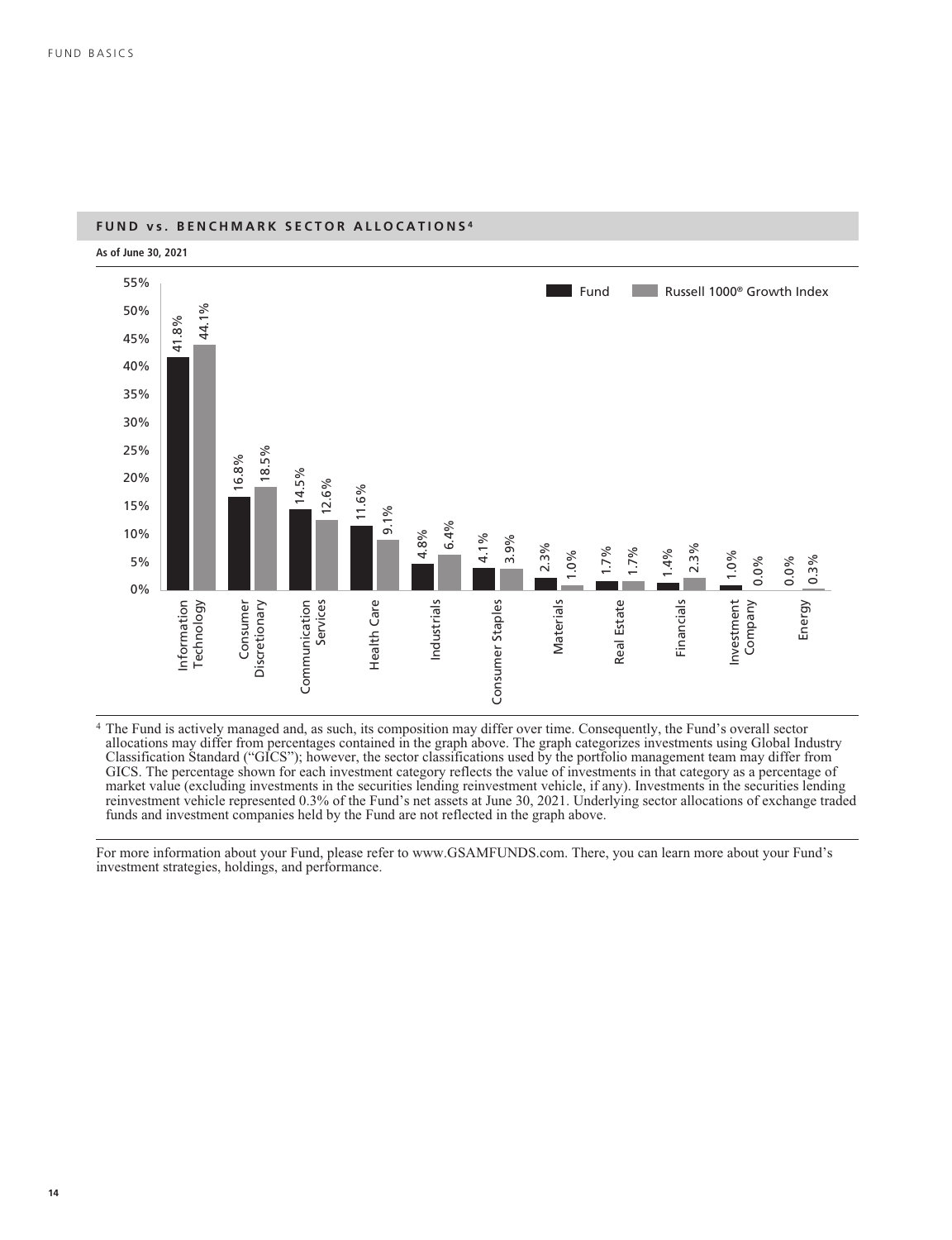## FUND vs. BENCHMARK SECTOR ALLOCATIONS[4]

**As of June 30, 2021**

| Sector | Fund | Russell 1000® Growth Index |
|---|---|---|
| Information Technology | 41.8% | 44.1% |
| Consumer Discretionary | 16.8% | 18.5% |
| Communication Services | 14.5% | 12.6% |
| Health Care | 11.6% | 9.1% |
| Industrials | 4.8% | 6.4% |
| Consumer Staples | 4.1% | 3.9% |
| Materials | 2.3% | 1.0% |
| Real Estate | 1.7% | 1.7% |
| Financials | 1.4% | 2.3% |
| Investment Company | 1.0% | 0.0% |
| Energy | 0.0% | 0.3% |

[4] The Fund is actively managed and, as such, its composition may differ over time. Consequently, the Fund's overall sector allocations may differ from percentages contained in the graph above. The graph categorizes investments using Global Industry Classification Standard ("GICS"); however, the sector classifications used by the portfolio management team may differ from GICS. The percentage shown for each investment category reflects the value of investments in that category as a percentage of market value (excluding investments in the securities lending reinvestment vehicle, if any). Investments in the securities lending reinvestment vehicle represented 0.3% of the Fund's net assets at June 30, 2021. Underlying sector allocations of exchange traded funds and investment companies held by the Fund are not reflected in the graph above.

For more information about your Fund, please refer to www.GSAMFUNDS.com. There, you can learn more about your Fund's investment strategies, holdings, and performance.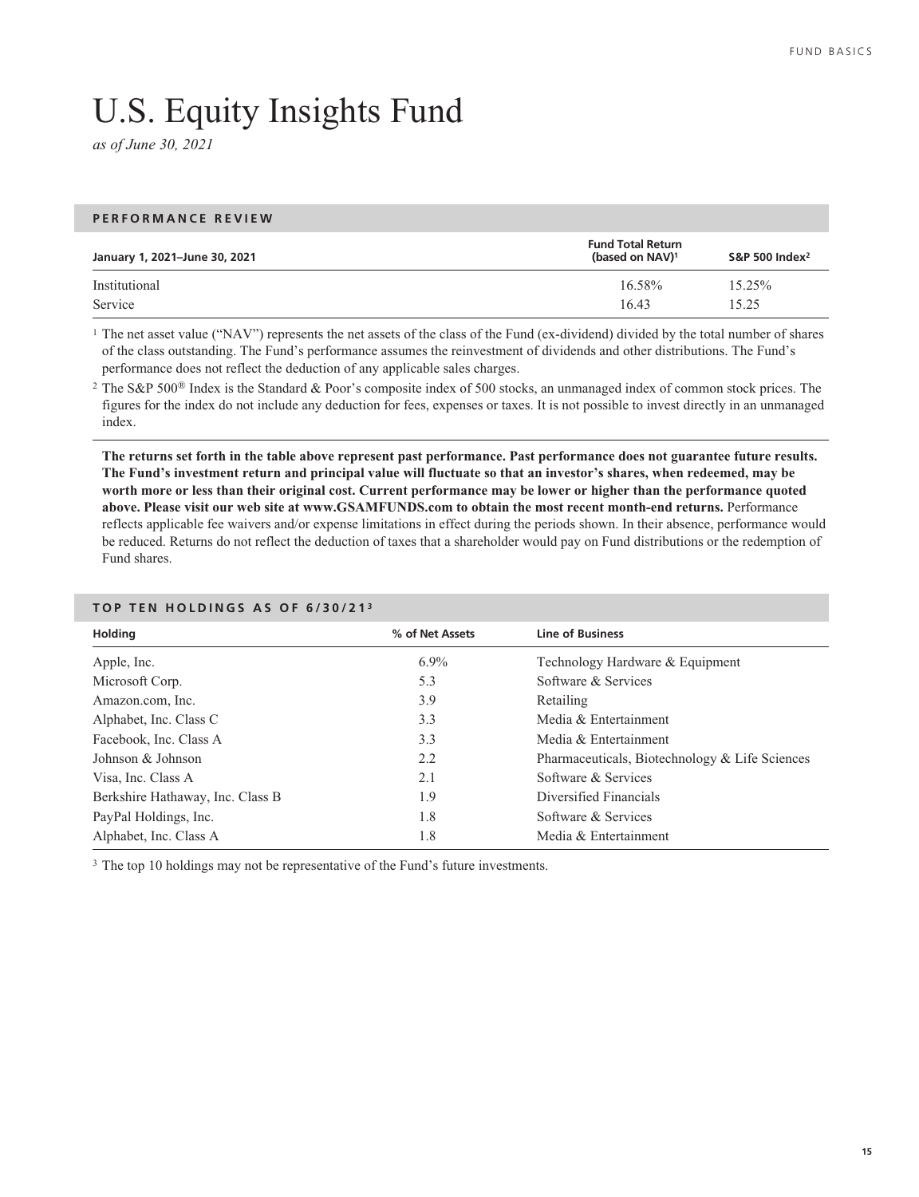# U.S. Equity Insights Fund

*as of June 30, 2021*

## PERFORMANCE REVIEW

| January 1, 2021–June 30, 2021 | Fund Total Return (based on NAV)[1] | S&P 500 Index[2] |
|---|---|---|
| Institutional | 16.58% | 15.25% |
| Service | 16.43 | 15.25 |

[1] The net asset value ("NAV") represents the net assets of the class of the Fund (ex-dividend) divided by the total number of shares of the class outstanding. The Fund's performance assumes the reinvestment of dividends and other distributions. The Fund's performance does not reflect the deduction of any applicable sales charges.

[2] The S&P 500® Index is the Standard & Poor's composite index of 500 stocks, an unmanaged index of common stock prices. The figures for the index do not include any deduction for fees, expenses or taxes. It is not possible to invest directly in an unmanaged index.

**The returns set forth in the table above represent past performance. Past performance does not guarantee future results. The Fund's investment return and principal value will fluctuate so that an investor's shares, when redeemed, may be worth more or less than their original cost. Current performance may be lower or higher than the performance quoted above. Please visit our web site at www.GSAMFUNDS.com to obtain the most recent month-end returns.** Performance reflects applicable fee waivers and/or expense limitations in effect during the periods shown. In their absence, performance would be reduced. Returns do not reflect the deduction of taxes that a shareholder would pay on Fund distributions or the redemption of Fund shares.

## TOP TEN HOLDINGS AS OF 6/30/21[3]

| Holding | % of Net Assets | Line of Business |
|---|---|---|
| Apple, Inc. | 6.9% | Technology Hardware & Equipment |
| Microsoft Corp. | 5.3 | Software & Services |
| Amazon.com, Inc. | 3.9 | Retailing |
| Alphabet, Inc. Class C | 3.3 | Media & Entertainment |
| Facebook, Inc. Class A | 3.3 | Media & Entertainment |
| Johnson & Johnson | 2.2 | Pharmaceuticals, Biotechnology & Life Sciences |
| Visa, Inc. Class A | 2.1 | Software & Services |
| Berkshire Hathaway, Inc. Class B | 1.9 | Diversified Financials |
| PayPal Holdings, Inc. | 1.8 | Software & Services |
| Alphabet, Inc. Class A | 1.8 | Media & Entertainment |

[3] The top 10 holdings may not be representative of the Fund's future investments.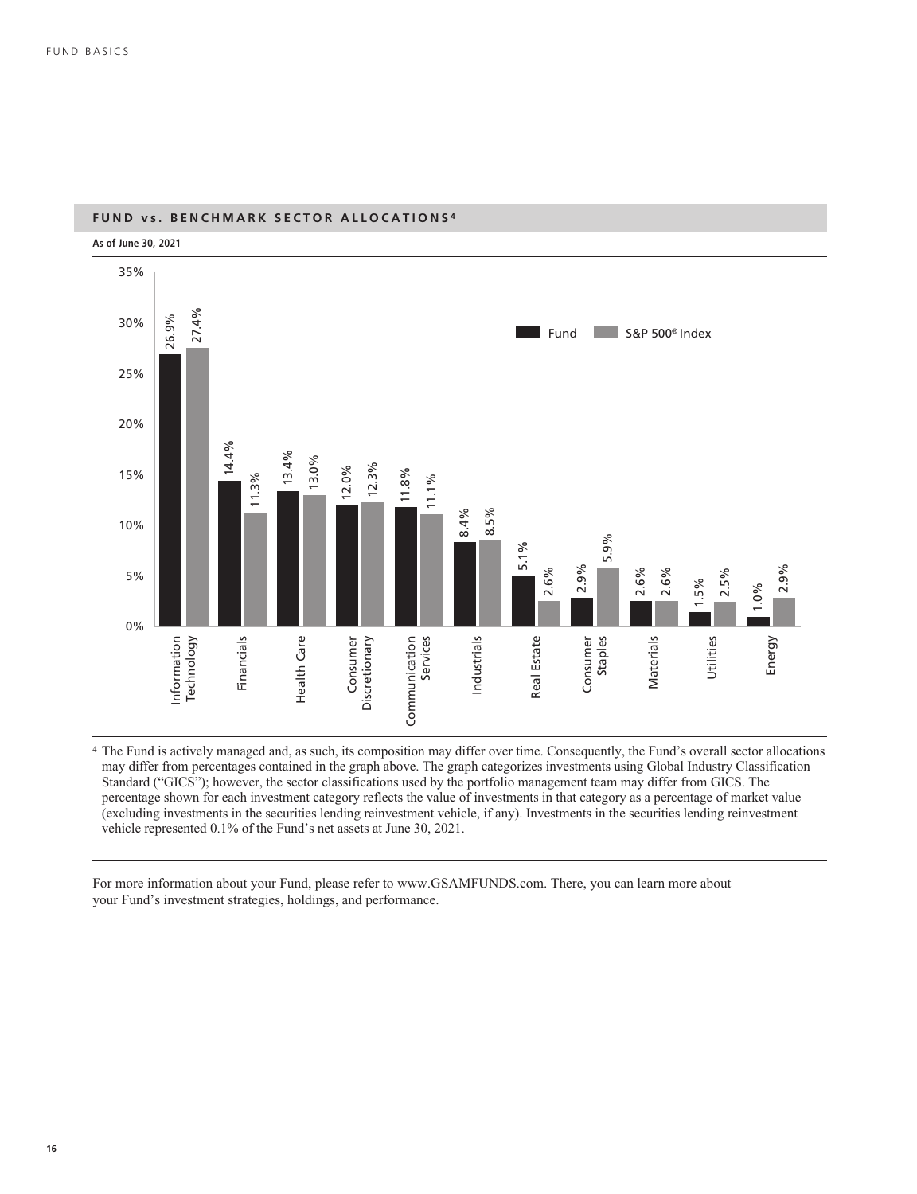## FUND vs. BENCHMARK SECTOR ALLOCATIONS[4]

**As of June 30, 2021**

| Sector | Fund | S&P 500® Index |
|---|---|---|
| Information Technology | 26.9% | 27.4% |
| Financials | 14.4% | 11.3% |
| Health Care | 13.4% | 13.0% |
| Consumer Discretionary | 12.0% | 12.3% |
| Communication Services | 11.8% | 11.1% |
| Industrials | 8.4% | 8.5% |
| Real Estate | 5.1% | 2.6% |
| Consumer Staples | 2.9% | 5.9% |
| Materials | 2.6% | 2.6% |
| Utilities | 1.5% | 2.5% |
| Energy | 1.0% | 2.9% |

[4] The Fund is actively managed and, as such, its composition may differ over time. Consequently, the Fund's overall sector allocations may differ from percentages contained in the graph above. The graph categorizes investments using Global Industry Classification Standard ("GICS"); however, the sector classifications used by the portfolio management team may differ from GICS. The percentage shown for each investment category reflects the value of investments in that category as a percentage of market value (excluding investments in the securities lending reinvestment vehicle, if any). Investments in the securities lending reinvestment vehicle represented 0.1% of the Fund's net assets at June 30, 2021.

For more information about your Fund, please refer to www.GSAMFUNDS.com. There, you can learn more about your Fund's investment strategies, holdings, and performance.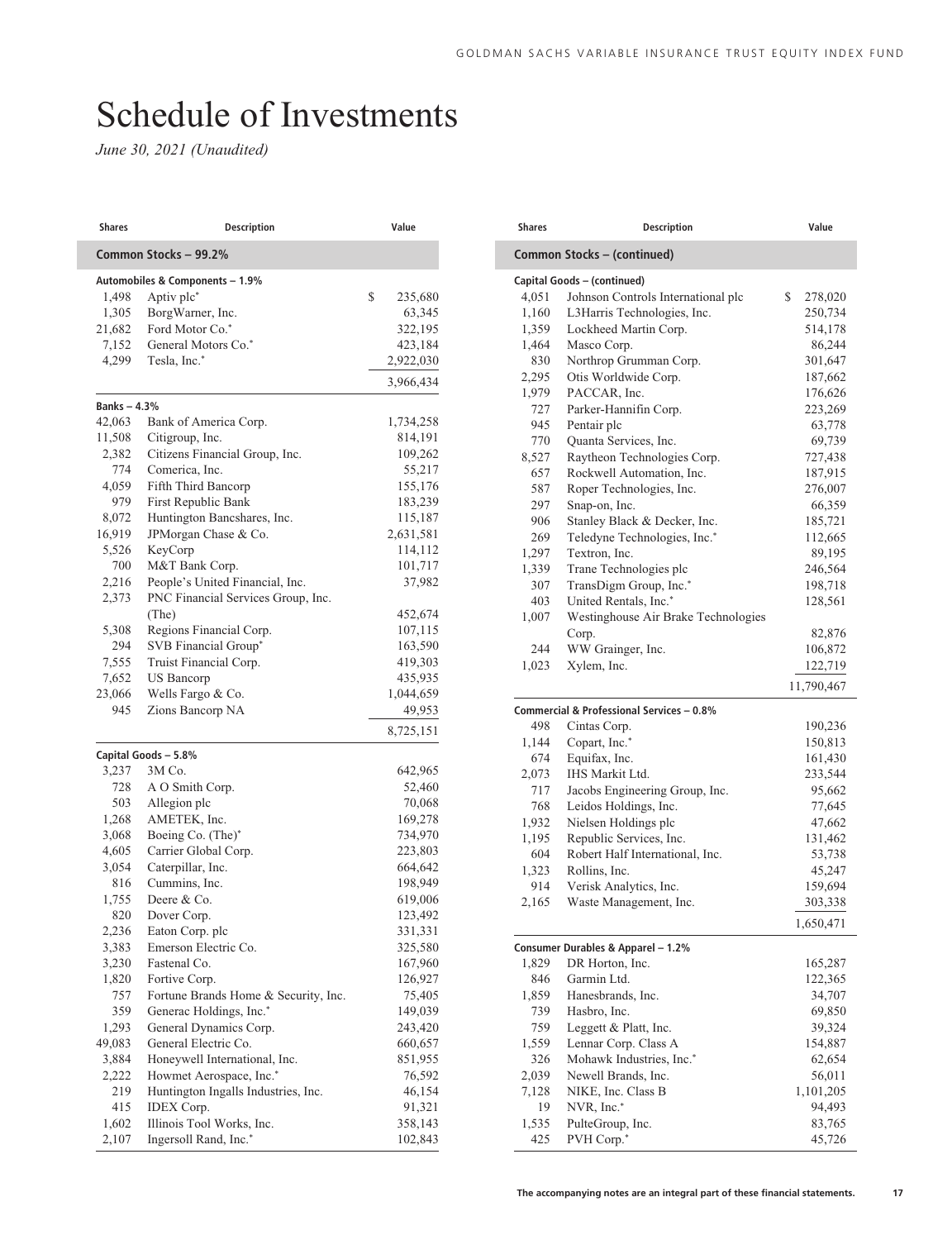# Schedule of Investments

*June 30, 2021 (Unaudited)*

| Shares | Description | Value |
|---|---|---|
| **Common Stocks – 99.2%** | | |
| **Automobiles & Components – 1.9%** | | |
| 1,498 | Aptiv plc* | $ 235,680 |
| 1,305 | BorgWarner, Inc. | 63,345 |
| 21,682 | Ford Motor Co.* | 322,195 |
| 7,152 | General Motors Co.* | 423,184 |
| 4,299 | Tesla, Inc.* | 2,922,030 |
| | | 3,966,434 |
| **Banks – 4.3%** | | |
| 42,063 | Bank of America Corp. | 1,734,258 |
| 11,508 | Citigroup, Inc. | 814,191 |
| 2,382 | Citizens Financial Group, Inc. | 109,262 |
| 774 | Comerica, Inc. | 55,217 |
| 4,059 | Fifth Third Bancorp | 155,176 |
| 979 | First Republic Bank | 183,239 |
| 8,072 | Huntington Bancshares, Inc. | 115,187 |
| 16,919 | JPMorgan Chase & Co. | 2,631,581 |
| 5,526 | KeyCorp | 114,112 |
| 700 | M&T Bank Corp. | 101,717 |
| 2,216 | People's United Financial, Inc. | 37,982 |
| 2,373 | PNC Financial Services Group, Inc. (The) | 452,674 |
| 5,308 | Regions Financial Corp. | 107,115 |
| 294 | SVB Financial Group* | 163,590 |
| 7,555 | Truist Financial Corp. | 419,303 |
| 7,652 | US Bancorp | 435,935 |
| 23,066 | Wells Fargo & Co. | 1,044,659 |
| 945 | Zions Bancorp NA | 49,953 |
| | | 8,725,151 |
| **Capital Goods – 5.8%** | | |
| 3,237 | 3M Co. | 642,965 |
| 728 | A O Smith Corp. | 52,460 |
| 503 | Allegion plc | 70,068 |
| 1,268 | AMETEK, Inc. | 169,278 |
| 3,068 | Boeing Co. (The)* | 734,970 |
| 4,605 | Carrier Global Corp. | 223,803 |
| 3,054 | Caterpillar, Inc. | 664,642 |
| 816 | Cummins, Inc. | 198,949 |
| 1,755 | Deere & Co. | 619,006 |
| 820 | Dover Corp. | 123,492 |
| 2,236 | Eaton Corp. plc | 331,331 |
| 3,383 | Emerson Electric Co. | 325,580 |
| 3,230 | Fastenal Co. | 167,960 |
| 1,820 | Fortive Corp. | 126,927 |
| 757 | Fortune Brands Home & Security, Inc. | 75,405 |
| 359 | Generac Holdings, Inc.* | 149,039 |
| 1,293 | General Dynamics Corp. | 243,420 |
| 49,083 | General Electric Co. | 660,657 |
| 3,884 | Honeywell International, Inc. | 851,955 |
| 2,222 | Howmet Aerospace, Inc.* | 76,592 |
| 219 | Huntington Ingalls Industries, Inc. | 46,154 |
| 415 | IDEX Corp. | 91,321 |
| 1,602 | Illinois Tool Works, Inc. | 358,143 |
| 2,107 | Ingersoll Rand, Inc.* | 102,843 |

| Shares | Description | Value |
|---|---|---|
| **Common Stocks – (continued)** | | |
| **Capital Goods – (continued)** | | |
| 4,051 | Johnson Controls International plc | $ 278,020 |
| 1,160 | L3Harris Technologies, Inc. | 250,734 |
| 1,359 | Lockheed Martin Corp. | 514,178 |
| 1,464 | Masco Corp. | 86,244 |
| 830 | Northrop Grumman Corp. | 301,647 |
| 2,295 | Otis Worldwide Corp. | 187,662 |
| 1,979 | PACCAR, Inc. | 176,626 |
| 727 | Parker-Hannifin Corp. | 223,269 |
| 945 | Pentair plc | 63,778 |
| 770 | Quanta Services, Inc. | 69,739 |
| 8,527 | Raytheon Technologies Corp. | 727,438 |
| 657 | Rockwell Automation, Inc. | 187,915 |
| 587 | Roper Technologies, Inc. | 276,007 |
| 297 | Snap-on, Inc. | 66,359 |
| 906 | Stanley Black & Decker, Inc. | 185,721 |
| 269 | Teledyne Technologies, Inc.* | 112,665 |
| 1,297 | Textron, Inc. | 89,195 |
| 1,339 | Trane Technologies plc | 246,564 |
| 307 | TransDigm Group, Inc.* | 198,718 |
| 403 | United Rentals, Inc.* | 128,561 |
| 1,007 | Westinghouse Air Brake Technologies Corp. | 82,876 |
| 244 | WW Grainger, Inc. | 106,872 |
| 1,023 | Xylem, Inc. | 122,719 |
| | | 11,790,467 |
| **Commercial & Professional Services – 0.8%** | | |
| 498 | Cintas Corp. | 190,236 |
| 1,144 | Copart, Inc.* | 150,813 |
| 674 | Equifax, Inc. | 161,430 |
| 2,073 | IHS Markit Ltd. | 233,544 |
| 717 | Jacobs Engineering Group, Inc. | 95,662 |
| 768 | Leidos Holdings, Inc. | 77,645 |
| 1,932 | Nielsen Holdings plc | 47,662 |
| 1,195 | Republic Services, Inc. | 131,462 |
| 604 | Robert Half International, Inc. | 53,738 |
| 1,323 | Rollins, Inc. | 45,247 |
| 914 | Verisk Analytics, Inc. | 159,694 |
| 2,165 | Waste Management, Inc. | 303,338 |
| | | 1,650,471 |
| **Consumer Durables & Apparel – 1.2%** | | |
| 1,829 | DR Horton, Inc. | 165,287 |
| 846 | Garmin Ltd. | 122,365 |
| 1,859 | Hanesbrands, Inc. | 34,707 |
| 739 | Hasbro, Inc. | 69,850 |
| 759 | Leggett & Platt, Inc. | 39,324 |
| 1,559 | Lennar Corp. Class A | 154,887 |
| 326 | Mohawk Industries, Inc.* | 62,654 |
| 2,039 | Newell Brands, Inc. | 56,011 |
| 7,128 | NIKE, Inc. Class B | 1,101,205 |
| 19 | NVR, Inc.* | 94,493 |
| 1,535 | PulteGroup, Inc. | 83,765 |
| 425 | PVH Corp.* | 45,726 |

The accompanying notes are an integral part of these financial statements.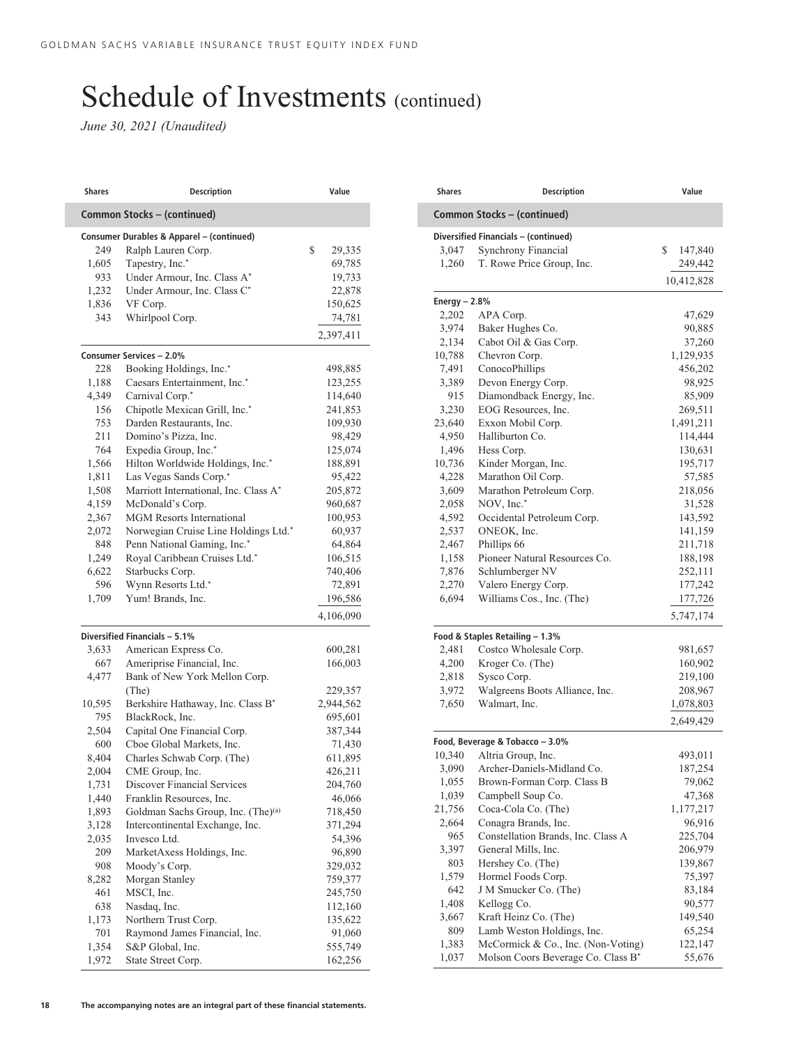# Schedule of Investments (continued)

*June 30, 2021 (Unaudited)*

| Shares | Description | Value |
|---|---|---|
| **Common Stocks – (continued)** | | |
| **Consumer Durables & Apparel – (continued)** | | |
| 249 | Ralph Lauren Corp. | $ 29,335 |
| 1,605 | Tapestry, Inc.* | 69,785 |
| 933 | Under Armour, Inc. Class A* | 19,733 |
| 1,232 | Under Armour, Inc. Class C* | 22,878 |
| 1,836 | VF Corp. | 150,625 |
| 343 | Whirlpool Corp. | 74,781 |
| | | 2,397,411 |
| **Consumer Services – 2.0%** | | |
| 228 | Booking Holdings, Inc.* | 498,885 |
| 1,188 | Caesars Entertainment, Inc.* | 123,255 |
| 4,349 | Carnival Corp.* | 114,640 |
| 156 | Chipotle Mexican Grill, Inc.* | 241,853 |
| 753 | Darden Restaurants, Inc. | 109,930 |
| 211 | Domino's Pizza, Inc. | 98,429 |
| 764 | Expedia Group, Inc.* | 125,074 |
| 1,566 | Hilton Worldwide Holdings, Inc.* | 188,891 |
| 1,811 | Las Vegas Sands Corp.* | 95,422 |
| 1,508 | Marriott International, Inc. Class A* | 205,872 |
| 4,159 | McDonald's Corp. | 960,687 |
| 2,367 | MGM Resorts International | 100,953 |
| 2,072 | Norwegian Cruise Line Holdings Ltd.* | 60,937 |
| 848 | Penn National Gaming, Inc.* | 64,864 |
| 1,249 | Royal Caribbean Cruises Ltd.* | 106,515 |
| 6,622 | Starbucks Corp. | 740,406 |
| 596 | Wynn Resorts Ltd.* | 72,891 |
| 1,709 | Yum! Brands, Inc. | 196,586 |
| | | 4,106,090 |
| **Diversified Financials – 5.1%** | | |
| 3,633 | American Express Co. | 600,281 |
| 667 | Ameriprise Financial, Inc. | 166,003 |
| 4,477 | Bank of New York Mellon Corp. (The) | 229,357 |
| 10,595 | Berkshire Hathaway, Inc. Class B* | 2,944,562 |
| 795 | BlackRock, Inc. | 695,601 |
| 2,504 | Capital One Financial Corp. | 387,344 |
| 600 | Cboe Global Markets, Inc. | 71,430 |
| 8,404 | Charles Schwab Corp. (The) | 611,895 |
| 2,004 | CME Group, Inc. | 426,211 |
| 1,731 | Discover Financial Services | 204,760 |
| 1,440 | Franklin Resources, Inc. | 46,066 |
| 1,893 | Goldman Sachs Group, Inc. (The)[(a)] | 718,450 |
| 3,128 | Intercontinental Exchange, Inc. | 371,294 |
| 2,035 | Invesco Ltd. | 54,396 |
| 209 | MarketAxess Holdings, Inc. | 96,890 |
| 908 | Moody's Corp. | 329,032 |
| 8,282 | Morgan Stanley | 759,377 |
| 461 | MSCI, Inc. | 245,750 |
| 638 | Nasdaq, Inc. | 112,160 |
| 1,173 | Northern Trust Corp. | 135,622 |
| 701 | Raymond James Financial, Inc. | 91,060 |
| 1,354 | S&P Global, Inc. | 555,749 |
| 1,972 | State Street Corp. | 162,256 |
| 3,047 | Synchrony Financial | $ 147,840 |
| 1,260 | T. Rowe Price Group, Inc. | 249,442 |
| | | 10,412,828 |
| **Energy – 2.8%** | | |
| 2,202 | APA Corp. | 47,629 |
| 3,974 | Baker Hughes Co. | 90,885 |
| 2,134 | Cabot Oil & Gas Corp. | 37,260 |
| 10,788 | Chevron Corp. | 1,129,935 |
| 7,491 | ConocoPhillips | 456,202 |
| 3,389 | Devon Energy Corp. | 98,925 |
| 915 | Diamondback Energy, Inc. | 85,909 |
| 3,230 | EOG Resources, Inc. | 269,511 |
| 23,640 | Exxon Mobil Corp. | 1,491,211 |
| 4,950 | Halliburton Co. | 114,444 |
| 1,496 | Hess Corp. | 130,631 |
| 10,736 | Kinder Morgan, Inc. | 195,717 |
| 4,228 | Marathon Oil Corp. | 57,585 |
| 3,609 | Marathon Petroleum Corp. | 218,056 |
| 2,058 | NOV, Inc.* | 31,528 |
| 4,592 | Occidental Petroleum Corp. | 143,592 |
| 2,537 | ONEOK, Inc. | 141,159 |
| 2,467 | Phillips 66 | 211,718 |
| 1,158 | Pioneer Natural Resources Co. | 188,198 |
| 7,876 | Schlumberger NV | 252,111 |
| 2,270 | Valero Energy Corp. | 177,242 |
| 6,694 | Williams Cos., Inc. (The) | 177,726 |
| | | 5,747,174 |
| **Food & Staples Retailing – 1.3%** | | |
| 2,481 | Costco Wholesale Corp. | 981,657 |
| 4,200 | Kroger Co. (The) | 160,902 |
| 2,818 | Sysco Corp. | 219,100 |
| 3,972 | Walgreens Boots Alliance, Inc. | 208,967 |
| 7,650 | Walmart, Inc. | 1,078,803 |
| | | 2,649,429 |
| **Food, Beverage & Tobacco – 3.0%** | | |
| 10,340 | Altria Group, Inc. | 493,011 |
| 3,090 | Archer-Daniels-Midland Co. | 187,254 |
| 1,055 | Brown-Forman Corp. Class B | 79,062 |
| 1,039 | Campbell Soup Co. | 47,368 |
| 21,756 | Coca-Cola Co. (The) | 1,177,217 |
| 2,664 | Conagra Brands, Inc. | 96,916 |
| 965 | Constellation Brands, Inc. Class A | 225,704 |
| 3,397 | General Mills, Inc. | 206,979 |
| 803 | Hershey Co. (The) | 139,867 |
| 1,579 | Hormel Foods Corp. | 75,397 |
| 642 | J M Smucker Co. (The) | 83,184 |
| 1,408 | Kellogg Co. | 90,577 |
| 3,667 | Kraft Heinz Co. (The) | 149,540 |
| 809 | Lamb Weston Holdings, Inc. | 65,254 |
| 1,383 | McCormick & Co., Inc. (Non-Voting) | 122,147 |
| 1,037 | Molson Coors Beverage Co. Class B* | 55,676 |

The accompanying notes are an integral part of these financial statements.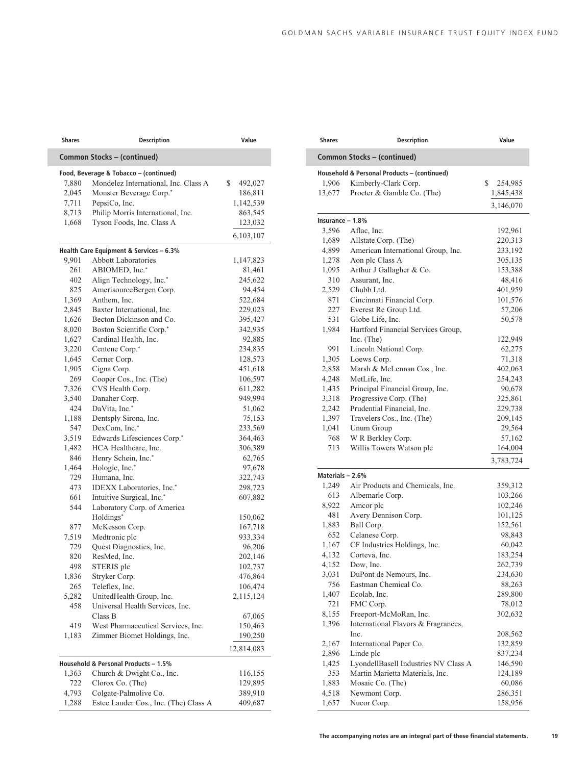| Shares | Description | Value |
|---|---|---|
| **Common Stocks – (continued)** | | |
| **Food, Beverage & Tobacco – (continued)** | | |
| 7,880 | Mondelez International, Inc. Class A | $ 492,027 |
| 2,045 | Monster Beverage Corp.* | 186,811 |
| 7,711 | PepsiCo, Inc. | 1,142,539 |
| 8,713 | Philip Morris International, Inc. | 863,545 |
| 1,668 | Tyson Foods, Inc. Class A | 123,032 |
| | | 6,103,107 |
| **Health Care Equipment & Services – 6.3%** | | |
| 9,901 | Abbott Laboratories | 1,147,823 |
| 261 | ABIOMED, Inc.* | 81,461 |
| 402 | Align Technology, Inc.* | 245,622 |
| 825 | AmerisourceBergen Corp. | 94,454 |
| 1,369 | Anthem, Inc. | 522,684 |
| 2,845 | Baxter International, Inc. | 229,023 |
| 1,626 | Becton Dickinson and Co. | 395,427 |
| 8,020 | Boston Scientific Corp.* | 342,935 |
| 1,627 | Cardinal Health, Inc. | 92,885 |
| 3,220 | Centene Corp.* | 234,835 |
| 1,645 | Cerner Corp. | 128,573 |
| 1,905 | Cigna Corp. | 451,618 |
| 269 | Cooper Cos., Inc. (The) | 106,597 |
| 7,326 | CVS Health Corp. | 611,282 |
| 3,540 | Danaher Corp. | 949,994 |
| 424 | DaVita, Inc.* | 51,062 |
| 1,188 | Dentsply Sirona, Inc. | 75,153 |
| 547 | DexCom, Inc.* | 233,569 |
| 3,519 | Edwards Lifesciences Corp.* | 364,463 |
| 1,482 | HCA Healthcare, Inc. | 306,389 |
| 846 | Henry Schein, Inc.* | 62,765 |
| 1,464 | Hologic, Inc.* | 97,678 |
| 729 | Humana, Inc. | 322,743 |
| 473 | IDEXX Laboratories, Inc.* | 298,723 |
| 661 | Intuitive Surgical, Inc.* | 607,882 |
| 544 | Laboratory Corp. of America Holdings* | 150,062 |
| 877 | McKesson Corp. | 167,718 |
| 7,519 | Medtronic plc | 933,334 |
| 729 | Quest Diagnostics, Inc. | 96,206 |
| 820 | ResMed, Inc. | 202,146 |
| 498 | STERIS plc | 102,737 |
| 1,836 | Stryker Corp. | 476,864 |
| 265 | Teleflex, Inc. | 106,474 |
| 5,282 | UnitedHealth Group, Inc. | 2,115,124 |
| 458 | Universal Health Services, Inc. Class B | 67,065 |
| 419 | West Pharmaceutical Services, Inc. | 150,463 |
| 1,183 | Zimmer Biomet Holdings, Inc. | 190,250 |
| | | 12,814,083 |
| **Household & Personal Products – 1.5%** | | |
| 1,363 | Church & Dwight Co., Inc. | 116,155 |
| 722 | Clorox Co. (The) | 129,895 |
| 4,793 | Colgate-Palmolive Co. | 389,910 |
| 1,288 | Estee Lauder Cos., Inc. (The) Class A | 409,687 |
| **Household & Personal Products – (continued)** | | |
| 1,906 | Kimberly-Clark Corp. | $ 254,985 |
| 13,677 | Procter & Gamble Co. (The) | 1,845,438 |
| | | 3,146,070 |
| **Insurance – 1.8%** | | |
| 3,596 | Aflac, Inc. | 192,961 |
| 1,689 | Allstate Corp. (The) | 220,313 |
| 4,899 | American International Group, Inc. | 233,192 |
| 1,278 | Aon plc Class A | 305,135 |
| 1,095 | Arthur J Gallagher & Co. | 153,388 |
| 310 | Assurant, Inc. | 48,416 |
| 2,529 | Chubb Ltd. | 401,959 |
| 871 | Cincinnati Financial Corp. | 101,576 |
| 227 | Everest Re Group Ltd. | 57,206 |
| 531 | Globe Life, Inc. | 50,578 |
| 1,984 | Hartford Financial Services Group, Inc. (The) | 122,949 |
| 991 | Lincoln National Corp. | 62,275 |
| 1,305 | Loews Corp. | 71,318 |
| 2,858 | Marsh & McLennan Cos., Inc. | 402,063 |
| 4,248 | MetLife, Inc. | 254,243 |
| 1,435 | Principal Financial Group, Inc. | 90,678 |
| 3,318 | Progressive Corp. (The) | 325,861 |
| 2,242 | Prudential Financial, Inc. | 229,738 |
| 1,397 | Travelers Cos., Inc. (The) | 209,145 |
| 1,041 | Unum Group | 29,564 |
| 768 | W R Berkley Corp. | 57,162 |
| 713 | Willis Towers Watson plc | 164,004 |
| | | 3,783,724 |
| **Materials – 2.6%** | | |
| 1,249 | Air Products and Chemicals, Inc. | 359,312 |
| 613 | Albemarle Corp. | 103,266 |
| 8,922 | Amcor plc | 102,246 |
| 481 | Avery Dennison Corp. | 101,125 |
| 1,883 | Ball Corp. | 152,561 |
| 652 | Celanese Corp. | 98,843 |
| 1,167 | CF Industries Holdings, Inc. | 60,042 |
| 4,132 | Corteva, Inc. | 183,254 |
| 4,152 | Dow, Inc. | 262,739 |
| 3,031 | DuPont de Nemours, Inc. | 234,630 |
| 756 | Eastman Chemical Co. | 88,263 |
| 1,407 | Ecolab, Inc. | 289,800 |
| 721 | FMC Corp. | 78,012 |
| 8,155 | Freeport-McMoRan, Inc. | 302,632 |
| 1,396 | International Flavors & Fragrances, Inc. | 208,562 |
| 2,167 | International Paper Co. | 132,859 |
| 2,896 | Linde plc | 837,234 |
| 1,425 | LyondellBasell Industries NV Class A | 146,590 |
| 353 | Martin Marietta Materials, Inc. | 124,189 |
| 1,883 | Mosaic Co. (The) | 60,086 |
| 4,518 | Newmont Corp. | 286,351 |
| 1,657 | Nucor Corp. | 158,956 |

**The accompanying notes are an integral part of these financial statements.**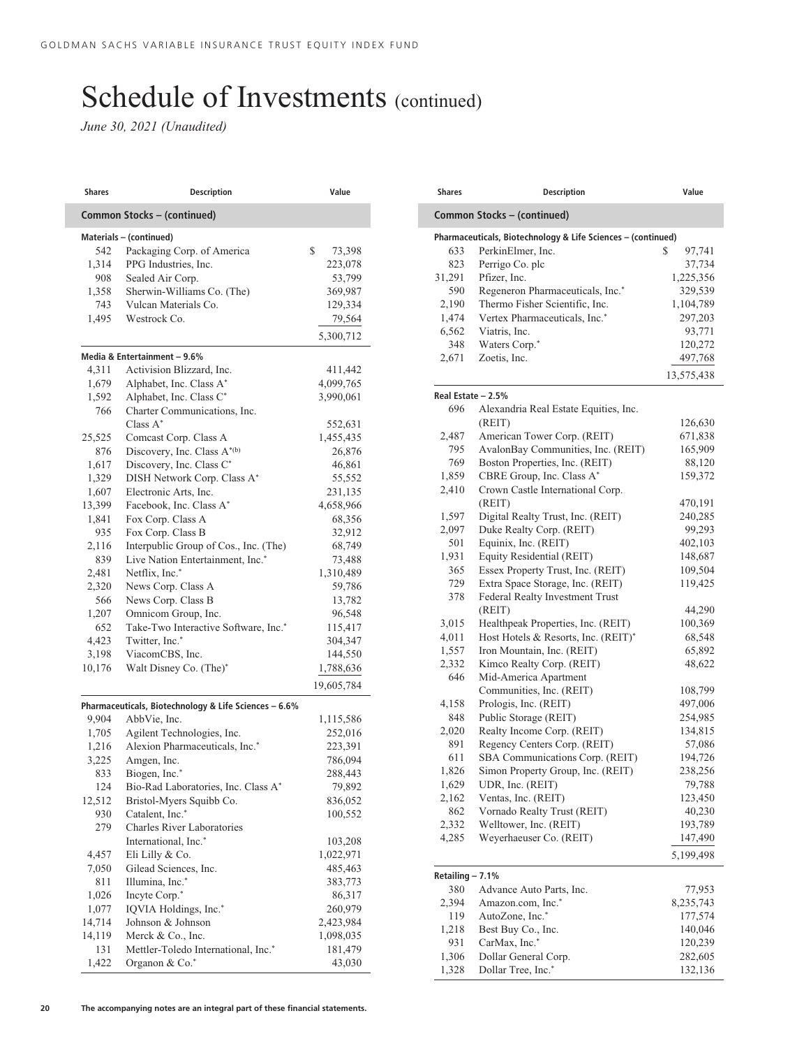# Schedule of Investments (continued)

*June 30, 2021 (Unaudited)*

| Shares | Description | Value |
|---|---|---|
| **Common Stocks – (continued)** | | |
| **Materials – (continued)** | | |
| 542 | Packaging Corp. of America | $ 73,398 |
| 1,314 | PPG Industries, Inc. | 223,078 |
| 908 | Sealed Air Corp. | 53,799 |
| 1,358 | Sherwin-Williams Co. (The) | 369,987 |
| 743 | Vulcan Materials Co. | 129,334 |
| 1,495 | Westrock Co. | 79,564 |
| | | 5,300,712 |
| **Media & Entertainment – 9.6%** | | |
| 4,311 | Activision Blizzard, Inc. | 411,442 |
| 1,679 | Alphabet, Inc. Class A* | 4,099,765 |
| 1,592 | Alphabet, Inc. Class C* | 3,990,061 |
| 766 | Charter Communications, Inc. Class A* | 552,631 |
| 25,525 | Comcast Corp. Class A | 1,455,435 |
| 876 | Discovery, Inc. Class A*(b) | 26,876 |
| 1,617 | Discovery, Inc. Class C* | 46,861 |
| 1,329 | DISH Network Corp. Class A* | 55,552 |
| 1,607 | Electronic Arts, Inc. | 231,135 |
| 13,399 | Facebook, Inc. Class A* | 4,658,966 |
| 1,841 | Fox Corp. Class A | 68,356 |
| 935 | Fox Corp. Class B | 32,912 |
| 2,116 | Interpublic Group of Cos., Inc. (The) | 68,749 |
| 839 | Live Nation Entertainment, Inc.* | 73,488 |
| 2,481 | Netflix, Inc.* | 1,310,489 |
| 2,320 | News Corp. Class A | 59,786 |
| 566 | News Corp. Class B | 13,782 |
| 1,207 | Omnicom Group, Inc. | 96,548 |
| 652 | Take-Two Interactive Software, Inc.* | 115,417 |
| 4,423 | Twitter, Inc.* | 304,347 |
| 3,198 | ViacomCBS, Inc. | 144,550 |
| 10,176 | Walt Disney Co. (The)* | 1,788,636 |
| | | 19,605,784 |
| **Pharmaceuticals, Biotechnology & Life Sciences – 6.6%** | | |
| 9,904 | AbbVie, Inc. | 1,115,586 |
| 1,705 | Agilent Technologies, Inc. | 252,016 |
| 1,216 | Alexion Pharmaceuticals, Inc.* | 223,391 |
| 3,225 | Amgen, Inc. | 786,094 |
| 833 | Biogen, Inc.* | 288,443 |
| 124 | Bio-Rad Laboratories, Inc. Class A* | 79,892 |
| 12,512 | Bristol-Myers Squibb Co. | 836,052 |
| 930 | Catalent, Inc.* | 100,552 |
| 279 | Charles River Laboratories International, Inc.* | 103,208 |
| 4,457 | Eli Lilly & Co. | 1,022,971 |
| 7,050 | Gilead Sciences, Inc. | 485,463 |
| 811 | Illumina, Inc.* | 383,773 |
| 1,026 | Incyte Corp.* | 86,317 |
| 1,077 | IQVIA Holdings, Inc.* | 260,979 |
| 14,714 | Johnson & Johnson | 2,423,984 |
| 14,119 | Merck & Co., Inc. | 1,098,035 |
| 131 | Mettler-Toledo International, Inc.* | 181,479 |
| 1,422 | Organon & Co.* | 43,030 |
| **Pharmaceuticals, Biotechnology & Life Sciences – (continued)** | | |
| 633 | PerkinElmer, Inc. | $ 97,741 |
| 823 | Perrigo Co. plc | 37,734 |
| 31,291 | Pfizer, Inc. | 1,225,356 |
| 590 | Regeneron Pharmaceuticals, Inc.* | 329,539 |
| 2,190 | Thermo Fisher Scientific, Inc. | 1,104,789 |
| 1,474 | Vertex Pharmaceuticals, Inc.* | 297,203 |
| 6,562 | Viatris, Inc. | 93,771 |
| 348 | Waters Corp.* | 120,272 |
| 2,671 | Zoetis, Inc. | 497,768 |
| | | 13,575,438 |
| **Real Estate – 2.5%** | | |
| 696 | Alexandria Real Estate Equities, Inc. (REIT) | 126,630 |
| 2,487 | American Tower Corp. (REIT) | 671,838 |
| 795 | AvalonBay Communities, Inc. (REIT) | 165,909 |
| 769 | Boston Properties, Inc. (REIT) | 88,120 |
| 1,859 | CBRE Group, Inc. Class A* | 159,372 |
| 2,410 | Crown Castle International Corp. (REIT) | 470,191 |
| 1,597 | Digital Realty Trust, Inc. (REIT) | 240,285 |
| 2,097 | Duke Realty Corp. (REIT) | 99,293 |
| 501 | Equinix, Inc. (REIT) | 402,103 |
| 1,931 | Equity Residential (REIT) | 148,687 |
| 365 | Essex Property Trust, Inc. (REIT) | 109,504 |
| 729 | Extra Space Storage, Inc. (REIT) | 119,425 |
| 378 | Federal Realty Investment Trust (REIT) | 44,290 |
| 3,015 | Healthpeak Properties, Inc. (REIT) | 100,369 |
| 4,011 | Host Hotels & Resorts, Inc. (REIT)* | 68,548 |
| 1,557 | Iron Mountain, Inc. (REIT) | 65,892 |
| 2,332 | Kimco Realty Corp. (REIT) | 48,622 |
| 646 | Mid-America Apartment Communities, Inc. (REIT) | 108,799 |
| 4,158 | Prologis, Inc. (REIT) | 497,006 |
| 848 | Public Storage (REIT) | 254,985 |
| 2,020 | Realty Income Corp. (REIT) | 134,815 |
| 891 | Regency Centers Corp. (REIT) | 57,086 |
| 611 | SBA Communications Corp. (REIT) | 194,726 |
| 1,826 | Simon Property Group, Inc. (REIT) | 238,256 |
| 1,629 | UDR, Inc. (REIT) | 79,788 |
| 2,162 | Ventas, Inc. (REIT) | 123,450 |
| 862 | Vornado Realty Trust (REIT) | 40,230 |
| 2,332 | Welltower, Inc. (REIT) | 193,789 |
| 4,285 | Weyerhaeuser Co. (REIT) | 147,490 |
| | | 5,199,498 |
| **Retailing – 7.1%** | | |
| 380 | Advance Auto Parts, Inc. | 77,953 |
| 2,394 | Amazon.com, Inc.* | 8,235,743 |
| 119 | AutoZone, Inc.* | 177,574 |
| 1,218 | Best Buy Co., Inc. | 140,046 |
| 931 | CarMax, Inc.* | 120,239 |
| 1,306 | Dollar General Corp. | 282,605 |
| 1,328 | Dollar Tree, Inc.* | 132,136 |

The accompanying notes are an integral part of these financial statements.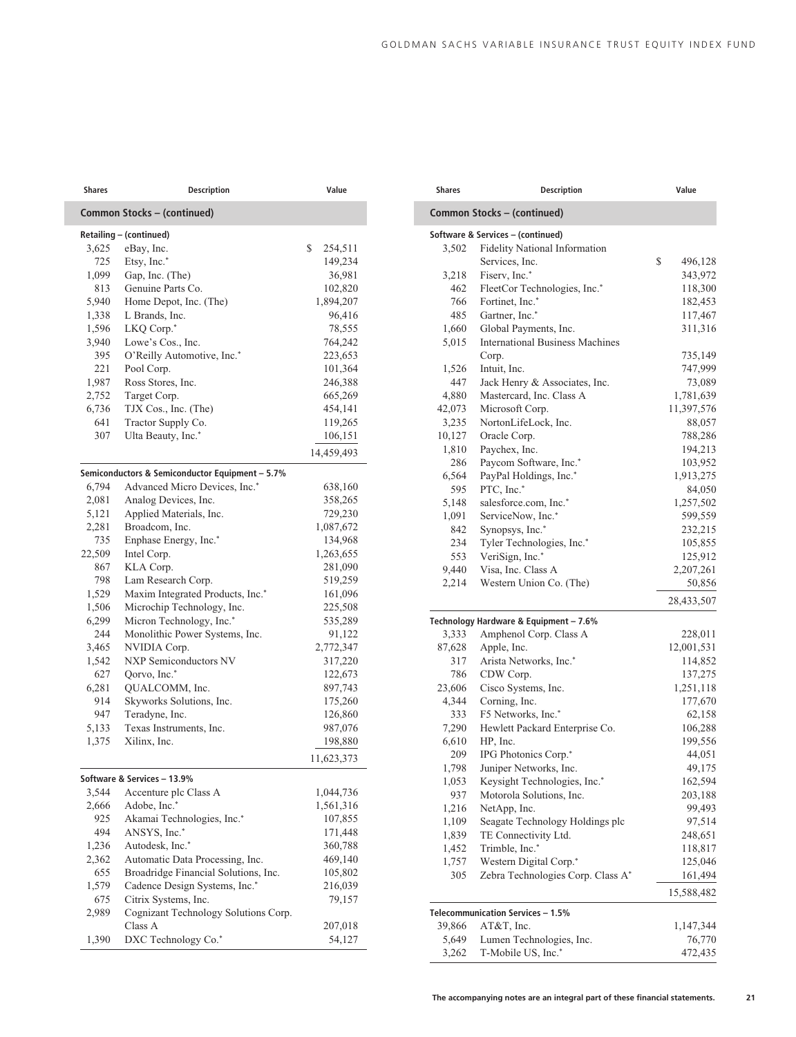| Shares | Description | Value |
|---|---|---|
| **Common Stocks – (continued)** | | |
| **Retailing – (continued)** | | |
| 3,625 | eBay, Inc. | $ 254,511 |
| 725 | Etsy, Inc.* | 149,234 |
| 1,099 | Gap, Inc. (The) | 36,981 |
| 813 | Genuine Parts Co. | 102,820 |
| 5,940 | Home Depot, Inc. (The) | 1,894,207 |
| 1,338 | L Brands, Inc. | 96,416 |
| 1,596 | LKQ Corp.* | 78,555 |
| 3,940 | Lowe's Cos., Inc. | 764,242 |
| 395 | O'Reilly Automotive, Inc.* | 223,653 |
| 221 | Pool Corp. | 101,364 |
| 1,987 | Ross Stores, Inc. | 246,388 |
| 2,752 | Target Corp. | 665,269 |
| 6,736 | TJX Cos., Inc. (The) | 454,141 |
| 641 | Tractor Supply Co. | 119,265 |
| 307 | Ulta Beauty, Inc.* | 106,151 |
| | | 14,459,493 |
| **Semiconductors & Semiconductor Equipment – 5.7%** | | |
| 6,794 | Advanced Micro Devices, Inc.* | 638,160 |
| 2,081 | Analog Devices, Inc. | 358,265 |
| 5,121 | Applied Materials, Inc. | 729,230 |
| 2,281 | Broadcom, Inc. | 1,087,672 |
| 735 | Enphase Energy, Inc.* | 134,968 |
| 22,509 | Intel Corp. | 1,263,655 |
| 867 | KLA Corp. | 281,090 |
| 798 | Lam Research Corp. | 519,259 |
| 1,529 | Maxim Integrated Products, Inc.* | 161,096 |
| 1,506 | Microchip Technology, Inc. | 225,508 |
| 6,299 | Micron Technology, Inc.* | 535,289 |
| 244 | Monolithic Power Systems, Inc. | 91,122 |
| 3,465 | NVIDIA Corp. | 2,772,347 |
| 1,542 | NXP Semiconductors NV | 317,220 |
| 627 | Qorvo, Inc.* | 122,673 |
| 6,281 | QUALCOMM, Inc. | 897,743 |
| 914 | Skyworks Solutions, Inc. | 175,260 |
| 947 | Teradyne, Inc. | 126,860 |
| 5,133 | Texas Instruments, Inc. | 987,076 |
| 1,375 | Xilinx, Inc. | 198,880 |
| | | 11,623,373 |
| **Software & Services – 13.9%** | | |
| 3,544 | Accenture plc Class A | 1,044,736 |
| 2,666 | Adobe, Inc.* | 1,561,316 |
| 925 | Akamai Technologies, Inc.* | 107,855 |
| 494 | ANSYS, Inc.* | 171,448 |
| 1,236 | Autodesk, Inc.* | 360,788 |
| 2,362 | Automatic Data Processing, Inc. | 469,140 |
| 655 | Broadridge Financial Solutions, Inc. | 105,802 |
| 1,579 | Cadence Design Systems, Inc.* | 216,039 |
| 675 | Citrix Systems, Inc. | 79,157 |
| 2,989 | Cognizant Technology Solutions Corp. Class A | 207,018 |
| 1,390 | DXC Technology Co.* | 54,127 |
| 3,502 | Fidelity National Information Services, Inc. | $ 496,128 |
| 3,218 | Fiserv, Inc.* | 343,972 |
| 462 | FleetCor Technologies, Inc.* | 118,300 |
| 766 | Fortinet, Inc.* | 182,453 |
| 485 | Gartner, Inc.* | 117,467 |
| 1,660 | Global Payments, Inc. | 311,316 |
| 5,015 | International Business Machines Corp. | 735,149 |
| 1,526 | Intuit, Inc. | 747,999 |
| 447 | Jack Henry & Associates, Inc. | 73,089 |
| 4,880 | Mastercard, Inc. Class A | 1,781,639 |
| 42,073 | Microsoft Corp. | 11,397,576 |
| 3,235 | NortonLifeLock, Inc. | 88,057 |
| 10,127 | Oracle Corp. | 788,286 |
| 1,810 | Paychex, Inc. | 194,213 |
| 286 | Paycom Software, Inc.* | 103,952 |
| 6,564 | PayPal Holdings, Inc.* | 1,913,275 |
| 595 | PTC, Inc.* | 84,050 |
| 5,148 | salesforce.com, Inc.* | 1,257,502 |
| 1,091 | ServiceNow, Inc.* | 599,559 |
| 842 | Synopsys, Inc.* | 232,215 |
| 234 | Tyler Technologies, Inc.* | 105,855 |
| 553 | VeriSign, Inc.* | 125,912 |
| 9,440 | Visa, Inc. Class A | 2,207,261 |
| 2,214 | Western Union Co. (The) | 50,856 |
| | | 28,433,507 |
| **Technology Hardware & Equipment – 7.6%** | | |
| 3,333 | Amphenol Corp. Class A | 228,011 |
| 87,628 | Apple, Inc. | 12,001,531 |
| 317 | Arista Networks, Inc.* | 114,852 |
| 786 | CDW Corp. | 137,275 |
| 23,606 | Cisco Systems, Inc. | 1,251,118 |
| 4,344 | Corning, Inc. | 177,670 |
| 333 | F5 Networks, Inc.* | 62,158 |
| 7,290 | Hewlett Packard Enterprise Co. | 106,288 |
| 6,610 | HP, Inc. | 199,556 |
| 209 | IPG Photonics Corp.* | 44,051 |
| 1,798 | Juniper Networks, Inc. | 49,175 |
| 1,053 | Keysight Technologies, Inc.* | 162,594 |
| 937 | Motorola Solutions, Inc. | 203,188 |
| 1,216 | NetApp, Inc. | 99,493 |
| 1,109 | Seagate Technology Holdings plc | 97,514 |
| 1,839 | TE Connectivity Ltd. | 248,651 |
| 1,452 | Trimble, Inc.* | 118,817 |
| 1,757 | Western Digital Corp.* | 125,046 |
| 305 | Zebra Technologies Corp. Class A* | 161,494 |
| | | 15,588,482 |
| **Telecommunication Services – 1.5%** | | |
| 39,866 | AT&T, Inc. | 1,147,344 |
| 5,649 | Lumen Technologies, Inc. | 76,770 |
| 3,262 | T-Mobile US, Inc.* | 472,435 |

**The accompanying notes are an integral part of these financial statements.**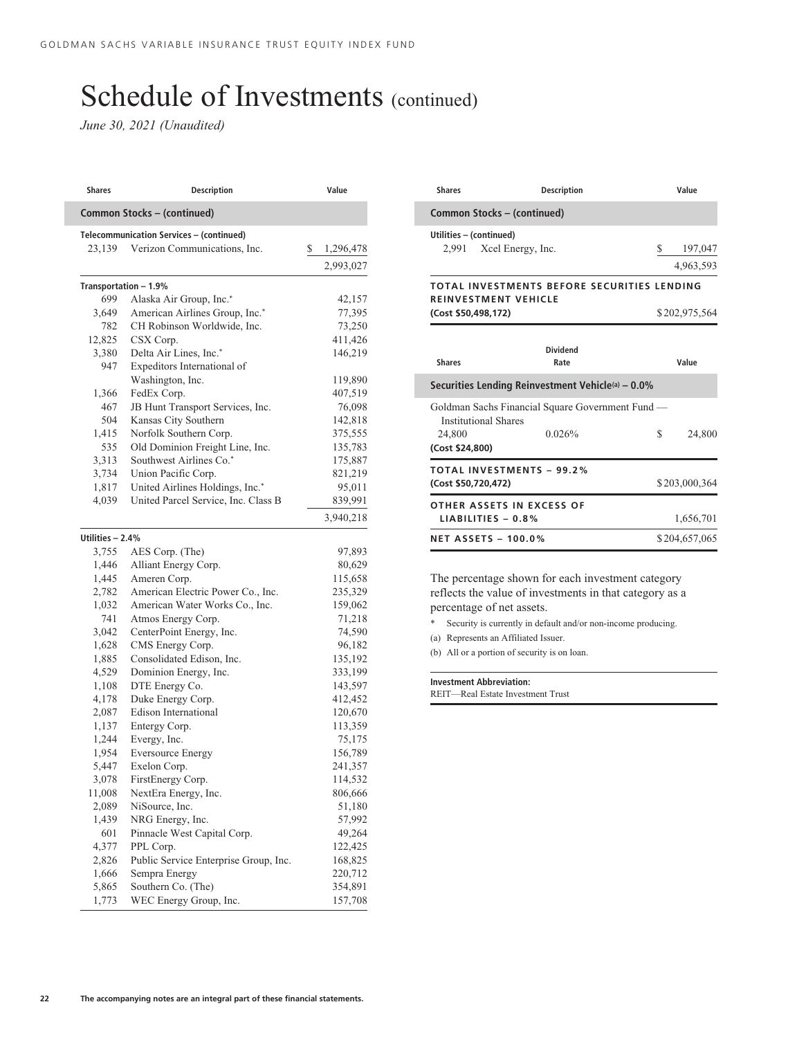# Schedule of Investments (continued)

*June 30, 2021 (Unaudited)*

| Shares | Description | Value |
|---|---|---|
| **Common Stocks – (continued)** | | |
| **Telecommunication Services – (continued)** | | |
| 23,139 | Verizon Communications, Inc. | $ 1,296,478 |
| | | 2,993,027 |
| **Transportation – 1.9%** | | |
| 699 | Alaska Air Group, Inc.* | 42,157 |
| 3,649 | American Airlines Group, Inc.* | 77,395 |
| 782 | CH Robinson Worldwide, Inc. | 73,250 |
| 12,825 | CSX Corp. | 411,426 |
| 3,380 | Delta Air Lines, Inc.* | 146,219 |
| 947 | Expeditors International of Washington, Inc. | 119,890 |
| 1,366 | FedEx Corp. | 407,519 |
| 467 | JB Hunt Transport Services, Inc. | 76,098 |
| 504 | Kansas City Southern | 142,818 |
| 1,415 | Norfolk Southern Corp. | 375,555 |
| 535 | Old Dominion Freight Line, Inc. | 135,783 |
| 3,313 | Southwest Airlines Co.* | 175,887 |
| 3,734 | Union Pacific Corp. | 821,219 |
| 1,817 | United Airlines Holdings, Inc.* | 95,011 |
| 4,039 | United Parcel Service, Inc. Class B | 839,991 |
| | | 3,940,218 |
| **Utilities – 2.4%** | | |
| 3,755 | AES Corp. (The) | 97,893 |
| 1,446 | Alliant Energy Corp. | 80,629 |
| 1,445 | Ameren Corp. | 115,658 |
| 2,782 | American Electric Power Co., Inc. | 235,329 |
| 1,032 | American Water Works Co., Inc. | 159,062 |
| 741 | Atmos Energy Corp. | 71,218 |
| 3,042 | CenterPoint Energy, Inc. | 74,590 |
| 1,628 | CMS Energy Corp. | 96,182 |
| 1,885 | Consolidated Edison, Inc. | 135,192 |
| 4,529 | Dominion Energy, Inc. | 333,199 |
| 1,108 | DTE Energy Co. | 143,597 |
| 4,178 | Duke Energy Corp. | 412,452 |
| 2,087 | Edison International | 120,670 |
| 1,137 | Entergy Corp. | 113,359 |
| 1,244 | Evergy, Inc. | 75,175 |
| 1,954 | Eversource Energy | 156,789 |
| 5,447 | Exelon Corp. | 241,357 |
| 3,078 | FirstEnergy Corp. | 114,532 |
| 11,008 | NextEra Energy, Inc. | 806,666 |
| 2,089 | NiSource, Inc. | 51,180 |
| 1,439 | NRG Energy, Inc. | 57,992 |
| 601 | Pinnacle West Capital Corp. | 49,264 |
| 4,377 | PPL Corp. | 122,425 |
| 2,826 | Public Service Enterprise Group, Inc. | 168,825 |
| 1,666 | Sempra Energy | 220,712 |
| 5,865 | Southern Co. (The) | 354,891 |
| 1,773 | WEC Energy Group, Inc. | 157,708 |
| 2,991 | Xcel Energy, Inc. | $ 197,047 |
| | | 4,963,593 |
| **TOTAL INVESTMENTS BEFORE SECURITIES LENDING REINVESTMENT VEHICLE** | | |
| **(Cost $50,498,172)** | | $202,975,564 |

| Shares | Dividend Rate | Value |
|---|---|---|
| **Securities Lending Reinvestment Vehicle(a) – 0.0%** | | |
| Goldman Sachs Financial Square Government Fund — Institutional Shares | | |
| 24,800 | 0.026% | $ 24,800 |
| **(Cost $24,800)** | | |
| **TOTAL INVESTMENTS – 99.2%** | | |
| **(Cost $50,720,472)** | | $203,000,364 |
| **OTHER ASSETS IN EXCESS OF LIABILITIES – 0.8%** | | 1,656,701 |
| **NET ASSETS – 100.0%** | | $204,657,065 |

The percentage shown for each investment category reflects the value of investments in that category as a percentage of net assets.

\* Security is currently in default and/or non-income producing.

(a) Represents an Affiliated Issuer.

(b) All or a portion of security is on loan.

**Investment Abbreviation:**

REIT—Real Estate Investment Trust

The accompanying notes are an integral part of these financial statements.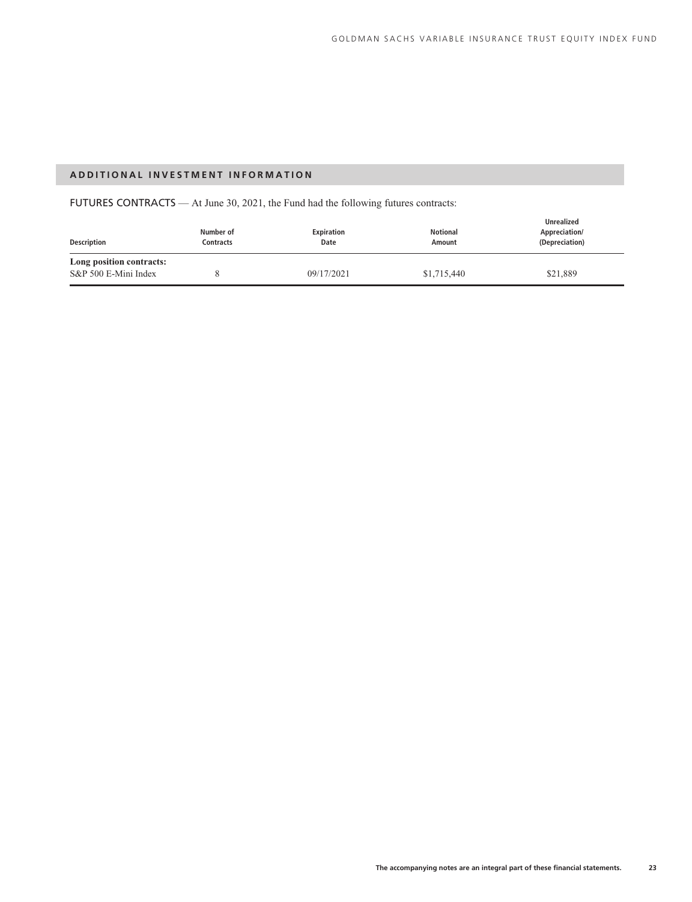## ADDITIONAL INVESTMENT INFORMATION

FUTURES CONTRACTS — At June 30, 2021, the Fund had the following futures contracts:

| Description | Number of Contracts | Expiration Date | Notional Amount | Unrealized Appreciation/ (Depreciation) |
|---|---|---|---|---|
| **Long position contracts:** | | | | |
| S&P 500 E-Mini Index | 8 | 09/17/2021 | $1,715,440 | $21,889 |

**The accompanying notes are an integral part of these financial statements.**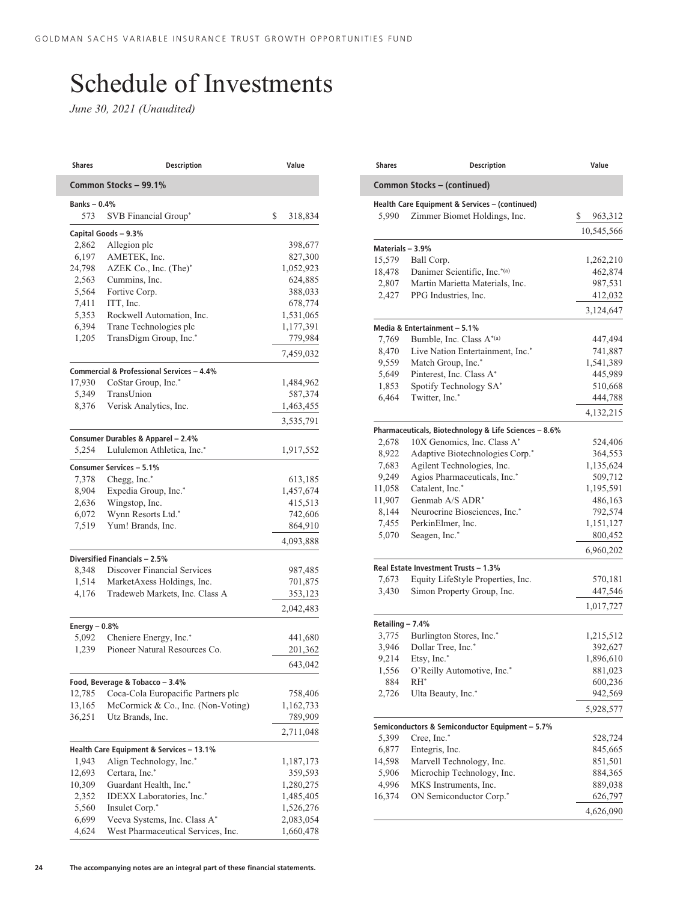# Schedule of Investments

*June 30, 2021 (Unaudited)*

| Shares | Description | Value |
|---|---|---|
| **Common Stocks – 99.1%** | | |
| **Banks – 0.4%** | | |
| 573 | SVB Financial Group* | $ 318,834 |
| **Capital Goods – 9.3%** | | |
| 2,862 | Allegion plc | 398,677 |
| 6,197 | AMETEK, Inc. | 827,300 |
| 24,798 | AZEK Co., Inc. (The)* | 1,052,923 |
| 2,563 | Cummins, Inc. | 624,885 |
| 5,564 | Fortive Corp. | 388,033 |
| 7,411 | ITT, Inc. | 678,774 |
| 5,353 | Rockwell Automation, Inc. | 1,531,065 |
| 6,394 | Trane Technologies plc | 1,177,391 |
| 1,205 | TransDigm Group, Inc.* | 779,984 |
| | | 7,459,032 |
| **Commercial & Professional Services – 4.4%** | | |
| 17,930 | CoStar Group, Inc.* | 1,484,962 |
| 5,349 | TransUnion | 587,374 |
| 8,376 | Verisk Analytics, Inc. | 1,463,455 |
| | | 3,535,791 |
| **Consumer Durables & Apparel – 2.4%** | | |
| 5,254 | Lululemon Athletica, Inc.* | 1,917,552 |
| **Consumer Services – 5.1%** | | |
| 7,378 | Chegg, Inc.* | 613,185 |
| 8,904 | Expedia Group, Inc.* | 1,457,674 |
| 2,636 | Wingstop, Inc. | 415,513 |
| 6,072 | Wynn Resorts Ltd.* | 742,606 |
| 7,519 | Yum! Brands, Inc. | 864,910 |
| | | 4,093,888 |
| **Diversified Financials – 2.5%** | | |
| 8,348 | Discover Financial Services | 987,485 |
| 1,514 | MarketAxess Holdings, Inc. | 701,875 |
| 4,176 | Tradeweb Markets, Inc. Class A | 353,123 |
| | | 2,042,483 |
| **Energy – 0.8%** | | |
| 5,092 | Cheniere Energy, Inc.* | 441,680 |
| 1,239 | Pioneer Natural Resources Co. | 201,362 |
| | | 643,042 |
| **Food, Beverage & Tobacco – 3.4%** | | |
| 12,785 | Coca-Cola Europacific Partners plc | 758,406 |
| 13,165 | McCormick & Co., Inc. (Non-Voting) | 1,162,733 |
| 36,251 | Utz Brands, Inc. | 789,909 |
| | | 2,711,048 |
| **Health Care Equipment & Services – 13.1%** | | |
| 1,943 | Align Technology, Inc.* | 1,187,173 |
| 12,693 | Certara, Inc.* | 359,593 |
| 10,309 | Guardant Health, Inc.* | 1,280,275 |
| 2,352 | IDEXX Laboratories, Inc.* | 1,485,405 |
| 5,560 | Insulet Corp.* | 1,526,276 |
| 6,699 | Veeva Systems, Inc. Class A* | 2,083,054 |
| 4,624 | West Pharmaceutical Services, Inc. | 1,660,478 |

| Shares | Description | Value |
|---|---|---|
| **Common Stocks – (continued)** | | |
| **Health Care Equipment & Services – (continued)** | | |
| 5,990 | Zimmer Biomet Holdings, Inc. | $ 963,312 |
| | | 10,545,566 |
| **Materials – 3.9%** | | |
| 15,579 | Ball Corp. | 1,262,210 |
| 18,478 | Danimer Scientific, Inc.*(a) | 462,874 |
| 2,807 | Martin Marietta Materials, Inc. | 987,531 |
| 2,427 | PPG Industries, Inc. | 412,032 |
| | | 3,124,647 |
| **Media & Entertainment – 5.1%** | | |
| 7,769 | Bumble, Inc. Class A*(a) | 447,494 |
| 8,470 | Live Nation Entertainment, Inc.* | 741,887 |
| 9,559 | Match Group, Inc.* | 1,541,389 |
| 5,649 | Pinterest, Inc. Class A* | 445,989 |
| 1,853 | Spotify Technology SA* | 510,668 |
| 6,464 | Twitter, Inc.* | 444,788 |
| | | 4,132,215 |
| **Pharmaceuticals, Biotechnology & Life Sciences – 8.6%** | | |
| 2,678 | 10X Genomics, Inc. Class A* | 524,406 |
| 8,922 | Adaptive Biotechnologies Corp.* | 364,553 |
| 7,683 | Agilent Technologies, Inc. | 1,135,624 |
| 9,249 | Agios Pharmaceuticals, Inc.* | 509,712 |
| 11,058 | Catalent, Inc.* | 1,195,591 |
| 11,907 | Genmab A/S ADR* | 486,163 |
| 8,144 | Neurocrine Biosciences, Inc.* | 792,574 |
| 7,455 | PerkinElmer, Inc. | 1,151,127 |
| 5,070 | Seagen, Inc.* | 800,452 |
| | | 6,960,202 |
| **Real Estate Investment Trusts – 1.3%** | | |
| 7,673 | Equity LifeStyle Properties, Inc. | 570,181 |
| 3,430 | Simon Property Group, Inc. | 447,546 |
| | | 1,017,727 |
| **Retailing – 7.4%** | | |
| 3,775 | Burlington Stores, Inc.* | 1,215,512 |
| 3,946 | Dollar Tree, Inc.* | 392,627 |
| 9,214 | Etsy, Inc.* | 1,896,610 |
| 1,556 | O'Reilly Automotive, Inc.* | 881,023 |
| 884 | RH* | 600,236 |
| 2,726 | Ulta Beauty, Inc.* | 942,569 |
| | | 5,928,577 |
| **Semiconductors & Semiconductor Equipment – 5.7%** | | |
| 5,399 | Cree, Inc.* | 528,724 |
| 6,877 | Entegris, Inc. | 845,665 |
| 14,598 | Marvell Technology, Inc. | 851,501 |
| 5,906 | Microchip Technology, Inc. | 884,365 |
| 4,996 | MKS Instruments, Inc. | 889,038 |
| 16,374 | ON Semiconductor Corp.* | 626,797 |
| | | 4,626,090 |

**The accompanying notes are an integral part of these financial statements.**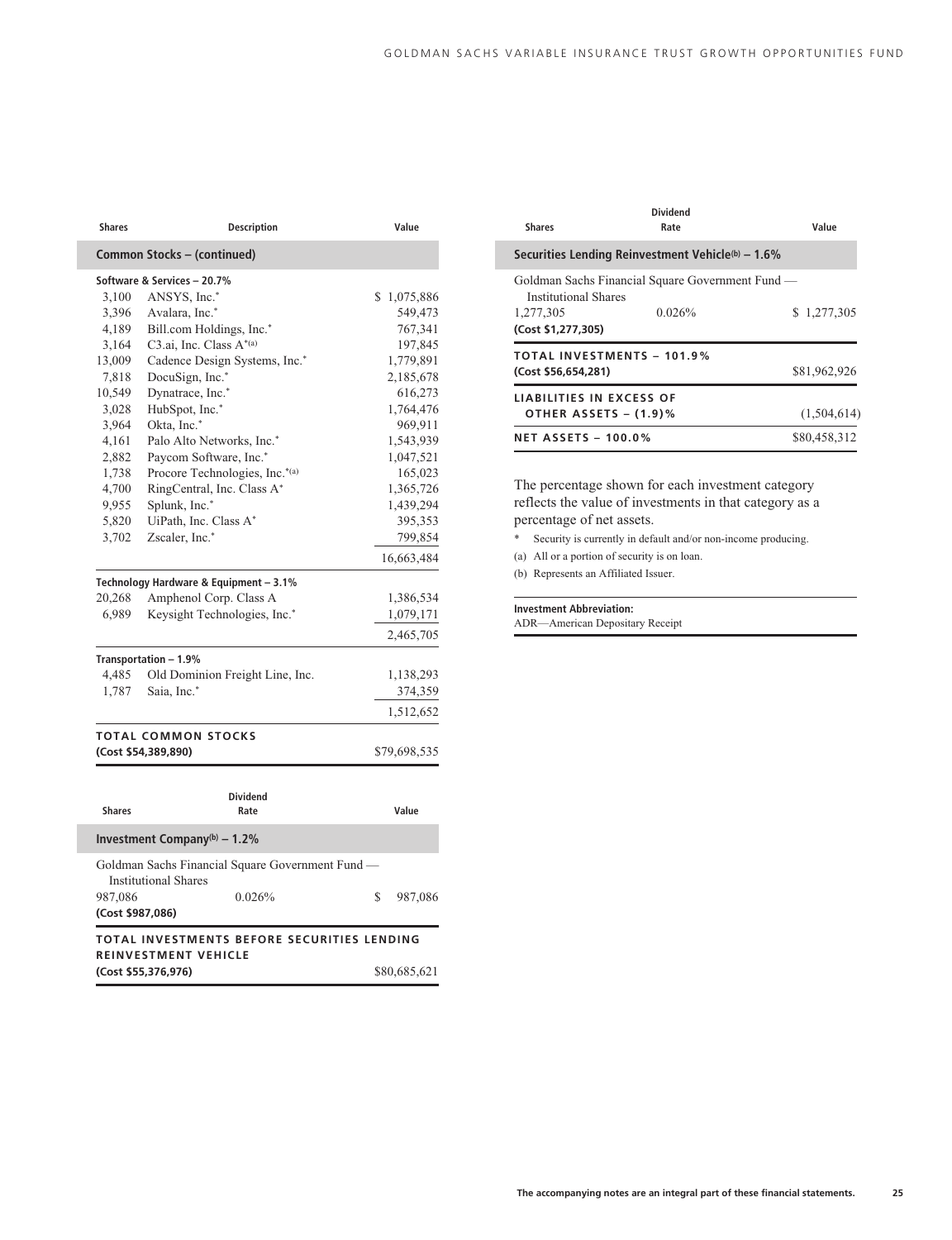| Shares | Description | Value |
|---|---|---|
| **Common Stocks – (continued)** | | |
| **Software & Services – 20.7%** | | |
| 3,100 | ANSYS, Inc.* | $ 1,075,886 |
| 3,396 | Avalara, Inc.* | 549,473 |
| 4,189 | Bill.com Holdings, Inc.* | 767,341 |
| 3,164 | C3.ai, Inc. Class A*(a) | 197,845 |
| 13,009 | Cadence Design Systems, Inc.* | 1,779,891 |
| 7,818 | DocuSign, Inc.* | 2,185,678 |
| 10,549 | Dynatrace, Inc.* | 616,273 |
| 3,028 | HubSpot, Inc.* | 1,764,476 |
| 3,964 | Okta, Inc.* | 969,911 |
| 4,161 | Palo Alto Networks, Inc.* | 1,543,939 |
| 2,882 | Paycom Software, Inc.* | 1,047,521 |
| 1,738 | Procore Technologies, Inc.*(a) | 165,023 |
| 4,700 | RingCentral, Inc. Class A* | 1,365,726 |
| 9,955 | Splunk, Inc.* | 1,439,294 |
| 5,820 | UiPath, Inc. Class A* | 395,353 |
| 3,702 | Zscaler, Inc.* | 799,854 |
| | | 16,663,484 |
| **Technology Hardware & Equipment – 3.1%** | | |
| 20,268 | Amphenol Corp. Class A | 1,386,534 |
| 6,989 | Keysight Technologies, Inc.* | 1,079,171 |
| | | 2,465,705 |
| **Transportation – 1.9%** | | |
| 4,485 | Old Dominion Freight Line, Inc. | 1,138,293 |
| 1,787 | Saia, Inc.* | 374,359 |
| | | 1,512,652 |
| **TOTAL COMMON STOCKS (Cost $54,389,890)** | | $79,698,535 |

| Shares | Dividend Rate | Value |
|---|---|---|
| **Investment Company(b) – 1.2%** | | |
| Goldman Sachs Financial Square Government Fund — Institutional Shares | | |
| 987,086 | 0.026% | $ 987,086 |
| **(Cost $987,086)** | | |
| **TOTAL INVESTMENTS BEFORE SECURITIES LENDING REINVESTMENT VEHICLE (Cost $55,376,976)** | | $80,685,621 |

| Shares | Dividend Rate | Value |
|---|---|---|
| **Securities Lending Reinvestment Vehicle(b) – 1.6%** | | |
| Goldman Sachs Financial Square Government Fund — Institutional Shares | | |
| 1,277,305 | 0.026% | $ 1,277,305 |
| **(Cost $1,277,305)** | | |
| **TOTAL INVESTMENTS – 101.9% (Cost $56,654,281)** | | $81,962,926 |
| **LIABILITIES IN EXCESS OF OTHER ASSETS – (1.9)%** | | (1,504,614) |
| **NET ASSETS – 100.0%** | | $80,458,312 |

The percentage shown for each investment category reflects the value of investments in that category as a percentage of net assets.

\* Security is currently in default and/or non-income producing.

(a) All or a portion of security is on loan.

(b) Represents an Affiliated Issuer.

**Investment Abbreviation:**

ADR—American Depositary Receipt

The accompanying notes are an integral part of these financial statements.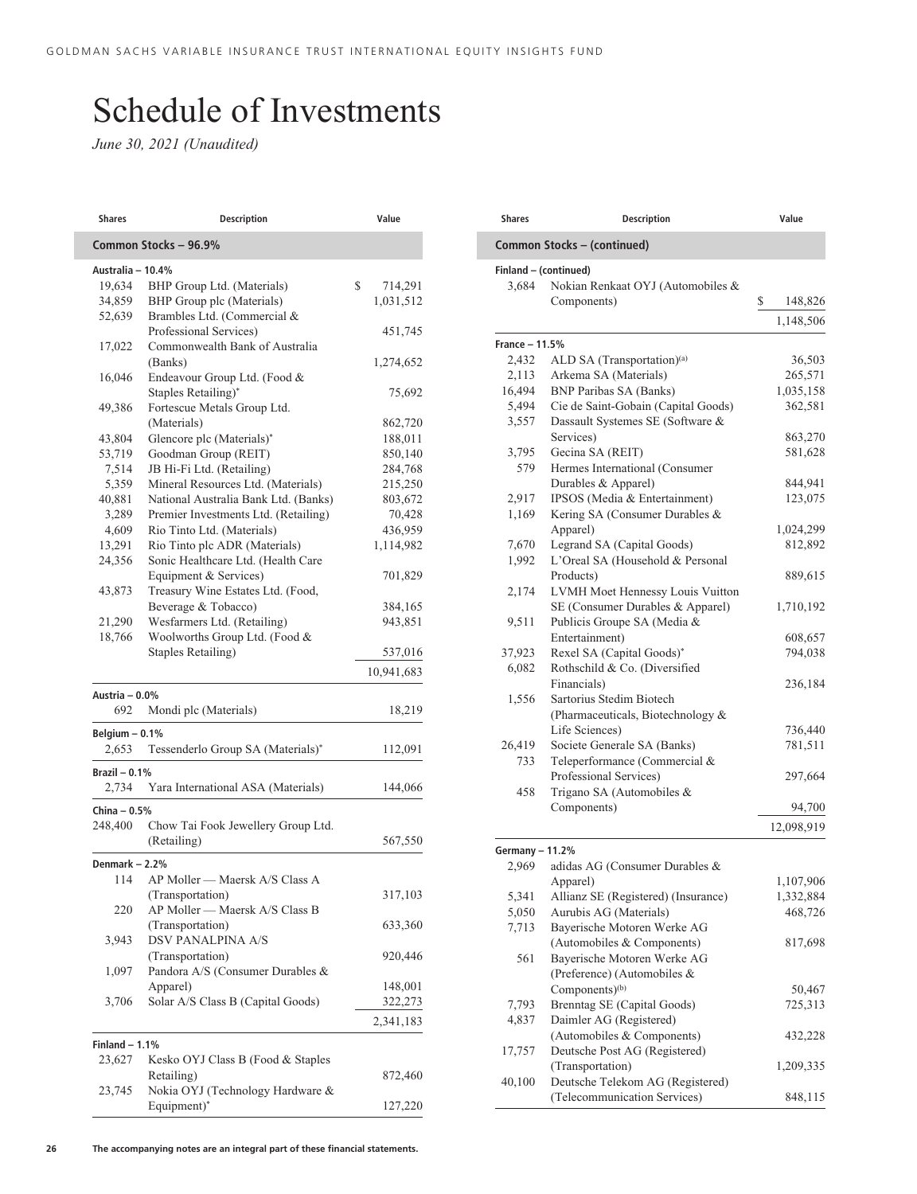# Schedule of Investments

*June 30, 2021 (Unaudited)*

| Shares | Description | Value |
|---|---|---|
| **Common Stocks – 96.9%** | | |
| **Australia – 10.4%** | | |
| 19,634 | BHP Group Ltd. (Materials) | $ 714,291 |
| 34,859 | BHP Group plc (Materials) | 1,031,512 |
| 52,639 | Brambles Ltd. (Commercial & Professional Services) | 451,745 |
| 17,022 | Commonwealth Bank of Australia (Banks) | 1,274,652 |
| 16,046 | Endeavour Group Ltd. (Food & Staples Retailing)* | 75,692 |
| 49,386 | Fortescue Metals Group Ltd. (Materials) | 862,720 |
| 43,804 | Glencore plc (Materials)* | 188,011 |
| 53,719 | Goodman Group (REIT) | 850,140 |
| 7,514 | JB Hi-Fi Ltd. (Retailing) | 284,768 |
| 5,359 | Mineral Resources Ltd. (Materials) | 215,250 |
| 40,881 | National Australia Bank Ltd. (Banks) | 803,672 |
| 3,289 | Premier Investments Ltd. (Retailing) | 70,428 |
| 4,609 | Rio Tinto Ltd. (Materials) | 436,959 |
| 13,291 | Rio Tinto plc ADR (Materials) | 1,114,982 |
| 24,356 | Sonic Healthcare Ltd. (Health Care Equipment & Services) | 701,829 |
| 43,873 | Treasury Wine Estates Ltd. (Food, Beverage & Tobacco) | 384,165 |
| 21,290 | Wesfarmers Ltd. (Retailing) | 943,851 |
| 18,766 | Woolworths Group Ltd. (Food & Staples Retailing) | 537,016 |
| | | 10,941,683 |
| **Austria – 0.0%** | | |
| 692 | Mondi plc (Materials) | 18,219 |
| **Belgium – 0.1%** | | |
| 2,653 | Tessenderlo Group SA (Materials)* | 112,091 |
| **Brazil – 0.1%** | | |
| 2,734 | Yara International ASA (Materials) | 144,066 |
| **China – 0.5%** | | |
| 248,400 | Chow Tai Fook Jewellery Group Ltd. (Retailing) | 567,550 |
| **Denmark – 2.2%** | | |
| 114 | AP Moller — Maersk A/S Class A (Transportation) | 317,103 |
| 220 | AP Moller — Maersk A/S Class B (Transportation) | 633,360 |
| 3,943 | DSV PANALPINA A/S (Transportation) | 920,446 |
| 1,097 | Pandora A/S (Consumer Durables & Apparel) | 148,001 |
| 3,706 | Solar A/S Class B (Capital Goods) | 322,273 |
| | | 2,341,183 |
| **Finland – 1.1%** | | |
| 23,627 | Kesko OYJ Class B (Food & Staples Retailing) | 872,460 |
| 23,745 | Nokia OYJ (Technology Hardware & Equipment)* | 127,220 |
| 3,684 | Nokian Renkaat OYJ (Automobiles & Components) | $ 148,826 |
| | | 1,148,506 |
| **France – 11.5%** | | |
| 2,432 | ALD SA (Transportation)[(a)] | 36,503 |
| 2,113 | Arkema SA (Materials) | 265,571 |
| 16,494 | BNP Paribas SA (Banks) | 1,035,158 |
| 5,494 | Cie de Saint-Gobain (Capital Goods) | 362,581 |
| 3,557 | Dassault Systemes SE (Software & Services) | 863,270 |
| 3,795 | Gecina SA (REIT) | 581,628 |
| 579 | Hermes International (Consumer Durables & Apparel) | 844,941 |
| 2,917 | IPSOS (Media & Entertainment) | 123,075 |
| 1,169 | Kering SA (Consumer Durables & Apparel) | 1,024,299 |
| 7,670 | Legrand SA (Capital Goods) | 812,892 |
| 1,992 | L'Oreal SA (Household & Personal Products) | 889,615 |
| 2,174 | LVMH Moet Hennessy Louis Vuitton SE (Consumer Durables & Apparel) | 1,710,192 |
| 9,511 | Publicis Groupe SA (Media & Entertainment) | 608,657 |
| 37,923 | Rexel SA (Capital Goods)* | 794,038 |
| 6,082 | Rothschild & Co. (Diversified Financials) | 236,184 |
| 1,556 | Sartorius Stedim Biotech (Pharmaceuticals, Biotechnology & Life Sciences) | 736,440 |
| 26,419 | Societe Generale SA (Banks) | 781,511 |
| 733 | Teleperformance (Commercial & Professional Services) | 297,664 |
| 458 | Trigano SA (Automobiles & Components) | 94,700 |
| | | 12,098,919 |
| **Germany – 11.2%** | | |
| 2,969 | adidas AG (Consumer Durables & Apparel) | 1,107,906 |
| 5,341 | Allianz SE (Registered) (Insurance) | 1,332,884 |
| 5,050 | Aurubis AG (Materials) | 468,726 |
| 7,713 | Bayerische Motoren Werke AG (Automobiles & Components) | 817,698 |
| 561 | Bayerische Motoren Werke AG (Preference) (Automobiles & Components)[(b)] | 50,467 |
| 7,793 | Brenntag SE (Capital Goods) | 725,313 |
| 4,837 | Daimler AG (Registered) (Automobiles & Components) | 432,228 |
| 17,757 | Deutsche Post AG (Registered) (Transportation) | 1,209,335 |
| 40,100 | Deutsche Telekom AG (Registered) (Telecommunication Services) | 848,115 |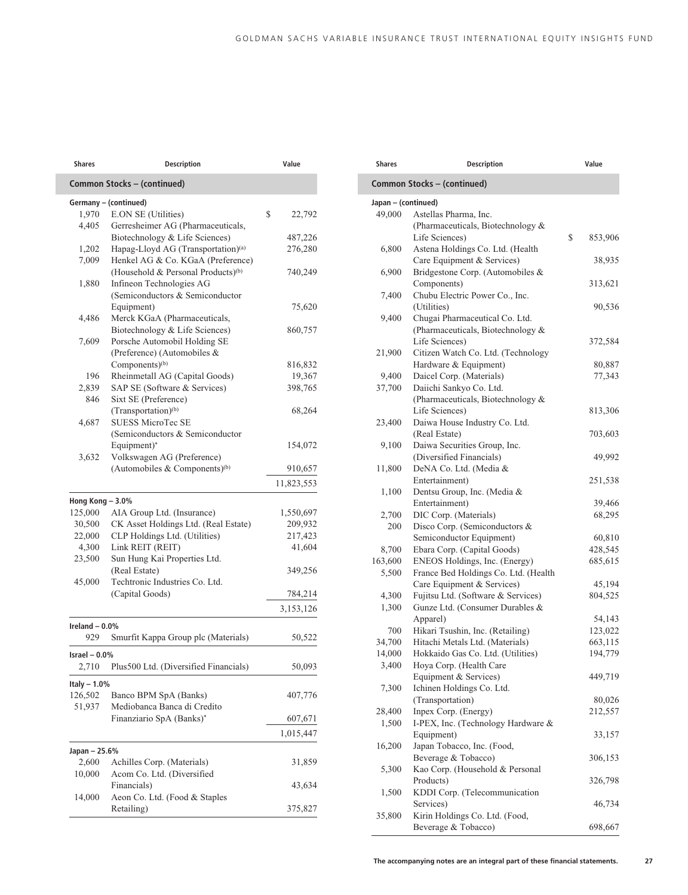| Shares | Description | Value |
|---|---|---|
| **Common Stocks – (continued)** | | |
| **Germany – (continued)** | | |
| 1,970 | E.ON SE (Utilities) | $ 22,792 |
| 4,405 | Gerresheimer AG (Pharmaceuticals, Biotechnology & Life Sciences) | 487,226 |
| 1,202 | Hapag-Lloyd AG (Transportation)[(a)] | 276,280 |
| 7,009 | Henkel AG & Co. KGaA (Preference) (Household & Personal Products)[(b)] | 740,249 |
| 1,880 | Infineon Technologies AG (Semiconductors & Semiconductor Equipment) | 75,620 |
| 4,486 | Merck KGaA (Pharmaceuticals, Biotechnology & Life Sciences) | 860,757 |
| 7,609 | Porsche Automobil Holding SE (Preference) (Automobiles & Components)[(b)] | 816,832 |
| 196 | Rheinmetall AG (Capital Goods) | 19,367 |
| 2,839 | SAP SE (Software & Services) | 398,765 |
| 846 | Sixt SE (Preference) (Transportation)[(b)] | 68,264 |
| 4,687 | SUESS MicroTec SE (Semiconductors & Semiconductor Equipment)* | 154,072 |
| 3,632 | Volkswagen AG (Preference) (Automobiles & Components)[(b)] | 910,657 |
| | | 11,823,553 |
| **Hong Kong – 3.0%** | | |
| 125,000 | AIA Group Ltd. (Insurance) | 1,550,697 |
| 30,500 | CK Asset Holdings Ltd. (Real Estate) | 209,932 |
| 22,000 | CLP Holdings Ltd. (Utilities) | 217,423 |
| 4,300 | Link REIT (REIT) | 41,604 |
| 23,500 | Sun Hung Kai Properties Ltd. (Real Estate) | 349,256 |
| 45,000 | Techtronic Industries Co. Ltd. (Capital Goods) | 784,214 |
| | | 3,153,126 |
| **Ireland – 0.0%** | | |
| 929 | Smurfit Kappa Group plc (Materials) | 50,522 |
| **Israel – 0.0%** | | |
| 2,710 | Plus500 Ltd. (Diversified Financials) | 50,093 |
| **Italy – 1.0%** | | |
| 126,502 | Banco BPM SpA (Banks) | 407,776 |
| 51,937 | Mediobanca Banca di Credito Finanziario SpA (Banks)* | 607,671 |
| | | 1,015,447 |
| **Japan – 25.6%** | | |
| 2,600 | Achilles Corp. (Materials) | 31,859 |
| 10,000 | Acom Co. Ltd. (Diversified Financials) | 43,634 |
| 14,000 | Aeon Co. Ltd. (Food & Staples Retailing) | 375,827 |

| Shares | Description | Value |
|---|---|---|
| **Common Stocks – (continued)** | | |
| **Japan – (continued)** | | |
| 49,000 | Astellas Pharma, Inc. (Pharmaceuticals, Biotechnology & Life Sciences) | $ 853,906 |
| 6,800 | Astena Holdings Co. Ltd. (Health Care Equipment & Services) | 38,935 |
| 6,900 | Bridgestone Corp. (Automobiles & Components) | 313,621 |
| 7,400 | Chubu Electric Power Co., Inc. (Utilities) | 90,536 |
| 9,400 | Chugai Pharmaceutical Co. Ltd. (Pharmaceuticals, Biotechnology & Life Sciences) | 372,584 |
| 21,900 | Citizen Watch Co. Ltd. (Technology Hardware & Equipment) | 80,887 |
| 9,400 | Daicel Corp. (Materials) | 77,343 |
| 37,700 | Daiichi Sankyo Co. Ltd. (Pharmaceuticals, Biotechnology & Life Sciences) | 813,306 |
| 23,400 | Daiwa House Industry Co. Ltd. (Real Estate) | 703,603 |
| 9,100 | Daiwa Securities Group, Inc. (Diversified Financials) | 49,992 |
| 11,800 | DeNA Co. Ltd. (Media & Entertainment) | 251,538 |
| 1,100 | Dentsu Group, Inc. (Media & Entertainment) | 39,466 |
| 2,700 | DIC Corp. (Materials) | 68,295 |
| 200 | Disco Corp. (Semiconductors & Semiconductor Equipment) | 60,810 |
| 8,700 | Ebara Corp. (Capital Goods) | 428,545 |
| 163,600 | ENEOS Holdings, Inc. (Energy) | 685,615 |
| 5,500 | France Bed Holdings Co. Ltd. (Health Care Equipment & Services) | 45,194 |
| 4,300 | Fujitsu Ltd. (Software & Services) | 804,525 |
| 1,300 | Gunze Ltd. (Consumer Durables & Apparel) | 54,143 |
| 700 | Hikari Tsushin, Inc. (Retailing) | 123,022 |
| 34,700 | Hitachi Metals Ltd. (Materials) | 663,115 |
| 14,000 | Hokkaido Gas Co. Ltd. (Utilities) | 194,779 |
| 3,400 | Hoya Corp. (Health Care Equipment & Services) | 449,719 |
| 7,300 | Ichinen Holdings Co. Ltd. (Transportation) | 80,026 |
| 28,400 | Inpex Corp. (Energy) | 212,557 |
| 1,500 | I-PEX, Inc. (Technology Hardware & Equipment) | 33,157 |
| 16,200 | Japan Tobacco, Inc. (Food, Beverage & Tobacco) | 306,153 |
| 5,300 | Kao Corp. (Household & Personal Products) | 326,798 |
| 1,500 | KDDI Corp. (Telecommunication Services) | 46,734 |
| 35,800 | Kirin Holdings Co. Ltd. (Food, Beverage & Tobacco) | 698,667 |

The accompanying notes are an integral part of these financial statements.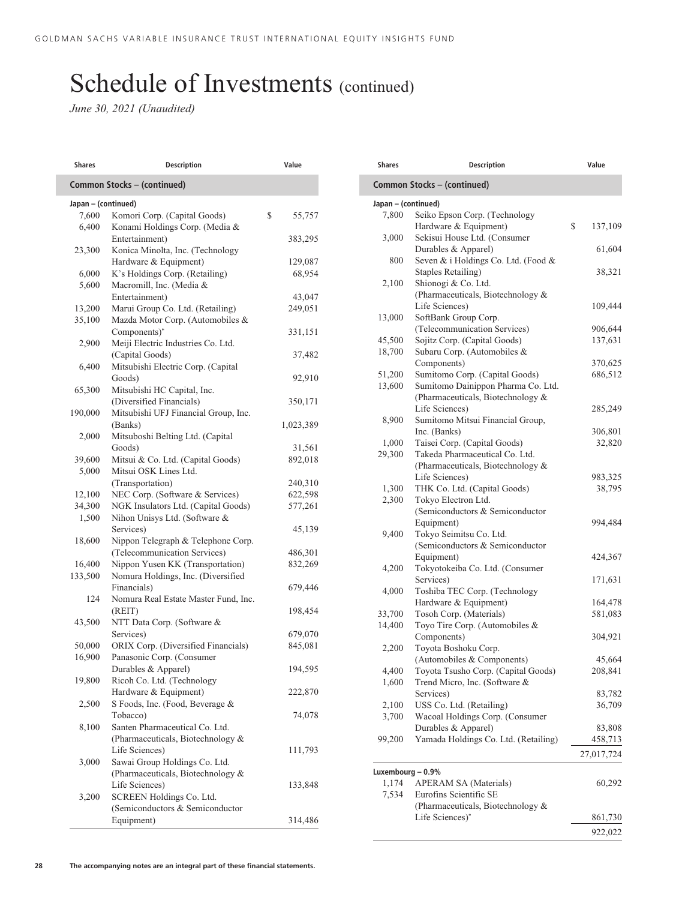# Schedule of Investments (continued)

*June 30, 2021 (Unaudited)*

| Shares | Description | Value |
|---|---|---|
| **Common Stocks – (continued)** | | |
| **Japan – (continued)** | | |
| 7,600 | Komori Corp. (Capital Goods) | $ 55,757 |
| 6,400 | Konami Holdings Corp. (Media & Entertainment) | 383,295 |
| 23,300 | Konica Minolta, Inc. (Technology Hardware & Equipment) | 129,087 |
| 6,000 | K's Holdings Corp. (Retailing) | 68,954 |
| 5,600 | Macromill, Inc. (Media & Entertainment) | 43,047 |
| 13,200 | Marui Group Co. Ltd. (Retailing) | 249,051 |
| 35,100 | Mazda Motor Corp. (Automobiles & Components)* | 331,151 |
| 2,900 | Meiji Electric Industries Co. Ltd. (Capital Goods) | 37,482 |
| 6,400 | Mitsubishi Electric Corp. (Capital Goods) | 92,910 |
| 65,300 | Mitsubishi HC Capital, Inc. (Diversified Financials) | 350,171 |
| 190,000 | Mitsubishi UFJ Financial Group, Inc. (Banks) | 1,023,389 |
| 2,000 | Mitsuboshi Belting Ltd. (Capital Goods) | 31,561 |
| 39,600 | Mitsui & Co. Ltd. (Capital Goods) | 892,018 |
| 5,000 | Mitsui OSK Lines Ltd. (Transportation) | 240,310 |
| 12,100 | NEC Corp. (Software & Services) | 622,598 |
| 34,300 | NGK Insulators Ltd. (Capital Goods) | 577,261 |
| 1,500 | Nihon Unisys Ltd. (Software & Services) | 45,139 |
| 18,600 | Nippon Telegraph & Telephone Corp. (Telecommunication Services) | 486,301 |
| 16,400 | Nippon Yusen KK (Transportation) | 832,269 |
| 133,500 | Nomura Holdings, Inc. (Diversified Financials) | 679,446 |
| 124 | Nomura Real Estate Master Fund, Inc. (REIT) | 198,454 |
| 43,500 | NTT Data Corp. (Software & Services) | 679,070 |
| 50,000 | ORIX Corp. (Diversified Financials) | 845,081 |
| 16,900 | Panasonic Corp. (Consumer Durables & Apparel) | 194,595 |
| 19,800 | Ricoh Co. Ltd. (Technology Hardware & Equipment) | 222,870 |
| 2,500 | S Foods, Inc. (Food, Beverage & Tobacco) | 74,078 |
| 8,100 | Santen Pharmaceutical Co. Ltd. (Pharmaceuticals, Biotechnology & Life Sciences) | 111,793 |
| 3,000 | Sawai Group Holdings Co. Ltd. (Pharmaceuticals, Biotechnology & Life Sciences) | 133,848 |
| 3,200 | SCREEN Holdings Co. Ltd. (Semiconductors & Semiconductor Equipment) | 314,486 |
| 7,800 | Seiko Epson Corp. (Technology Hardware & Equipment) | $ 137,109 |
| 3,000 | Sekisui House Ltd. (Consumer Durables & Apparel) | 61,604 |
| 800 | Seven & i Holdings Co. Ltd. (Food & Staples Retailing) | 38,321 |
| 2,100 | Shionogi & Co. Ltd. (Pharmaceuticals, Biotechnology & Life Sciences) | 109,444 |
| 13,000 | SoftBank Group Corp. (Telecommunication Services) | 906,644 |
| 45,500 | Sojitz Corp. (Capital Goods) | 137,631 |
| 18,700 | Subaru Corp. (Automobiles & Components) | 370,625 |
| 51,200 | Sumitomo Corp. (Capital Goods) | 686,512 |
| 13,600 | Sumitomo Dainippon Pharma Co. Ltd. (Pharmaceuticals, Biotechnology & Life Sciences) | 285,249 |
| 8,900 | Sumitomo Mitsui Financial Group, Inc. (Banks) | 306,801 |
| 1,000 | Taisei Corp. (Capital Goods) | 32,820 |
| 29,300 | Takeda Pharmaceutical Co. Ltd. (Pharmaceuticals, Biotechnology & Life Sciences) | 983,325 |
| 1,300 | THK Co. Ltd. (Capital Goods) | 38,795 |
| 2,300 | Tokyo Electron Ltd. (Semiconductors & Semiconductor Equipment) | 994,484 |
| 9,400 | Tokyo Seimitsu Co. Ltd. (Semiconductors & Semiconductor Equipment) | 424,367 |
| 4,200 | Tokyotokeiba Co. Ltd. (Consumer Services) | 171,631 |
| 4,000 | Toshiba TEC Corp. (Technology Hardware & Equipment) | 164,478 |
| 33,700 | Tosoh Corp. (Materials) | 581,083 |
| 14,400 | Toyo Tire Corp. (Automobiles & Components) | 304,921 |
| 2,200 | Toyota Boshoku Corp. (Automobiles & Components) | 45,664 |
| 4,400 | Toyota Tsusho Corp. (Capital Goods) | 208,841 |
| 1,600 | Trend Micro, Inc. (Software & Services) | 83,782 |
| 2,100 | USS Co. Ltd. (Retailing) | 36,709 |
| 3,700 | Wacoal Holdings Corp. (Consumer Durables & Apparel) | 83,808 |
| 99,200 | Yamada Holdings Co. Ltd. (Retailing) | 458,713 |
| | | 27,017,724 |
| **Luxembourg – 0.9%** | | |
| 1,174 | APERAM SA (Materials) | 60,292 |
| 7,534 | Eurofins Scientific SE (Pharmaceuticals, Biotechnology & Life Sciences)* | 861,730 |
| | | 922,022 |

The accompanying notes are an integral part of these financial statements.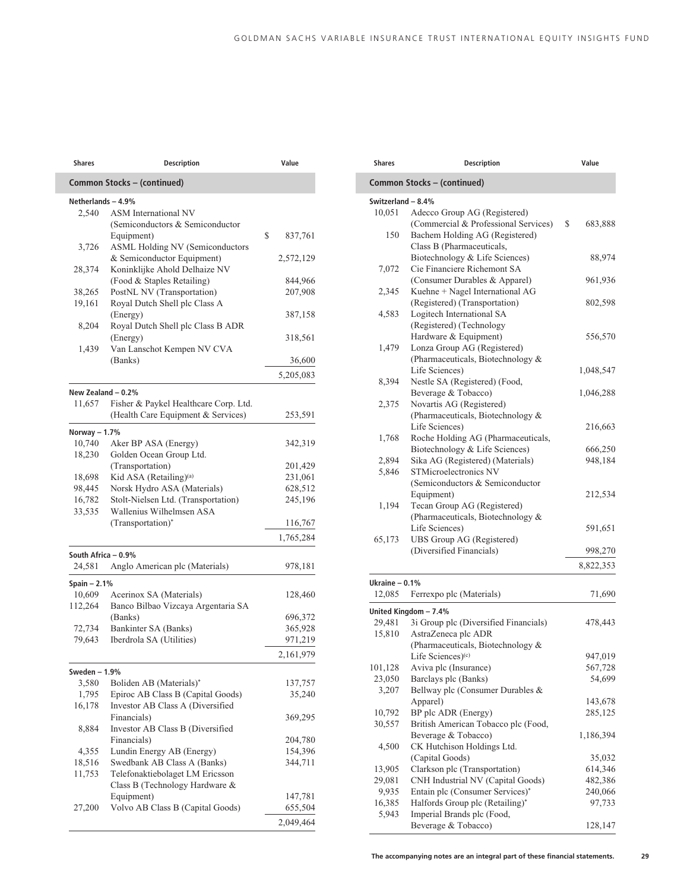| Shares | Description | Value |
|---|---|---|
| **Common Stocks – (continued)** | | |
| **Netherlands – 4.9%** | | |
| 2,540 | ASM International NV (Semiconductors & Semiconductor Equipment) | $ 837,761 |
| 3,726 | ASML Holding NV (Semiconductors & Semiconductor Equipment) | 2,572,129 |
| 28,374 | Koninklijke Ahold Delhaize NV (Food & Staples Retailing) | 844,966 |
| 38,265 | PostNL NV (Transportation) | 207,908 |
| 19,161 | Royal Dutch Shell plc Class A (Energy) | 387,158 |
| 8,204 | Royal Dutch Shell plc Class B ADR (Energy) | 318,561 |
| 1,439 | Van Lanschot Kempen NV CVA (Banks) | 36,600 |
| | | 5,205,083 |
| **New Zealand – 0.2%** | | |
| 11,657 | Fisher & Paykel Healthcare Corp. Ltd. (Health Care Equipment & Services) | 253,591 |
| **Norway – 1.7%** | | |
| 10,740 | Aker BP ASA (Energy) | 342,319 |
| 18,230 | Golden Ocean Group Ltd. (Transportation) | 201,429 |
| 18,698 | Kid ASA (Retailing)[(a)] | 231,061 |
| 98,445 | Norsk Hydro ASA (Materials) | 628,512 |
| 16,782 | Stolt-Nielsen Ltd. (Transportation) | 245,196 |
| 33,535 | Wallenius Wilhelmsen ASA (Transportation)* | 116,767 |
| | | 1,765,284 |
| **South Africa – 0.9%** | | |
| 24,581 | Anglo American plc (Materials) | 978,181 |
| **Spain – 2.1%** | | |
| 10,609 | Acerinox SA (Materials) | 128,460 |
| 112,264 | Banco Bilbao Vizcaya Argentaria SA (Banks) | 696,372 |
| 72,734 | Bankinter SA (Banks) | 365,928 |
| 79,643 | Iberdrola SA (Utilities) | 971,219 |
| | | 2,161,979 |
| **Sweden – 1.9%** | | |
| 3,580 | Boliden AB (Materials)* | 137,757 |
| 1,795 | Epiroc AB Class B (Capital Goods) | 35,240 |
| 16,178 | Investor AB Class A (Diversified Financials) | 369,295 |
| 8,884 | Investor AB Class B (Diversified Financials) | 204,780 |
| 4,355 | Lundin Energy AB (Energy) | 154,396 |
| 18,516 | Swedbank AB Class A (Banks) | 344,711 |
| 11,753 | Telefonaktiebolaget LM Ericsson Class B (Technology Hardware & Equipment) | 147,781 |
| 27,200 | Volvo AB Class B (Capital Goods) | 655,504 |
| | | 2,049,464 |
| **Switzerland – 8.4%** | | |
| 10,051 | Adecco Group AG (Registered) (Commercial & Professional Services) | $ 683,888 |
| 150 | Bachem Holding AG (Registered) Class B (Pharmaceuticals, Biotechnology & Life Sciences) | 88,974 |
| 7,072 | Cie Financiere Richemont SA (Consumer Durables & Apparel) | 961,936 |
| 2,345 | Kuehne + Nagel International AG (Registered) (Transportation) | 802,598 |
| 4,583 | Logitech International SA (Registered) (Technology Hardware & Equipment) | 556,570 |
| 1,479 | Lonza Group AG (Registered) (Pharmaceuticals, Biotechnology & Life Sciences) | 1,048,547 |
| 8,394 | Nestle SA (Registered) (Food, Beverage & Tobacco) | 1,046,288 |
| 2,375 | Novartis AG (Registered) (Pharmaceuticals, Biotechnology & Life Sciences) | 216,663 |
| 1,768 | Roche Holding AG (Pharmaceuticals, Biotechnology & Life Sciences) | 666,250 |
| 2,894 | Sika AG (Registered) (Materials) | 948,184 |
| 5,846 | STMicroelectronics NV (Semiconductors & Semiconductor Equipment) | 212,534 |
| 1,194 | Tecan Group AG (Registered) (Pharmaceuticals, Biotechnology & Life Sciences) | 591,651 |
| 65,173 | UBS Group AG (Registered) (Diversified Financials) | 998,270 |
| | | 8,822,353 |
| **Ukraine – 0.1%** | | |
| 12,085 | Ferrexpo plc (Materials) | 71,690 |
| **United Kingdom – 7.4%** | | |
| 29,481 | 3i Group plc (Diversified Financials) | 478,443 |
| 15,810 | AstraZeneca plc ADR (Pharmaceuticals, Biotechnology & Life Sciences)[(c)] | 947,019 |
| 101,128 | Aviva plc (Insurance) | 567,728 |
| 23,050 | Barclays plc (Banks) | 54,699 |
| 3,207 | Bellway plc (Consumer Durables & Apparel) | 143,678 |
| 10,792 | BP plc ADR (Energy) | 285,125 |
| 30,557 | British American Tobacco plc (Food, Beverage & Tobacco) | 1,186,394 |
| 4,500 | CK Hutchison Holdings Ltd. (Capital Goods) | 35,032 |
| 13,905 | Clarkson plc (Transportation) | 614,346 |
| 29,081 | CNH Industrial NV (Capital Goods) | 482,386 |
| 9,935 | Entain plc (Consumer Services)* | 240,066 |
| 16,385 | Halfords Group plc (Retailing)* | 97,733 |
| 5,943 | Imperial Brands plc (Food, Beverage & Tobacco) | 128,147 |

The accompanying notes are an integral part of these financial statements.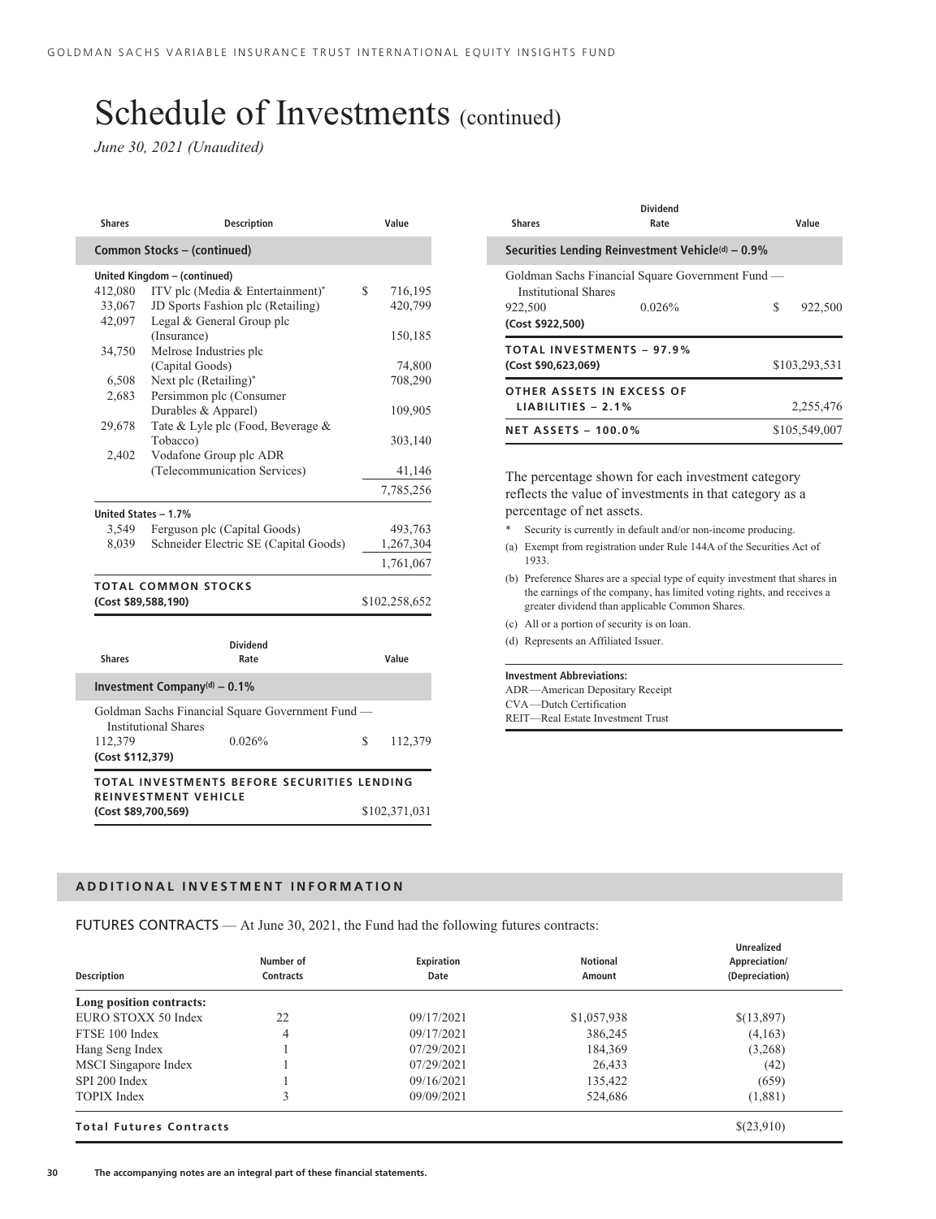# Schedule of Investments (continued)

*June 30, 2021 (Unaudited)*

| Shares | Description | Value |
|---|---|---|
| **Common Stocks – (continued)** | | |
| **United Kingdom – (continued)** | | |
| 412,080 | ITV plc (Media & Entertainment)* | $ 716,195 |
| 33,067 | JD Sports Fashion plc (Retailing) | 420,799 |
| 42,097 | Legal & General Group plc (Insurance) | 150,185 |
| 34,750 | Melrose Industries plc (Capital Goods) | 74,800 |
| 6,508 | Next plc (Retailing)* | 708,290 |
| 2,683 | Persimmon plc (Consumer Durables & Apparel) | 109,905 |
| 29,678 | Tate & Lyle plc (Food, Beverage & Tobacco) | 303,140 |
| 2,402 | Vodafone Group plc ADR (Telecommunication Services) | 41,146 |
| | | 7,785,256 |
| **United States – 1.7%** | | |
| 3,549 | Ferguson plc (Capital Goods) | 493,763 |
| 8,039 | Schneider Electric SE (Capital Goods) | 1,267,304 |
| | | 1,761,067 |
| **TOTAL COMMON STOCKS (Cost $89,588,190)** | | $102,258,652 |

| Shares | Dividend Rate | Value |
|---|---|---|
| **Investment Company(d) – 0.1%** | | |
| Goldman Sachs Financial Square Government Fund — Institutional Shares | | |
| 112,379 | 0.026% | $ 112,379 |
| **(Cost $112,379)** | | |
| **TOTAL INVESTMENTS BEFORE SECURITIES LENDING REINVESTMENT VEHICLE (Cost $89,700,569)** | | $102,371,031 |

| Shares | Dividend Rate | Value |
|---|---|---|
| **Securities Lending Reinvestment Vehicle(d) – 0.9%** | | |
| Goldman Sachs Financial Square Government Fund — Institutional Shares | | |
| 922,500 | 0.026% | $ 922,500 |
| **(Cost $922,500)** | | |
| **TOTAL INVESTMENTS – 97.9% (Cost $90,623,069)** | | $103,293,531 |
| **OTHER ASSETS IN EXCESS OF LIABILITIES – 2.1%** | | 2,255,476 |
| **NET ASSETS – 100.0%** | | $105,549,007 |

The percentage shown for each investment category reflects the value of investments in that category as a percentage of net assets.

\* Security is currently in default and/or non-income producing.

(a) Exempt from registration under Rule 144A of the Securities Act of 1933.

(b) Preference Shares are a special type of equity investment that shares in the earnings of the company, has limited voting rights, and receives a greater dividend than applicable Common Shares.

(c) All or a portion of security is on loan.

(d) Represents an Affiliated Issuer.

**Investment Abbreviations:**

ADR —American Depositary Receipt
CVA —Dutch Certification
REIT—Real Estate Investment Trust

## ADDITIONAL INVESTMENT INFORMATION

FUTURES CONTRACTS — At June 30, 2021, the Fund had the following futures contracts:

| Description | Number of Contracts | Expiration Date | Notional Amount | Unrealized Appreciation/ (Depreciation) |
|---|---|---|---|---|
| **Long position contracts:** | | | | |
| EURO STOXX 50 Index | 22 | 09/17/2021 | $1,057,938 | $(13,897) |
| FTSE 100 Index | 4 | 09/17/2021 | 386,245 | (4,163) |
| Hang Seng Index | 1 | 07/29/2021 | 184,369 | (3,268) |
| MSCI Singapore Index | 1 | 07/29/2021 | 26,433 | (42) |
| SPI 200 Index | 1 | 09/16/2021 | 135,422 | (659) |
| TOPIX Index | 3 | 09/09/2021 | 524,686 | (1,881) |
| **Total Futures Contracts** | | | | $(23,910) |

The accompanying notes are an integral part of these financial statements.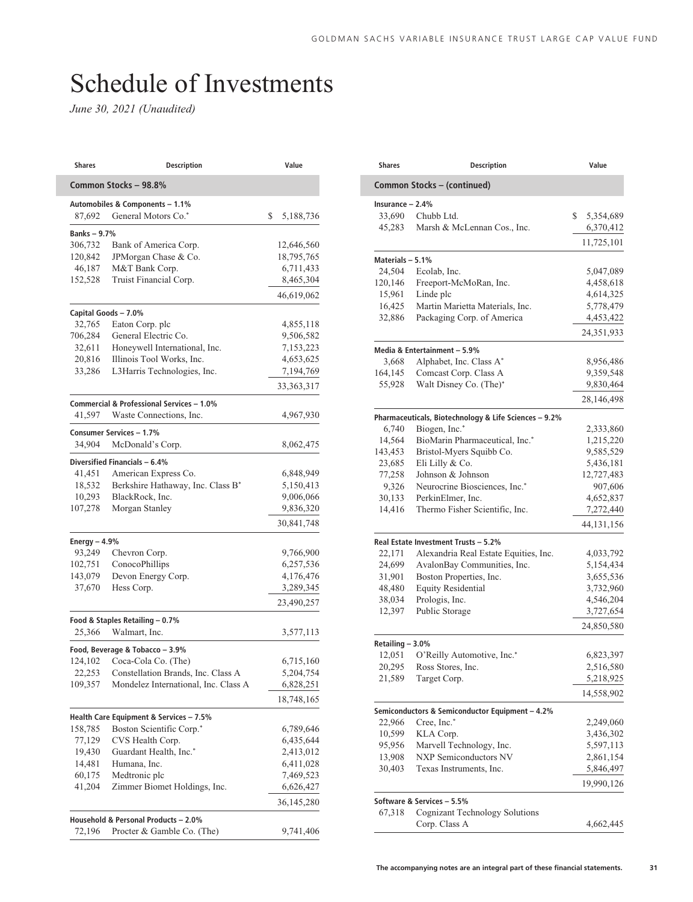# Schedule of Investments

*June 30, 2021 (Unaudited)*

| Shares | Description | Value |
|---|---|---|
| **Common Stocks – 98.8%** | | |
| **Automobiles & Components – 1.1%** | | |
| 87,692 | General Motors Co.* | $ 5,188,736 |
| **Banks – 9.7%** | | |
| 306,732 | Bank of America Corp. | 12,646,560 |
| 120,842 | JPMorgan Chase & Co. | 18,795,765 |
| 46,187 | M&T Bank Corp. | 6,711,433 |
| 152,528 | Truist Financial Corp. | 8,465,304 |
| | | 46,619,062 |
| **Capital Goods – 7.0%** | | |
| 32,765 | Eaton Corp. plc | 4,855,118 |
| 706,284 | General Electric Co. | 9,506,582 |
| 32,611 | Honeywell International, Inc. | 7,153,223 |
| 20,816 | Illinois Tool Works, Inc. | 4,653,625 |
| 33,286 | L3Harris Technologies, Inc. | 7,194,769 |
| | | 33,363,317 |
| **Commercial & Professional Services – 1.0%** | | |
| 41,597 | Waste Connections, Inc. | 4,967,930 |
| **Consumer Services – 1.7%** | | |
| 34,904 | McDonald's Corp. | 8,062,475 |
| **Diversified Financials – 6.4%** | | |
| 41,451 | American Express Co. | 6,848,949 |
| 18,532 | Berkshire Hathaway, Inc. Class B* | 5,150,413 |
| 10,293 | BlackRock, Inc. | 9,006,066 |
| 107,278 | Morgan Stanley | 9,836,320 |
| | | 30,841,748 |
| **Energy – 4.9%** | | |
| 93,249 | Chevron Corp. | 9,766,900 |
| 102,751 | ConocoPhillips | 6,257,536 |
| 143,079 | Devon Energy Corp. | 4,176,476 |
| 37,670 | Hess Corp. | 3,289,345 |
| | | 23,490,257 |
| **Food & Staples Retailing – 0.7%** | | |
| 25,366 | Walmart, Inc. | 3,577,113 |
| **Food, Beverage & Tobacco – 3.9%** | | |
| 124,102 | Coca-Cola Co. (The) | 6,715,160 |
| 22,253 | Constellation Brands, Inc. Class A | 5,204,754 |
| 109,357 | Mondelez International, Inc. Class A | 6,828,251 |
| | | 18,748,165 |
| **Health Care Equipment & Services – 7.5%** | | |
| 158,785 | Boston Scientific Corp.* | 6,789,646 |
| 77,129 | CVS Health Corp. | 6,435,644 |
| 19,430 | Guardant Health, Inc.* | 2,413,012 |
| 14,481 | Humana, Inc. | 6,411,028 |
| 60,175 | Medtronic plc | 7,469,523 |
| 41,204 | Zimmer Biomet Holdings, Inc. | 6,626,427 |
| | | 36,145,280 |
| **Household & Personal Products – 2.0%** | | |
| 72,196 | Procter & Gamble Co. (The) | 9,741,406 |
| **Common Stocks – (continued)** | | |
| **Insurance – 2.4%** | | |
| 33,690 | Chubb Ltd. | $ 5,354,689 |
| 45,283 | Marsh & McLennan Cos., Inc. | 6,370,412 |
| | | 11,725,101 |
| **Materials – 5.1%** | | |
| 24,504 | Ecolab, Inc. | 5,047,089 |
| 120,146 | Freeport-McMoRan, Inc. | 4,458,618 |
| 15,961 | Linde plc | 4,614,325 |
| 16,425 | Martin Marietta Materials, Inc. | 5,778,479 |
| 32,886 | Packaging Corp. of America | 4,453,422 |
| | | 24,351,933 |
| **Media & Entertainment – 5.9%** | | |
| 3,668 | Alphabet, Inc. Class A* | 8,956,486 |
| 164,145 | Comcast Corp. Class A | 9,359,548 |
| 55,928 | Walt Disney Co. (The)* | 9,830,464 |
| | | 28,146,498 |
| **Pharmaceuticals, Biotechnology & Life Sciences – 9.2%** | | |
| 6,740 | Biogen, Inc.* | 2,333,860 |
| 14,564 | BioMarin Pharmaceutical, Inc.* | 1,215,220 |
| 143,453 | Bristol-Myers Squibb Co. | 9,585,529 |
| 23,685 | Eli Lilly & Co. | 5,436,181 |
| 77,258 | Johnson & Johnson | 12,727,483 |
| 9,326 | Neurocrine Biosciences, Inc.* | 907,606 |
| 30,133 | PerkinElmer, Inc. | 4,652,837 |
| 14,416 | Thermo Fisher Scientific, Inc. | 7,272,440 |
| | | 44,131,156 |
| **Real Estate Investment Trusts – 5.2%** | | |
| 22,171 | Alexandria Real Estate Equities, Inc. | 4,033,792 |
| 24,699 | AvalonBay Communities, Inc. | 5,154,434 |
| 31,901 | Boston Properties, Inc. | 3,655,536 |
| 48,480 | Equity Residential | 3,732,960 |
| 38,034 | Prologis, Inc. | 4,546,204 |
| 12,397 | Public Storage | 3,727,654 |
| | | 24,850,580 |
| **Retailing – 3.0%** | | |
| 12,051 | O'Reilly Automotive, Inc.* | 6,823,397 |
| 20,295 | Ross Stores, Inc. | 2,516,580 |
| 21,589 | Target Corp. | 5,218,925 |
| | | 14,558,902 |
| **Semiconductors & Semiconductor Equipment – 4.2%** | | |
| 22,966 | Cree, Inc.* | 2,249,060 |
| 10,599 | KLA Corp. | 3,436,302 |
| 95,956 | Marvell Technology, Inc. | 5,597,113 |
| 13,908 | NXP Semiconductors NV | 2,861,154 |
| 30,403 | Texas Instruments, Inc. | 5,846,497 |
| | | 19,990,126 |
| **Software & Services – 5.5%** | | |
| 67,318 | Cognizant Technology Solutions Corp. Class A | 4,662,445 |

**The accompanying notes are an integral part of these financial statements.**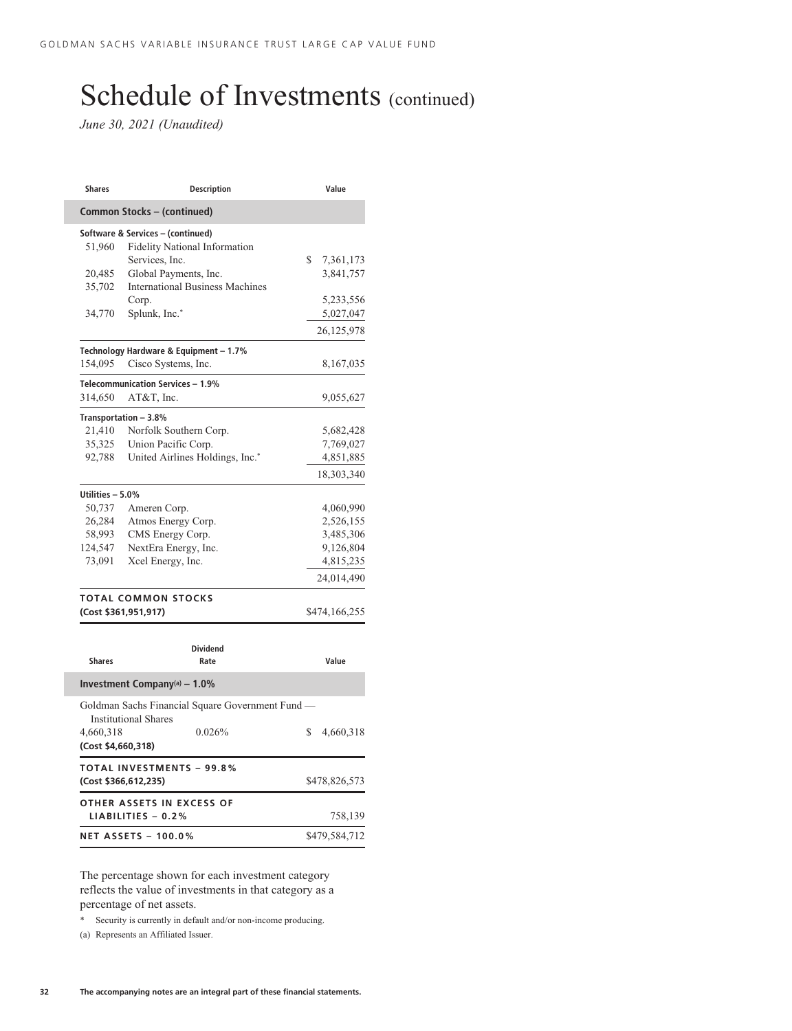# Schedule of Investments (continued)

*June 30, 2021 (Unaudited)*

| Shares | Description | Value |
|---|---|---|
| **Common Stocks – (continued)** | | |
| **Software & Services – (continued)** | | |
| 51,960 | Fidelity National Information Services, Inc. | $ 7,361,173 |
| 20,485 | Global Payments, Inc. | 3,841,757 |
| 35,702 | International Business Machines Corp. | 5,233,556 |
| 34,770 | Splunk, Inc.* | 5,027,047 |
| | | 26,125,978 |
| **Technology Hardware & Equipment – 1.7%** | | |
| 154,095 | Cisco Systems, Inc. | 8,167,035 |
| **Telecommunication Services – 1.9%** | | |
| 314,650 | AT&T, Inc. | 9,055,627 |
| **Transportation – 3.8%** | | |
| 21,410 | Norfolk Southern Corp. | 5,682,428 |
| 35,325 | Union Pacific Corp. | 7,769,027 |
| 92,788 | United Airlines Holdings, Inc.* | 4,851,885 |
| | | 18,303,340 |
| **Utilities – 5.0%** | | |
| 50,737 | Ameren Corp. | 4,060,990 |
| 26,284 | Atmos Energy Corp. | 2,526,155 |
| 58,993 | CMS Energy Corp. | 3,485,306 |
| 124,547 | NextEra Energy, Inc. | 9,126,804 |
| 73,091 | Xcel Energy, Inc. | 4,815,235 |
| | | 24,014,490 |
| **TOTAL COMMON STOCKS (Cost $361,951,917)** | | $474,166,255 |

| Shares | Dividend Rate | Value |
|---|---|---|
| **Investment Company(a) – 1.0%** | | |
| Goldman Sachs Financial Square Government Fund — Institutional Shares | | |
| 4,660,318 | 0.026% | $ 4,660,318 |
| **(Cost $4,660,318)** | | |
| **TOTAL INVESTMENTS – 99.8% (Cost $366,612,235)** | | $478,826,573 |
| **OTHER ASSETS IN EXCESS OF LIABILITIES – 0.2%** | | 758,139 |
| **NET ASSETS – 100.0%** | | $479,584,712 |

The percentage shown for each investment category reflects the value of investments in that category as a percentage of net assets.

\* Security is currently in default and/or non-income producing.

(a) Represents an Affiliated Issuer.

**The accompanying notes are an integral part of these financial statements.**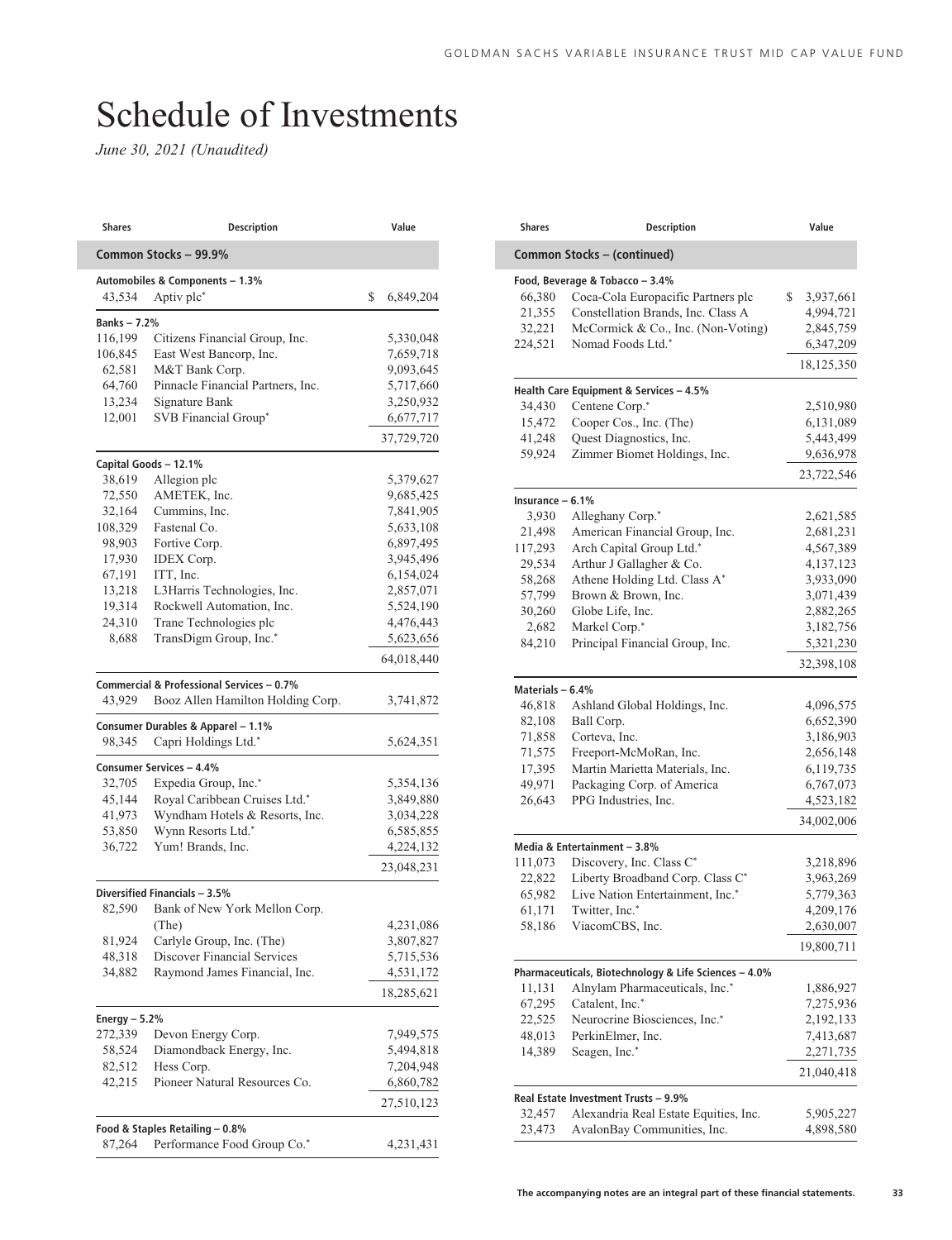# Schedule of Investments

*June 30, 2021 (Unaudited)*

| Shares | Description | Value |
|---|---|---|
| **Common Stocks – 99.9%** | | |
| **Automobiles & Components – 1.3%** | | |
| 43,534 | Aptiv plc* | $ 6,849,204 |
| **Banks – 7.2%** | | |
| 116,199 | Citizens Financial Group, Inc. | 5,330,048 |
| 106,845 | East West Bancorp, Inc. | 7,659,718 |
| 62,581 | M&T Bank Corp. | 9,093,645 |
| 64,760 | Pinnacle Financial Partners, Inc. | 5,717,660 |
| 13,234 | Signature Bank | 3,250,932 |
| 12,001 | SVB Financial Group* | 6,677,717 |
| | | 37,729,720 |
| **Capital Goods – 12.1%** | | |
| 38,619 | Allegion plc | 5,379,627 |
| 72,550 | AMETEK, Inc. | 9,685,425 |
| 32,164 | Cummins, Inc. | 7,841,905 |
| 108,329 | Fastenal Co. | 5,633,108 |
| 98,903 | Fortive Corp. | 6,897,495 |
| 17,930 | IDEX Corp. | 3,945,496 |
| 67,191 | ITT, Inc. | 6,154,024 |
| 13,218 | L3Harris Technologies, Inc. | 2,857,071 |
| 19,314 | Rockwell Automation, Inc. | 5,524,190 |
| 24,310 | Trane Technologies plc | 4,476,443 |
| 8,688 | TransDigm Group, Inc.* | 5,623,656 |
| | | 64,018,440 |
| **Commercial & Professional Services – 0.7%** | | |
| 43,929 | Booz Allen Hamilton Holding Corp. | 3,741,872 |
| **Consumer Durables & Apparel – 1.1%** | | |
| 98,345 | Capri Holdings Ltd.* | 5,624,351 |
| **Consumer Services – 4.4%** | | |
| 32,705 | Expedia Group, Inc.* | 5,354,136 |
| 45,144 | Royal Caribbean Cruises Ltd.* | 3,849,880 |
| 41,973 | Wyndham Hotels & Resorts, Inc. | 3,034,228 |
| 53,850 | Wynn Resorts Ltd.* | 6,585,855 |
| 36,722 | Yum! Brands, Inc. | 4,224,132 |
| | | 23,048,231 |
| **Diversified Financials – 3.5%** | | |
| 82,590 | Bank of New York Mellon Corp. (The) | 4,231,086 |
| 81,924 | Carlyle Group, Inc. (The) | 3,807,827 |
| 48,318 | Discover Financial Services | 5,715,536 |
| 34,882 | Raymond James Financial, Inc. | 4,531,172 |
| | | 18,285,621 |
| **Energy – 5.2%** | | |
| 272,339 | Devon Energy Corp. | 7,949,575 |
| 58,524 | Diamondback Energy, Inc. | 5,494,818 |
| 82,512 | Hess Corp. | 7,204,948 |
| 42,215 | Pioneer Natural Resources Co. | 6,860,782 |
| | | 27,510,123 |
| **Food & Staples Retailing – 0.8%** | | |
| 87,264 | Performance Food Group Co.* | 4,231,431 |

| Shares | Description | Value |
|---|---|---|
| **Common Stocks – (continued)** | | |
| **Food, Beverage & Tobacco – 3.4%** | | |
| 66,380 | Coca-Cola Europacific Partners plc | $ 3,937,661 |
| 21,355 | Constellation Brands, Inc. Class A | 4,994,721 |
| 32,221 | McCormick & Co., Inc. (Non-Voting) | 2,845,759 |
| 224,521 | Nomad Foods Ltd.* | 6,347,209 |
| | | 18,125,350 |
| **Health Care Equipment & Services – 4.5%** | | |
| 34,430 | Centene Corp.* | 2,510,980 |
| 15,472 | Cooper Cos., Inc. (The) | 6,131,089 |
| 41,248 | Quest Diagnostics, Inc. | 5,443,499 |
| 59,924 | Zimmer Biomet Holdings, Inc. | 9,636,978 |
| | | 23,722,546 |
| **Insurance – 6.1%** | | |
| 3,930 | Alleghany Corp.* | 2,621,585 |
| 21,498 | American Financial Group, Inc. | 2,681,231 |
| 117,293 | Arch Capital Group Ltd.* | 4,567,389 |
| 29,534 | Arthur J Gallagher & Co. | 4,137,123 |
| 58,268 | Athene Holding Ltd. Class A* | 3,933,090 |
| 57,799 | Brown & Brown, Inc. | 3,071,439 |
| 30,260 | Globe Life, Inc. | 2,882,265 |
| 2,682 | Markel Corp.* | 3,182,756 |
| 84,210 | Principal Financial Group, Inc. | 5,321,230 |
| | | 32,398,108 |
| **Materials – 6.4%** | | |
| 46,818 | Ashland Global Holdings, Inc. | 4,096,575 |
| 82,108 | Ball Corp. | 6,652,390 |
| 71,858 | Corteva, Inc. | 3,186,903 |
| 71,575 | Freeport-McMoRan, Inc. | 2,656,148 |
| 17,395 | Martin Marietta Materials, Inc. | 6,119,735 |
| 49,971 | Packaging Corp. of America | 6,767,073 |
| 26,643 | PPG Industries, Inc. | 4,523,182 |
| | | 34,002,006 |
| **Media & Entertainment – 3.8%** | | |
| 111,073 | Discovery, Inc. Class C* | 3,218,896 |
| 22,822 | Liberty Broadband Corp. Class C* | 3,963,269 |
| 65,982 | Live Nation Entertainment, Inc.* | 5,779,363 |
| 61,171 | Twitter, Inc.* | 4,209,176 |
| 58,186 | ViacomCBS, Inc. | 2,630,007 |
| | | 19,800,711 |
| **Pharmaceuticals, Biotechnology & Life Sciences – 4.0%** | | |
| 11,131 | Alnylam Pharmaceuticals, Inc.* | 1,886,927 |
| 67,295 | Catalent, Inc.* | 7,275,936 |
| 22,525 | Neurocrine Biosciences, Inc.* | 2,192,133 |
| 48,013 | PerkinElmer, Inc. | 7,413,687 |
| 14,389 | Seagen, Inc.* | 2,271,735 |
| | | 21,040,418 |
| **Real Estate Investment Trusts – 9.9%** | | |
| 32,457 | Alexandria Real Estate Equities, Inc. | 5,905,227 |
| 23,473 | AvalonBay Communities, Inc. | 4,898,580 |

The accompanying notes are an integral part of these financial statements.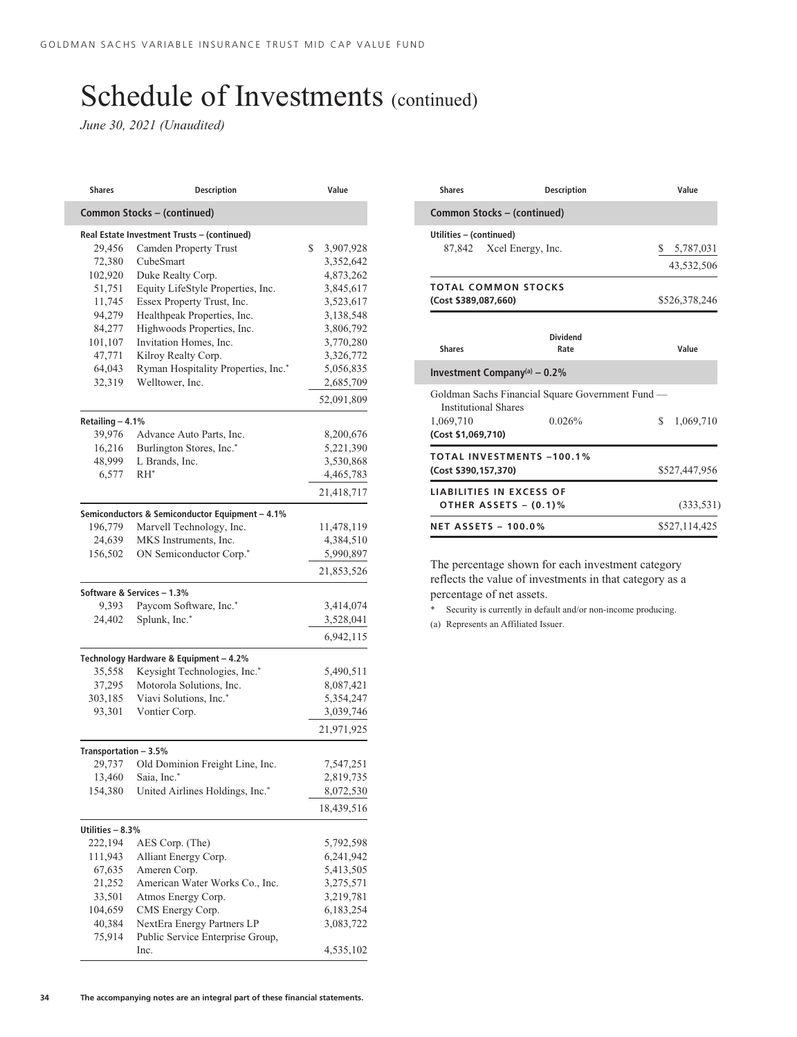# Schedule of Investments (continued)

*June 30, 2021 (Unaudited)*

| Shares | Description | Value |
|---|---|---|
| **Common Stocks – (continued)** | | |
| **Real Estate Investment Trusts – (continued)** | | |
| 29,456 | Camden Property Trust | $ 3,907,928 |
| 72,380 | CubeSmart | 3,352,642 |
| 102,920 | Duke Realty Corp. | 4,873,262 |
| 51,751 | Equity LifeStyle Properties, Inc. | 3,845,617 |
| 11,745 | Essex Property Trust, Inc. | 3,523,617 |
| 94,279 | Healthpeak Properties, Inc. | 3,138,548 |
| 84,277 | Highwoods Properties, Inc. | 3,806,792 |
| 101,107 | Invitation Homes, Inc. | 3,770,280 |
| 47,771 | Kilroy Realty Corp. | 3,326,772 |
| 64,043 | Ryman Hospitality Properties, Inc.* | 5,056,835 |
| 32,319 | Welltower, Inc. | 2,685,709 |
| | | 52,091,809 |
| **Retailing – 4.1%** | | |
| 39,976 | Advance Auto Parts, Inc. | 8,200,676 |
| 16,216 | Burlington Stores, Inc.* | 5,221,390 |
| 48,999 | L Brands, Inc. | 3,530,868 |
| 6,577 | RH* | 4,465,783 |
| | | 21,418,717 |
| **Semiconductors & Semiconductor Equipment – 4.1%** | | |
| 196,779 | Marvell Technology, Inc. | 11,478,119 |
| 24,639 | MKS Instruments, Inc. | 4,384,510 |
| 156,502 | ON Semiconductor Corp.* | 5,990,897 |
| | | 21,853,526 |
| **Software & Services – 1.3%** | | |
| 9,393 | Paycom Software, Inc.* | 3,414,074 |
| 24,402 | Splunk, Inc.* | 3,528,041 |
| | | 6,942,115 |
| **Technology Hardware & Equipment – 4.2%** | | |
| 35,558 | Keysight Technologies, Inc.* | 5,490,511 |
| 37,295 | Motorola Solutions, Inc. | 8,087,421 |
| 303,185 | Viavi Solutions, Inc.* | 5,354,247 |
| 93,301 | Vontier Corp. | 3,039,746 |
| | | 21,971,925 |
| **Transportation – 3.5%** | | |
| 29,737 | Old Dominion Freight Line, Inc. | 7,547,251 |
| 13,460 | Saia, Inc.* | 2,819,735 |
| 154,380 | United Airlines Holdings, Inc.* | 8,072,530 |
| | | 18,439,516 |
| **Utilities – 8.3%** | | |
| 222,194 | AES Corp. (The) | 5,792,598 |
| 111,943 | Alliant Energy Corp. | 6,241,942 |
| 67,635 | Ameren Corp. | 5,413,505 |
| 21,252 | American Water Works Co., Inc. | 3,275,571 |
| 33,501 | Atmos Energy Corp. | 3,219,781 |
| 104,659 | CMS Energy Corp. | 6,183,254 |
| 40,384 | NextEra Energy Partners LP | 3,083,722 |
| 75,914 | Public Service Enterprise Group, Inc. | 4,535,102 |
| 87,842 | Xcel Energy, Inc. | $ 5,787,031 |
| | | 43,532,506 |
| **TOTAL COMMON STOCKS** (Cost $389,087,660) | | $526,378,246 |

| Shares | Dividend Rate | Value |
|---|---|---|
| **Investment Company[(a)] – 0.2%** | | |
| Goldman Sachs Financial Square Government Fund — Institutional Shares | | |
| 1,069,710 | 0.026% | $ 1,069,710 |
| **(Cost $1,069,710)** | | |
| **TOTAL INVESTMENTS –100.1%** (Cost $390,157,370) | | $527,447,956 |
| **LIABILITIES IN EXCESS OF OTHER ASSETS – (0.1)%** | | (333,531) |
| **NET ASSETS – 100.0%** | | $527,114,425 |

The percentage shown for each investment category reflects the value of investments in that category as a percentage of net assets.

\* Security is currently in default and/or non-income producing.

(a) Represents an Affiliated Issuer.

The accompanying notes are an integral part of these financial statements.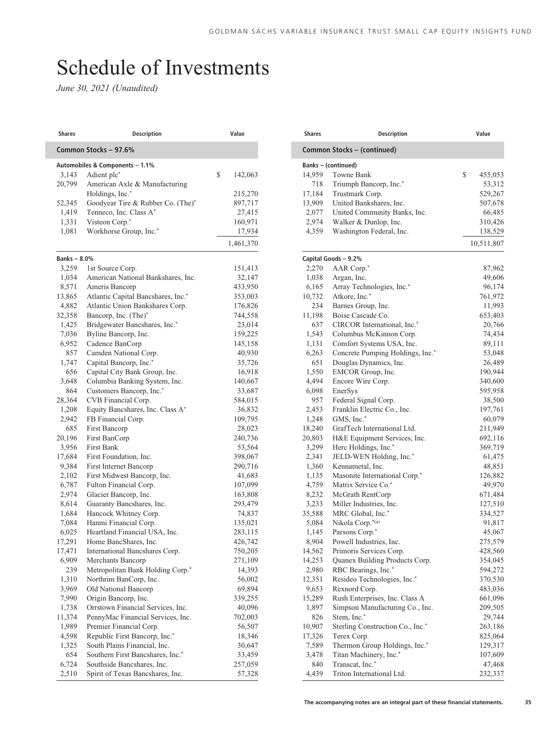# Schedule of Investments

*June 30, 2021 (Unaudited)*

| Shares | Description | Value |
|---|---|---|
| **Common Stocks – 97.6%** | | |
| **Automobiles & Components – 1.1%** | | |
| 3,143 | Adient plc* | $ 142,063 |
| 20,799 | American Axle & Manufacturing Holdings, Inc.* | 215,270 |
| 52,345 | Goodyear Tire & Rubber Co. (The)* | 897,717 |
| 1,419 | Tenneco, Inc. Class A* | 27,415 |
| 1,331 | Visteon Corp.* | 160,971 |
| 1,081 | Workhorse Group, Inc.* | 17,934 |
| | | 1,461,370 |
| **Banks – 8.0%** | | |
| 3,259 | 1st Source Corp. | 151,413 |
| 1,034 | American National Bankshares, Inc. | 32,147 |
| 8,571 | Ameris Bancorp | 433,950 |
| 13,865 | Atlantic Capital Bancshares, Inc.* | 353,003 |
| 4,882 | Atlantic Union Bankshares Corp. | 176,826 |
| 32,358 | Bancorp, Inc. (The)* | 744,558 |
| 1,425 | Bridgewater Bancshares, Inc.* | 23,014 |
| 7,036 | Byline Bancorp, Inc. | 159,225 |
| 6,952 | Cadence BanCorp | 145,158 |
| 857 | Camden National Corp. | 40,930 |
| 1,747 | Capital Bancorp, Inc.* | 35,726 |
| 656 | Capital City Bank Group, Inc. | 16,918 |
| 3,648 | Columbia Banking System, Inc. | 140,667 |
| 864 | Customers Bancorp, Inc.* | 33,687 |
| 28,364 | CVB Financial Corp. | 584,015 |
| 1,208 | Equity Bancshares, Inc. Class A* | 36,832 |
| 2,942 | FB Financial Corp. | 109,795 |
| 685 | First Bancorp | 28,023 |
| 20,196 | First BanCorp | 240,736 |
| 3,956 | First Bank | 53,564 |
| 17,684 | First Foundation, Inc. | 398,067 |
| 9,384 | First Internet Bancorp | 290,716 |
| 2,102 | First Midwest Bancorp, Inc. | 41,683 |
| 6,787 | Fulton Financial Corp. | 107,099 |
| 2,974 | Glacier Bancorp, Inc. | 163,808 |
| 8,614 | Guaranty Bancshares, Inc. | 293,479 |
| 1,684 | Hancock Whitney Corp. | 74,837 |
| 7,084 | Hanmi Financial Corp. | 135,021 |
| 6,025 | Heartland Financial USA, Inc. | 283,115 |
| 17,291 | Home BancShares, Inc. | 426,742 |
| 17,471 | International Bancshares Corp. | 750,205 |
| 6,909 | Merchants Bancorp | 271,109 |
| 239 | Metropolitan Bank Holding Corp.* | 14,393 |
| 1,310 | Northrim BanCorp, Inc. | 56,002 |
| 3,969 | Old National Bancorp | 69,894 |
| 7,990 | Origin Bancorp, Inc. | 339,255 |
| 1,738 | Orrstown Financial Services, Inc. | 40,096 |
| 11,374 | PennyMac Financial Services, Inc. | 702,003 |
| 1,989 | Premier Financial Corp. | 56,507 |
| 4,598 | Republic First Bancorp, Inc.* | 18,346 |
| 1,325 | South Plains Financial, Inc. | 30,647 |
| 654 | Southern First Bancshares, Inc.* | 33,459 |
| 6,724 | Southside Bancshares, Inc. | 257,059 |
| 2,510 | Spirit of Texas Bancshares, Inc. | 57,328 |
| **Common Stocks – (continued)** | | |
| **Banks – (continued)** | | |
| 14,959 | Towne Bank | $ 455,053 |
| 718 | Triumph Bancorp, Inc.* | 53,312 |
| 17,184 | Trustmark Corp. | 529,267 |
| 13,909 | United Bankshares, Inc. | 507,678 |
| 2,077 | United Community Banks, Inc. | 66,485 |
| 2,974 | Walker & Dunlop, Inc. | 310,426 |
| 4,359 | Washington Federal, Inc. | 138,529 |
| | | 10,511,807 |
| **Capital Goods – 9.2%** | | |
| 2,270 | AAR Corp.* | 87,962 |
| 1,038 | Argan, Inc. | 49,606 |
| 6,165 | Array Technologies, Inc.* | 96,174 |
| 10,732 | Atkore, Inc.* | 761,972 |
| 234 | Barnes Group, Inc. | 11,993 |
| 11,198 | Boise Cascade Co. | 653,403 |
| 637 | CIRCOR International, Inc.* | 20,766 |
| 1,543 | Columbus McKinnon Corp. | 74,434 |
| 1,131 | Comfort Systems USA, Inc. | 89,111 |
| 6,263 | Concrete Pumping Holdings, Inc.* | 53,048 |
| 651 | Douglas Dynamics, Inc. | 26,489 |
| 1,550 | EMCOR Group, Inc. | 190,944 |
| 4,494 | Encore Wire Corp. | 340,600 |
| 6,098 | EnerSys | 595,958 |
| 957 | Federal Signal Corp. | 38,500 |
| 2,453 | Franklin Electric Co., Inc. | 197,761 |
| 1,248 | GMS, Inc.* | 60,079 |
| 18,240 | GrafTech International Ltd. | 211,949 |
| 20,803 | H&E Equipment Services, Inc. | 692,116 |
| 3,299 | Herc Holdings, Inc.* | 369,719 |
| 2,341 | JELD-WEN Holding, Inc.* | 61,475 |
| 1,360 | Kennametal, Inc. | 48,851 |
| 1,135 | Masonite International Corp.* | 126,882 |
| 4,759 | Matrix Service Co.* | 49,970 |
| 8,232 | McGrath RentCorp | 671,484 |
| 3,233 | Miller Industries, Inc. | 127,510 |
| 35,588 | MRC Global, Inc.* | 334,527 |
| 5,084 | Nikola Corp.*(a) | 91,817 |
| 1,145 | Parsons Corp.* | 45,067 |
| 8,904 | Powell Industries, Inc. | 275,579 |
| 14,562 | Primoris Services Corp. | 428,560 |
| 14,253 | Quanex Building Products Corp. | 354,045 |
| 2,980 | RBC Bearings, Inc.* | 594,272 |
| 12,351 | Resideo Technologies, Inc.* | 370,530 |
| 9,653 | Rexnord Corp. | 483,036 |
| 15,289 | Rush Enterprises, Inc. Class A | 661,096 |
| 1,897 | Simpson Manufacturing Co., Inc. | 209,505 |
| 826 | Stem, Inc.* | 29,744 |
| 10,907 | Sterling Construction Co., Inc.* | 263,186 |
| 17,326 | Terex Corp. | 825,064 |
| 7,589 | Thermon Group Holdings, Inc.* | 129,317 |
| 3,478 | Titan Machinery, Inc.* | 107,609 |
| 840 | Transcat, Inc.* | 47,468 |
| 4,439 | Triton International Ltd. | 232,337 |

**The accompanying notes are an integral part of these financial statements.**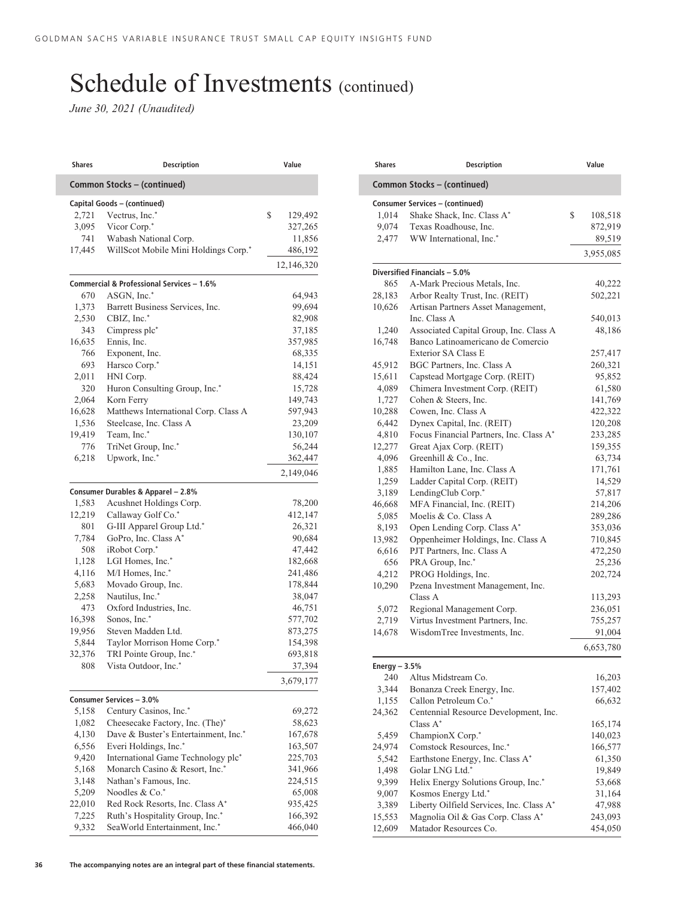# Schedule of Investments (continued)

*June 30, 2021 (Unaudited)*

| Shares | Description | Value |
|---|---|---|
| **Common Stocks – (continued)** | | |
| **Capital Goods – (continued)** | | |
| 2,721 | Vectrus, Inc.* | $ 129,492 |
| 3,095 | Vicor Corp.* | 327,265 |
| 741 | Wabash National Corp. | 11,856 |
| 17,445 | WillScot Mobile Mini Holdings Corp.* | 486,192 |
| | | 12,146,320 |
| **Commercial & Professional Services – 1.6%** | | |
| 670 | ASGN, Inc.* | 64,943 |
| 1,373 | Barrett Business Services, Inc. | 99,694 |
| 2,530 | CBIZ, Inc.* | 82,908 |
| 343 | Cimpress plc* | 37,185 |
| 16,635 | Ennis, Inc. | 357,985 |
| 766 | Exponent, Inc. | 68,335 |
| 693 | Harsco Corp.* | 14,151 |
| 2,011 | HNI Corp. | 88,424 |
| 320 | Huron Consulting Group, Inc.* | 15,728 |
| 2,064 | Korn Ferry | 149,743 |
| 16,628 | Matthews International Corp. Class A | 597,943 |
| 1,536 | Steelcase, Inc. Class A | 23,209 |
| 19,419 | Team, Inc.* | 130,107 |
| 776 | TriNet Group, Inc.* | 56,244 |
| 6,218 | Upwork, Inc.* | 362,447 |
| | | 2,149,046 |
| **Consumer Durables & Apparel – 2.8%** | | |
| 1,583 | Acushnet Holdings Corp. | 78,200 |
| 12,219 | Callaway Golf Co.* | 412,147 |
| 801 | G-III Apparel Group Ltd.* | 26,321 |
| 7,784 | GoPro, Inc. Class A* | 90,684 |
| 508 | iRobot Corp.* | 47,442 |
| 1,128 | LGI Homes, Inc.* | 182,668 |
| 4,116 | M/I Homes, Inc.* | 241,486 |
| 5,683 | Movado Group, Inc. | 178,844 |
| 2,258 | Nautilus, Inc.* | 38,047 |
| 473 | Oxford Industries, Inc. | 46,751 |
| 16,398 | Sonos, Inc.* | 577,702 |
| 19,956 | Steven Madden Ltd. | 873,275 |
| 5,844 | Taylor Morrison Home Corp.* | 154,398 |
| 32,376 | TRI Pointe Group, Inc.* | 693,818 |
| 808 | Vista Outdoor, Inc.* | 37,394 |
| | | 3,679,177 |
| **Consumer Services – 3.0%** | | |
| 5,158 | Century Casinos, Inc.* | 69,272 |
| 1,082 | Cheesecake Factory, Inc. (The)* | 58,623 |
| 4,130 | Dave & Buster's Entertainment, Inc.* | 167,678 |
| 6,556 | Everi Holdings, Inc.* | 163,507 |
| 9,420 | International Game Technology plc* | 225,703 |
| 5,168 | Monarch Casino & Resort, Inc.* | 341,966 |
| 3,148 | Nathan's Famous, Inc. | 224,515 |
| 5,209 | Noodles & Co.* | 65,008 |
| 22,010 | Red Rock Resorts, Inc. Class A* | 935,425 |
| 7,225 | Ruth's Hospitality Group, Inc.* | 166,392 |
| 9,332 | SeaWorld Entertainment, Inc.* | 466,040 |
| 1,014 | Shake Shack, Inc. Class A* | $ 108,518 |
| 9,074 | Texas Roadhouse, Inc. | 872,919 |
| 2,477 | WW International, Inc.* | 89,519 |
| | | 3,955,085 |
| **Diversified Financials – 5.0%** | | |
| 865 | A-Mark Precious Metals, Inc. | 40,222 |
| 28,183 | Arbor Realty Trust, Inc. (REIT) | 502,221 |
| 10,626 | Artisan Partners Asset Management, Inc. Class A | 540,013 |
| 1,240 | Associated Capital Group, Inc. Class A | 48,186 |
| 16,748 | Banco Latinoamericano de Comercio Exterior SA Class E | 257,417 |
| 45,912 | BGC Partners, Inc. Class A | 260,321 |
| 15,611 | Capstead Mortgage Corp. (REIT) | 95,852 |
| 4,089 | Chimera Investment Corp. (REIT) | 61,580 |
| 1,727 | Cohen & Steers, Inc. | 141,769 |
| 10,288 | Cowen, Inc. Class A | 422,322 |
| 6,442 | Dynex Capital, Inc. (REIT) | 120,208 |
| 4,810 | Focus Financial Partners, Inc. Class A* | 233,285 |
| 12,277 | Great Ajax Corp. (REIT) | 159,355 |
| 4,096 | Greenhill & Co., Inc. | 63,734 |
| 1,885 | Hamilton Lane, Inc. Class A | 171,761 |
| 1,259 | Ladder Capital Corp. (REIT) | 14,529 |
| 3,189 | LendingClub Corp.* | 57,817 |
| 46,668 | MFA Financial, Inc. (REIT) | 214,206 |
| 5,085 | Moelis & Co. Class A | 289,286 |
| 8,193 | Open Lending Corp. Class A* | 353,036 |
| 13,982 | Oppenheimer Holdings, Inc. Class A | 710,845 |
| 6,616 | PJT Partners, Inc. Class A | 472,250 |
| 656 | PRA Group, Inc.* | 25,236 |
| 4,212 | PROG Holdings, Inc. | 202,724 |
| 10,290 | Pzena Investment Management, Inc. Class A | 113,293 |
| 5,072 | Regional Management Corp. | 236,051 |
| 2,719 | Virtus Investment Partners, Inc. | 755,257 |
| 14,678 | WisdomTree Investments, Inc. | 91,004 |
| | | 6,653,780 |
| **Energy – 3.5%** | | |
| 240 | Altus Midstream Co. | 16,203 |
| 3,344 | Bonanza Creek Energy, Inc. | 157,402 |
| 1,155 | Callon Petroleum Co.* | 66,632 |
| 24,362 | Centennial Resource Development, Inc. Class A* | 165,174 |
| 5,459 | ChampionX Corp.* | 140,023 |
| 24,974 | Comstock Resources, Inc.* | 166,577 |
| 5,542 | Earthstone Energy, Inc. Class A* | 61,350 |
| 1,498 | Golar LNG Ltd.* | 19,849 |
| 9,399 | Helix Energy Solutions Group, Inc.* | 53,668 |
| 9,007 | Kosmos Energy Ltd.* | 31,164 |
| 3,389 | Liberty Oilfield Services, Inc. Class A* | 47,988 |
| 15,553 | Magnolia Oil & Gas Corp. Class A* | 243,093 |
| 12,609 | Matador Resources Co. | 454,050 |

The accompanying notes are an integral part of these financial statements.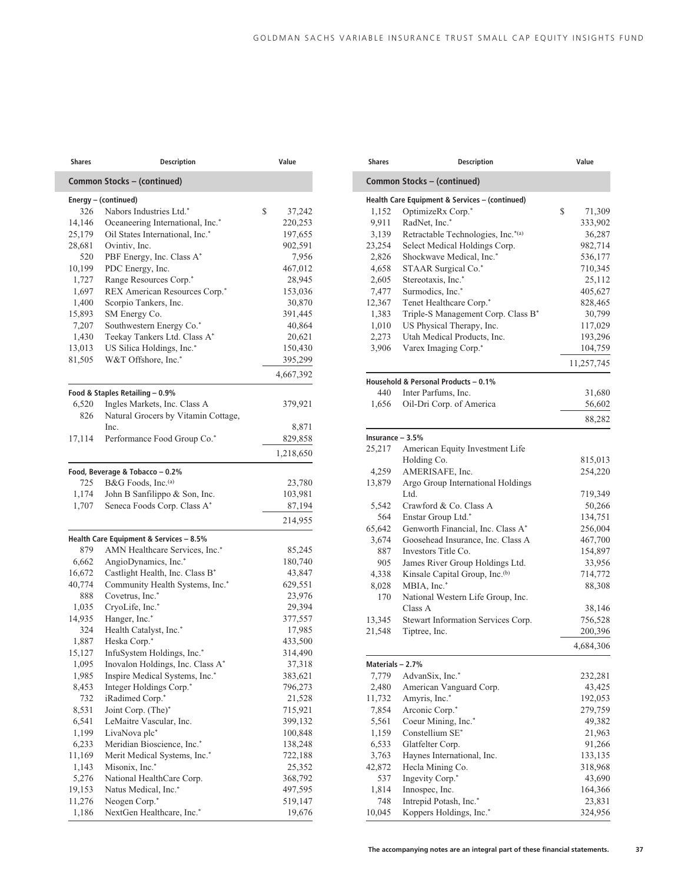| Shares | Description | Value |
|---|---|---|
| **Common Stocks – (continued)** | | |
| **Energy – (continued)** | | |
| 326 | Nabors Industries Ltd.* | $ 37,242 |
| 14,146 | Oceaneering International, Inc.* | 220,253 |
| 25,179 | Oil States International, Inc.* | 197,655 |
| 28,681 | Ovintiv, Inc. | 902,591 |
| 520 | PBF Energy, Inc. Class A* | 7,956 |
| 10,199 | PDC Energy, Inc. | 467,012 |
| 1,727 | Range Resources Corp.* | 28,945 |
| 1,697 | REX American Resources Corp.* | 153,036 |
| 1,400 | Scorpio Tankers, Inc. | 30,870 |
| 15,893 | SM Energy Co. | 391,445 |
| 7,207 | Southwestern Energy Co.* | 40,864 |
| 1,430 | Teekay Tankers Ltd. Class A* | 20,621 |
| 13,013 | US Silica Holdings, Inc.* | 150,430 |
| 81,505 | W&T Offshore, Inc.* | 395,299 |
| | | 4,667,392 |
| **Food & Staples Retailing – 0.9%** | | |
| 6,520 | Ingles Markets, Inc. Class A | 379,921 |
| 826 | Natural Grocers by Vitamin Cottage, Inc. | 8,871 |
| 17,114 | Performance Food Group Co.* | 829,858 |
| | | 1,218,650 |
| **Food, Beverage & Tobacco – 0.2%** | | |
| 725 | B&G Foods, Inc.[(a)] | 23,780 |
| 1,174 | John B Sanfilippo & Son, Inc. | 103,981 |
| 1,707 | Seneca Foods Corp. Class A* | 87,194 |
| | | 214,955 |
| **Health Care Equipment & Services – 8.5%** | | |
| 879 | AMN Healthcare Services, Inc.* | 85,245 |
| 6,662 | AngioDynamics, Inc.* | 180,740 |
| 16,672 | Castlight Health, Inc. Class B* | 43,847 |
| 40,774 | Community Health Systems, Inc.* | 629,551 |
| 888 | Covetrus, Inc.* | 23,976 |
| 1,035 | CryoLife, Inc.* | 29,394 |
| 14,935 | Hanger, Inc.* | 377,557 |
| 324 | Health Catalyst, Inc.* | 17,985 |
| 1,887 | Heska Corp.* | 433,500 |
| 15,127 | InfuSystem Holdings, Inc.* | 314,490 |
| 1,095 | Inovalon Holdings, Inc. Class A* | 37,318 |
| 1,985 | Inspire Medical Systems, Inc.* | 383,621 |
| 8,453 | Integer Holdings Corp.* | 796,273 |
| 732 | iRadimed Corp.* | 21,528 |
| 8,531 | Joint Corp. (The)* | 715,921 |
| 6,541 | LeMaitre Vascular, Inc. | 399,132 |
| 1,199 | LivaNova plc* | 100,848 |
| 6,233 | Meridian Bioscience, Inc.* | 138,248 |
| 11,169 | Merit Medical Systems, Inc.* | 722,188 |
| 1,143 | Misonix, Inc.* | 25,352 |
| 5,276 | National HealthCare Corp. | 368,792 |
| 19,153 | Natus Medical, Inc.* | 497,595 |
| 11,276 | Neogen Corp.* | 519,147 |
| 1,186 | NextGen Healthcare, Inc.* | 19,676 |
| **Health Care Equipment & Services – (continued)** | | |
| 1,152 | OptimizeRx Corp.* | $ 71,309 |
| 9,911 | RadNet, Inc.* | 333,902 |
| 3,139 | Retractable Technologies, Inc.*[(a)] | 36,287 |
| 23,254 | Select Medical Holdings Corp. | 982,714 |
| 2,826 | Shockwave Medical, Inc.* | 536,177 |
| 4,658 | STAAR Surgical Co.* | 710,345 |
| 2,605 | Stereotaxis, Inc.* | 25,112 |
| 7,477 | Surmodics, Inc.* | 405,627 |
| 12,367 | Tenet Healthcare Corp.* | 828,465 |
| 1,383 | Triple-S Management Corp. Class B* | 30,799 |
| 1,010 | US Physical Therapy, Inc. | 117,029 |
| 2,273 | Utah Medical Products, Inc. | 193,296 |
| 3,906 | Varex Imaging Corp.* | 104,759 |
| | | 11,257,745 |
| **Household & Personal Products – 0.1%** | | |
| 440 | Inter Parfums, Inc. | 31,680 |
| 1,656 | Oil-Dri Corp. of America | 56,602 |
| | | 88,282 |
| **Insurance – 3.5%** | | |
| 25,217 | American Equity Investment Life Holding Co. | 815,013 |
| 4,259 | AMERISAFE, Inc. | 254,220 |
| 13,879 | Argo Group International Holdings Ltd. | 719,349 |
| 5,542 | Crawford & Co. Class A | 50,266 |
| 564 | Enstar Group Ltd.* | 134,751 |
| 65,642 | Genworth Financial, Inc. Class A* | 256,004 |
| 3,674 | Goosehead Insurance, Inc. Class A | 467,700 |
| 887 | Investors Title Co. | 154,897 |
| 905 | James River Group Holdings Ltd. | 33,956 |
| 4,338 | Kinsale Capital Group, Inc.[(b)] | 714,772 |
| 8,028 | MBIA, Inc.* | 88,308 |
| 170 | National Western Life Group, Inc. Class A | 38,146 |
| 13,345 | Stewart Information Services Corp. | 756,528 |
| 21,548 | Tiptree, Inc. | 200,396 |
| | | 4,684,306 |
| **Materials – 2.7%** | | |
| 7,779 | AdvanSix, Inc.* | 232,281 |
| 2,480 | American Vanguard Corp. | 43,425 |
| 11,732 | Amyris, Inc.* | 192,053 |
| 7,854 | Arconic Corp.* | 279,759 |
| 5,561 | Coeur Mining, Inc.* | 49,382 |
| 1,159 | Constellium SE* | 21,963 |
| 6,533 | Glatfelter Corp. | 91,266 |
| 3,763 | Haynes International, Inc. | 133,135 |
| 42,872 | Hecla Mining Co. | 318,968 |
| 537 | Ingevity Corp.* | 43,690 |
| 1,814 | Innospec, Inc. | 164,366 |
| 748 | Intrepid Potash, Inc.* | 23,831 |
| 10,045 | Koppers Holdings, Inc.* | 324,956 |

**The accompanying notes are an integral part of these financial statements.**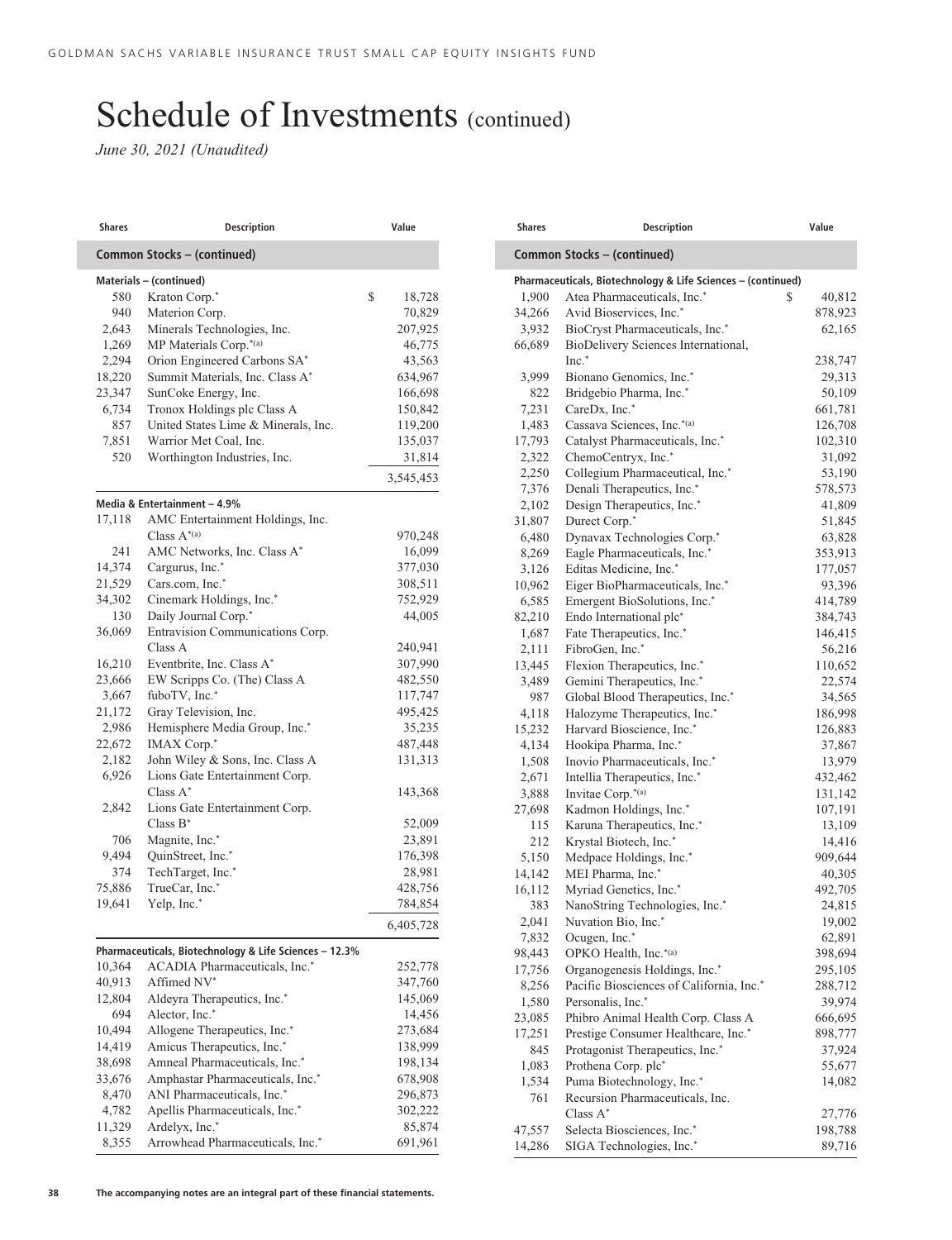# Schedule of Investments (continued)

*June 30, 2021 (Unaudited)*

| Shares | Description | Value |
|---|---|---|
| **Common Stocks – (continued)** | | |
| **Materials – (continued)** | | |
| 580 | Kraton Corp.* | $ 18,728 |
| 940 | Materion Corp. | 70,829 |
| 2,643 | Minerals Technologies, Inc. | 207,925 |
| 1,269 | MP Materials Corp.*(a) | 46,775 |
| 2,294 | Orion Engineered Carbons SA* | 43,563 |
| 18,220 | Summit Materials, Inc. Class A* | 634,967 |
| 23,347 | SunCoke Energy, Inc. | 166,698 |
| 6,734 | Tronox Holdings plc Class A | 150,842 |
| 857 | United States Lime & Minerals, Inc. | 119,200 |
| 7,851 | Warrior Met Coal, Inc. | 135,037 |
| 520 | Worthington Industries, Inc. | 31,814 |
| | | 3,545,453 |
| **Media & Entertainment – 4.9%** | | |
| 17,118 | AMC Entertainment Holdings, Inc. Class A*(a) | 970,248 |
| 241 | AMC Networks, Inc. Class A* | 16,099 |
| 14,374 | Cargurus, Inc.* | 377,030 |
| 21,529 | Cars.com, Inc.* | 308,511 |
| 34,302 | Cinemark Holdings, Inc.* | 752,929 |
| 130 | Daily Journal Corp.* | 44,005 |
| 36,069 | Entravision Communications Corp. Class A | 240,941 |
| 16,210 | Eventbrite, Inc. Class A* | 307,990 |
| 23,666 | EW Scripps Co. (The) Class A | 482,550 |
| 3,667 | fuboTV, Inc.* | 117,747 |
| 21,172 | Gray Television, Inc. | 495,425 |
| 2,986 | Hemisphere Media Group, Inc.* | 35,235 |
| 22,672 | IMAX Corp.* | 487,448 |
| 2,182 | John Wiley & Sons, Inc. Class A | 131,313 |
| 6,926 | Lions Gate Entertainment Corp. Class A* | 143,368 |
| 2,842 | Lions Gate Entertainment Corp. Class B* | 52,009 |
| 706 | Magnite, Inc.* | 23,891 |
| 9,494 | QuinStreet, Inc.* | 176,398 |
| 374 | TechTarget, Inc.* | 28,981 |
| 75,886 | TrueCar, Inc.* | 428,756 |
| 19,641 | Yelp, Inc.* | 784,854 |
| | | 6,405,728 |
| **Pharmaceuticals, Biotechnology & Life Sciences – 12.3%** | | |
| 10,364 | ACADIA Pharmaceuticals, Inc.* | 252,778 |
| 40,913 | Affimed NV* | 347,760 |
| 12,804 | Aldeyra Therapeutics, Inc.* | 145,069 |
| 694 | Alector, Inc.* | 14,456 |
| 10,494 | Allogene Therapeutics, Inc.* | 273,684 |
| 14,419 | Amicus Therapeutics, Inc.* | 138,999 |
| 38,698 | Amneal Pharmaceuticals, Inc.* | 198,134 |
| 33,676 | Amphastar Pharmaceuticals, Inc.* | 678,908 |
| 8,470 | ANI Pharmaceuticals, Inc.* | 296,873 |
| 4,782 | Apellis Pharmaceuticals, Inc.* | 302,222 |
| 11,329 | Ardelyx, Inc.* | 85,874 |
| 8,355 | Arrowhead Pharmaceuticals, Inc.* | 691,961 |

| Shares | Description | Value |
|---|---|---|
| **Common Stocks – (continued)** | | |
| **Pharmaceuticals, Biotechnology & Life Sciences – (continued)** | | |
| 1,900 | Atea Pharmaceuticals, Inc.* | $ 40,812 |
| 34,266 | Avid Bioservices, Inc.* | 878,923 |
| 3,932 | BioCryst Pharmaceuticals, Inc.* | 62,165 |
| 66,689 | BioDelivery Sciences International, Inc.* | 238,747 |
| 3,999 | Bionano Genomics, Inc.* | 29,313 |
| 822 | Bridgebio Pharma, Inc.* | 50,109 |
| 7,231 | CareDx, Inc.* | 661,781 |
| 1,483 | Cassava Sciences, Inc.*(a) | 126,708 |
| 17,793 | Catalyst Pharmaceuticals, Inc.* | 102,310 |
| 2,322 | ChemoCentryx, Inc.* | 31,092 |
| 2,250 | Collegium Pharmaceutical, Inc.* | 53,190 |
| 7,376 | Denali Therapeutics, Inc.* | 578,573 |
| 2,102 | Design Therapeutics, Inc.* | 41,809 |
| 31,807 | Durect Corp.* | 51,845 |
| 6,480 | Dynavax Technologies Corp.* | 63,828 |
| 8,269 | Eagle Pharmaceuticals, Inc.* | 353,913 |
| 3,126 | Editas Medicine, Inc.* | 177,057 |
| 10,962 | Eiger BioPharmaceuticals, Inc.* | 93,396 |
| 6,585 | Emergent BioSolutions, Inc.* | 414,789 |
| 82,210 | Endo International plc* | 384,743 |
| 1,687 | Fate Therapeutics, Inc.* | 146,415 |
| 2,111 | FibroGen, Inc.* | 56,216 |
| 13,445 | Flexion Therapeutics, Inc.* | 110,652 |
| 3,489 | Gemini Therapeutics, Inc.* | 22,574 |
| 987 | Global Blood Therapeutics, Inc.* | 34,565 |
| 4,118 | Halozyme Therapeutics, Inc.* | 186,998 |
| 15,232 | Harvard Bioscience, Inc.* | 126,883 |
| 4,134 | Hookipa Pharma, Inc.* | 37,867 |
| 1,508 | Inovio Pharmaceuticals, Inc.* | 13,979 |
| 2,671 | Intellia Therapeutics, Inc.* | 432,462 |
| 3,888 | Invitae Corp.*(a) | 131,142 |
| 27,698 | Kadmon Holdings, Inc.* | 107,191 |
| 115 | Karuna Therapeutics, Inc.* | 13,109 |
| 212 | Krystal Biotech, Inc.* | 14,416 |
| 5,150 | Medpace Holdings, Inc.* | 909,644 |
| 14,142 | MEI Pharma, Inc.* | 40,305 |
| 16,112 | Myriad Genetics, Inc.* | 492,705 |
| 383 | NanoString Technologies, Inc.* | 24,815 |
| 2,041 | Nuvation Bio, Inc.* | 19,002 |
| 7,832 | Ocugen, Inc.* | 62,891 |
| 98,443 | OPKO Health, Inc.*(a) | 398,694 |
| 17,756 | Organogenesis Holdings, Inc.* | 295,105 |
| 8,256 | Pacific Biosciences of California, Inc.* | 288,712 |
| 1,580 | Personalis, Inc.* | 39,974 |
| 23,085 | Phibro Animal Health Corp. Class A | 666,695 |
| 17,251 | Prestige Consumer Healthcare, Inc.* | 898,777 |
| 845 | Protagonist Therapeutics, Inc.* | 37,924 |
| 1,083 | Prothena Corp. plc* | 55,677 |
| 1,534 | Puma Biotechnology, Inc.* | 14,082 |
| 761 | Recursion Pharmaceuticals, Inc. Class A* | 27,776 |
| 47,557 | Selecta Biosciences, Inc.* | 198,788 |
| 14,286 | SIGA Technologies, Inc.* | 89,716 |

The accompanying notes are an integral part of these financial statements.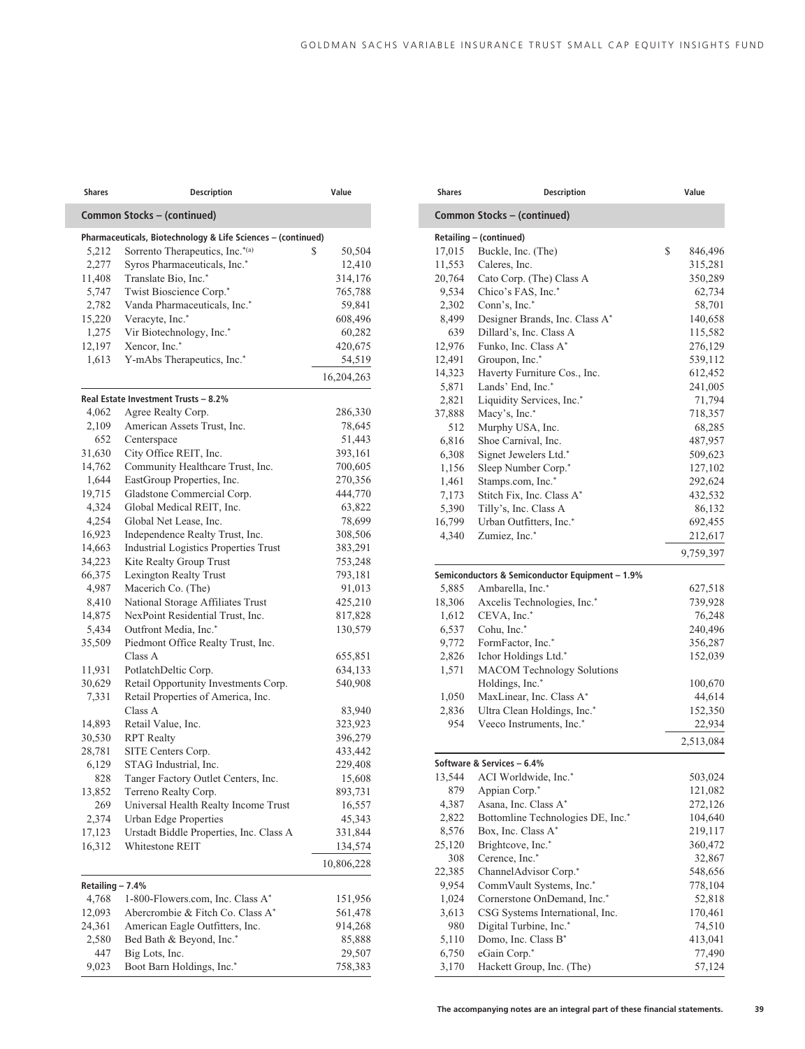| Shares | Description | Value |
|---|---|---|
| **Common Stocks – (continued)** | | |
| **Pharmaceuticals, Biotechnology & Life Sciences – (continued)** | | |
| 5,212 | Sorrento Therapeutics, Inc.*(a) | $ 50,504 |
| 2,277 | Syros Pharmaceuticals, Inc.* | 12,410 |
| 11,408 | Translate Bio, Inc.* | 314,176 |
| 5,747 | Twist Bioscience Corp.* | 765,788 |
| 2,782 | Vanda Pharmaceuticals, Inc.* | 59,841 |
| 15,220 | Veracyte, Inc.* | 608,496 |
| 1,275 | Vir Biotechnology, Inc.* | 60,282 |
| 12,197 | Xencor, Inc.* | 420,675 |
| 1,613 | Y-mAbs Therapeutics, Inc.* | 54,519 |
| | | 16,204,263 |
| **Real Estate Investment Trusts – 8.2%** | | |
| 4,062 | Agree Realty Corp. | 286,330 |
| 2,109 | American Assets Trust, Inc. | 78,645 |
| 652 | Centerspace | 51,443 |
| 31,630 | City Office REIT, Inc. | 393,161 |
| 14,762 | Community Healthcare Trust, Inc. | 700,605 |
| 1,644 | EastGroup Properties, Inc. | 270,356 |
| 19,715 | Gladstone Commercial Corp. | 444,770 |
| 4,324 | Global Medical REIT, Inc. | 63,822 |
| 4,254 | Global Net Lease, Inc. | 78,699 |
| 16,923 | Independence Realty Trust, Inc. | 308,506 |
| 14,663 | Industrial Logistics Properties Trust | 383,291 |
| 34,223 | Kite Realty Group Trust | 753,248 |
| 66,375 | Lexington Realty Trust | 793,181 |
| 4,987 | Macerich Co. (The) | 91,013 |
| 8,410 | National Storage Affiliates Trust | 425,210 |
| 14,875 | NexPoint Residential Trust, Inc. | 817,828 |
| 5,434 | Outfront Media, Inc.* | 130,579 |
| 35,509 | Piedmont Office Realty Trust, Inc. Class A | 655,851 |
| 11,931 | PotlatchDeltic Corp. | 634,133 |
| 30,629 | Retail Opportunity Investments Corp. | 540,908 |
| 7,331 | Retail Properties of America, Inc. Class A | 83,940 |
| 14,893 | Retail Value, Inc. | 323,923 |
| 30,530 | RPT Realty | 396,279 |
| 28,781 | SITE Centers Corp. | 433,442 |
| 6,129 | STAG Industrial, Inc. | 229,408 |
| 828 | Tanger Factory Outlet Centers, Inc. | 15,608 |
| 13,852 | Terreno Realty Corp. | 893,731 |
| 269 | Universal Health Realty Income Trust | 16,557 |
| 2,374 | Urban Edge Properties | 45,343 |
| 17,123 | Urstadt Biddle Properties, Inc. Class A | 331,844 |
| 16,312 | Whitestone REIT | 134,574 |
| | | 10,806,228 |
| **Retailing – 7.4%** | | |
| 4,768 | 1-800-Flowers.com, Inc. Class A* | 151,956 |
| 12,093 | Abercrombie & Fitch Co. Class A* | 561,478 |
| 24,361 | American Eagle Outfitters, Inc. | 914,268 |
| 2,580 | Bed Bath & Beyond, Inc.* | 85,888 |
| 447 | Big Lots, Inc. | 29,507 |
| 9,023 | Boot Barn Holdings, Inc.* | 758,383 |
| 17,015 | Buckle, Inc. (The) | $ 846,496 |
| 11,553 | Caleres, Inc. | 315,281 |
| 20,764 | Cato Corp. (The) Class A | 350,289 |
| 9,534 | Chico's FAS, Inc.* | 62,734 |
| 2,302 | Conn's, Inc.* | 58,701 |
| 8,499 | Designer Brands, Inc. Class A* | 140,658 |
| 639 | Dillard's, Inc. Class A | 115,582 |
| 12,976 | Funko, Inc. Class A* | 276,129 |
| 12,491 | Groupon, Inc.* | 539,112 |
| 14,323 | Haverty Furniture Cos., Inc. | 612,452 |
| 5,871 | Lands' End, Inc.* | 241,005 |
| 2,821 | Liquidity Services, Inc.* | 71,794 |
| 37,888 | Macy's, Inc.* | 718,357 |
| 512 | Murphy USA, Inc. | 68,285 |
| 6,816 | Shoe Carnival, Inc. | 487,957 |
| 6,308 | Signet Jewelers Ltd.* | 509,623 |
| 1,156 | Sleep Number Corp.* | 127,102 |
| 1,461 | Stamps.com, Inc.* | 292,624 |
| 7,173 | Stitch Fix, Inc. Class A* | 432,532 |
| 5,390 | Tilly's, Inc. Class A | 86,132 |
| 16,799 | Urban Outfitters, Inc.* | 692,455 |
| 4,340 | Zumiez, Inc.* | 212,617 |
| | | 9,759,397 |
| **Semiconductors & Semiconductor Equipment – 1.9%** | | |
| 5,885 | Ambarella, Inc.* | 627,518 |
| 18,306 | Axcelis Technologies, Inc.* | 739,928 |
| 1,612 | CEVA, Inc.* | 76,248 |
| 6,537 | Cohu, Inc.* | 240,496 |
| 9,772 | FormFactor, Inc.* | 356,287 |
| 2,826 | Ichor Holdings Ltd.* | 152,039 |
| 1,571 | MACOM Technology Solutions Holdings, Inc.* | 100,670 |
| 1,050 | MaxLinear, Inc. Class A* | 44,614 |
| 2,836 | Ultra Clean Holdings, Inc.* | 152,350 |
| 954 | Veeco Instruments, Inc.* | 22,934 |
| | | 2,513,084 |
| **Software & Services – 6.4%** | | |
| 13,544 | ACI Worldwide, Inc.* | 503,024 |
| 879 | Appian Corp.* | 121,082 |
| 4,387 | Asana, Inc. Class A* | 272,126 |
| 2,822 | Bottomline Technologies DE, Inc.* | 104,640 |
| 8,576 | Box, Inc. Class A* | 219,117 |
| 25,120 | Brightcove, Inc.* | 360,472 |
| 308 | Cerence, Inc.* | 32,867 |
| 22,385 | ChannelAdvisor Corp.* | 548,656 |
| 9,954 | CommVault Systems, Inc.* | 778,104 |
| 1,024 | Cornerstone OnDemand, Inc.* | 52,818 |
| 3,613 | CSG Systems International, Inc. | 170,461 |
| 980 | Digital Turbine, Inc.* | 74,510 |
| 5,110 | Domo, Inc. Class B* | 413,041 |
| 6,750 | eGain Corp.* | 77,490 |
| 3,170 | Hackett Group, Inc. (The) | 57,124 |

**The accompanying notes are an integral part of these financial statements.**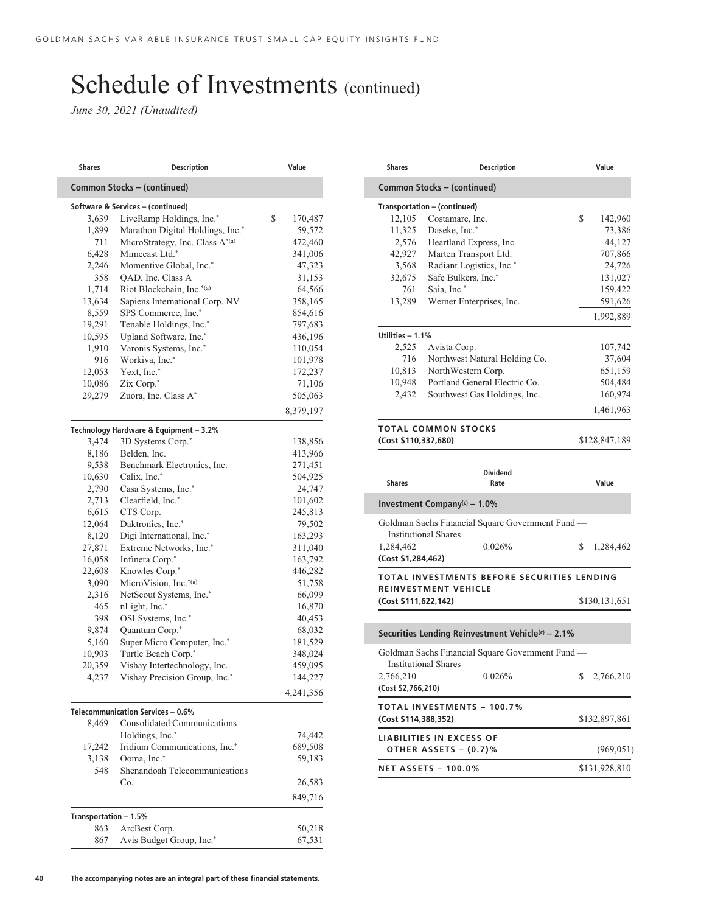# Schedule of Investments (continued)

*June 30, 2021 (Unaudited)*

| Shares | Description | Value |
|---|---|---|
| **Common Stocks – (continued)** | | |
| **Software & Services – (continued)** | | |
| 3,639 | LiveRamp Holdings, Inc.* | $ 170,487 |
| 1,899 | Marathon Digital Holdings, Inc.* | 59,572 |
| 711 | MicroStrategy, Inc. Class A*(a) | 472,460 |
| 6,428 | Mimecast Ltd.* | 341,006 |
| 2,246 | Momentive Global, Inc.* | 47,323 |
| 358 | QAD, Inc. Class A | 31,153 |
| 1,714 | Riot Blockchain, Inc.*(a) | 64,566 |
| 13,634 | Sapiens International Corp. NV | 358,165 |
| 8,559 | SPS Commerce, Inc.* | 854,616 |
| 19,291 | Tenable Holdings, Inc.* | 797,683 |
| 10,595 | Upland Software, Inc.* | 436,196 |
| 1,910 | Varonis Systems, Inc.* | 110,054 |
| 916 | Workiva, Inc.* | 101,978 |
| 12,053 | Yext, Inc.* | 172,237 |
| 10,086 | Zix Corp.* | 71,106 |
| 29,279 | Zuora, Inc. Class A* | 505,063 |
| | | 8,379,197 |
| **Technology Hardware & Equipment – 3.2%** | | |
| 3,474 | 3D Systems Corp.* | 138,856 |
| 8,186 | Belden, Inc. | 413,966 |
| 9,538 | Benchmark Electronics, Inc. | 271,451 |
| 10,630 | Calix, Inc.* | 504,925 |
| 2,790 | Casa Systems, Inc.* | 24,747 |
| 2,713 | Clearfield, Inc.* | 101,602 |
| 6,615 | CTS Corp. | 245,813 |
| 12,064 | Daktronics, Inc.* | 79,502 |
| 8,120 | Digi International, Inc.* | 163,293 |
| 27,871 | Extreme Networks, Inc.* | 311,040 |
| 16,058 | Infinera Corp.* | 163,792 |
| 22,608 | Knowles Corp.* | 446,282 |
| 3,090 | MicroVision, Inc.*(a) | 51,758 |
| 2,316 | NetScout Systems, Inc.* | 66,099 |
| 465 | nLight, Inc.* | 16,870 |
| 398 | OSI Systems, Inc.* | 40,453 |
| 9,874 | Quantum Corp.* | 68,032 |
| 5,160 | Super Micro Computer, Inc.* | 181,529 |
| 10,903 | Turtle Beach Corp.* | 348,024 |
| 20,359 | Vishay Intertechnology, Inc. | 459,095 |
| 4,237 | Vishay Precision Group, Inc.* | 144,227 |
| | | 4,241,356 |
| **Telecommunication Services – 0.6%** | | |
| 8,469 | Consolidated Communications Holdings, Inc.* | 74,442 |
| 17,242 | Iridium Communications, Inc.* | 689,508 |
| 3,138 | Ooma, Inc.* | 59,183 |
| 548 | Shenandoah Telecommunications Co. | 26,583 |
| | | 849,716 |
| **Transportation – 1.5%** | | |
| 863 | ArcBest Corp. | 50,218 |
| 867 | Avis Budget Group, Inc.* | 67,531 |
| 12,105 | Costamare, Inc. | $ 142,960 |
| 11,325 | Daseke, Inc.* | 73,386 |
| 2,576 | Heartland Express, Inc. | 44,127 |
| 42,927 | Marten Transport Ltd. | 707,866 |
| 3,568 | Radiant Logistics, Inc.* | 24,726 |
| 32,675 | Safe Bulkers, Inc.* | 131,027 |
| 761 | Saia, Inc.* | 159,422 |
| 13,289 | Werner Enterprises, Inc. | 591,626 |
| | | 1,992,889 |
| **Utilities – 1.1%** | | |
| 2,525 | Avista Corp. | 107,742 |
| 716 | Northwest Natural Holding Co. | 37,604 |
| 10,813 | NorthWestern Corp. | 651,159 |
| 10,948 | Portland General Electric Co. | 504,484 |
| 2,432 | Southwest Gas Holdings, Inc. | 160,974 |
| | | 1,461,963 |
| **TOTAL COMMON STOCKS (Cost $110,337,680)** | | $128,847,189 |

| Shares | Dividend Rate | Value |
|---|---|---|
| **Investment Company[(c)] – 1.0%** | | |
| Goldman Sachs Financial Square Government Fund — Institutional Shares | | |
| 1,284,462 | 0.026% | $ 1,284,462 |
| **(Cost $1,284,462)** | | |
| **TOTAL INVESTMENTS BEFORE SECURITIES LENDING REINVESTMENT VEHICLE (Cost $111,622,142)** | | $130,131,651 |
| **Securities Lending Reinvestment Vehicle[(c)] – 2.1%** | | |
| Goldman Sachs Financial Square Government Fund — Institutional Shares | | |
| 2,766,210 | 0.026% | $ 2,766,210 |
| **(Cost $2,766,210)** | | |
| **TOTAL INVESTMENTS – 100.7% (Cost $114,388,352)** | | $132,897,861 |
| **LIABILITIES IN EXCESS OF OTHER ASSETS – (0.7)%** | | (969,051) |
| **NET ASSETS – 100.0%** | | $131,928,810 |

The accompanying notes are an integral part of these financial statements.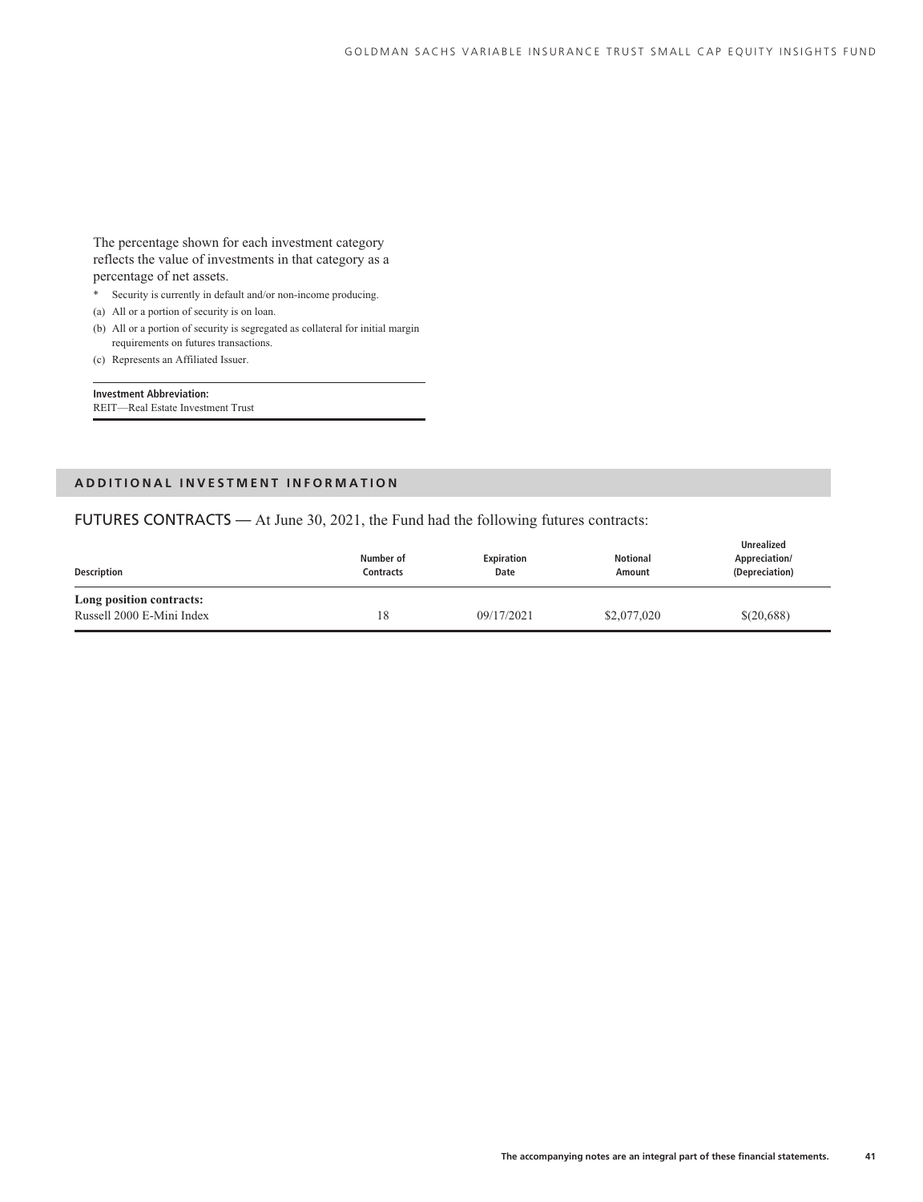The percentage shown for each investment category reflects the value of investments in that category as a percentage of net assets.

- * Security is currently in default and/or non-income producing.
- (a) All or a portion of security is on loan.
- (b) All or a portion of security is segregated as collateral for initial margin requirements on futures transactions.
- (c) Represents an Affiliated Issuer.

**Investment Abbreviation:**
REIT—Real Estate Investment Trust

## ADDITIONAL INVESTMENT INFORMATION

FUTURES CONTRACTS — At June 30, 2021, the Fund had the following futures contracts:

| Description | Number of Contracts | Expiration Date | Notional Amount | Unrealized Appreciation/ (Depreciation) |
|---|---|---|---|---|
| **Long position contracts:** | | | | |
| Russell 2000 E-Mini Index | 18 | 09/17/2021 | $2,077,020 | $(20,688) |

The accompanying notes are an integral part of these financial statements.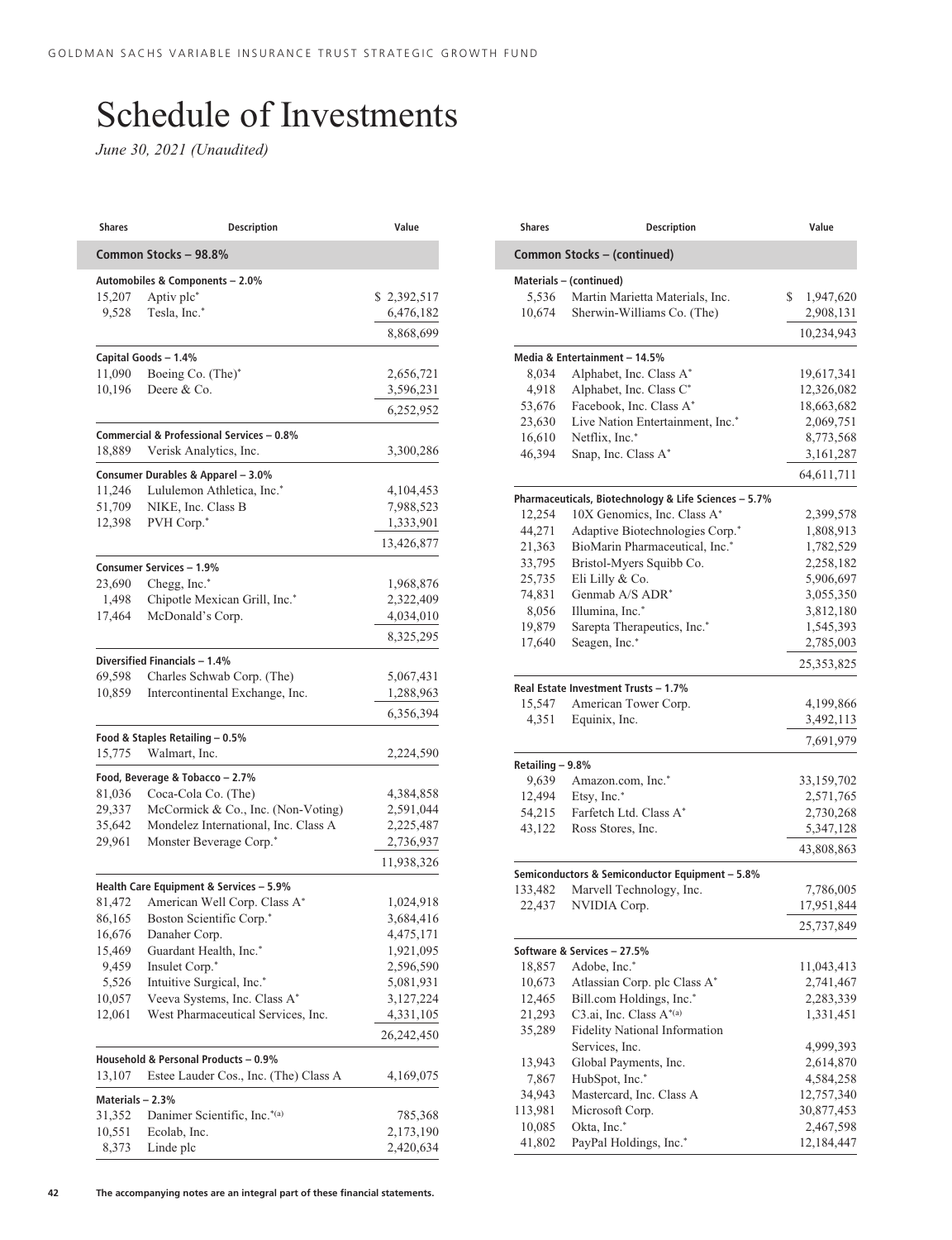# Schedule of Investments

*June 30, 2021 (Unaudited)*

| Shares | Description | Value |
|---|---|---|
| **Common Stocks – 98.8%** | | |
| **Automobiles & Components – 2.0%** | | |
| 15,207 | Aptiv plc* | $ 2,392,517 |
| 9,528 | Tesla, Inc.* | 6,476,182 |
| | | 8,868,699 |
| **Capital Goods – 1.4%** | | |
| 11,090 | Boeing Co. (The)* | 2,656,721 |
| 10,196 | Deere & Co. | 3,596,231 |
| | | 6,252,952 |
| **Commercial & Professional Services – 0.8%** | | |
| 18,889 | Verisk Analytics, Inc. | 3,300,286 |
| **Consumer Durables & Apparel – 3.0%** | | |
| 11,246 | Lululemon Athletica, Inc.* | 4,104,453 |
| 51,709 | NIKE, Inc. Class B | 7,988,523 |
| 12,398 | PVH Corp.* | 1,333,901 |
| | | 13,426,877 |
| **Consumer Services – 1.9%** | | |
| 23,690 | Chegg, Inc.* | 1,968,876 |
| 1,498 | Chipotle Mexican Grill, Inc.* | 2,322,409 |
| 17,464 | McDonald's Corp. | 4,034,010 |
| | | 8,325,295 |
| **Diversified Financials – 1.4%** | | |
| 69,598 | Charles Schwab Corp. (The) | 5,067,431 |
| 10,859 | Intercontinental Exchange, Inc. | 1,288,963 |
| | | 6,356,394 |
| **Food & Staples Retailing – 0.5%** | | |
| 15,775 | Walmart, Inc. | 2,224,590 |
| **Food, Beverage & Tobacco – 2.7%** | | |
| 81,036 | Coca-Cola Co. (The) | 4,384,858 |
| 29,337 | McCormick & Co., Inc. (Non-Voting) | 2,591,044 |
| 35,642 | Mondelez International, Inc. Class A | 2,225,487 |
| 29,961 | Monster Beverage Corp.* | 2,736,937 |
| | | 11,938,326 |
| **Health Care Equipment & Services – 5.9%** | | |
| 81,472 | American Well Corp. Class A* | 1,024,918 |
| 86,165 | Boston Scientific Corp.* | 3,684,416 |
| 16,676 | Danaher Corp. | 4,475,171 |
| 15,469 | Guardant Health, Inc.* | 1,921,095 |
| 9,459 | Insulet Corp.* | 2,596,590 |
| 5,526 | Intuitive Surgical, Inc.* | 5,081,931 |
| 10,057 | Veeva Systems, Inc. Class A* | 3,127,224 |
| 12,061 | West Pharmaceutical Services, Inc. | 4,331,105 |
| | | 26,242,450 |
| **Household & Personal Products – 0.9%** | | |
| 13,107 | Estee Lauder Cos., Inc. (The) Class A | 4,169,075 |
| **Materials – 2.3%** | | |
| 31,352 | Danimer Scientific, Inc.*(a) | 785,368 |
| 10,551 | Ecolab, Inc. | 2,173,190 |
| 8,373 | Linde plc | 2,420,634 |
| **Common Stocks – (continued)** | | |
| **Materials – (continued)** | | |
| 5,536 | Martin Marietta Materials, Inc. | $ 1,947,620 |
| 10,674 | Sherwin-Williams Co. (The) | 2,908,131 |
| | | 10,234,943 |
| **Media & Entertainment – 14.5%** | | |
| 8,034 | Alphabet, Inc. Class A* | 19,617,341 |
| 4,918 | Alphabet, Inc. Class C* | 12,326,082 |
| 53,676 | Facebook, Inc. Class A* | 18,663,682 |
| 23,630 | Live Nation Entertainment, Inc.* | 2,069,751 |
| 16,610 | Netflix, Inc.* | 8,773,568 |
| 46,394 | Snap, Inc. Class A* | 3,161,287 |
| | | 64,611,711 |
| **Pharmaceuticals, Biotechnology & Life Sciences – 5.7%** | | |
| 12,254 | 10X Genomics, Inc. Class A* | 2,399,578 |
| 44,271 | Adaptive Biotechnologies Corp.* | 1,808,913 |
| 21,363 | BioMarin Pharmaceutical, Inc.* | 1,782,529 |
| 33,795 | Bristol-Myers Squibb Co. | 2,258,182 |
| 25,735 | Eli Lilly & Co. | 5,906,697 |
| 74,831 | Genmab A/S ADR* | 3,055,350 |
| 8,056 | Illumina, Inc.* | 3,812,180 |
| 19,879 | Sarepta Therapeutics, Inc.* | 1,545,393 |
| 17,640 | Seagen, Inc.* | 2,785,003 |
| | | 25,353,825 |
| **Real Estate Investment Trusts – 1.7%** | | |
| 15,547 | American Tower Corp. | 4,199,866 |
| 4,351 | Equinix, Inc. | 3,492,113 |
| | | 7,691,979 |
| **Retailing – 9.8%** | | |
| 9,639 | Amazon.com, Inc.* | 33,159,702 |
| 12,494 | Etsy, Inc.* | 2,571,765 |
| 54,215 | Farfetch Ltd. Class A* | 2,730,268 |
| 43,122 | Ross Stores, Inc. | 5,347,128 |
| | | 43,808,863 |
| **Semiconductors & Semiconductor Equipment – 5.8%** | | |
| 133,482 | Marvell Technology, Inc. | 7,786,005 |
| 22,437 | NVIDIA Corp. | 17,951,844 |
| | | 25,737,849 |
| **Software & Services – 27.5%** | | |
| 18,857 | Adobe, Inc.* | 11,043,413 |
| 10,673 | Atlassian Corp. plc Class A* | 2,741,467 |
| 12,465 | Bill.com Holdings, Inc.* | 2,283,339 |
| 21,293 | C3.ai, Inc. Class A*(a) | 1,331,451 |
| 35,289 | Fidelity National Information Services, Inc. | 4,999,393 |
| 13,943 | Global Payments, Inc. | 2,614,870 |
| 7,867 | HubSpot, Inc.* | 4,584,258 |
| 34,943 | Mastercard, Inc. Class A | 12,757,340 |
| 113,981 | Microsoft Corp. | 30,877,453 |
| 10,085 | Okta, Inc.* | 2,467,598 |
| 41,802 | PayPal Holdings, Inc.* | 12,184,447 |

The accompanying notes are an integral part of these financial statements.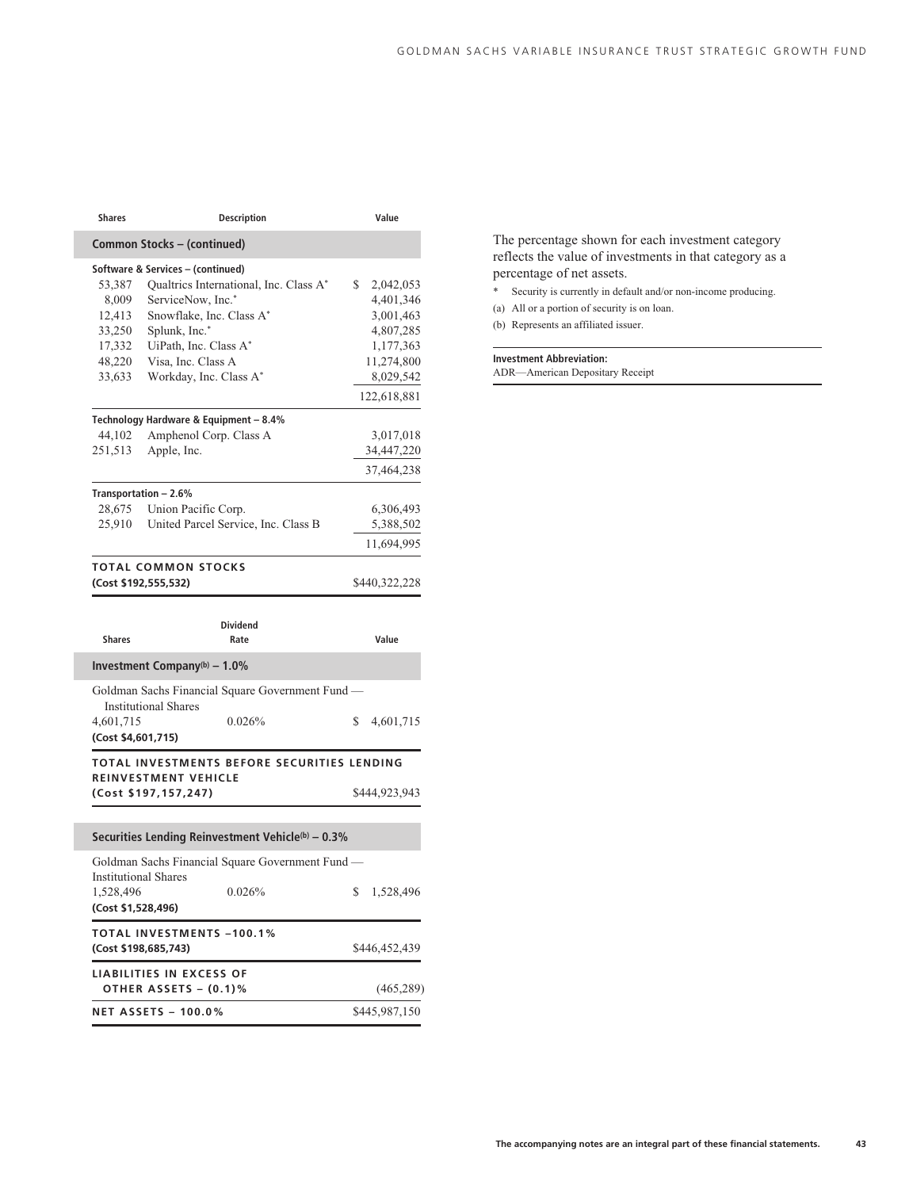| Shares | Description | Value |
|---|---|---|
| **Common Stocks – (continued)** | | |
| **Software & Services – (continued)** | | |
| 53,387 | Qualtrics International, Inc. Class A* | $ 2,042,053 |
| 8,009 | ServiceNow, Inc.* | 4,401,346 |
| 12,413 | Snowflake, Inc. Class A* | 3,001,463 |
| 33,250 | Splunk, Inc.* | 4,807,285 |
| 17,332 | UiPath, Inc. Class A* | 1,177,363 |
| 48,220 | Visa, Inc. Class A | 11,274,800 |
| 33,633 | Workday, Inc. Class A* | 8,029,542 |
| | | 122,618,881 |
| **Technology Hardware & Equipment – 8.4%** | | |
| 44,102 | Amphenol Corp. Class A | 3,017,018 |
| 251,513 | Apple, Inc. | 34,447,220 |
| | | 37,464,238 |
| **Transportation – 2.6%** | | |
| 28,675 | Union Pacific Corp. | 6,306,493 |
| 25,910 | United Parcel Service, Inc. Class B | 5,388,502 |
| | | 11,694,995 |
| **TOTAL COMMON STOCKS (Cost $192,555,532)** | | $440,322,228 |

| Shares | Dividend Rate | Value |
|---|---|---|
| **Investment Company[(b)] – 1.0%** | | |
| Goldman Sachs Financial Square Government Fund — Institutional Shares | | |
| 4,601,715 | 0.026% | $ 4,601,715 |
| **(Cost $4,601,715)** | | |
| **TOTAL INVESTMENTS BEFORE SECURITIES LENDING REINVESTMENT VEHICLE (Cost $197,157,247)** | | $444,923,943 |

| Shares | Dividend Rate | Value |
|---|---|---|
| **Securities Lending Reinvestment Vehicle[(b)] – 0.3%** | | |
| Goldman Sachs Financial Square Government Fund — Institutional Shares | | |
| 1,528,496 | 0.026% | $ 1,528,496 |
| **(Cost $1,528,496)** | | |
| **TOTAL INVESTMENTS –100.1% (Cost $198,685,743)** | | $446,452,439 |
| **LIABILITIES IN EXCESS OF OTHER ASSETS – (0.1)%** | | (465,289) |
| **NET ASSETS – 100.0%** | | $445,987,150 |

The percentage shown for each investment category reflects the value of investments in that category as a percentage of net assets.

\* Security is currently in default and/or non-income producing.

(a) All or a portion of security is on loan.

(b) Represents an affiliated issuer.

**Investment Abbreviation:**

ADR—American Depositary Receipt

The accompanying notes are an integral part of these financial statements.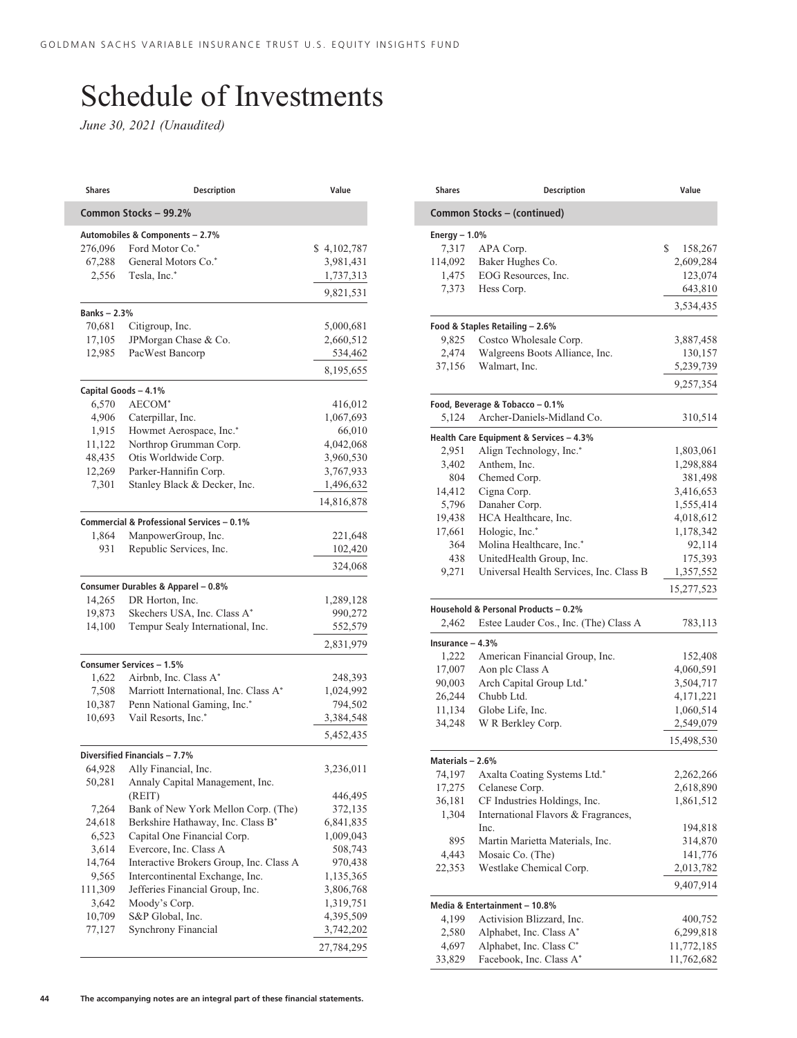# Schedule of Investments

*June 30, 2021 (Unaudited)*

| Shares | Description | Value |
|---|---|---|
| **Common Stocks – 99.2%** | | |
| **Automobiles & Components – 2.7%** | | |
| 276,096 | Ford Motor Co.* | $ 4,102,787 |
| 67,288 | General Motors Co.* | 3,981,431 |
| 2,556 | Tesla, Inc.* | 1,737,313 |
| | | 9,821,531 |
| **Banks – 2.3%** | | |
| 70,681 | Citigroup, Inc. | 5,000,681 |
| 17,105 | JPMorgan Chase & Co. | 2,660,512 |
| 12,985 | PacWest Bancorp | 534,462 |
| | | 8,195,655 |
| **Capital Goods – 4.1%** | | |
| 6,570 | AECOM* | 416,012 |
| 4,906 | Caterpillar, Inc. | 1,067,693 |
| 1,915 | Howmet Aerospace, Inc.* | 66,010 |
| 11,122 | Northrop Grumman Corp. | 4,042,068 |
| 48,435 | Otis Worldwide Corp. | 3,960,530 |
| 12,269 | Parker-Hannifin Corp. | 3,767,933 |
| 7,301 | Stanley Black & Decker, Inc. | 1,496,632 |
| | | 14,816,878 |
| **Commercial & Professional Services – 0.1%** | | |
| 1,864 | ManpowerGroup, Inc. | 221,648 |
| 931 | Republic Services, Inc. | 102,420 |
| | | 324,068 |
| **Consumer Durables & Apparel – 0.8%** | | |
| 14,265 | DR Horton, Inc. | 1,289,128 |
| 19,873 | Skechers USA, Inc. Class A* | 990,272 |
| 14,100 | Tempur Sealy International, Inc. | 552,579 |
| | | 2,831,979 |
| **Consumer Services – 1.5%** | | |
| 1,622 | Airbnb, Inc. Class A* | 248,393 |
| 7,508 | Marriott International, Inc. Class A* | 1,024,992 |
| 10,387 | Penn National Gaming, Inc.* | 794,502 |
| 10,693 | Vail Resorts, Inc.* | 3,384,548 |
| | | 5,452,435 |
| **Diversified Financials – 7.7%** | | |
| 64,928 | Ally Financial, Inc. | 3,236,011 |
| 50,281 | Annaly Capital Management, Inc. (REIT) | 446,495 |
| 7,264 | Bank of New York Mellon Corp. (The) | 372,135 |
| 24,618 | Berkshire Hathaway, Inc. Class B* | 6,841,835 |
| 6,523 | Capital One Financial Corp. | 1,009,043 |
| 3,614 | Evercore, Inc. Class A | 508,743 |
| 14,764 | Interactive Brokers Group, Inc. Class A | 970,438 |
| 9,565 | Intercontinental Exchange, Inc. | 1,135,365 |
| 111,309 | Jefferies Financial Group, Inc. | 3,806,768 |
| 3,642 | Moody's Corp. | 1,319,751 |
| 10,709 | S&P Global, Inc. | 4,395,509 |
| 77,127 | Synchrony Financial | 3,742,202 |
| | | 27,784,295 |
| **Common Stocks – (continued)** | | |
| **Energy – 1.0%** | | |
| 7,317 | APA Corp. | $ 158,267 |
| 114,092 | Baker Hughes Co. | 2,609,284 |
| 1,475 | EOG Resources, Inc. | 123,074 |
| 7,373 | Hess Corp. | 643,810 |
| | | 3,534,435 |
| **Food & Staples Retailing – 2.6%** | | |
| 9,825 | Costco Wholesale Corp. | 3,887,458 |
| 2,474 | Walgreens Boots Alliance, Inc. | 130,157 |
| 37,156 | Walmart, Inc. | 5,239,739 |
| | | 9,257,354 |
| **Food, Beverage & Tobacco – 0.1%** | | |
| 5,124 | Archer-Daniels-Midland Co. | 310,514 |
| **Health Care Equipment & Services – 4.3%** | | |
| 2,951 | Align Technology, Inc.* | 1,803,061 |
| 3,402 | Anthem, Inc. | 1,298,884 |
| 804 | Chemed Corp. | 381,498 |
| 14,412 | Cigna Corp. | 3,416,653 |
| 5,796 | Danaher Corp. | 1,555,414 |
| 19,438 | HCA Healthcare, Inc. | 4,018,612 |
| 17,661 | Hologic, Inc.* | 1,178,342 |
| 364 | Molina Healthcare, Inc.* | 92,114 |
| 438 | UnitedHealth Group, Inc. | 175,393 |
| 9,271 | Universal Health Services, Inc. Class B | 1,357,552 |
| | | 15,277,523 |
| **Household & Personal Products – 0.2%** | | |
| 2,462 | Estee Lauder Cos., Inc. (The) Class A | 783,113 |
| **Insurance – 4.3%** | | |
| 1,222 | American Financial Group, Inc. | 152,408 |
| 17,007 | Aon plc Class A | 4,060,591 |
| 90,003 | Arch Capital Group Ltd.* | 3,504,717 |
| 26,244 | Chubb Ltd. | 4,171,221 |
| 11,134 | Globe Life, Inc. | 1,060,514 |
| 34,248 | W R Berkley Corp. | 2,549,079 |
| | | 15,498,530 |
| **Materials – 2.6%** | | |
| 74,197 | Axalta Coating Systems Ltd.* | 2,262,266 |
| 17,275 | Celanese Corp. | 2,618,890 |
| 36,181 | CF Industries Holdings, Inc. | 1,861,512 |
| 1,304 | International Flavors & Fragrances, Inc. | 194,818 |
| 895 | Martin Marietta Materials, Inc. | 314,870 |
| 4,443 | Mosaic Co. (The) | 141,776 |
| 22,353 | Westlake Chemical Corp. | 2,013,782 |
| | | 9,407,914 |
| **Media & Entertainment – 10.8%** | | |
| 4,199 | Activision Blizzard, Inc. | 400,752 |
| 2,580 | Alphabet, Inc. Class A* | 6,299,818 |
| 4,697 | Alphabet, Inc. Class C* | 11,772,185 |
| 33,829 | Facebook, Inc. Class A* | 11,762,682 |

The accompanying notes are an integral part of these financial statements.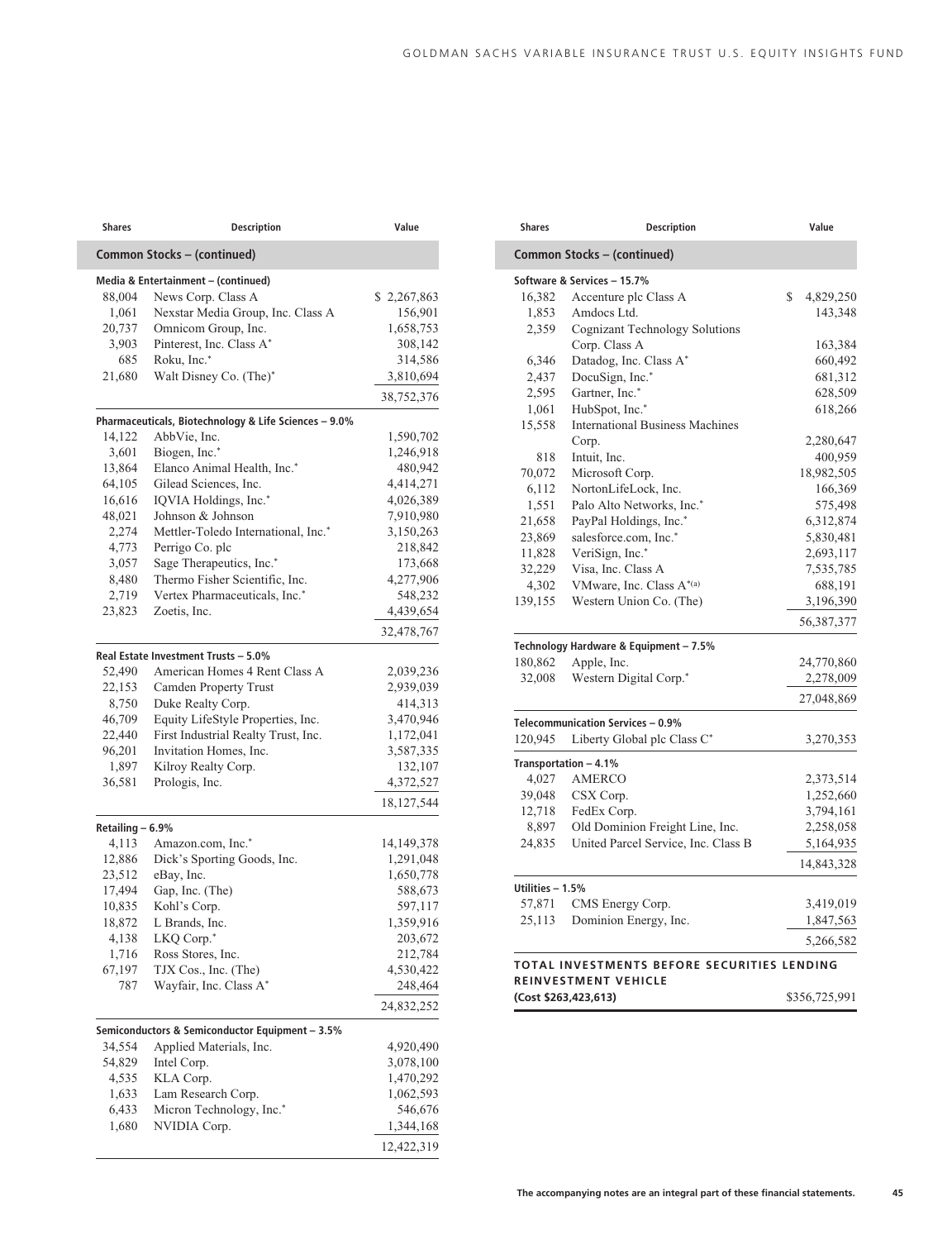| Shares | Description | Value |
|---|---|---|
| **Common Stocks – (continued)** | | |
| **Media & Entertainment – (continued)** | | |
| 88,004 | News Corp. Class A | $ 2,267,863 |
| 1,061 | Nexstar Media Group, Inc. Class A | 156,901 |
| 20,737 | Omnicom Group, Inc. | 1,658,753 |
| 3,903 | Pinterest, Inc. Class A* | 308,142 |
| 685 | Roku, Inc.* | 314,586 |
| 21,680 | Walt Disney Co. (The)* | 3,810,694 |
| | | 38,752,376 |
| **Pharmaceuticals, Biotechnology & Life Sciences – 9.0%** | | |
| 14,122 | AbbVie, Inc. | 1,590,702 |
| 3,601 | Biogen, Inc.* | 1,246,918 |
| 13,864 | Elanco Animal Health, Inc.* | 480,942 |
| 64,105 | Gilead Sciences, Inc. | 4,414,271 |
| 16,616 | IQVIA Holdings, Inc.* | 4,026,389 |
| 48,021 | Johnson & Johnson | 7,910,980 |
| 2,274 | Mettler-Toledo International, Inc.* | 3,150,263 |
| 4,773 | Perrigo Co. plc | 218,842 |
| 3,057 | Sage Therapeutics, Inc.* | 173,668 |
| 8,480 | Thermo Fisher Scientific, Inc. | 4,277,906 |
| 2,719 | Vertex Pharmaceuticals, Inc.* | 548,232 |
| 23,823 | Zoetis, Inc. | 4,439,654 |
| | | 32,478,767 |
| **Real Estate Investment Trusts – 5.0%** | | |
| 52,490 | American Homes 4 Rent Class A | 2,039,236 |
| 22,153 | Camden Property Trust | 2,939,039 |
| 8,750 | Duke Realty Corp. | 414,313 |
| 46,709 | Equity LifeStyle Properties, Inc. | 3,470,946 |
| 22,440 | First Industrial Realty Trust, Inc. | 1,172,041 |
| 96,201 | Invitation Homes, Inc. | 3,587,335 |
| 1,897 | Kilroy Realty Corp. | 132,107 |
| 36,581 | Prologis, Inc. | 4,372,527 |
| | | 18,127,544 |
| **Retailing – 6.9%** | | |
| 4,113 | Amazon.com, Inc.* | 14,149,378 |
| 12,886 | Dick's Sporting Goods, Inc. | 1,291,048 |
| 23,512 | eBay, Inc. | 1,650,778 |
| 17,494 | Gap, Inc. (The) | 588,673 |
| 10,835 | Kohl's Corp. | 597,117 |
| 18,872 | L Brands, Inc. | 1,359,916 |
| 4,138 | LKQ Corp.* | 203,672 |
| 1,716 | Ross Stores, Inc. | 212,784 |
| 67,197 | TJX Cos., Inc. (The) | 4,530,422 |
| 787 | Wayfair, Inc. Class A* | 248,464 |
| | | 24,832,252 |
| **Semiconductors & Semiconductor Equipment – 3.5%** | | |
| 34,554 | Applied Materials, Inc. | 4,920,490 |
| 54,829 | Intel Corp. | 3,078,100 |
| 4,535 | KLA Corp. | 1,470,292 |
| 1,633 | Lam Research Corp. | 1,062,593 |
| 6,433 | Micron Technology, Inc.* | 546,676 |
| 1,680 | NVIDIA Corp. | 1,344,168 |
| | | 12,422,319 |
| **Software & Services – 15.7%** | | |
| 16,382 | Accenture plc Class A | $ 4,829,250 |
| 1,853 | Amdocs Ltd. | 143,348 |
| 2,359 | Cognizant Technology Solutions Corp. Class A | 163,384 |
| 6,346 | Datadog, Inc. Class A* | 660,492 |
| 2,437 | DocuSign, Inc.* | 681,312 |
| 2,595 | Gartner, Inc.* | 628,509 |
| 1,061 | HubSpot, Inc.* | 618,266 |
| 15,558 | International Business Machines Corp. | 2,280,647 |
| 818 | Intuit, Inc. | 400,959 |
| 70,072 | Microsoft Corp. | 18,982,505 |
| 6,112 | NortonLifeLock, Inc. | 166,369 |
| 1,551 | Palo Alto Networks, Inc.* | 575,498 |
| 21,658 | PayPal Holdings, Inc.* | 6,312,874 |
| 23,869 | salesforce.com, Inc.* | 5,830,481 |
| 11,828 | VeriSign, Inc.* | 2,693,117 |
| 32,229 | Visa, Inc. Class A | 7,535,785 |
| 4,302 | VMware, Inc. Class A*(a) | 688,191 |
| 139,155 | Western Union Co. (The) | 3,196,390 |
| | | 56,387,377 |
| **Technology Hardware & Equipment – 7.5%** | | |
| 180,862 | Apple, Inc. | 24,770,860 |
| 32,008 | Western Digital Corp.* | 2,278,009 |
| | | 27,048,869 |
| **Telecommunication Services – 0.9%** | | |
| 120,945 | Liberty Global plc Class C* | 3,270,353 |
| **Transportation – 4.1%** | | |
| 4,027 | AMERCO | 2,373,514 |
| 39,048 | CSX Corp. | 1,252,660 |
| 12,718 | FedEx Corp. | 3,794,161 |
| 8,897 | Old Dominion Freight Line, Inc. | 2,258,058 |
| 24,835 | United Parcel Service, Inc. Class B | 5,164,935 |
| | | 14,843,328 |
| **Utilities – 1.5%** | | |
| 57,871 | CMS Energy Corp. | 3,419,019 |
| 25,113 | Dominion Energy, Inc. | 1,847,563 |
| | | 5,266,582 |
| **TOTAL INVESTMENTS BEFORE SECURITIES LENDING REINVESTMENT VEHICLE (Cost $263,423,613)** | | $356,725,991 |

**The accompanying notes are an integral part of these financial statements.**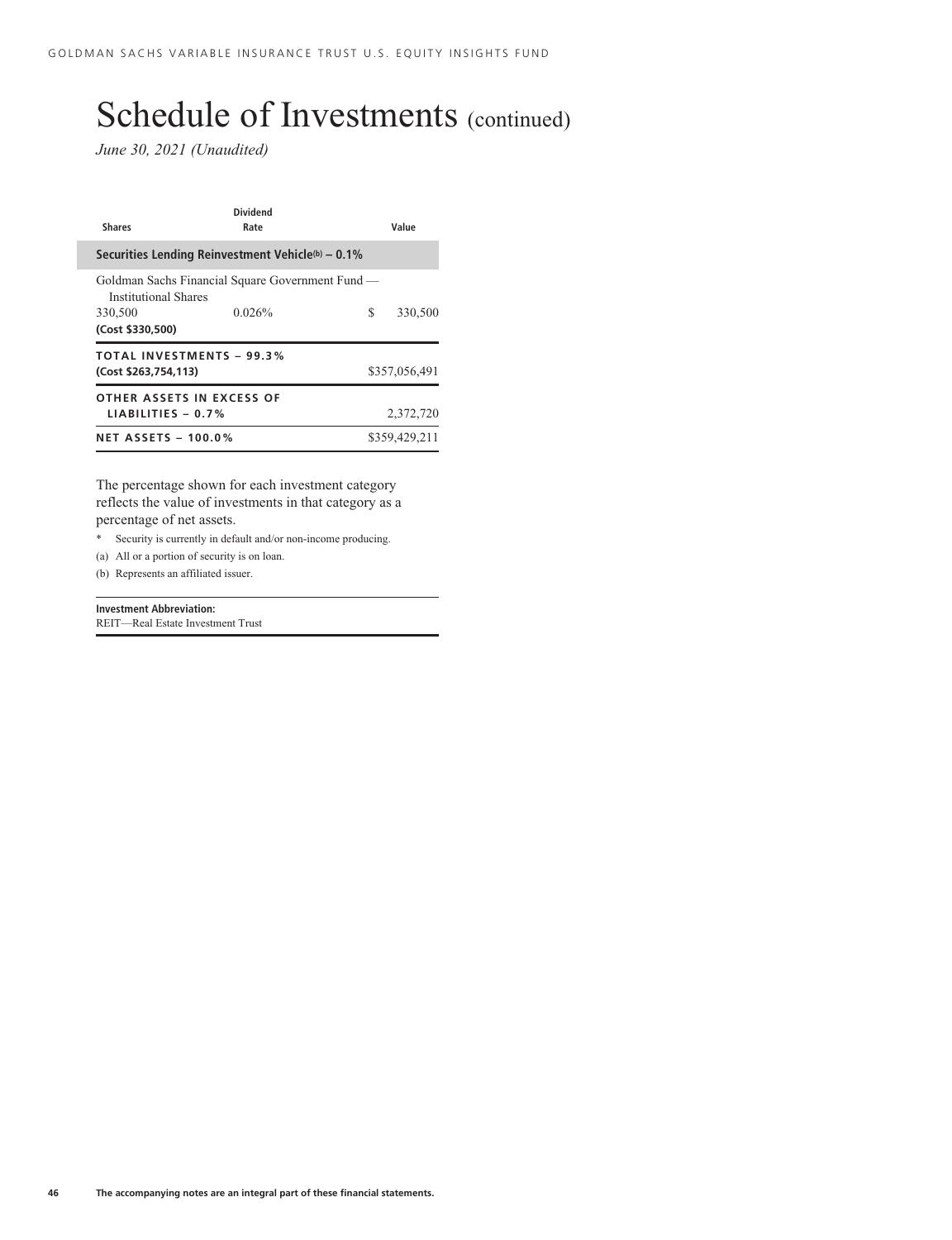# Schedule of Investments (continued)

*June 30, 2021 (Unaudited)*

| Shares | Dividend Rate | Value |
|---|---|---|
| **Securities Lending Reinvestment Vehicle(b) – 0.1%** | | |
| Goldman Sachs Financial Square Government Fund — Institutional Shares | | |
| 330,500 | 0.026% | $ 330,500 |
| **(Cost $330,500)** | | |
| **TOTAL INVESTMENTS – 99.3%** | | |
| **(Cost $263,754,113)** | | $357,056,491 |
| **OTHER ASSETS IN EXCESS OF LIABILITIES – 0.7%** | | 2,372,720 |
| **NET ASSETS – 100.0%** | | $359,429,211 |

The percentage shown for each investment category reflects the value of investments in that category as a percentage of net assets.

\* Security is currently in default and/or non-income producing.

(a) All or a portion of security is on loan.

(b) Represents an affiliated issuer.

**Investment Abbreviation:**
REIT—Real Estate Investment Trust

**The accompanying notes are an integral part of these financial statements.**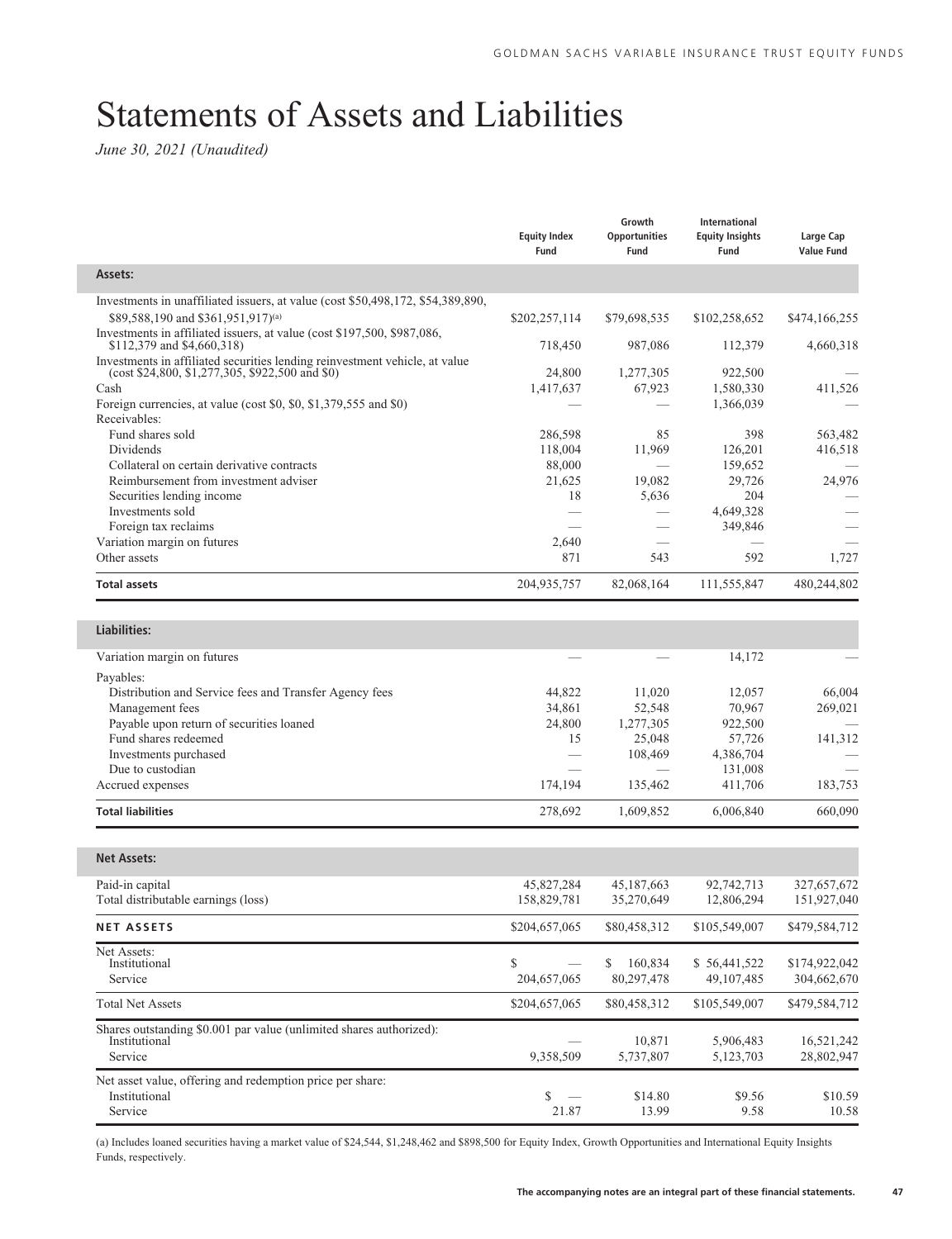# Statements of Assets and Liabilities

*June 30, 2021 (Unaudited)*

| | Equity Index Fund | Growth Opportunities Fund | International Equity Insights Fund | Large Cap Value Fund |
|---|---|---|---|---|
| **Assets:** | | | | |
| Investments in unaffiliated issuers, at value (cost $50,498,172, $54,389,890, $89,588,190 and $361,951,917)[(a)] | $202,257,114 | $79,698,535 | $102,258,652 | $474,166,255 |
| Investments in affiliated issuers, at value (cost $197,500, $987,086, $112,379 and $4,660,318) | 718,450 | 987,086 | 112,379 | 4,660,318 |
| Investments in affiliated securities lending reinvestment vehicle, at value (cost $24,800, $1,277,305, $922,500 and $0) | 24,800 | 1,277,305 | 922,500 | — |
| Cash | 1,417,637 | 67,923 | 1,580,330 | 411,526 |
| Foreign currencies, at value (cost $0, $0, $1,379,555 and $0) | — | — | 1,366,039 | — |
| Receivables: | | | | |
| Fund shares sold | 286,598 | 85 | 398 | 563,482 |
| Dividends | 118,004 | 11,969 | 126,201 | 416,518 |
| Collateral on certain derivative contracts | 88,000 | — | 159,652 | — |
| Reimbursement from investment adviser | 21,625 | 19,082 | 29,726 | 24,976 |
| Securities lending income | 18 | 5,636 | 204 | — |
| Investments sold | — | — | 4,649,328 | — |
| Foreign tax reclaims | — | — | 349,846 | — |
| Variation margin on futures | 2,640 | — | — | — |
| Other assets | 871 | 543 | 592 | 1,727 |
| **Total assets** | 204,935,757 | 82,068,164 | 111,555,847 | 480,244,802 |
| **Liabilities:** | | | | |
| Variation margin on futures | — | — | 14,172 | — |
| Payables: | | | | |
| Distribution and Service fees and Transfer Agency fees | 44,822 | 11,020 | 12,057 | 66,004 |
| Management fees | 34,861 | 52,548 | 70,967 | 269,021 |
| Payable upon return of securities loaned | 24,800 | 1,277,305 | 922,500 | — |
| Fund shares redeemed | 15 | 25,048 | 57,726 | 141,312 |
| Investments purchased | — | 108,469 | 4,386,704 | — |
| Due to custodian | — | — | 131,008 | — |
| Accrued expenses | 174,194 | 135,462 | 411,706 | 183,753 |
| **Total liabilities** | 278,692 | 1,609,852 | 6,006,840 | 660,090 |
| **Net Assets:** | | | | |
| Paid-in capital | 45,827,284 | 45,187,663 | 92,742,713 | 327,657,672 |
| Total distributable earnings (loss) | 158,829,781 | 35,270,649 | 12,806,294 | 151,927,040 |
| **NET ASSETS** | $204,657,065 | $80,458,312 | $105,549,007 | $479,584,712 |
| Net Assets: | | | | |
| Institutional | $ — | $ 160,834 | $ 56,441,522 | $174,922,042 |
| Service | 204,657,065 | 80,297,478 | 49,107,485 | 304,662,670 |
| Total Net Assets | $204,657,065 | $80,458,312 | $105,549,007 | $479,584,712 |
| Shares outstanding $0.001 par value (unlimited shares authorized): | | | | |
| Institutional | — | 10,871 | 5,906,483 | 16,521,242 |
| Service | 9,358,509 | 5,737,807 | 5,123,703 | 28,802,947 |
| Net asset value, offering and redemption price per share: | | | | |
| Institutional | $ — | $14.80 | $9.56 | $10.59 |
| Service | 21.87 | 13.99 | 9.58 | 10.58 |

(a) Includes loaned securities having a market value of $24,544, $1,248,462 and $898,500 for Equity Index, Growth Opportunities and International Equity Insights Funds, respectively.

The accompanying notes are an integral part of these financial statements.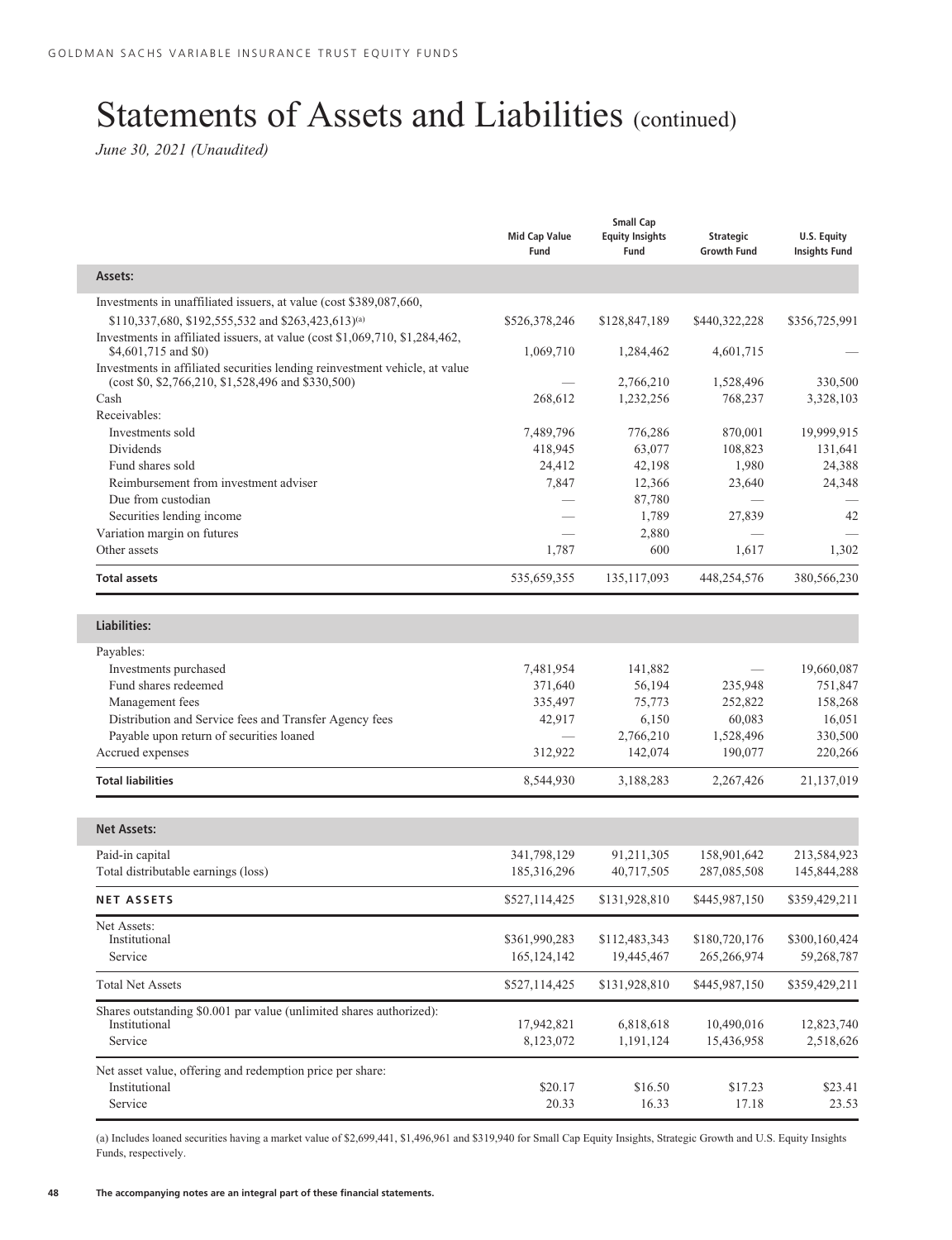# Statements of Assets and Liabilities (continued)

*June 30, 2021 (Unaudited)*

| | Mid Cap Value Fund | Small Cap Equity Insights Fund | Strategic Growth Fund | U.S. Equity Insights Fund |
|---|---|---|---|---|
| **Assets:** | | | | |
| Investments in unaffiliated issuers, at value (cost $389,087,660, $110,337,680, $192,555,532 and $263,423,613)[(a)] | $526,378,246 | $128,847,189 | $440,322,228 | $356,725,991 |
| Investments in affiliated issuers, at value (cost $1,069,710, $1,284,462, $4,601,715 and $0) | 1,069,710 | 1,284,462 | 4,601,715 | — |
| Investments in affiliated securities lending reinvestment vehicle, at value (cost $0, $2,766,210, $1,528,496 and $330,500) | — | 2,766,210 | 1,528,496 | 330,500 |
| Cash | 268,612 | 1,232,256 | 768,237 | 3,328,103 |
| Receivables: | | | | |
| Investments sold | 7,489,796 | 776,286 | 870,001 | 19,999,915 |
| Dividends | 418,945 | 63,077 | 108,823 | 131,641 |
| Fund shares sold | 24,412 | 42,198 | 1,980 | 24,388 |
| Reimbursement from investment adviser | 7,847 | 12,366 | 23,640 | 24,348 |
| Due from custodian | — | 87,780 | — | — |
| Securities lending income | — | 1,789 | 27,839 | 42 |
| Variation margin on futures | — | 2,880 | — | — |
| Other assets | 1,787 | 600 | 1,617 | 1,302 |
| **Total assets** | 535,659,355 | 135,117,093 | 448,254,576 | 380,566,230 |
| **Liabilities:** | | | | |
| Payables: | | | | |
| Investments purchased | 7,481,954 | 141,882 | — | 19,660,087 |
| Fund shares redeemed | 371,640 | 56,194 | 235,948 | 751,847 |
| Management fees | 335,497 | 75,773 | 252,822 | 158,268 |
| Distribution and Service fees and Transfer Agency fees | 42,917 | 6,150 | 60,083 | 16,051 |
| Payable upon return of securities loaned | — | 2,766,210 | 1,528,496 | 330,500 |
| Accrued expenses | 312,922 | 142,074 | 190,077 | 220,266 |
| **Total liabilities** | 8,544,930 | 3,188,283 | 2,267,426 | 21,137,019 |
| **Net Assets:** | | | | |
| Paid-in capital | 341,798,129 | 91,211,305 | 158,901,642 | 213,584,923 |
| Total distributable earnings (loss) | 185,316,296 | 40,717,505 | 287,085,508 | 145,844,288 |
| **NET ASSETS** | $527,114,425 | $131,928,810 | $445,987,150 | $359,429,211 |
| Net Assets: | | | | |
| Institutional | $361,990,283 | $112,483,343 | $180,720,176 | $300,160,424 |
| Service | 165,124,142 | 19,445,467 | 265,266,974 | 59,268,787 |
| Total Net Assets | $527,114,425 | $131,928,810 | $445,987,150 | $359,429,211 |
| Shares outstanding $0.001 par value (unlimited shares authorized): | | | | |
| Institutional | 17,942,821 | 6,818,618 | 10,490,016 | 12,823,740 |
| Service | 8,123,072 | 1,191,124 | 15,436,958 | 2,518,626 |
| Net asset value, offering and redemption price per share: | | | | |
| Institutional | $20.17 | $16.50 | $17.23 | $23.41 |
| Service | 20.33 | 16.33 | 17.18 | 23.53 |

(a) Includes loaned securities having a market value of $2,699,441, $1,496,961 and $319,940 for Small Cap Equity Insights, Strategic Growth and U.S. Equity Insights Funds, respectively.

The accompanying notes are an integral part of these financial statements.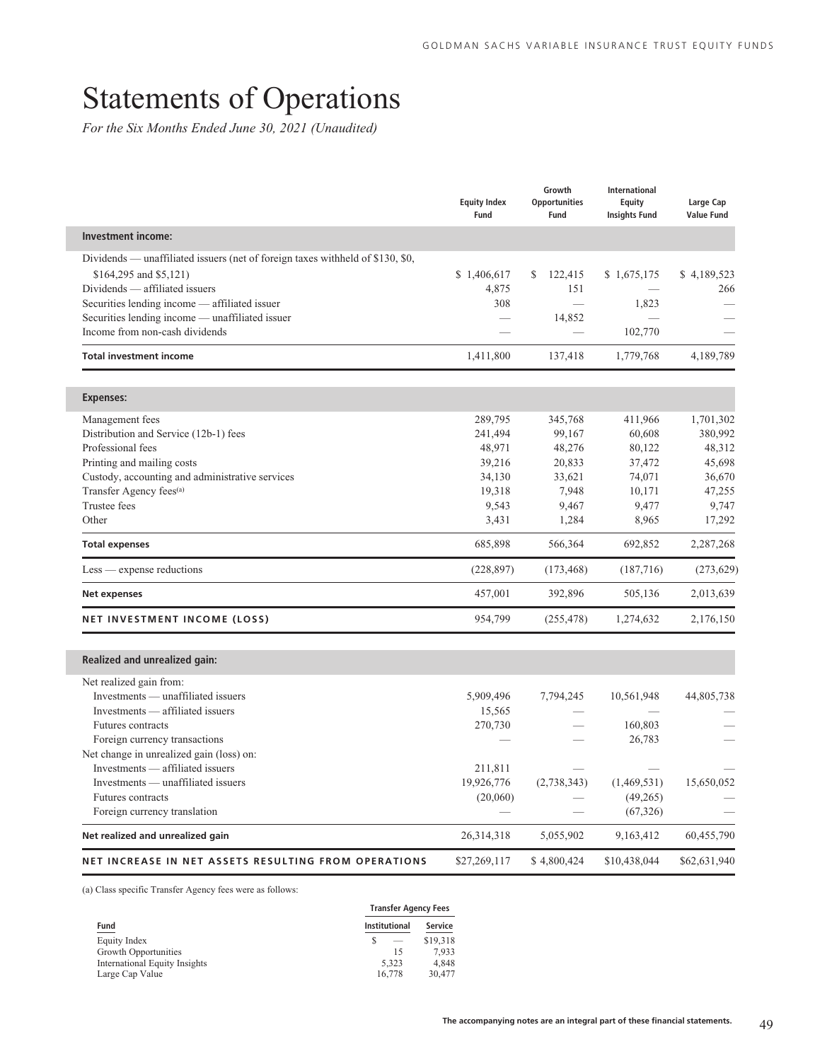# Statements of Operations

*For the Six Months Ended June 30, 2021 (Unaudited)*

| | Equity Index Fund | Growth Opportunities Fund | International Equity Insights Fund | Large Cap Value Fund |
|---|---|---|---|---|
| **Investment income:** | | | | |
| Dividends — unaffiliated issuers (net of foreign taxes withheld of $130, $0, $164,295 and $5,121) | $ 1,406,617 | $ 122,415 | $ 1,675,175 | $ 4,189,523 |
| Dividends — affiliated issuers | 4,875 | 151 | — | 266 |
| Securities lending income — affiliated issuer | 308 | — | 1,823 | — |
| Securities lending income — unaffiliated issuer | — | 14,852 | — | — |
| Income from non-cash dividends | — | — | 102,770 | — |
| **Total investment income** | 1,411,800 | 137,418 | 1,779,768 | 4,189,789 |
| **Expenses:** | | | | |
| Management fees | 289,795 | 345,768 | 411,966 | 1,701,302 |
| Distribution and Service (12b-1) fees | 241,494 | 99,167 | 60,608 | 380,992 |
| Professional fees | 48,971 | 48,276 | 80,122 | 48,312 |
| Printing and mailing costs | 39,216 | 20,833 | 37,472 | 45,698 |
| Custody, accounting and administrative services | 34,130 | 33,621 | 74,071 | 36,670 |
| Transfer Agency fees[(a)] | 19,318 | 7,948 | 10,171 | 47,255 |
| Trustee fees | 9,543 | 9,467 | 9,477 | 9,747 |
| Other | 3,431 | 1,284 | 8,965 | 17,292 |
| **Total expenses** | 685,898 | 566,364 | 692,852 | 2,287,268 |
| Less — expense reductions | (228,897) | (173,468) | (187,716) | (273,629) |
| **Net expenses** | 457,001 | 392,896 | 505,136 | 2,013,639 |
| **NET INVESTMENT INCOME (LOSS)** | 954,799 | (255,478) | 1,274,632 | 2,176,150 |
| **Realized and unrealized gain:** | | | | |
| Net realized gain from: | | | | |
| Investments — unaffiliated issuers | 5,909,496 | 7,794,245 | 10,561,948 | 44,805,738 |
| Investments — affiliated issuers | 15,565 | — | — | — |
| Futures contracts | 270,730 | — | 160,803 | — |
| Foreign currency transactions | — | — | 26,783 | — |
| Net change in unrealized gain (loss) on: | | | | |
| Investments — affiliated issuers | 211,811 | — | — | — |
| Investments — unaffiliated issuers | 19,926,776 | (2,738,343) | (1,469,531) | 15,650,052 |
| Futures contracts | (20,060) | — | (49,265) | — |
| Foreign currency translation | — | — | (67,326) | — |
| **Net realized and unrealized gain** | 26,314,318 | 5,055,902 | 9,163,412 | 60,455,790 |
| **NET INCREASE IN NET ASSETS RESULTING FROM OPERATIONS** | $27,269,117 | $ 4,800,424 | $10,438,044 | $62,631,940 |

(a) Class specific Transfer Agency fees were as follows:

| | Transfer Agency Fees | |
|---|---|---|
| Fund | Institutional | Service |
| Equity Index | $ — | $19,318 |
| Growth Opportunities | 15 | 7,933 |
| International Equity Insights | 5,323 | 4,848 |
| Large Cap Value | 16,778 | 30,477 |

The accompanying notes are an integral part of these financial statements.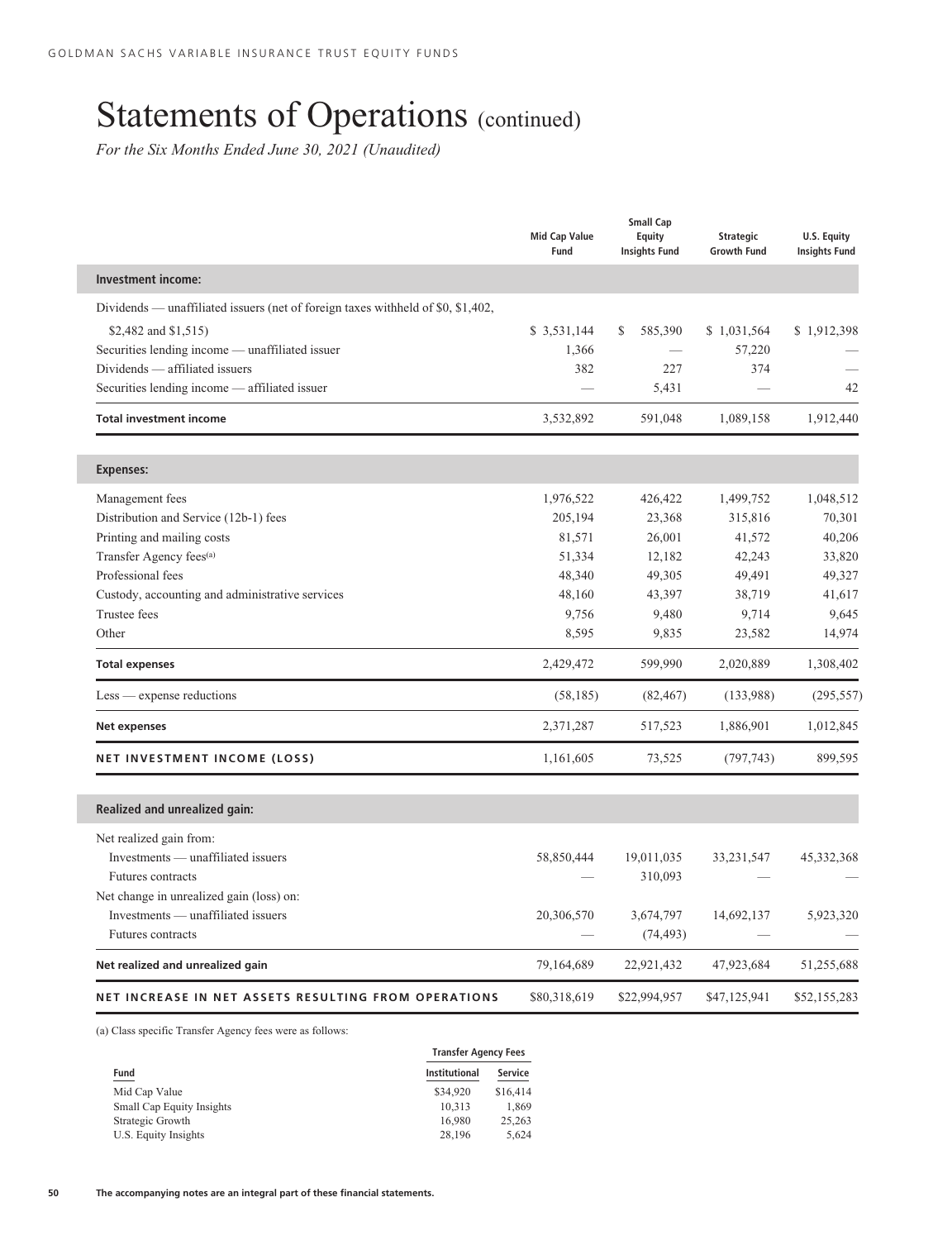# Statements of Operations (continued)

*For the Six Months Ended June 30, 2021 (Unaudited)*

| | Mid Cap Value Fund | Small Cap Equity Insights Fund | Strategic Growth Fund | U.S. Equity Insights Fund |
|---|---|---|---|---|
| **Investment income:** | | | | |
| Dividends — unaffiliated issuers (net of foreign taxes withheld of $0, $1,402, $2,482 and $1,515) | $ 3,531,144 | $ 585,390 | $ 1,031,564 | $ 1,912,398 |
| Securities lending income — unaffiliated issuer | 1,366 | — | 57,220 | — |
| Dividends — affiliated issuers | 382 | 227 | 374 | — |
| Securities lending income — affiliated issuer | — | 5,431 | — | 42 |
| **Total investment income** | 3,532,892 | 591,048 | 1,089,158 | 1,912,440 |
| **Expenses:** | | | | |
| Management fees | 1,976,522 | 426,422 | 1,499,752 | 1,048,512 |
| Distribution and Service (12b-1) fees | 205,194 | 23,368 | 315,816 | 70,301 |
| Printing and mailing costs | 81,571 | 26,001 | 41,572 | 40,206 |
| Transfer Agency fees[(a)] | 51,334 | 12,182 | 42,243 | 33,820 |
| Professional fees | 48,340 | 49,305 | 49,491 | 49,327 |
| Custody, accounting and administrative services | 48,160 | 43,397 | 38,719 | 41,617 |
| Trustee fees | 9,756 | 9,480 | 9,714 | 9,645 |
| Other | 8,595 | 9,835 | 23,582 | 14,974 |
| **Total expenses** | 2,429,472 | 599,990 | 2,020,889 | 1,308,402 |
| Less — expense reductions | (58,185) | (82,467) | (133,988) | (295,557) |
| **Net expenses** | 2,371,287 | 517,523 | 1,886,901 | 1,012,845 |
| **NET INVESTMENT INCOME (LOSS)** | 1,161,605 | 73,525 | (797,743) | 899,595 |
| **Realized and unrealized gain:** | | | | |
| Net realized gain from: | | | | |
| Investments — unaffiliated issuers | 58,850,444 | 19,011,035 | 33,231,547 | 45,332,368 |
| Futures contracts | — | 310,093 | — | — |
| Net change in unrealized gain (loss) on: | | | | |
| Investments — unaffiliated issuers | 20,306,570 | 3,674,797 | 14,692,137 | 5,923,320 |
| Futures contracts | — | (74,493) | — | — |
| **Net realized and unrealized gain** | 79,164,689 | 22,921,432 | 47,923,684 | 51,255,688 |
| **NET INCREASE IN NET ASSETS RESULTING FROM OPERATIONS** | $80,318,619 | $22,994,957 | $47,125,941 | $52,155,283 |

(a) Class specific Transfer Agency fees were as follows:

| | Transfer Agency Fees | |
|---|---|---|
| Fund | Institutional | Service |
| Mid Cap Value | $34,920 | $16,414 |
| Small Cap Equity Insights | 10,313 | 1,869 |
| Strategic Growth | 16,980 | 25,263 |
| U.S. Equity Insights | 28,196 | 5,624 |

The accompanying notes are an integral part of these financial statements.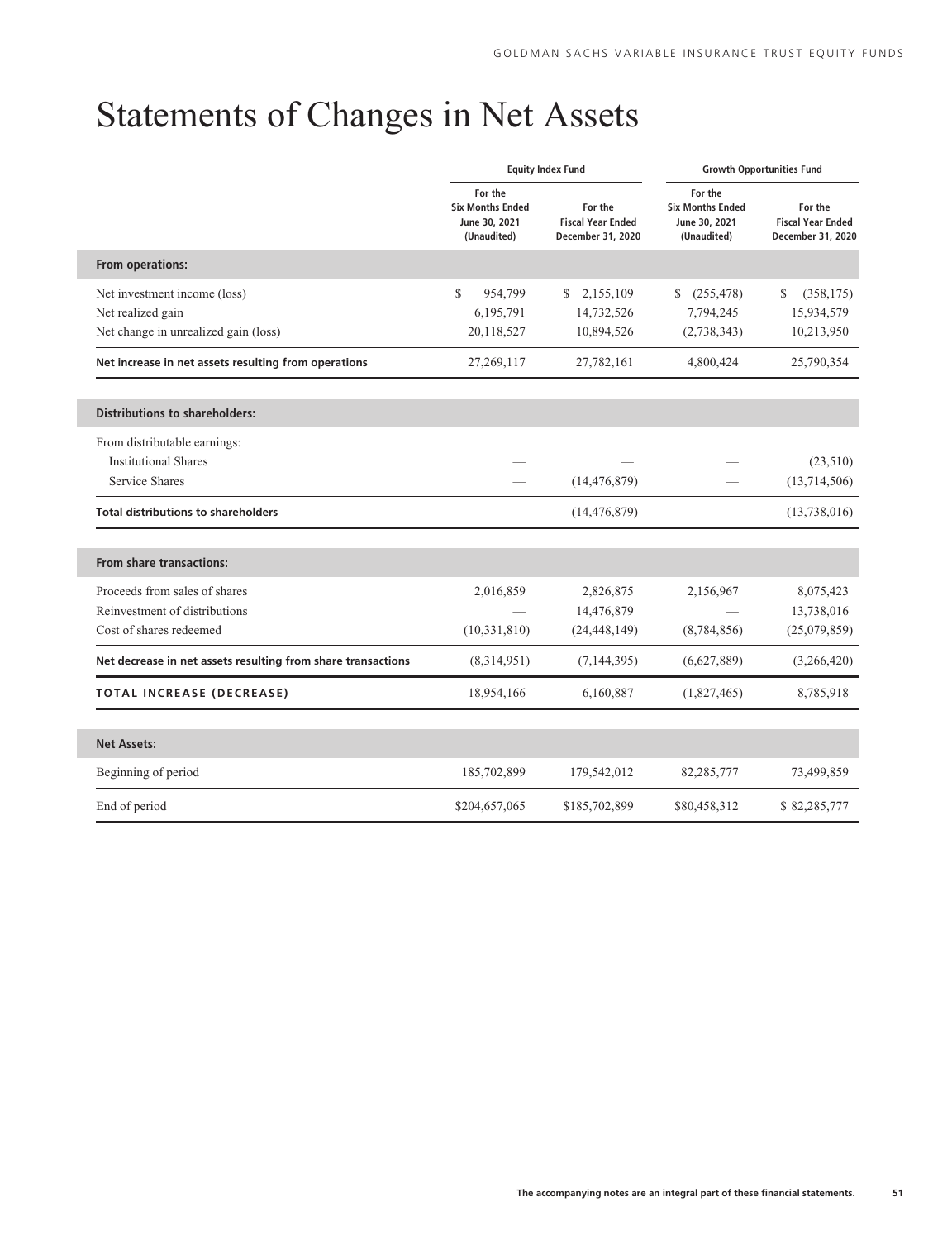# Statements of Changes in Net Assets

| | Equity Index Fund | | Growth Opportunities Fund | |
|---|---|---|---|---|
| | For the Six Months Ended June 30, 2021 (Unaudited) | For the Fiscal Year Ended December 31, 2020 | For the Six Months Ended June 30, 2021 (Unaudited) | For the Fiscal Year Ended December 31, 2020 |
| **From operations:** | | | | |
| Net investment income (loss) | $ 954,799 | $ 2,155,109 | $ (255,478) | $ (358,175) |
| Net realized gain | 6,195,791 | 14,732,526 | 7,794,245 | 15,934,579 |
| Net change in unrealized gain (loss) | 20,118,527 | 10,894,526 | (2,738,343) | 10,213,950 |
| **Net increase in net assets resulting from operations** | 27,269,117 | 27,782,161 | 4,800,424 | 25,790,354 |
| **Distributions to shareholders:** | | | | |
| From distributable earnings: | | | | |
| Institutional Shares | — | — | — | (23,510) |
| Service Shares | — | (14,476,879) | — | (13,714,506) |
| **Total distributions to shareholders** | — | (14,476,879) | — | (13,738,016) |
| **From share transactions:** | | | | |
| Proceeds from sales of shares | 2,016,859 | 2,826,875 | 2,156,967 | 8,075,423 |
| Reinvestment of distributions | — | 14,476,879 | — | 13,738,016 |
| Cost of shares redeemed | (10,331,810) | (24,448,149) | (8,784,856) | (25,079,859) |
| **Net decrease in net assets resulting from share transactions** | (8,314,951) | (7,144,395) | (6,627,889) | (3,266,420) |
| **TOTAL INCREASE (DECREASE)** | 18,954,166 | 6,160,887 | (1,827,465) | 8,785,918 |
| **Net Assets:** | | | | |
| Beginning of period | 185,702,899 | 179,542,012 | 82,285,777 | 73,499,859 |
| End of period | $204,657,065 | $185,702,899 | $80,458,312 | $ 82,285,777 |

**The accompanying notes are an integral part of these financial statements.**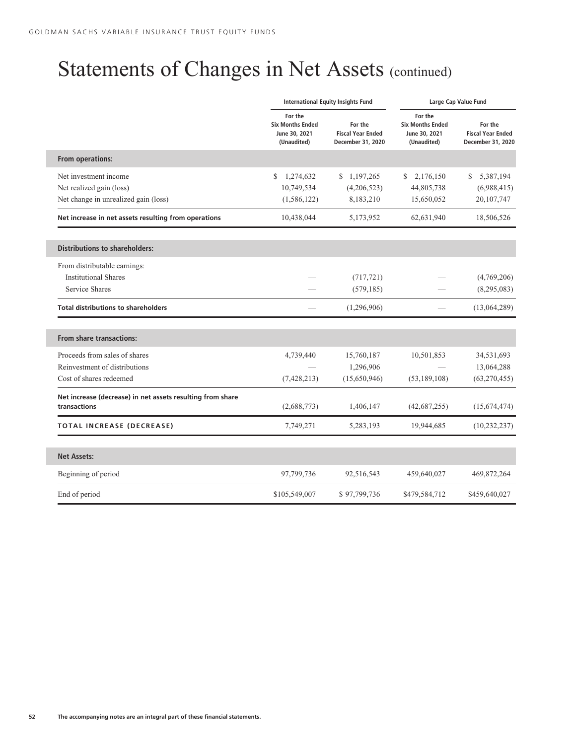# Statements of Changes in Net Assets (continued)

| | International Equity Insights Fund | | Large Cap Value Fund | |
|---|---|---|---|---|
| | For the Six Months Ended June 30, 2021 (Unaudited) | For the Fiscal Year Ended December 31, 2020 | For the Six Months Ended June 30, 2021 (Unaudited) | For the Fiscal Year Ended December 31, 2020 |
| **From operations:** | | | | |
| Net investment income | $ 1,274,632 | $ 1,197,265 | $ 2,176,150 | $ 5,387,194 |
| Net realized gain (loss) | 10,749,534 | (4,206,523) | 44,805,738 | (6,988,415) |
| Net change in unrealized gain (loss) | (1,586,122) | 8,183,210 | 15,650,052 | 20,107,747 |
| **Net increase in net assets resulting from operations** | 10,438,044 | 5,173,952 | 62,631,940 | 18,506,526 |
| **Distributions to shareholders:** | | | | |
| From distributable earnings: | | | | |
| Institutional Shares | — | (717,721) | — | (4,769,206) |
| Service Shares | — | (579,185) | — | (8,295,083) |
| **Total distributions to shareholders** | — | (1,296,906) | — | (13,064,289) |
| **From share transactions:** | | | | |
| Proceeds from sales of shares | 4,739,440 | 15,760,187 | 10,501,853 | 34,531,693 |
| Reinvestment of distributions | — | 1,296,906 | — | 13,064,288 |
| Cost of shares redeemed | (7,428,213) | (15,650,946) | (53,189,108) | (63,270,455) |
| **Net increase (decrease) in net assets resulting from share transactions** | (2,688,773) | 1,406,147 | (42,687,255) | (15,674,474) |
| **TOTAL INCREASE (DECREASE)** | 7,749,271 | 5,283,193 | 19,944,685 | (10,232,237) |
| **Net Assets:** | | | | |
| Beginning of period | 97,799,736 | 92,516,543 | 459,640,027 | 469,872,264 |
| End of period | $105,549,007 | $ 97,799,736 | $479,584,712 | $459,640,027 |

The accompanying notes are an integral part of these financial statements.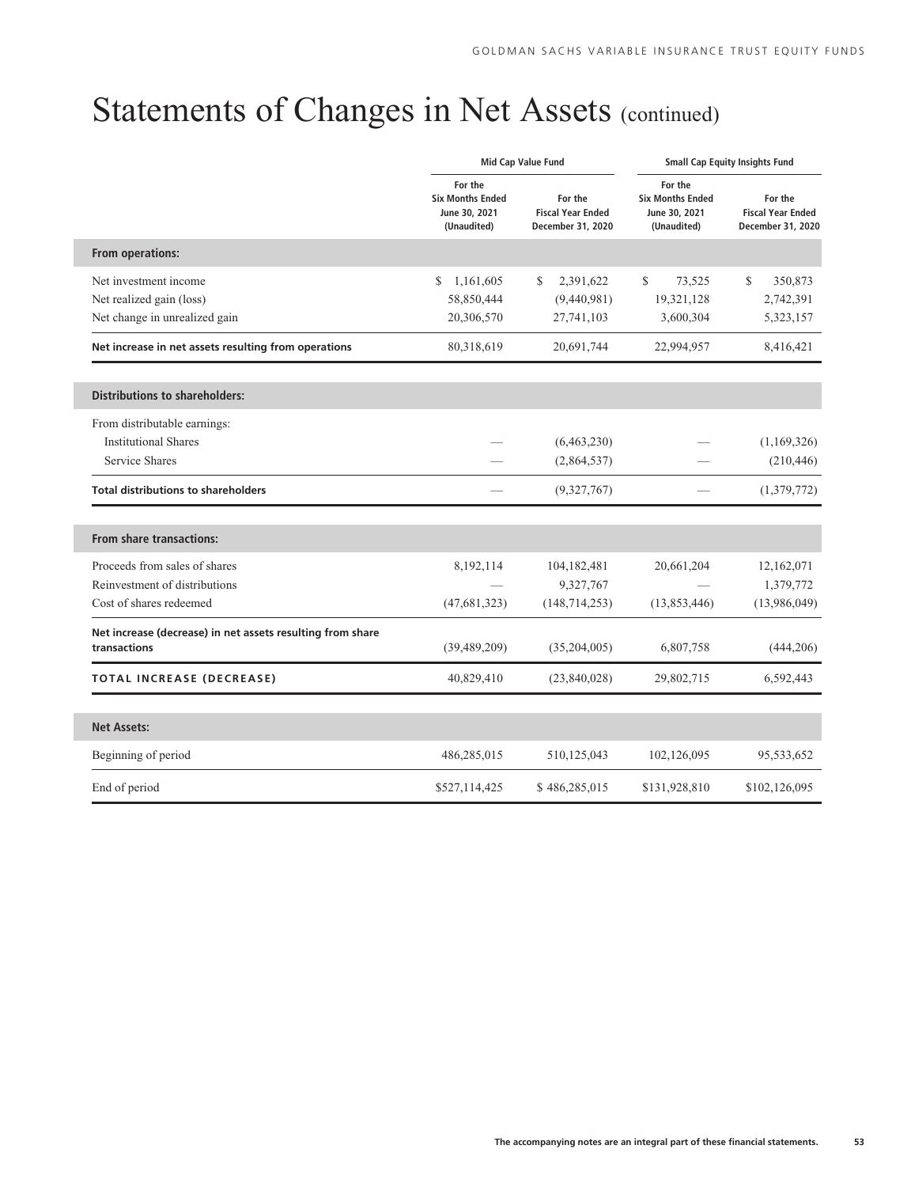# Statements of Changes in Net Assets (continued)

| | Mid Cap Value Fund | | Small Cap Equity Insights Fund | |
|---|---|---|---|---|
| | For the Six Months Ended June 30, 2021 (Unaudited) | For the Fiscal Year Ended December 31, 2020 | For the Six Months Ended June 30, 2021 (Unaudited) | For the Fiscal Year Ended December 31, 2020 |
| **From operations:** | | | | |
| Net investment income | $ 1,161,605 | $ 2,391,622 | $ 73,525 | $ 350,873 |
| Net realized gain (loss) | 58,850,444 | (9,440,981) | 19,321,128 | 2,742,391 |
| Net change in unrealized gain | 20,306,570 | 27,741,103 | 3,600,304 | 5,323,157 |
| **Net increase in net assets resulting from operations** | 80,318,619 | 20,691,744 | 22,994,957 | 8,416,421 |
| **Distributions to shareholders:** | | | | |
| From distributable earnings: | | | | |
| Institutional Shares | — | (6,463,230) | — | (1,169,326) |
| Service Shares | — | (2,864,537) | — | (210,446) |
| **Total distributions to shareholders** | — | (9,327,767) | — | (1,379,772) |
| **From share transactions:** | | | | |
| Proceeds from sales of shares | 8,192,114 | 104,182,481 | 20,661,204 | 12,162,071 |
| Reinvestment of distributions | — | 9,327,767 | — | 1,379,772 |
| Cost of shares redeemed | (47,681,323) | (148,714,253) | (13,853,446) | (13,986,049) |
| **Net increase (decrease) in net assets resulting from share transactions** | (39,489,209) | (35,204,005) | 6,807,758 | (444,206) |
| **TOTAL INCREASE (DECREASE)** | 40,829,410 | (23,840,028) | 29,802,715 | 6,592,443 |
| **Net Assets:** | | | | |
| Beginning of period | 486,285,015 | 510,125,043 | 102,126,095 | 95,533,652 |
| End of period | $527,114,425 | $ 486,285,015 | $131,928,810 | $102,126,095 |

The accompanying notes are an integral part of these financial statements.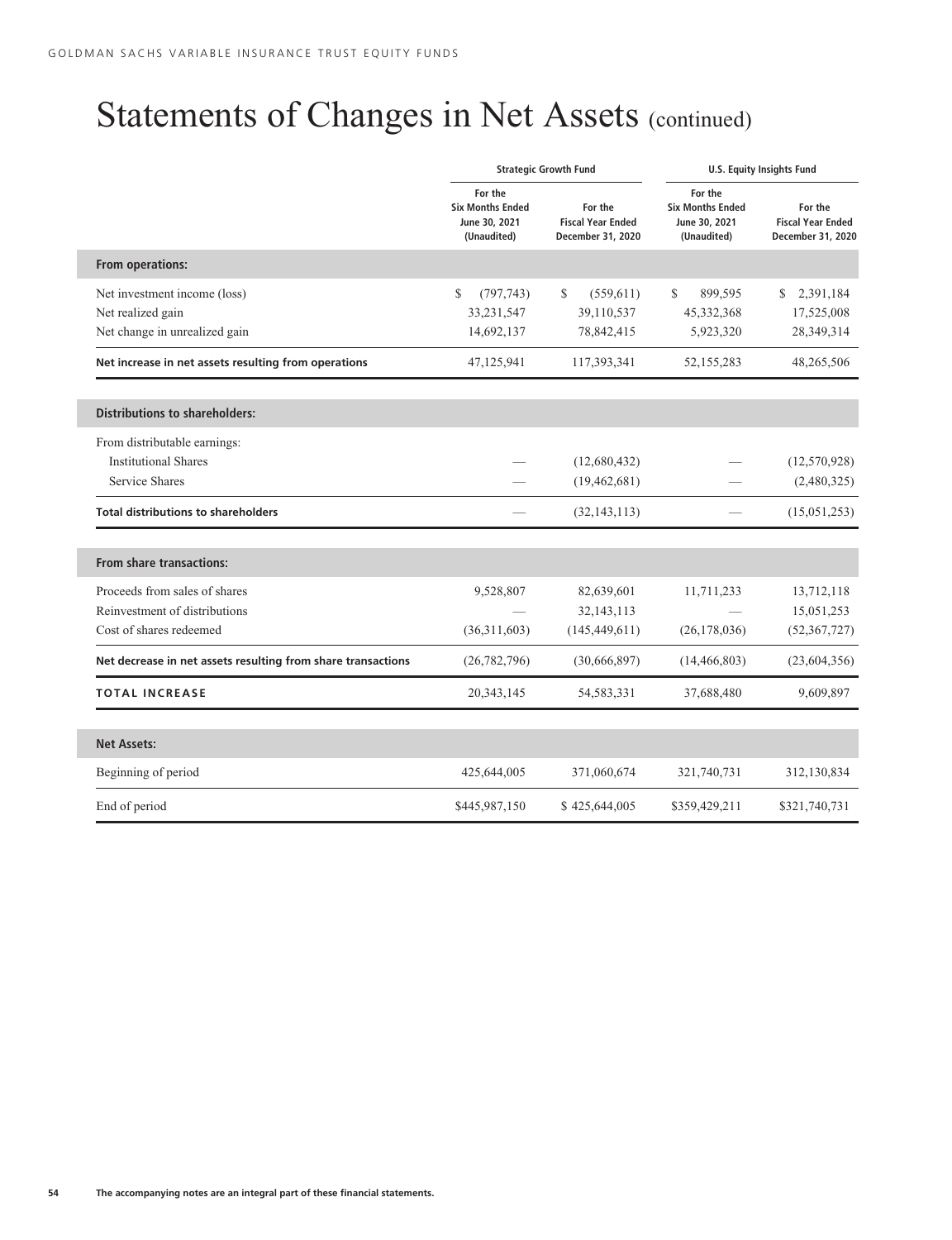# Statements of Changes in Net Assets (continued)

| | Strategic Growth Fund | | U.S. Equity Insights Fund | |
|---|---|---|---|---|
| | For the Six Months Ended June 30, 2021 (Unaudited) | For the Fiscal Year Ended December 31, 2020 | For the Six Months Ended June 30, 2021 (Unaudited) | For the Fiscal Year Ended December 31, 2020 |
| **From operations:** | | | | |
| Net investment income (loss) | $ (797,743) | $ (559,611) | $ 899,595 | $ 2,391,184 |
| Net realized gain | 33,231,547 | 39,110,537 | 45,332,368 | 17,525,008 |
| Net change in unrealized gain | 14,692,137 | 78,842,415 | 5,923,320 | 28,349,314 |
| **Net increase in net assets resulting from operations** | 47,125,941 | 117,393,341 | 52,155,283 | 48,265,506 |
| **Distributions to shareholders:** | | | | |
| From distributable earnings: | | | | |
| Institutional Shares | — | (12,680,432) | — | (12,570,928) |
| Service Shares | — | (19,462,681) | — | (2,480,325) |
| **Total distributions to shareholders** | — | (32,143,113) | — | (15,051,253) |
| **From share transactions:** | | | | |
| Proceeds from sales of shares | 9,528,807 | 82,639,601 | 11,711,233 | 13,712,118 |
| Reinvestment of distributions | — | 32,143,113 | — | 15,051,253 |
| Cost of shares redeemed | (36,311,603) | (145,449,611) | (26,178,036) | (52,367,727) |
| **Net decrease in net assets resulting from share transactions** | (26,782,796) | (30,666,897) | (14,466,803) | (23,604,356) |
| **TOTAL INCREASE** | 20,343,145 | 54,583,331 | 37,688,480 | 9,609,897 |
| **Net Assets:** | | | | |
| Beginning of period | 425,644,005 | 371,060,674 | 321,740,731 | 312,130,834 |
| End of period | $445,987,150 | $ 425,644,005 | $359,429,211 | $321,740,731 |

**The accompanying notes are an integral part of these financial statements.**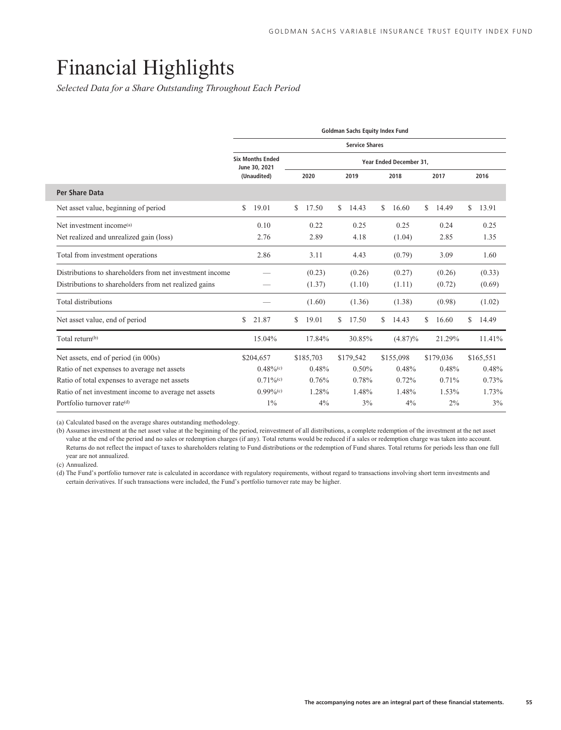# Financial Highlights

*Selected Data for a Share Outstanding Throughout Each Period*

| | Goldman Sachs Equity Index Fund | | | | | |
|---|---|---|---|---|---|---|
| | Service Shares | | | | | |
| | Six Months Ended June 30, 2021 (Unaudited) | Year Ended December 31, | | | | |
| | | 2020 | 2019 | 2018 | 2017 | 2016 |
| **Per Share Data** | | | | | | |
| Net asset value, beginning of period | $ 19.01 | $ 17.50 | $ 14.43 | $ 16.60 | $ 14.49 | $ 13.91 |
| Net investment income[(a)] | 0.10 | 0.22 | 0.25 | 0.25 | 0.24 | 0.25 |
| Net realized and unrealized gain (loss) | 2.76 | 2.89 | 4.18 | (1.04) | 2.85 | 1.35 |
| Total from investment operations | 2.86 | 3.11 | 4.43 | (0.79) | 3.09 | 1.60 |
| Distributions to shareholders from net investment income | — | (0.23) | (0.26) | (0.27) | (0.26) | (0.33) |
| Distributions to shareholders from net realized gains | — | (1.37) | (1.10) | (1.11) | (0.72) | (0.69) |
| Total distributions | — | (1.60) | (1.36) | (1.38) | (0.98) | (1.02) |
| Net asset value, end of period | $ 21.87 | $ 19.01 | $ 17.50 | $ 14.43 | $ 16.60 | $ 14.49 |
| Total return[(b)] | 15.04% | 17.84% | 30.85% | (4.87)% | 21.29% | 11.41% |
| Net assets, end of period (in 000s) | $204,657 | $185,703 | $179,542 | $155,098 | $179,036 | $165,551 |
| Ratio of net expenses to average net assets | 0.48%[(c)] | 0.48% | 0.50% | 0.48% | 0.48% | 0.48% |
| Ratio of total expenses to average net assets | 0.71%[(c)] | 0.76% | 0.78% | 0.72% | 0.71% | 0.73% |
| Ratio of net investment income to average net assets | 0.99%[(c)] | 1.28% | 1.48% | 1.48% | 1.53% | 1.73% |
| Portfolio turnover rate[(d)] | 1% | 4% | 3% | 4% | 2% | 3% |

(a) Calculated based on the average shares outstanding methodology.

(b) Assumes investment at the net asset value at the beginning of the period, reinvestment of all distributions, a complete redemption of the investment at the net asset value at the end of the period and no sales or redemption charges (if any). Total returns would be reduced if a sales or redemption charge was taken into account. Returns do not reflect the impact of taxes to shareholders relating to Fund distributions or the redemption of Fund shares. Total returns for periods less than one full year are not annualized.

(c) Annualized.

(d) The Fund's portfolio turnover rate is calculated in accordance with regulatory requirements, without regard to transactions involving short term investments and certain derivatives. If such transactions were included, the Fund's portfolio turnover rate may be higher.

**The accompanying notes are an integral part of these financial statements.**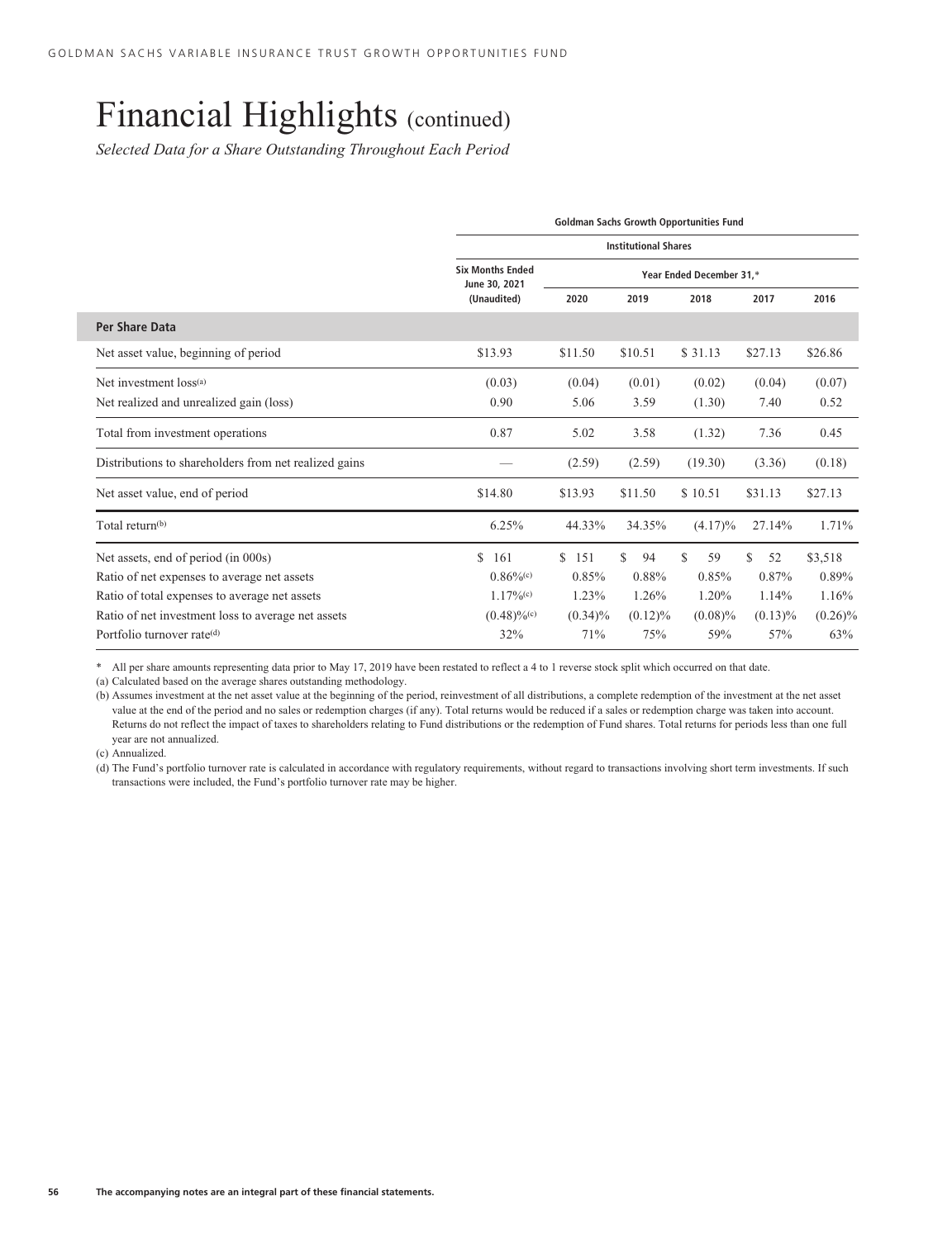# Financial Highlights (continued)

*Selected Data for a Share Outstanding Throughout Each Period*

| | Goldman Sachs Growth Opportunities Fund | | | | | |
|---|---|---|---|---|---|---|
| | Institutional Shares | | | | | |
| | Six Months Ended June 30, 2021 (Unaudited) | Year Ended December 31,* | | | | |
| | | 2020 | 2019 | 2018 | 2017 | 2016 |
| **Per Share Data** | | | | | | |
| Net asset value, beginning of period | $13.93 | $11.50 | $10.51 | $ 31.13 | $27.13 | $26.86 |
| Net investment loss[(a)] | (0.03) | (0.04) | (0.01) | (0.02) | (0.04) | (0.07) |
| Net realized and unrealized gain (loss) | 0.90 | 5.06 | 3.59 | (1.30) | 7.40 | 0.52 |
| Total from investment operations | 0.87 | 5.02 | 3.58 | (1.32) | 7.36 | 0.45 |
| Distributions to shareholders from net realized gains | — | (2.59) | (2.59) | (19.30) | (3.36) | (0.18) |
| Net asset value, end of period | $14.80 | $13.93 | $11.50 | $ 10.51 | $31.13 | $27.13 |
| Total return[(b)] | 6.25% | 44.33% | 34.35% | (4.17)% | 27.14% | 1.71% |
| Net assets, end of period (in 000s) | $ 161 | $ 151 | $ 94 | $ 59 | $ 52 | $3,518 |
| Ratio of net expenses to average net assets | 0.86%[(c)] | 0.85% | 0.88% | 0.85% | 0.87% | 0.89% |
| Ratio of total expenses to average net assets | 1.17%[(c)] | 1.23% | 1.26% | 1.20% | 1.14% | 1.16% |
| Ratio of net investment loss to average net assets | (0.48)%[(c)] | (0.34)% | (0.12)% | (0.08)% | (0.13)% | (0.26)% |
| Portfolio turnover rate[(d)] | 32% | 71% | 75% | 59% | 57% | 63% |

\* All per share amounts representing data prior to May 17, 2019 have been restated to reflect a 4 to 1 reverse stock split which occurred on that date.

(a) Calculated based on the average shares outstanding methodology.

(b) Assumes investment at the net asset value at the beginning of the period, reinvestment of all distributions, a complete redemption of the investment at the net asset value at the end of the period and no sales or redemption charges (if any). Total returns would be reduced if a sales or redemption charge was taken into account. Returns do not reflect the impact of taxes to shareholders relating to Fund distributions or the redemption of Fund shares. Total returns for periods less than one full year are not annualized.

(c) Annualized.

(d) The Fund's portfolio turnover rate is calculated in accordance with regulatory requirements, without regard to transactions involving short term investments. If such transactions were included, the Fund's portfolio turnover rate may be higher.

**The accompanying notes are an integral part of these financial statements.**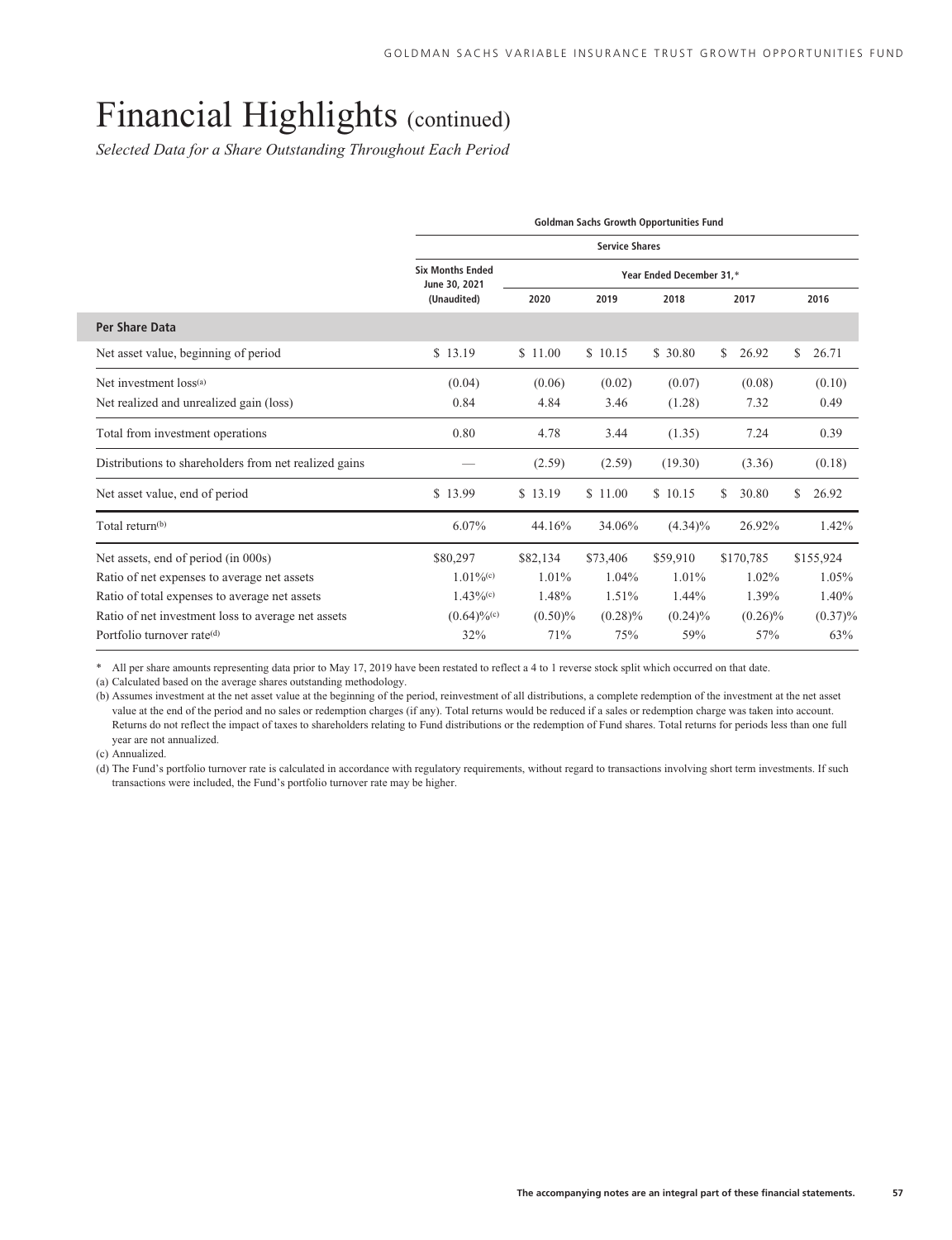# Financial Highlights (continued)

*Selected Data for a Share Outstanding Throughout Each Period*

| | Goldman Sachs Growth Opportunities Fund | | | | | |
|---|---|---|---|---|---|---|
| | Service Shares | | | | | |
| | Six Months Ended June 30, 2021 (Unaudited) | Year Ended December 31,* | | | | |
| | | 2020 | 2019 | 2018 | 2017 | 2016 |
| **Per Share Data** | | | | | | |
| Net asset value, beginning of period | $ 13.19 | $ 11.00 | $ 10.15 | $ 30.80 | $ 26.92 | $ 26.71 |
| Net investment loss[(a)] | (0.04) | (0.06) | (0.02) | (0.07) | (0.08) | (0.10) |
| Net realized and unrealized gain (loss) | 0.84 | 4.84 | 3.46 | (1.28) | 7.32 | 0.49 |
| Total from investment operations | 0.80 | 4.78 | 3.44 | (1.35) | 7.24 | 0.39 |
| Distributions to shareholders from net realized gains | — | (2.59) | (2.59) | (19.30) | (3.36) | (0.18) |
| Net asset value, end of period | $ 13.99 | $ 13.19 | $ 11.00 | $ 10.15 | $ 30.80 | $ 26.92 |
| Total return[(b)] | 6.07% | 44.16% | 34.06% | (4.34)% | 26.92% | 1.42% |
| Net assets, end of period (in 000s) | $80,297 | $82,134 | $73,406 | $59,910 | $170,785 | $155,924 |
| Ratio of net expenses to average net assets | 1.01%[(c)] | 1.01% | 1.04% | 1.01% | 1.02% | 1.05% |
| Ratio of total expenses to average net assets | 1.43%[(c)] | 1.48% | 1.51% | 1.44% | 1.39% | 1.40% |
| Ratio of net investment loss to average net assets | (0.64)%[(c)] | (0.50)% | (0.28)% | (0.24)% | (0.26)% | (0.37)% |
| Portfolio turnover rate[(d)] | 32% | 71% | 75% | 59% | 57% | 63% |

\* All per share amounts representing data prior to May 17, 2019 have been restated to reflect a 4 to 1 reverse stock split which occurred on that date.

(a) Calculated based on the average shares outstanding methodology.

(b) Assumes investment at the net asset value at the beginning of the period, reinvestment of all distributions, a complete redemption of the investment at the net asset value at the end of the period and no sales or redemption charges (if any). Total returns would be reduced if a sales or redemption charge was taken into account. Returns do not reflect the impact of taxes to shareholders relating to Fund distributions or the redemption of Fund shares. Total returns for periods less than one full year are not annualized.

(c) Annualized.

(d) The Fund's portfolio turnover rate is calculated in accordance with regulatory requirements, without regard to transactions involving short term investments. If such transactions were included, the Fund's portfolio turnover rate may be higher.

**The accompanying notes are an integral part of these financial statements.**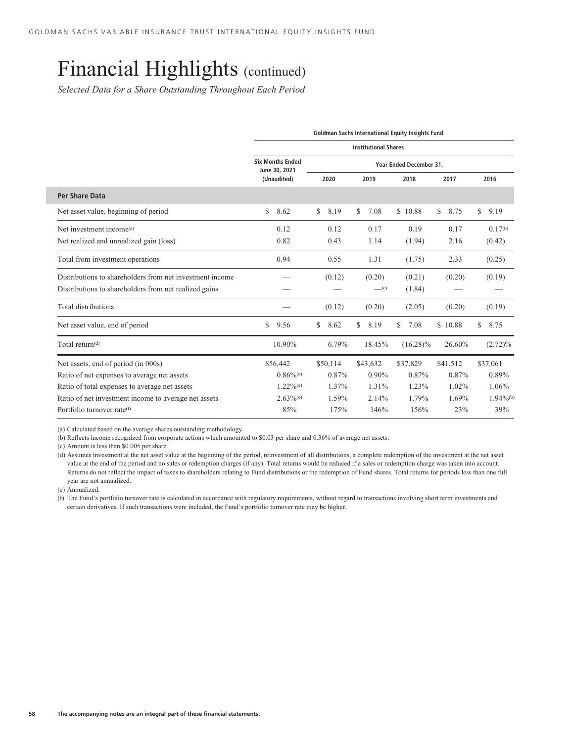# Financial Highlights (continued)

*Selected Data for a Share Outstanding Throughout Each Period*

| | Goldman Sachs International Equity Insights Fund | | | | | |
|---|---|---|---|---|---|---|
| | Institutional Shares | | | | | |
| | Six Months Ended June 30, 2021 (Unaudited) | Year Ended December 31, | | | | |
| | | 2020 | 2019 | 2018 | 2017 | 2016 |
| **Per Share Data** | | | | | | |
| Net asset value, beginning of period | $ 8.62 | $ 8.19 | $ 7.08 | $ 10.88 | $ 8.75 | $ 9.19 |
| Net investment income[(a)] | 0.12 | 0.12 | 0.17 | 0.19 | 0.17 | 0.17[(b)] |
| Net realized and unrealized gain (loss) | 0.82 | 0.43 | 1.14 | (1.94) | 2.16 | (0.42) |
| Total from investment operations | 0.94 | 0.55 | 1.31 | (1.75) | 2.33 | (0.25) |
| Distributions to shareholders from net investment income | — | (0.12) | (0.20) | (0.21) | (0.20) | (0.19) |
| Distributions to shareholders from net realized gains | — | — | —[(c)] | (1.84) | — | — |
| Total distributions | — | (0.12) | (0.20) | (2.05) | (0.20) | (0.19) |
| Net asset value, end of period | $ 9.56 | $ 8.62 | $ 8.19 | $ 7.08 | $ 10.88 | $ 8.75 |
| Total return[(d)] | 10.90% | 6.79% | 18.45% | (16.28)% | 26.60% | (2.72)% |
| Net assets, end of period (in 000s) | $56,442 | $50,114 | $43,632 | $37,829 | $41,512 | $37,061 |
| Ratio of net expenses to average net assets | 0.86%[(e)] | 0.87% | 0.90% | 0.87% | 0.87% | 0.89% |
| Ratio of total expenses to average net assets | 1.22%[(e)] | 1.37% | 1.31% | 1.23% | 1.02% | 1.06% |
| Ratio of net investment income to average net assets | 2.63%[(e)] | 1.59% | 2.14% | 1.79% | 1.69% | 1.94%[(b)] |
| Portfolio turnover rate[(f)] | 85% | 175% | 146% | 156% | 23% | 39% |

(a) Calculated based on the average shares outstanding methodology.

(b) Reflects income recognized from corporate actions which amounted to $0.03 per share and 0.36% of average net assets.

(c) Amount is less than $0.005 per share.

(d) Assumes investment at the net asset value at the beginning of the period, reinvestment of all distributions, a complete redemption of the investment at the net asset value at the end of the period and no sales or redemption charges (if any). Total returns would be reduced if a sales or redemption charge was taken into account. Returns do not reflect the impact of taxes to shareholders relating to Fund distributions or the redemption of Fund shares. Total returns for periods less than one full year are not annualized.

(e) Annualized.

(f) The Fund's portfolio turnover rate is calculated in accordance with regulatory requirements, without regard to transactions involving short term investments and certain derivatives. If such transactions were included, the Fund's portfolio turnover rate may be higher.

The accompanying notes are an integral part of these financial statements.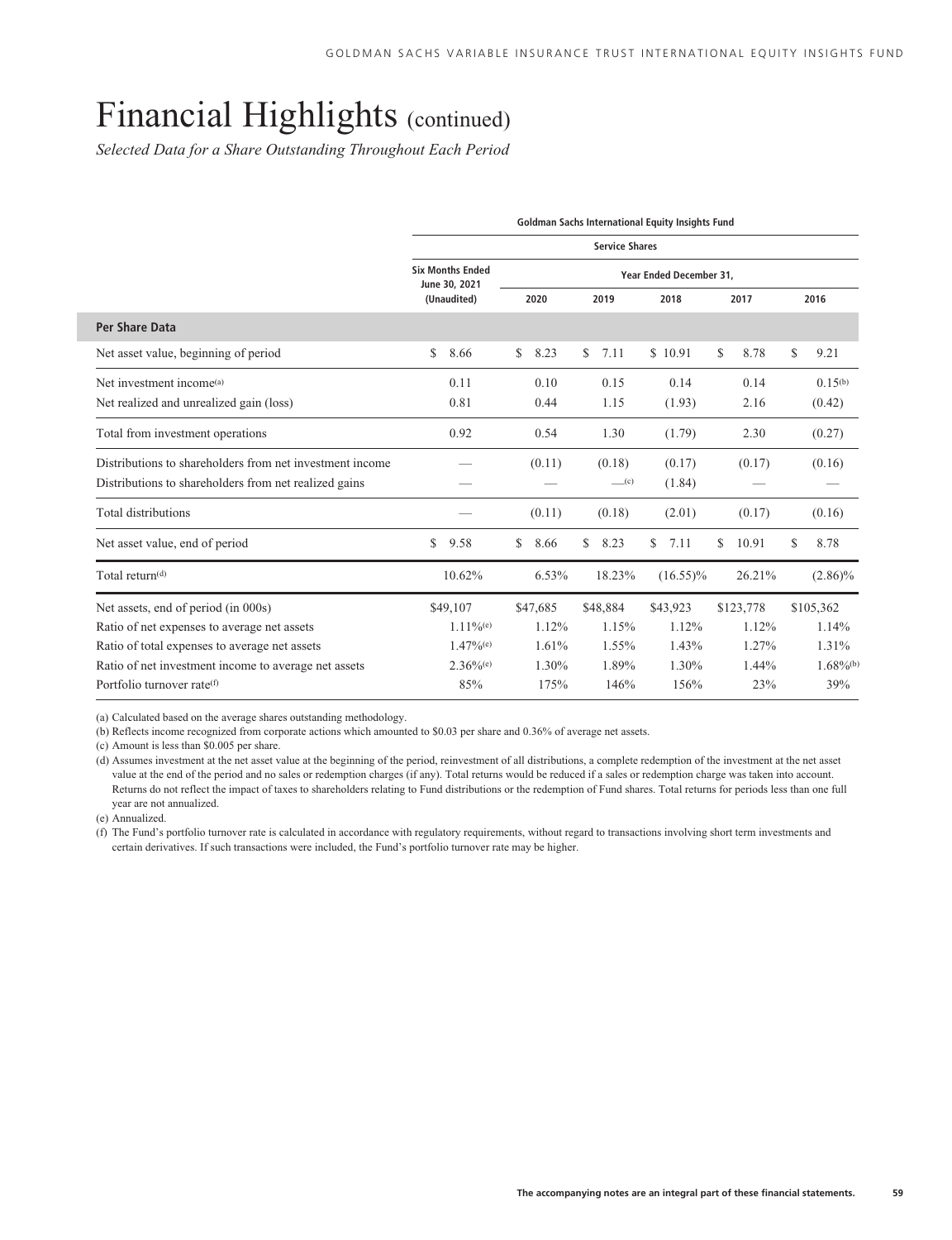# Financial Highlights (continued)

*Selected Data for a Share Outstanding Throughout Each Period*

| | Goldman Sachs International Equity Insights Fund | | | | | |
|---|---|---|---|---|---|---|
| | Service Shares | | | | | |
| | Six Months Ended June 30, 2021 (Unaudited) | Year Ended December 31, | | | | |
| | | 2020 | 2019 | 2018 | 2017 | 2016 |
| **Per Share Data** | | | | | | |
| Net asset value, beginning of period | $ 8.66 | $ 8.23 | $ 7.11 | $ 10.91 | $ 8.78 | $ 9.21 |
| Net investment income[(a)] | 0.11 | 0.10 | 0.15 | 0.14 | 0.14 | 0.15[(b)] |
| Net realized and unrealized gain (loss) | 0.81 | 0.44 | 1.15 | (1.93) | 2.16 | (0.42) |
| Total from investment operations | 0.92 | 0.54 | 1.30 | (1.79) | 2.30 | (0.27) |
| Distributions to shareholders from net investment income | — | (0.11) | (0.18) | (0.17) | (0.17) | (0.16) |
| Distributions to shareholders from net realized gains | — | — | —[(c)] | (1.84) | — | — |
| Total distributions | — | (0.11) | (0.18) | (2.01) | (0.17) | (0.16) |
| Net asset value, end of period | $ 9.58 | $ 8.66 | $ 8.23 | $ 7.11 | $ 10.91 | $ 8.78 |
| Total return[(d)] | 10.62% | 6.53% | 18.23% | (16.55)% | 26.21% | (2.86)% |
| Net assets, end of period (in 000s) | $49,107 | $47,685 | $48,884 | $43,923 | $123,778 | $105,362 |
| Ratio of net expenses to average net assets | 1.11%[(e)] | 1.12% | 1.15% | 1.12% | 1.12% | 1.14% |
| Ratio of total expenses to average net assets | 1.47%[(e)] | 1.61% | 1.55% | 1.43% | 1.27% | 1.31% |
| Ratio of net investment income to average net assets | 2.36%[(e)] | 1.30% | 1.89% | 1.30% | 1.44% | 1.68%[(b)] |
| Portfolio turnover rate[(f)] | 85% | 175% | 146% | 156% | 23% | 39% |

(a) Calculated based on the average shares outstanding methodology.

(b) Reflects income recognized from corporate actions which amounted to $0.03 per share and 0.36% of average net assets.

(c) Amount is less than $0.005 per share.

(d) Assumes investment at the net asset value at the beginning of the period, reinvestment of all distributions, a complete redemption of the investment at the net asset value at the end of the period and no sales or redemption charges (if any). Total returns would be reduced if a sales or redemption charge was taken into account. Returns do not reflect the impact of taxes to shareholders relating to Fund distributions or the redemption of Fund shares. Total returns for periods less than one full year are not annualized.

(e) Annualized.

(f) The Fund's portfolio turnover rate is calculated in accordance with regulatory requirements, without regard to transactions involving short term investments and certain derivatives. If such transactions were included, the Fund's portfolio turnover rate may be higher.

**The accompanying notes are an integral part of these financial statements.**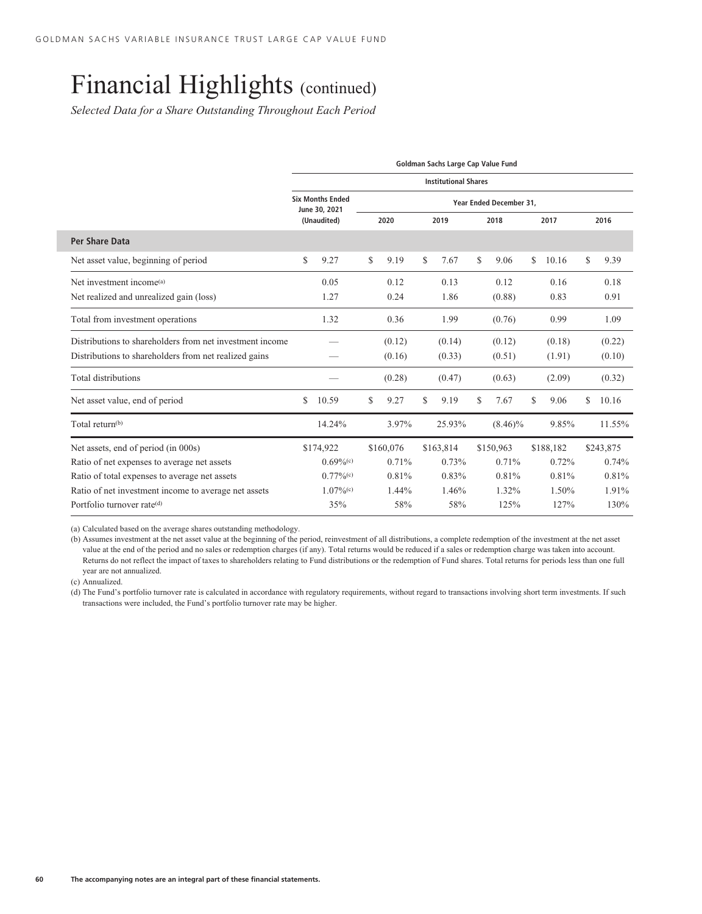# Financial Highlights (continued)

*Selected Data for a Share Outstanding Throughout Each Period*

| | Goldman Sachs Large Cap Value Fund | | | | | |
|---|---|---|---|---|---|---|
| | Institutional Shares | | | | | |
| | Six Months Ended June 30, 2021 (Unaudited) | Year Ended December 31, | | | | |
| | | 2020 | 2019 | 2018 | 2017 | 2016 |
| **Per Share Data** | | | | | | |
| Net asset value, beginning of period | $ 9.27 | $ 9.19 | $ 7.67 | $ 9.06 | $ 10.16 | $ 9.39 |
| Net investment income[(a)] | 0.05 | 0.12 | 0.13 | 0.12 | 0.16 | 0.18 |
| Net realized and unrealized gain (loss) | 1.27 | 0.24 | 1.86 | (0.88) | 0.83 | 0.91 |
| Total from investment operations | 1.32 | 0.36 | 1.99 | (0.76) | 0.99 | 1.09 |
| Distributions to shareholders from net investment income | — | (0.12) | (0.14) | (0.12) | (0.18) | (0.22) |
| Distributions to shareholders from net realized gains | — | (0.16) | (0.33) | (0.51) | (1.91) | (0.10) |
| Total distributions | — | (0.28) | (0.47) | (0.63) | (2.09) | (0.32) |
| Net asset value, end of period | $ 10.59 | $ 9.27 | $ 9.19 | $ 7.67 | $ 9.06 | $ 10.16 |
| Total return[(b)] | 14.24% | 3.97% | 25.93% | (8.46)% | 9.85% | 11.55% |
| Net assets, end of period (in 000s) | $174,922 | $160,076 | $163,814 | $150,963 | $188,182 | $243,875 |
| Ratio of net expenses to average net assets | 0.69%[(c)] | 0.71% | 0.73% | 0.71% | 0.72% | 0.74% |
| Ratio of total expenses to average net assets | 0.77%[(c)] | 0.81% | 0.83% | 0.81% | 0.81% | 0.81% |
| Ratio of net investment income to average net assets | 1.07%[(c)] | 1.44% | 1.46% | 1.32% | 1.50% | 1.91% |
| Portfolio turnover rate[(d)] | 35% | 58% | 58% | 125% | 127% | 130% |

(a) Calculated based on the average shares outstanding methodology.

(b) Assumes investment at the net asset value at the beginning of the period, reinvestment of all distributions, a complete redemption of the investment at the net asset value at the end of the period and no sales or redemption charges (if any). Total returns would be reduced if a sales or redemption charge was taken into account. Returns do not reflect the impact of taxes to shareholders relating to Fund distributions or the redemption of Fund shares. Total returns for periods less than one full year are not annualized.

(c) Annualized.

(d) The Fund's portfolio turnover rate is calculated in accordance with regulatory requirements, without regard to transactions involving short term investments. If such transactions were included, the Fund's portfolio turnover rate may be higher.

The accompanying notes are an integral part of these financial statements.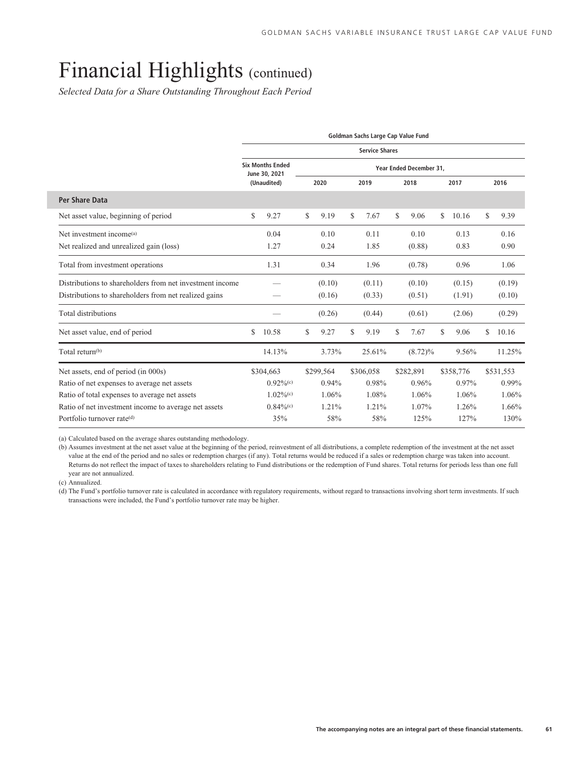# Financial Highlights (continued)

*Selected Data for a Share Outstanding Throughout Each Period*

| | Goldman Sachs Large Cap Value Fund | | | | | |
|---|---|---|---|---|---|---|
| | Service Shares | | | | | |
| | Six Months Ended June 30, 2021 (Unaudited) | Year Ended December 31, | | | | |
| | | 2020 | 2019 | 2018 | 2017 | 2016 |
| **Per Share Data** | | | | | | |
| Net asset value, beginning of period | $ 9.27 | $ 9.19 | $ 7.67 | $ 9.06 | $ 10.16 | $ 9.39 |
| Net investment income[(a)] | 0.04 | 0.10 | 0.11 | 0.10 | 0.13 | 0.16 |
| Net realized and unrealized gain (loss) | 1.27 | 0.24 | 1.85 | (0.88) | 0.83 | 0.90 |
| Total from investment operations | 1.31 | 0.34 | 1.96 | (0.78) | 0.96 | 1.06 |
| Distributions to shareholders from net investment income | — | (0.10) | (0.11) | (0.10) | (0.15) | (0.19) |
| Distributions to shareholders from net realized gains | — | (0.16) | (0.33) | (0.51) | (1.91) | (0.10) |
| Total distributions | — | (0.26) | (0.44) | (0.61) | (2.06) | (0.29) |
| Net asset value, end of period | $ 10.58 | $ 9.27 | $ 9.19 | $ 7.67 | $ 9.06 | $ 10.16 |
| Total return[(b)] | 14.13% | 3.73% | 25.61% | (8.72)% | 9.56% | 11.25% |
| Net assets, end of period (in 000s) | $304,663 | $299,564 | $306,058 | $282,891 | $358,776 | $531,553 |
| Ratio of net expenses to average net assets | 0.92%[(c)] | 0.94% | 0.98% | 0.96% | 0.97% | 0.99% |
| Ratio of total expenses to average net assets | 1.02%[(c)] | 1.06% | 1.08% | 1.06% | 1.06% | 1.06% |
| Ratio of net investment income to average net assets | 0.84%[(c)] | 1.21% | 1.21% | 1.07% | 1.26% | 1.66% |
| Portfolio turnover rate[(d)] | 35% | 58% | 58% | 125% | 127% | 130% |

(a) Calculated based on the average shares outstanding methodology.

(b) Assumes investment at the net asset value at the beginning of the period, reinvestment of all distributions, a complete redemption of the investment at the net asset value at the end of the period and no sales or redemption charges (if any). Total returns would be reduced if a sales or redemption charge was taken into account. Returns do not reflect the impact of taxes to shareholders relating to Fund distributions or the redemption of Fund shares. Total returns for periods less than one full year are not annualized.

(c) Annualized.

(d) The Fund's portfolio turnover rate is calculated in accordance with regulatory requirements, without regard to transactions involving short term investments. If such transactions were included, the Fund's portfolio turnover rate may be higher.

**The accompanying notes are an integral part of these financial statements.**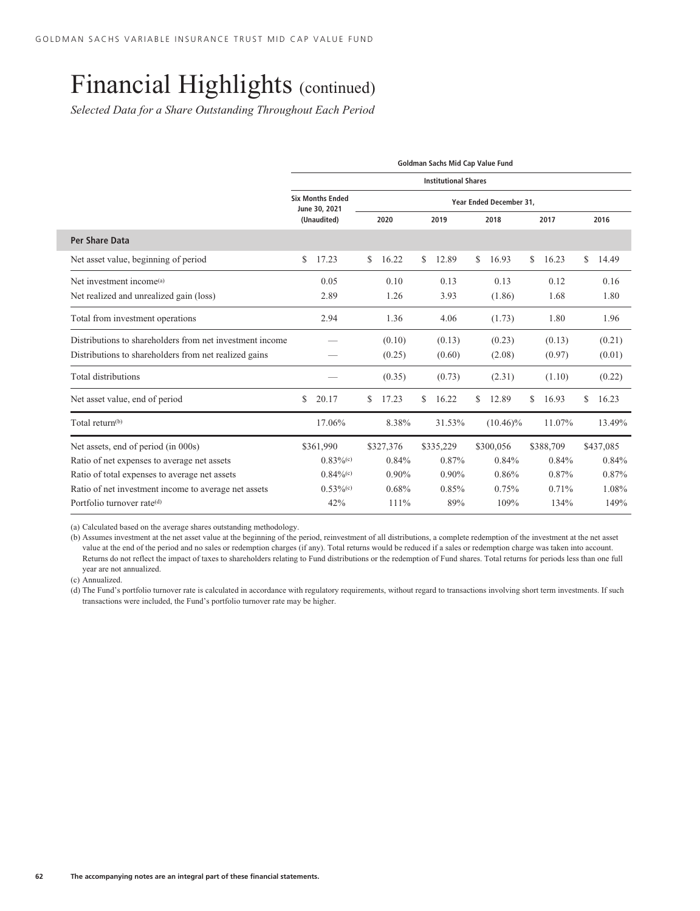# Financial Highlights (continued)

*Selected Data for a Share Outstanding Throughout Each Period*

| | Goldman Sachs Mid Cap Value Fund | | | | | |
|---|---|---|---|---|---|---|
| | Institutional Shares | | | | | |
| | Six Months Ended June 30, 2021 (Unaudited) | Year Ended December 31, | | | | |
| | | 2020 | 2019 | 2018 | 2017 | 2016 |
| **Per Share Data** | | | | | | |
| Net asset value, beginning of period | $ 17.23 | $ 16.22 | $ 12.89 | $ 16.93 | $ 16.23 | $ 14.49 |
| Net investment income[(a)] | 0.05 | 0.10 | 0.13 | 0.13 | 0.12 | 0.16 |
| Net realized and unrealized gain (loss) | 2.89 | 1.26 | 3.93 | (1.86) | 1.68 | 1.80 |
| Total from investment operations | 2.94 | 1.36 | 4.06 | (1.73) | 1.80 | 1.96 |
| Distributions to shareholders from net investment income | — | (0.10) | (0.13) | (0.23) | (0.13) | (0.21) |
| Distributions to shareholders from net realized gains | — | (0.25) | (0.60) | (2.08) | (0.97) | (0.01) |
| Total distributions | — | (0.35) | (0.73) | (2.31) | (1.10) | (0.22) |
| Net asset value, end of period | $ 20.17 | $ 17.23 | $ 16.22 | $ 12.89 | $ 16.93 | $ 16.23 |
| Total return[(b)] | 17.06% | 8.38% | 31.53% | (10.46)% | 11.07% | 13.49% |
| Net assets, end of period (in 000s) | $361,990 | $327,376 | $335,229 | $300,056 | $388,709 | $437,085 |
| Ratio of net expenses to average net assets | 0.83%[(c)] | 0.84% | 0.87% | 0.84% | 0.84% | 0.84% |
| Ratio of total expenses to average net assets | 0.84%[(c)] | 0.90% | 0.90% | 0.86% | 0.87% | 0.87% |
| Ratio of net investment income to average net assets | 0.53%[(c)] | 0.68% | 0.85% | 0.75% | 0.71% | 1.08% |
| Portfolio turnover rate[(d)] | 42% | 111% | 89% | 109% | 134% | 149% |

(a) Calculated based on the average shares outstanding methodology.

(b) Assumes investment at the net asset value at the beginning of the period, reinvestment of all distributions, a complete redemption of the investment at the net asset value at the end of the period and no sales or redemption charges (if any). Total returns would be reduced if a sales or redemption charge was taken into account. Returns do not reflect the impact of taxes to shareholders relating to Fund distributions or the redemption of Fund shares. Total returns for periods less than one full year are not annualized.

(c) Annualized.

(d) The Fund's portfolio turnover rate is calculated in accordance with regulatory requirements, without regard to transactions involving short term investments. If such transactions were included, the Fund's portfolio turnover rate may be higher.

The accompanying notes are an integral part of these financial statements.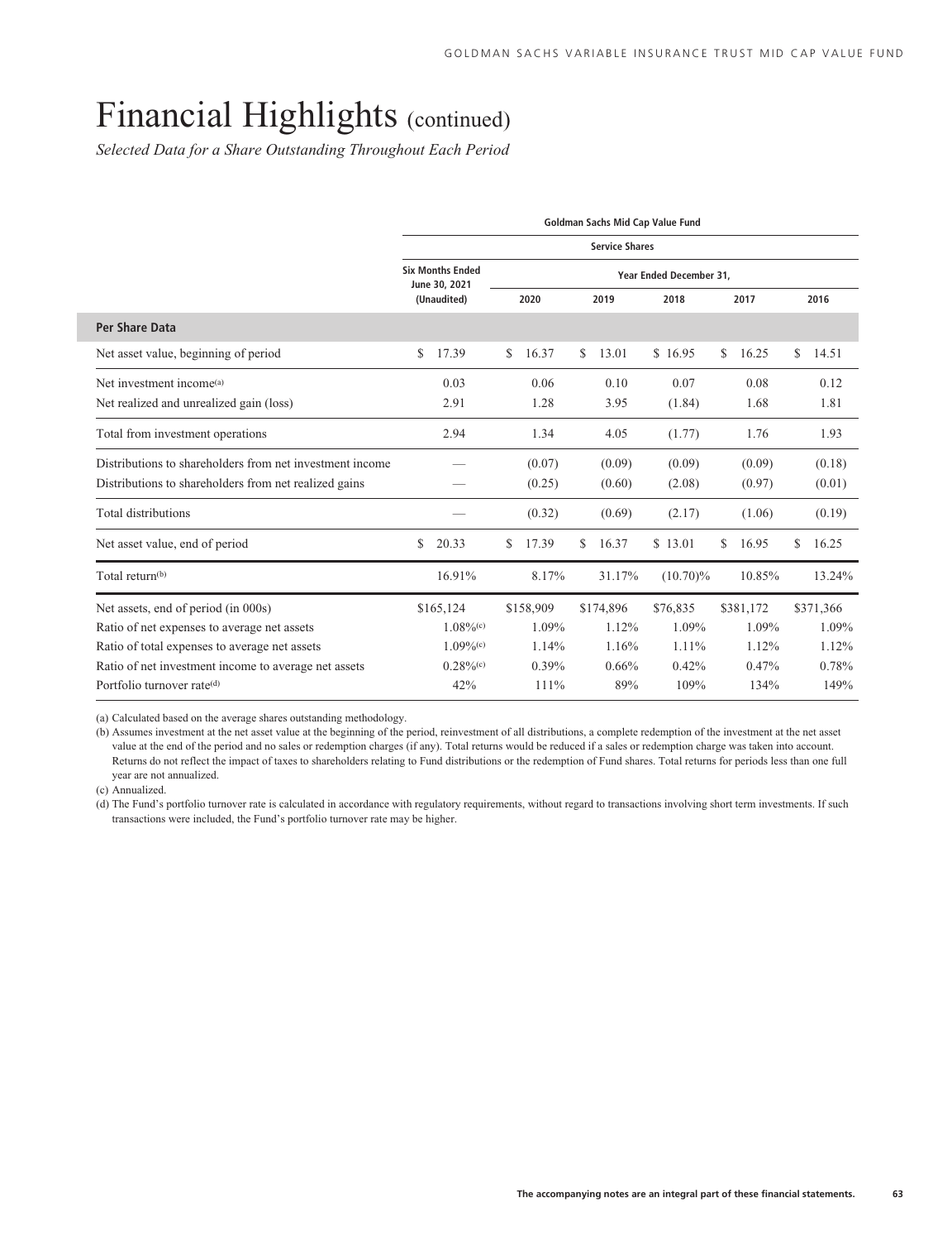# Financial Highlights (continued)

*Selected Data for a Share Outstanding Throughout Each Period*

| | Goldman Sachs Mid Cap Value Fund | | | | | |
|---|---|---|---|---|---|---|
| | Service Shares | | | | | |
| | Six Months Ended June 30, 2021 (Unaudited) | Year Ended December 31, | | | | |
| | | 2020 | 2019 | 2018 | 2017 | 2016 |
| **Per Share Data** | | | | | | |
| Net asset value, beginning of period | $ 17.39 | $ 16.37 | $ 13.01 | $ 16.95 | $ 16.25 | $ 14.51 |
| Net investment income[(a)] | 0.03 | 0.06 | 0.10 | 0.07 | 0.08 | 0.12 |
| Net realized and unrealized gain (loss) | 2.91 | 1.28 | 3.95 | (1.84) | 1.68 | 1.81 |
| Total from investment operations | 2.94 | 1.34 | 4.05 | (1.77) | 1.76 | 1.93 |
| Distributions to shareholders from net investment income | — | (0.07) | (0.09) | (0.09) | (0.09) | (0.18) |
| Distributions to shareholders from net realized gains | — | (0.25) | (0.60) | (2.08) | (0.97) | (0.01) |
| Total distributions | — | (0.32) | (0.69) | (2.17) | (1.06) | (0.19) |
| Net asset value, end of period | $ 20.33 | $ 17.39 | $ 16.37 | $ 13.01 | $ 16.95 | $ 16.25 |
| Total return[(b)] | 16.91% | 8.17% | 31.17% | (10.70)% | 10.85% | 13.24% |
| Net assets, end of period (in 000s) | $165,124 | $158,909 | $174,896 | $76,835 | $381,172 | $371,366 |
| Ratio of net expenses to average net assets | 1.08%[(c)] | 1.09% | 1.12% | 1.09% | 1.09% | 1.09% |
| Ratio of total expenses to average net assets | 1.09%[(c)] | 1.14% | 1.16% | 1.11% | 1.12% | 1.12% |
| Ratio of net investment income to average net assets | 0.28%[(c)] | 0.39% | 0.66% | 0.42% | 0.47% | 0.78% |
| Portfolio turnover rate[(d)] | 42% | 111% | 89% | 109% | 134% | 149% |

(a) Calculated based on the average shares outstanding methodology.

(b) Assumes investment at the net asset value at the beginning of the period, reinvestment of all distributions, a complete redemption of the investment at the net asset value at the end of the period and no sales or redemption charges (if any). Total returns would be reduced if a sales or redemption charge was taken into account. Returns do not reflect the impact of taxes to shareholders relating to Fund distributions or the redemption of Fund shares. Total returns for periods less than one full year are not annualized.

(c) Annualized.

(d) The Fund's portfolio turnover rate is calculated in accordance with regulatory requirements, without regard to transactions involving short term investments. If such transactions were included, the Fund's portfolio turnover rate may be higher.

**The accompanying notes are an integral part of these financial statements.**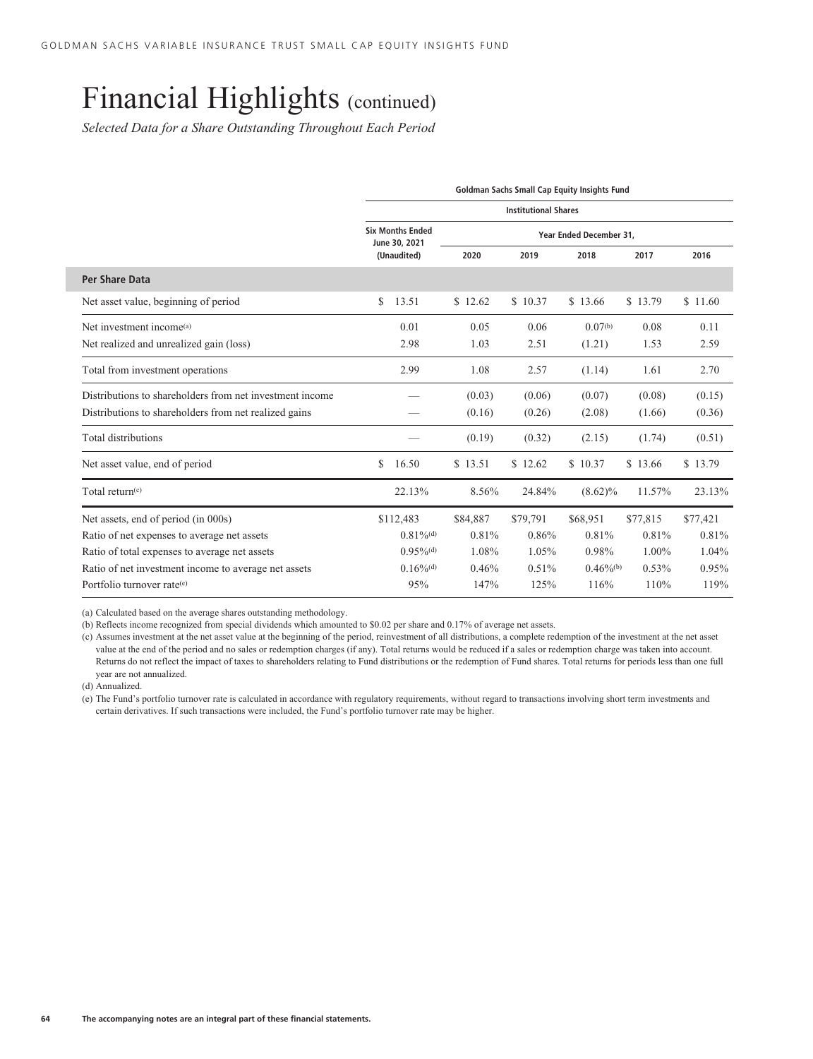# Financial Highlights (continued)

*Selected Data for a Share Outstanding Throughout Each Period*

| | Goldman Sachs Small Cap Equity Insights Fund | | | | | |
|---|---|---|---|---|---|---|
| | Institutional Shares | | | | | |
| | Six Months Ended June 30, 2021 (Unaudited) | Year Ended December 31, | | | | |
| | | 2020 | 2019 | 2018 | 2017 | 2016 |
| **Per Share Data** | | | | | | |
| Net asset value, beginning of period | $ 13.51 | $ 12.62 | $ 10.37 | $ 13.66 | $ 13.79 | $ 11.60 |
| Net investment income(a) | 0.01 | 0.05 | 0.06 | 0.07(b) | 0.08 | 0.11 |
| Net realized and unrealized gain (loss) | 2.98 | 1.03 | 2.51 | (1.21) | 1.53 | 2.59 |
| Total from investment operations | 2.99 | 1.08 | 2.57 | (1.14) | 1.61 | 2.70 |
| Distributions to shareholders from net investment income | — | (0.03) | (0.06) | (0.07) | (0.08) | (0.15) |
| Distributions to shareholders from net realized gains | — | (0.16) | (0.26) | (2.08) | (1.66) | (0.36) |
| Total distributions | — | (0.19) | (0.32) | (2.15) | (1.74) | (0.51) |
| Net asset value, end of period | $ 16.50 | $ 13.51 | $ 12.62 | $ 10.37 | $ 13.66 | $ 13.79 |
| Total return(c) | 22.13% | 8.56% | 24.84% | (8.62)% | 11.57% | 23.13% |
| Net assets, end of period (in 000s) | $112,483 | $84,887 | $79,791 | $68,951 | $77,815 | $77,421 |
| Ratio of net expenses to average net assets | 0.81%(d) | 0.81% | 0.86% | 0.81% | 0.81% | 0.81% |
| Ratio of total expenses to average net assets | 0.95%(d) | 1.08% | 1.05% | 0.98% | 1.00% | 1.04% |
| Ratio of net investment income to average net assets | 0.16%(d) | 0.46% | 0.51% | 0.46%(b) | 0.53% | 0.95% |
| Portfolio turnover rate(e) | 95% | 147% | 125% | 116% | 110% | 119% |

(a) Calculated based on the average shares outstanding methodology.

(b) Reflects income recognized from special dividends which amounted to $0.02 per share and 0.17% of average net assets.

(c) Assumes investment at the net asset value at the beginning of the period, reinvestment of all distributions, a complete redemption of the investment at the net asset value at the end of the period and no sales or redemption charges (if any). Total returns would be reduced if a sales or redemption charge was taken into account. Returns do not reflect the impact of taxes to shareholders relating to Fund distributions or the redemption of Fund shares. Total returns for periods less than one full year are not annualized.

(d) Annualized.

(e) The Fund's portfolio turnover rate is calculated in accordance with regulatory requirements, without regard to transactions involving short term investments and certain derivatives. If such transactions were included, the Fund's portfolio turnover rate may be higher.

**The accompanying notes are an integral part of these financial statements.**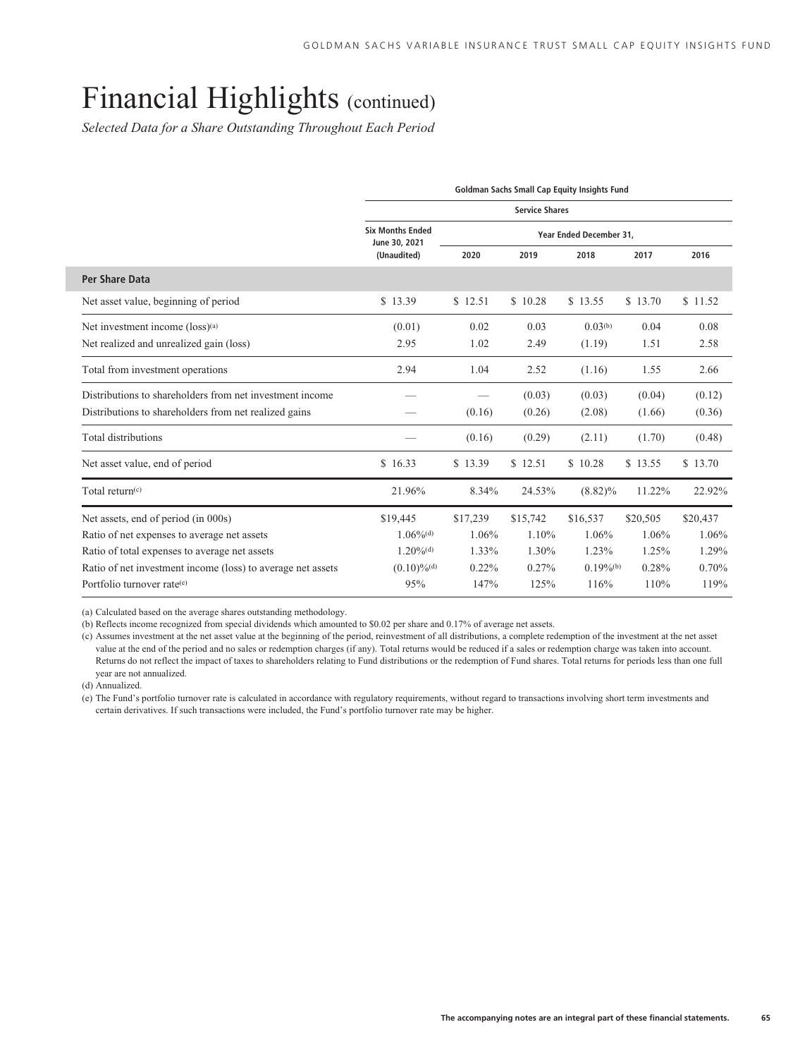# Financial Highlights (continued)

*Selected Data for a Share Outstanding Throughout Each Period*

| | Goldman Sachs Small Cap Equity Insights Fund | | | | | |
|---|---|---|---|---|---|---|
| | Service Shares | | | | | |
| | Six Months Ended June 30, 2021 (Unaudited) | Year Ended December 31, | | | | |
| | | 2020 | 2019 | 2018 | 2017 | 2016 |
| **Per Share Data** | | | | | | |
| Net asset value, beginning of period | $ 13.39 | $ 12.51 | $ 10.28 | $ 13.55 | $ 13.70 | $ 11.52 |
| Net investment income (loss)[(a)] | (0.01) | 0.02 | 0.03 | 0.03[(b)] | 0.04 | 0.08 |
| Net realized and unrealized gain (loss) | 2.95 | 1.02 | 2.49 | (1.19) | 1.51 | 2.58 |
| Total from investment operations | 2.94 | 1.04 | 2.52 | (1.16) | 1.55 | 2.66 |
| Distributions to shareholders from net investment income | — | — | (0.03) | (0.03) | (0.04) | (0.12) |
| Distributions to shareholders from net realized gains | — | (0.16) | (0.26) | (2.08) | (1.66) | (0.36) |
| Total distributions | — | (0.16) | (0.29) | (2.11) | (1.70) | (0.48) |
| Net asset value, end of period | $ 16.33 | $ 13.39 | $ 12.51 | $ 10.28 | $ 13.55 | $ 13.70 |
| Total return[(c)] | 21.96% | 8.34% | 24.53% | (8.82)% | 11.22% | 22.92% |
| Net assets, end of period (in 000s) | $19,445 | $17,239 | $15,742 | $16,537 | $20,505 | $20,437 |
| Ratio of net expenses to average net assets | 1.06%[(d)] | 1.06% | 1.10% | 1.06% | 1.06% | 1.06% |
| Ratio of total expenses to average net assets | 1.20%[(d)] | 1.33% | 1.30% | 1.23% | 1.25% | 1.29% |
| Ratio of net investment income (loss) to average net assets | (0.10)%[(d)] | 0.22% | 0.27% | 0.19%[(b)] | 0.28% | 0.70% |
| Portfolio turnover rate[(e)] | 95% | 147% | 125% | 116% | 110% | 119% |

(a) Calculated based on the average shares outstanding methodology.

(b) Reflects income recognized from special dividends which amounted to $0.02 per share and 0.17% of average net assets.

(c) Assumes investment at the net asset value at the beginning of the period, reinvestment of all distributions, a complete redemption of the investment at the net asset value at the end of the period and no sales or redemption charges (if any). Total returns would be reduced if a sales or redemption charge was taken into account. Returns do not reflect the impact of taxes to shareholders relating to Fund distributions or the redemption of Fund shares. Total returns for periods less than one full year are not annualized.

(d) Annualized.

(e) The Fund's portfolio turnover rate is calculated in accordance with regulatory requirements, without regard to transactions involving short term investments and certain derivatives. If such transactions were included, the Fund's portfolio turnover rate may be higher.

The accompanying notes are an integral part of these financial statements.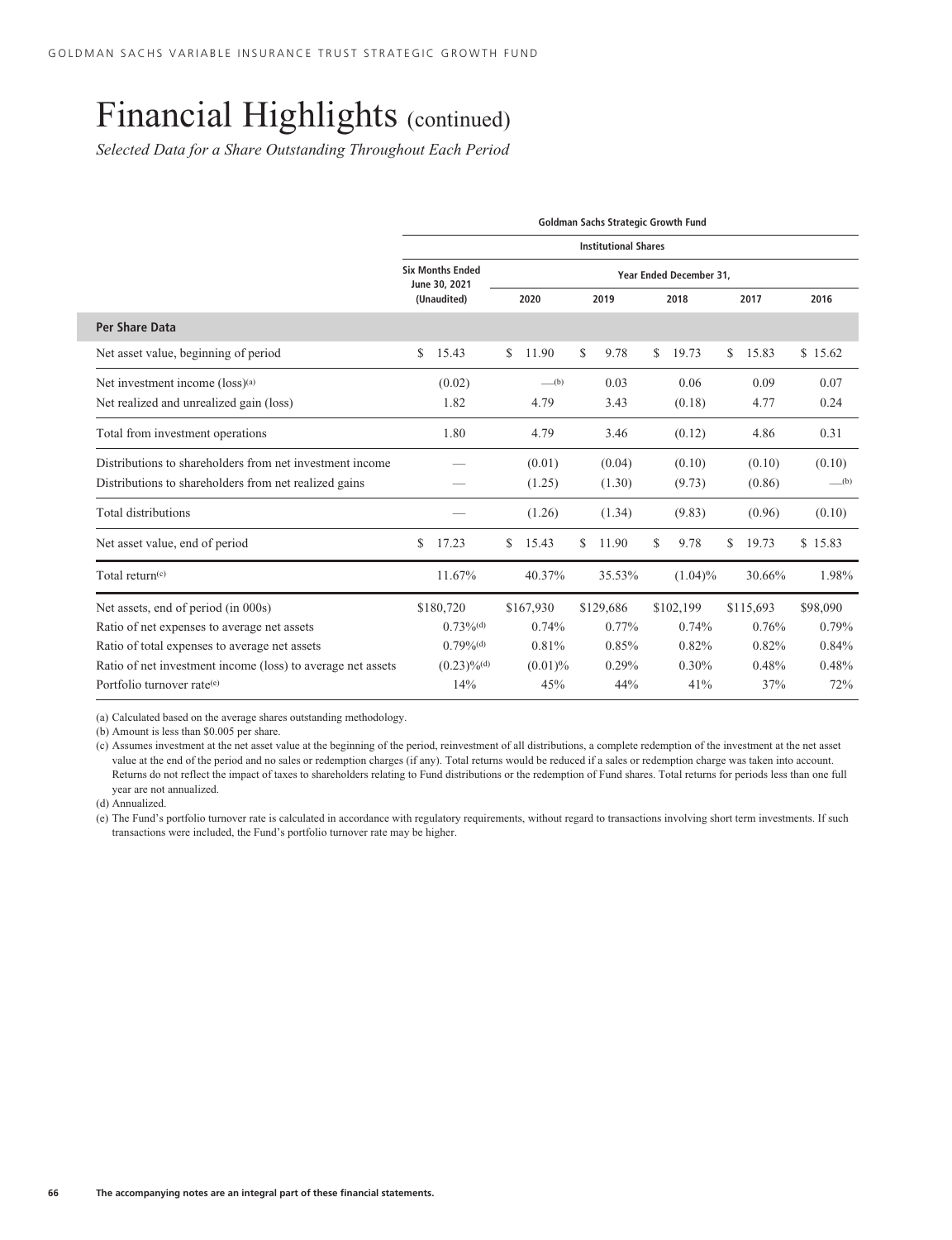# Financial Highlights (continued)

*Selected Data for a Share Outstanding Throughout Each Period*

| | Goldman Sachs Strategic Growth Fund | | | | | |
|---|---|---|---|---|---|---|
| | Institutional Shares | | | | | |
| | Six Months Ended June 30, 2021 (Unaudited) | Year Ended December 31, | | | | |
| | | 2020 | 2019 | 2018 | 2017 | 2016 |
| **Per Share Data** | | | | | | |
| Net asset value, beginning of period | $ 15.43 | $ 11.90 | $ 9.78 | $ 19.73 | $ 15.83 | $ 15.62 |
| Net investment income (loss)[(a)] | (0.02) | —[(b)] | 0.03 | 0.06 | 0.09 | 0.07 |
| Net realized and unrealized gain (loss) | 1.82 | 4.79 | 3.43 | (0.18) | 4.77 | 0.24 |
| Total from investment operations | 1.80 | 4.79 | 3.46 | (0.12) | 4.86 | 0.31 |
| Distributions to shareholders from net investment income | — | (0.01) | (0.04) | (0.10) | (0.10) | (0.10) |
| Distributions to shareholders from net realized gains | — | (1.25) | (1.30) | (9.73) | (0.86) | —[(b)] |
| Total distributions | — | (1.26) | (1.34) | (9.83) | (0.96) | (0.10) |
| Net asset value, end of period | $ 17.23 | $ 15.43 | $ 11.90 | $ 9.78 | $ 19.73 | $ 15.83 |
| Total return[(c)] | 11.67% | 40.37% | 35.53% | (1.04)% | 30.66% | 1.98% |
| Net assets, end of period (in 000s) | $180,720 | $167,930 | $129,686 | $102,199 | $115,693 | $98,090 |
| Ratio of net expenses to average net assets | 0.73%[(d)] | 0.74% | 0.77% | 0.74% | 0.76% | 0.79% |
| Ratio of total expenses to average net assets | 0.79%[(d)] | 0.81% | 0.85% | 0.82% | 0.82% | 0.84% |
| Ratio of net investment income (loss) to average net assets | (0.23)%[(d)] | (0.01)% | 0.29% | 0.30% | 0.48% | 0.48% |
| Portfolio turnover rate[(e)] | 14% | 45% | 44% | 41% | 37% | 72% |

(a) Calculated based on the average shares outstanding methodology.

(b) Amount is less than $0.005 per share.

(c) Assumes investment at the net asset value at the beginning of the period, reinvestment of all distributions, a complete redemption of the investment at the net asset value at the end of the period and no sales or redemption charges (if any). Total returns would be reduced if a sales or redemption charge was taken into account. Returns do not reflect the impact of taxes to shareholders relating to Fund distributions or the redemption of Fund shares. Total returns for periods less than one full year are not annualized.

(d) Annualized.

(e) The Fund's portfolio turnover rate is calculated in accordance with regulatory requirements, without regard to transactions involving short term investments. If such transactions were included, the Fund's portfolio turnover rate may be higher.

**The accompanying notes are an integral part of these financial statements.**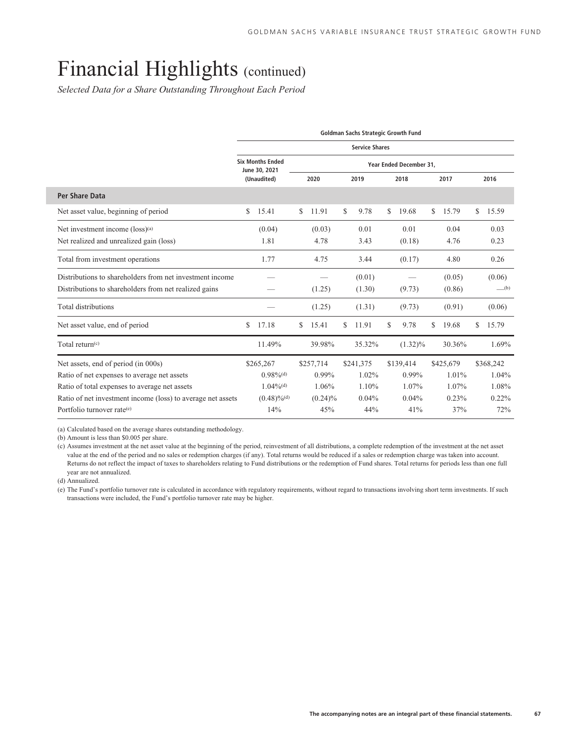# Financial Highlights (continued)

*Selected Data for a Share Outstanding Throughout Each Period*

| | Goldman Sachs Strategic Growth Fund | | | | | |
|---|---|---|---|---|---|---|
| | Service Shares | | | | | |
| | Six Months Ended June 30, 2021 (Unaudited) | Year Ended December 31, | | | | |
| | | 2020 | 2019 | 2018 | 2017 | 2016 |
| **Per Share Data** | | | | | | |
| Net asset value, beginning of period | $ 15.41 | $ 11.91 | $ 9.78 | $ 19.68 | $ 15.79 | $ 15.59 |
| Net investment income (loss)[(a)] | (0.04) | (0.03) | 0.01 | 0.01 | 0.04 | 0.03 |
| Net realized and unrealized gain (loss) | 1.81 | 4.78 | 3.43 | (0.18) | 4.76 | 0.23 |
| Total from investment operations | 1.77 | 4.75 | 3.44 | (0.17) | 4.80 | 0.26 |
| Distributions to shareholders from net investment income | — | — | (0.01) | — | (0.05) | (0.06) |
| Distributions to shareholders from net realized gains | — | (1.25) | (1.30) | (9.73) | (0.86) | —[(b)] |
| Total distributions | — | (1.25) | (1.31) | (9.73) | (0.91) | (0.06) |
| Net asset value, end of period | $ 17.18 | $ 15.41 | $ 11.91 | $ 9.78 | $ 19.68 | $ 15.79 |
| Total return[(c)] | 11.49% | 39.98% | 35.32% | (1.32)% | 30.36% | 1.69% |
| Net assets, end of period (in 000s) | $265,267 | $257,714 | $241,375 | $139,414 | $425,679 | $368,242 |
| Ratio of net expenses to average net assets | 0.98%[(d)] | 0.99% | 1.02% | 0.99% | 1.01% | 1.04% |
| Ratio of total expenses to average net assets | 1.04%[(d)] | 1.06% | 1.10% | 1.07% | 1.07% | 1.08% |
| Ratio of net investment income (loss) to average net assets | (0.48)%[(d)] | (0.24)% | 0.04% | 0.04% | 0.23% | 0.22% |
| Portfolio turnover rate[(e)] | 14% | 45% | 44% | 41% | 37% | 72% |

(a) Calculated based on the average shares outstanding methodology.

(b) Amount is less than $0.005 per share.

(c) Assumes investment at the net asset value at the beginning of the period, reinvestment of all distributions, a complete redemption of the investment at the net asset value at the end of the period and no sales or redemption charges (if any). Total returns would be reduced if a sales or redemption charge was taken into account. Returns do not reflect the impact of taxes to shareholders relating to Fund distributions or the redemption of Fund shares. Total returns for periods less than one full year are not annualized.

(d) Annualized.

(e) The Fund's portfolio turnover rate is calculated in accordance with regulatory requirements, without regard to transactions involving short term investments. If such transactions were included, the Fund's portfolio turnover rate may be higher.

**The accompanying notes are an integral part of these financial statements.**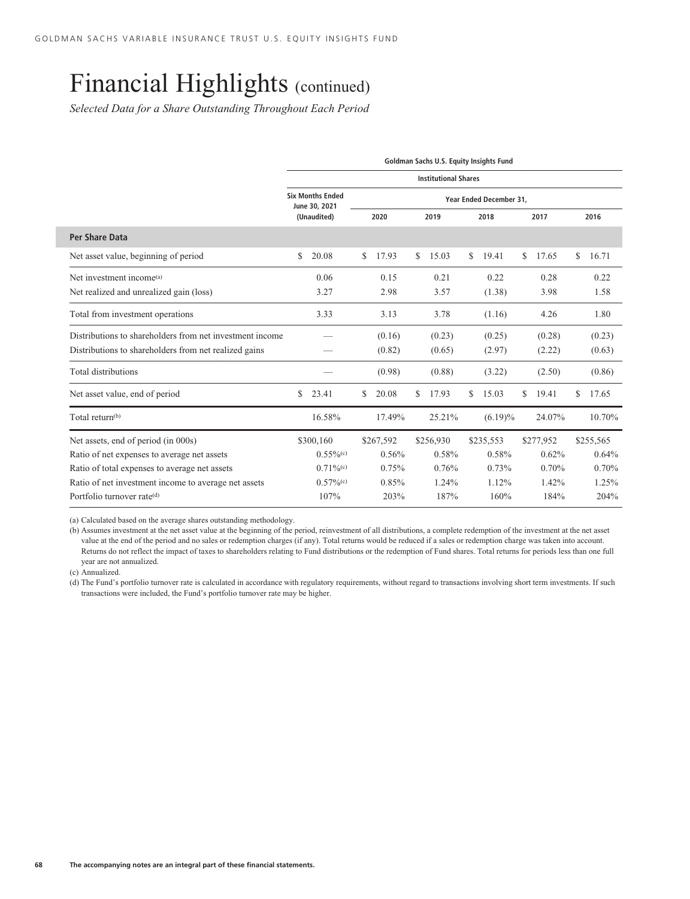# Financial Highlights (continued)

*Selected Data for a Share Outstanding Throughout Each Period*

| | Goldman Sachs U.S. Equity Insights Fund | | | | | |
|---|---|---|---|---|---|---|
| | Institutional Shares | | | | | |
| | Six Months Ended June 30, 2021 (Unaudited) | Year Ended December 31, | | | | |
| | | 2020 | 2019 | 2018 | 2017 | 2016 |
| **Per Share Data** | | | | | | |
| Net asset value, beginning of period | $ 20.08 | $ 17.93 | $ 15.03 | $ 19.41 | $ 17.65 | $ 16.71 |
| Net investment income[(a)] | 0.06 | 0.15 | 0.21 | 0.22 | 0.28 | 0.22 |
| Net realized and unrealized gain (loss) | 3.27 | 2.98 | 3.57 | (1.38) | 3.98 | 1.58 |
| Total from investment operations | 3.33 | 3.13 | 3.78 | (1.16) | 4.26 | 1.80 |
| Distributions to shareholders from net investment income | — | (0.16) | (0.23) | (0.25) | (0.28) | (0.23) |
| Distributions to shareholders from net realized gains | — | (0.82) | (0.65) | (2.97) | (2.22) | (0.63) |
| Total distributions | — | (0.98) | (0.88) | (3.22) | (2.50) | (0.86) |
| Net asset value, end of period | $ 23.41 | $ 20.08 | $ 17.93 | $ 15.03 | $ 19.41 | $ 17.65 |
| Total return[(b)] | 16.58% | 17.49% | 25.21% | (6.19)% | 24.07% | 10.70% |
| Net assets, end of period (in 000s) | $300,160 | $267,592 | $256,930 | $235,553 | $277,952 | $255,565 |
| Ratio of net expenses to average net assets | 0.55%[(c)] | 0.56% | 0.58% | 0.58% | 0.62% | 0.64% |
| Ratio of total expenses to average net assets | 0.71%[(c)] | 0.75% | 0.76% | 0.73% | 0.70% | 0.70% |
| Ratio of net investment income to average net assets | 0.57%[(c)] | 0.85% | 1.24% | 1.12% | 1.42% | 1.25% |
| Portfolio turnover rate[(d)] | 107% | 203% | 187% | 160% | 184% | 204% |

(a) Calculated based on the average shares outstanding methodology.

(b) Assumes investment at the net asset value at the beginning of the period, reinvestment of all distributions, a complete redemption of the investment at the net asset value at the end of the period and no sales or redemption charges (if any). Total returns would be reduced if a sales or redemption charge was taken into account. Returns do not reflect the impact of taxes to shareholders relating to Fund distributions or the redemption of Fund shares. Total returns for periods less than one full year are not annualized.

(c) Annualized.

(d) The Fund's portfolio turnover rate is calculated in accordance with regulatory requirements, without regard to transactions involving short term investments. If such transactions were included, the Fund's portfolio turnover rate may be higher.

**The accompanying notes are an integral part of these financial statements.**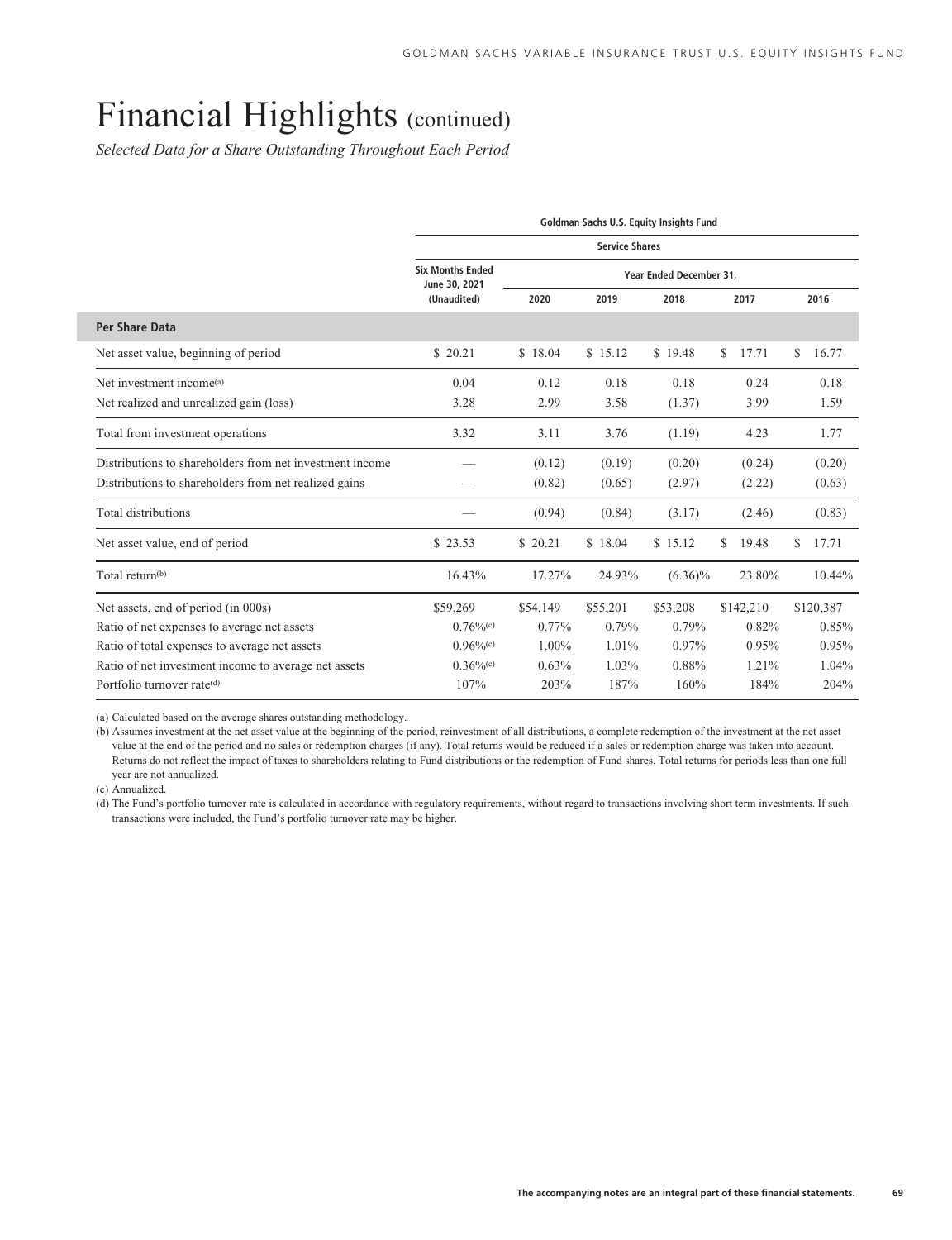# Financial Highlights (continued)

*Selected Data for a Share Outstanding Throughout Each Period*

| | Goldman Sachs U.S. Equity Insights Fund | | | | | |
|---|---|---|---|---|---|---|
| | Service Shares | | | | | |
| | Six Months Ended June 30, 2021 (Unaudited) | Year Ended December 31, | | | | |
| | | 2020 | 2019 | 2018 | 2017 | 2016 |
| **Per Share Data** | | | | | | |
| Net asset value, beginning of period | $ 20.21 | $ 18.04 | $ 15.12 | $ 19.48 | $ 17.71 | $ 16.77 |
| Net investment income[(a)] | 0.04 | 0.12 | 0.18 | 0.18 | 0.24 | 0.18 |
| Net realized and unrealized gain (loss) | 3.28 | 2.99 | 3.58 | (1.37) | 3.99 | 1.59 |
| Total from investment operations | 3.32 | 3.11 | 3.76 | (1.19) | 4.23 | 1.77 |
| Distributions to shareholders from net investment income | — | (0.12) | (0.19) | (0.20) | (0.24) | (0.20) |
| Distributions to shareholders from net realized gains | — | (0.82) | (0.65) | (2.97) | (2.22) | (0.63) |
| Total distributions | — | (0.94) | (0.84) | (3.17) | (2.46) | (0.83) |
| Net asset value, end of period | $ 23.53 | $ 20.21 | $ 18.04 | $ 15.12 | $ 19.48 | $ 17.71 |
| Total return[(b)] | 16.43% | 17.27% | 24.93% | (6.36)% | 23.80% | 10.44% |
| Net assets, end of period (in 000s) | $59,269 | $54,149 | $55,201 | $53,208 | $142,210 | $120,387 |
| Ratio of net expenses to average net assets | 0.76%[(c)] | 0.77% | 0.79% | 0.79% | 0.82% | 0.85% |
| Ratio of total expenses to average net assets | 0.96%[(c)] | 1.00% | 1.01% | 0.97% | 0.95% | 0.95% |
| Ratio of net investment income to average net assets | 0.36%[(c)] | 0.63% | 1.03% | 0.88% | 1.21% | 1.04% |
| Portfolio turnover rate[(d)] | 107% | 203% | 187% | 160% | 184% | 204% |

(a) Calculated based on the average shares outstanding methodology.

(b) Assumes investment at the net asset value at the beginning of the period, reinvestment of all distributions, a complete redemption of the investment at the net asset value at the end of the period and no sales or redemption charges (if any). Total returns would be reduced if a sales or redemption charge was taken into account. Returns do not reflect the impact of taxes to shareholders relating to Fund distributions or the redemption of Fund shares. Total returns for periods less than one full year are not annualized.

(c) Annualized.

(d) The Fund's portfolio turnover rate is calculated in accordance with regulatory requirements, without regard to transactions involving short term investments. If such transactions were included, the Fund's portfolio turnover rate may be higher.

The accompanying notes are an integral part of these financial statements.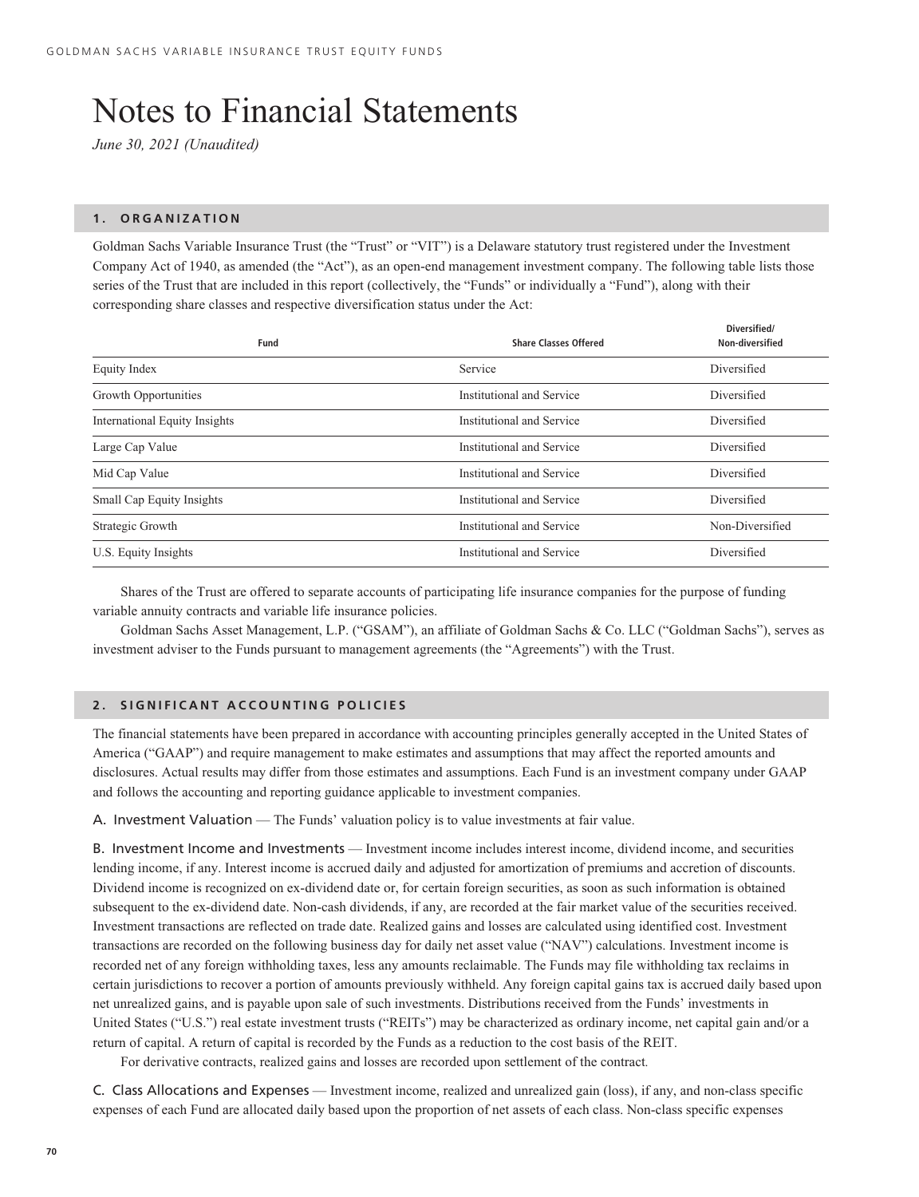# Notes to Financial Statements

*June 30, 2021 (Unaudited)*

## 1. ORGANIZATION

Goldman Sachs Variable Insurance Trust (the "Trust" or "VIT") is a Delaware statutory trust registered under the Investment Company Act of 1940, as amended (the "Act"), as an open-end management investment company. The following table lists those series of the Trust that are included in this report (collectively, the "Funds" or individually a "Fund"), along with their corresponding share classes and respective diversification status under the Act:

| Fund | Share Classes Offered | Diversified/ Non-diversified |
|---|---|---|
| Equity Index | Service | Diversified |
| Growth Opportunities | Institutional and Service | Diversified |
| International Equity Insights | Institutional and Service | Diversified |
| Large Cap Value | Institutional and Service | Diversified |
| Mid Cap Value | Institutional and Service | Diversified |
| Small Cap Equity Insights | Institutional and Service | Diversified |
| Strategic Growth | Institutional and Service | Non-Diversified |
| U.S. Equity Insights | Institutional and Service | Diversified |

Shares of the Trust are offered to separate accounts of participating life insurance companies for the purpose of funding variable annuity contracts and variable life insurance policies.

Goldman Sachs Asset Management, L.P. ("GSAM"), an affiliate of Goldman Sachs & Co. LLC ("Goldman Sachs"), serves as investment adviser to the Funds pursuant to management agreements (the "Agreements") with the Trust.

## 2. SIGNIFICANT ACCOUNTING POLICIES

The financial statements have been prepared in accordance with accounting principles generally accepted in the United States of America ("GAAP") and require management to make estimates and assumptions that may affect the reported amounts and disclosures. Actual results may differ from those estimates and assumptions. Each Fund is an investment company under GAAP and follows the accounting and reporting guidance applicable to investment companies.

A. Investment Valuation — The Funds' valuation policy is to value investments at fair value.

B. Investment Income and Investments — Investment income includes interest income, dividend income, and securities lending income, if any. Interest income is accrued daily and adjusted for amortization of premiums and accretion of discounts. Dividend income is recognized on ex-dividend date or, for certain foreign securities, as soon as such information is obtained subsequent to the ex-dividend date. Non-cash dividends, if any, are recorded at the fair market value of the securities received. Investment transactions are reflected on trade date. Realized gains and losses are calculated using identified cost. Investment transactions are recorded on the following business day for daily net asset value ("NAV") calculations. Investment income is recorded net of any foreign withholding taxes, less any amounts reclaimable. The Funds may file withholding tax reclaims in certain jurisdictions to recover a portion of amounts previously withheld. Any foreign capital gains tax is accrued daily based upon net unrealized gains, and is payable upon sale of such investments. Distributions received from the Funds' investments in United States ("U.S.") real estate investment trusts ("REITs") may be characterized as ordinary income, net capital gain and/or a return of capital. A return of capital is recorded by the Funds as a reduction to the cost basis of the REIT.

For derivative contracts, realized gains and losses are recorded upon settlement of the contract.

C. Class Allocations and Expenses — Investment income, realized and unrealized gain (loss), if any, and non-class specific expenses of each Fund are allocated daily based upon the proportion of net assets of each class. Non-class specific expenses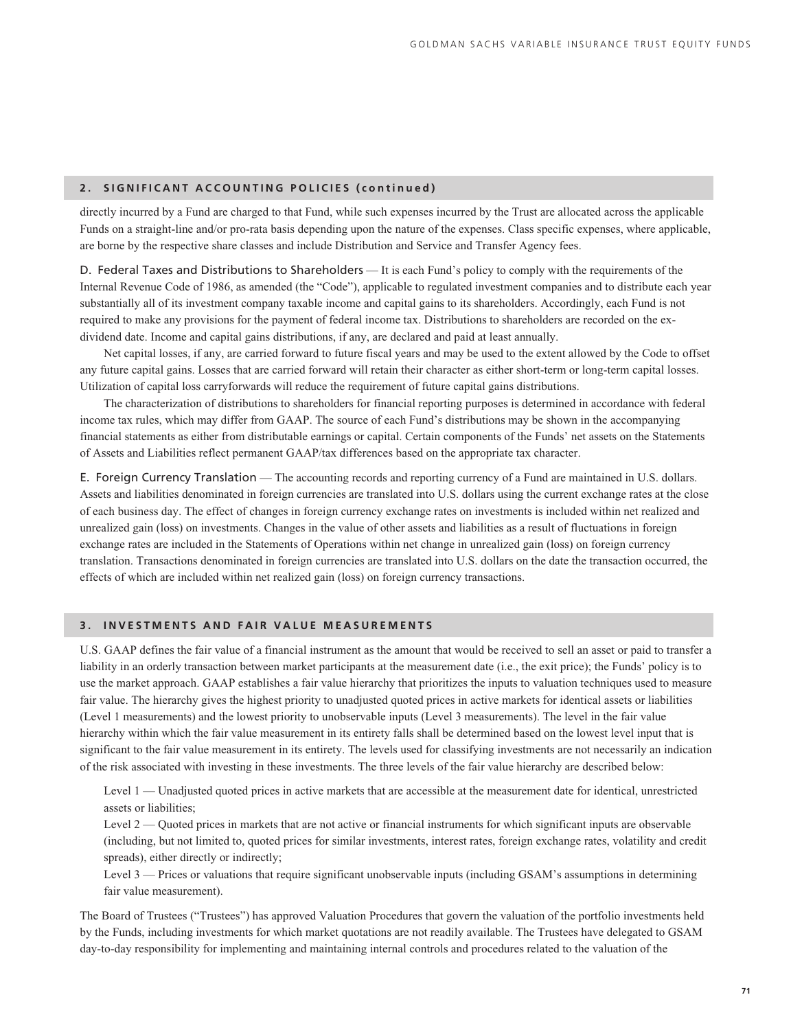## 2. SIGNIFICANT ACCOUNTING POLICIES (continued)

directly incurred by a Fund are charged to that Fund, while such expenses incurred by the Trust are allocated across the applicable Funds on a straight-line and/or pro-rata basis depending upon the nature of the expenses. Class specific expenses, where applicable, are borne by the respective share classes and include Distribution and Service and Transfer Agency fees.

D. Federal Taxes and Distributions to Shareholders — It is each Fund's policy to comply with the requirements of the Internal Revenue Code of 1986, as amended (the "Code"), applicable to regulated investment companies and to distribute each year substantially all of its investment company taxable income and capital gains to its shareholders. Accordingly, each Fund is not required to make any provisions for the payment of federal income tax. Distributions to shareholders are recorded on the ex-dividend date. Income and capital gains distributions, if any, are declared and paid at least annually.

Net capital losses, if any, are carried forward to future fiscal years and may be used to the extent allowed by the Code to offset any future capital gains. Losses that are carried forward will retain their character as either short-term or long-term capital losses. Utilization of capital loss carryforwards will reduce the requirement of future capital gains distributions.

The characterization of distributions to shareholders for financial reporting purposes is determined in accordance with federal income tax rules, which may differ from GAAP. The source of each Fund's distributions may be shown in the accompanying financial statements as either from distributable earnings or capital. Certain components of the Funds' net assets on the Statements of Assets and Liabilities reflect permanent GAAP/tax differences based on the appropriate tax character.

E. Foreign Currency Translation — The accounting records and reporting currency of a Fund are maintained in U.S. dollars. Assets and liabilities denominated in foreign currencies are translated into U.S. dollars using the current exchange rates at the close of each business day. The effect of changes in foreign currency exchange rates on investments is included within net realized and unrealized gain (loss) on investments. Changes in the value of other assets and liabilities as a result of fluctuations in foreign exchange rates are included in the Statements of Operations within net change in unrealized gain (loss) on foreign currency translation. Transactions denominated in foreign currencies are translated into U.S. dollars on the date the transaction occurred, the effects of which are included within net realized gain (loss) on foreign currency transactions.

## 3. INVESTMENTS AND FAIR VALUE MEASUREMENTS

U.S. GAAP defines the fair value of a financial instrument as the amount that would be received to sell an asset or paid to transfer a liability in an orderly transaction between market participants at the measurement date (i.e., the exit price); the Funds' policy is to use the market approach. GAAP establishes a fair value hierarchy that prioritizes the inputs to valuation techniques used to measure fair value. The hierarchy gives the highest priority to unadjusted quoted prices in active markets for identical assets or liabilities (Level 1 measurements) and the lowest priority to unobservable inputs (Level 3 measurements). The level in the fair value hierarchy within which the fair value measurement in its entirety falls shall be determined based on the lowest level input that is significant to the fair value measurement in its entirety. The levels used for classifying investments are not necessarily an indication of the risk associated with investing in these investments. The three levels of the fair value hierarchy are described below:

Level 1 — Unadjusted quoted prices in active markets that are accessible at the measurement date for identical, unrestricted assets or liabilities;

Level 2 — Quoted prices in markets that are not active or financial instruments for which significant inputs are observable (including, but not limited to, quoted prices for similar investments, interest rates, foreign exchange rates, volatility and credit spreads), either directly or indirectly;

Level 3 — Prices or valuations that require significant unobservable inputs (including GSAM's assumptions in determining fair value measurement).

The Board of Trustees ("Trustees") has approved Valuation Procedures that govern the valuation of the portfolio investments held by the Funds, including investments for which market quotations are not readily available. The Trustees have delegated to GSAM day-to-day responsibility for implementing and maintaining internal controls and procedures related to the valuation of the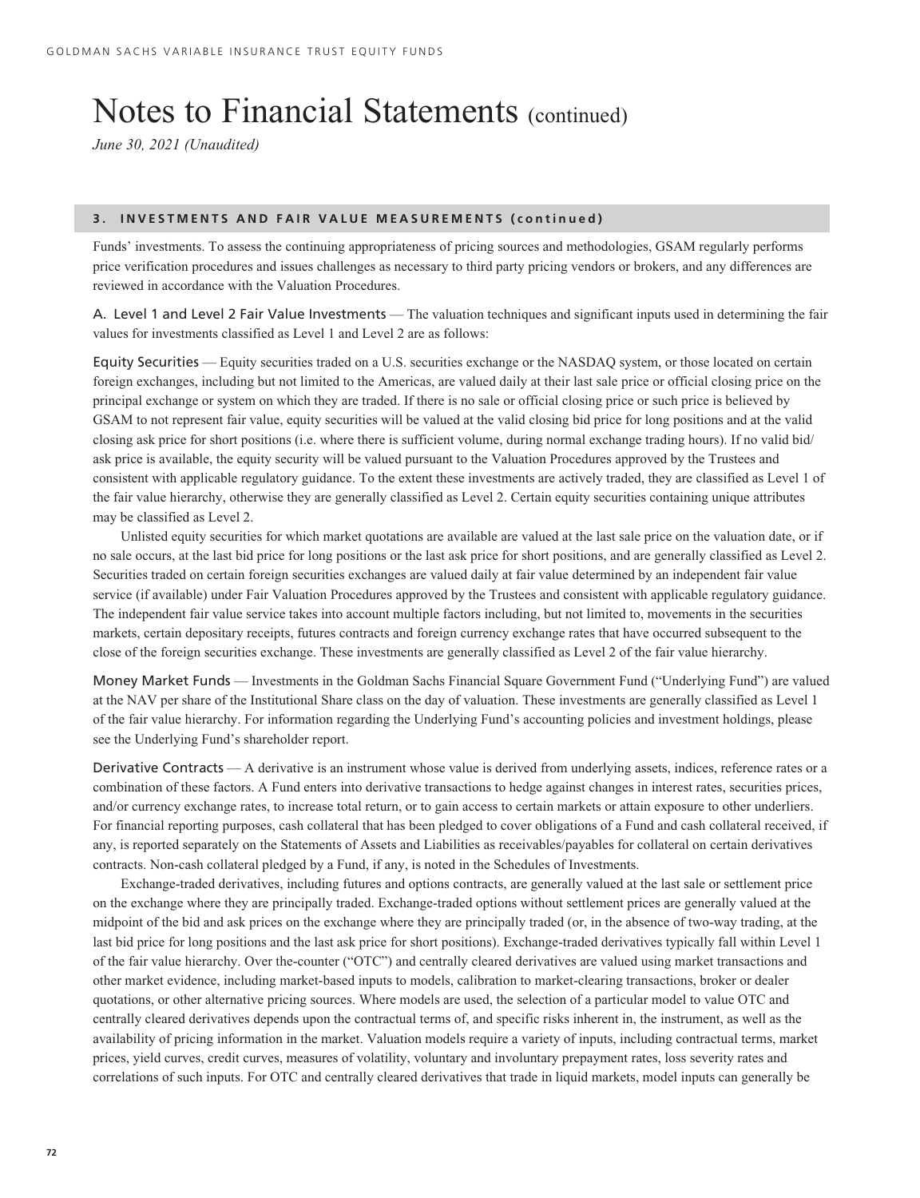# Notes to Financial Statements (continued)

*June 30, 2021 (Unaudited)*

## 3. INVESTMENTS AND FAIR VALUE MEASUREMENTS (continued)

Funds' investments. To assess the continuing appropriateness of pricing sources and methodologies, GSAM regularly performs price verification procedures and issues challenges as necessary to third party pricing vendors or brokers, and any differences are reviewed in accordance with the Valuation Procedures.

A. Level 1 and Level 2 Fair Value Investments — The valuation techniques and significant inputs used in determining the fair values for investments classified as Level 1 and Level 2 are as follows:

Equity Securities — Equity securities traded on a U.S. securities exchange or the NASDAQ system, or those located on certain foreign exchanges, including but not limited to the Americas, are valued daily at their last sale price or official closing price on the principal exchange or system on which they are traded. If there is no sale or official closing price or such price is believed by GSAM to not represent fair value, equity securities will be valued at the valid closing bid price for long positions and at the valid closing ask price for short positions (i.e. where there is sufficient volume, during normal exchange trading hours). If no valid bid/ask price is available, the equity security will be valued pursuant to the Valuation Procedures approved by the Trustees and consistent with applicable regulatory guidance. To the extent these investments are actively traded, they are classified as Level 1 of the fair value hierarchy, otherwise they are generally classified as Level 2. Certain equity securities containing unique attributes may be classified as Level 2.

Unlisted equity securities for which market quotations are available are valued at the last sale price on the valuation date, or if no sale occurs, at the last bid price for long positions or the last ask price for short positions, and are generally classified as Level 2. Securities traded on certain foreign securities exchanges are valued daily at fair value determined by an independent fair value service (if available) under Fair Valuation Procedures approved by the Trustees and consistent with applicable regulatory guidance. The independent fair value service takes into account multiple factors including, but not limited to, movements in the securities markets, certain depositary receipts, futures contracts and foreign currency exchange rates that have occurred subsequent to the close of the foreign securities exchange. These investments are generally classified as Level 2 of the fair value hierarchy.

Money Market Funds — Investments in the Goldman Sachs Financial Square Government Fund ("Underlying Fund") are valued at the NAV per share of the Institutional Share class on the day of valuation. These investments are generally classified as Level 1 of the fair value hierarchy. For information regarding the Underlying Fund's accounting policies and investment holdings, please see the Underlying Fund's shareholder report.

Derivative Contracts — A derivative is an instrument whose value is derived from underlying assets, indices, reference rates or a combination of these factors. A Fund enters into derivative transactions to hedge against changes in interest rates, securities prices, and/or currency exchange rates, to increase total return, or to gain access to certain markets or attain exposure to other underliers. For financial reporting purposes, cash collateral that has been pledged to cover obligations of a Fund and cash collateral received, if any, is reported separately on the Statements of Assets and Liabilities as receivables/payables for collateral on certain derivatives contracts. Non-cash collateral pledged by a Fund, if any, is noted in the Schedules of Investments.

Exchange-traded derivatives, including futures and options contracts, are generally valued at the last sale or settlement price on the exchange where they are principally traded. Exchange-traded options without settlement prices are generally valued at the midpoint of the bid and ask prices on the exchange where they are principally traded (or, in the absence of two-way trading, at the last bid price for long positions and the last ask price for short positions). Exchange-traded derivatives typically fall within Level 1 of the fair value hierarchy. Over the-counter ("OTC") and centrally cleared derivatives are valued using market transactions and other market evidence, including market-based inputs to models, calibration to market-clearing transactions, broker or dealer quotations, or other alternative pricing sources. Where models are used, the selection of a particular model to value OTC and centrally cleared derivatives depends upon the contractual terms of, and specific risks inherent in, the instrument, as well as the availability of pricing information in the market. Valuation models require a variety of inputs, including contractual terms, market prices, yield curves, credit curves, measures of volatility, voluntary and involuntary prepayment rates, loss severity rates and correlations of such inputs. For OTC and centrally cleared derivatives that trade in liquid markets, model inputs can generally be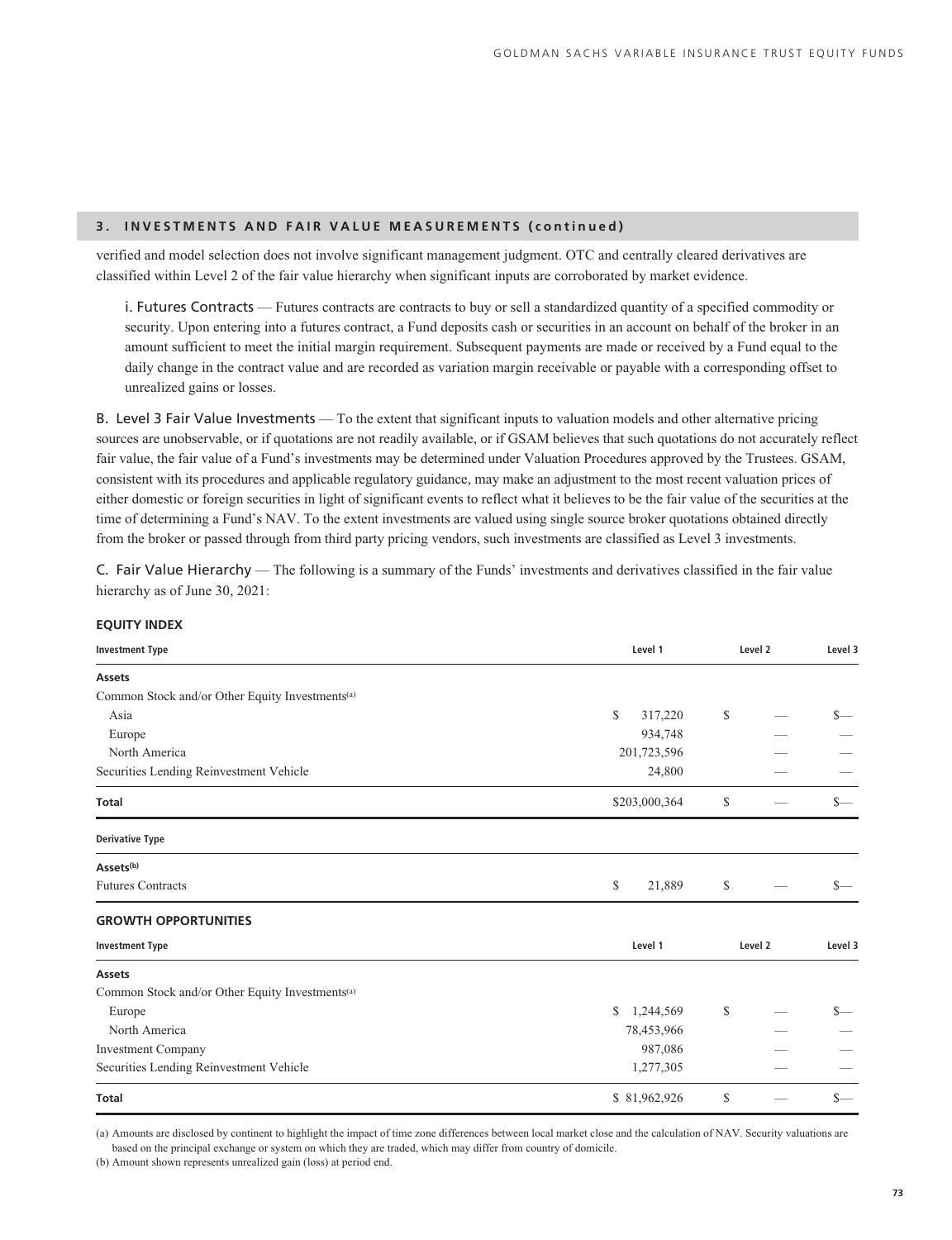## 3. INVESTMENTS AND FAIR VALUE MEASUREMENTS (continued)

verified and model selection does not involve significant management judgment. OTC and centrally cleared derivatives are classified within Level 2 of the fair value hierarchy when significant inputs are corroborated by market evidence.

i. Futures Contracts — Futures contracts are contracts to buy or sell a standardized quantity of a specified commodity or security. Upon entering into a futures contract, a Fund deposits cash or securities in an account on behalf of the broker in an amount sufficient to meet the initial margin requirement. Subsequent payments are made or received by a Fund equal to the daily change in the contract value and are recorded as variation margin receivable or payable with a corresponding offset to unrealized gains or losses.

B. Level 3 Fair Value Investments — To the extent that significant inputs to valuation models and other alternative pricing sources are unobservable, or if quotations are not readily available, or if GSAM believes that such quotations do not accurately reflect fair value, the fair value of a Fund's investments may be determined under Valuation Procedures approved by the Trustees. GSAM, consistent with its procedures and applicable regulatory guidance, may make an adjustment to the most recent valuation prices of either domestic or foreign securities in light of significant events to reflect what it believes to be the fair value of the securities at the time of determining a Fund's NAV. To the extent investments are valued using single source broker quotations obtained directly from the broker or passed through from third party pricing vendors, such investments are classified as Level 3 investments.

C. Fair Value Hierarchy — The following is a summary of the Funds' investments and derivatives classified in the fair value hierarchy as of June 30, 2021:

**EQUITY INDEX**

| Investment Type | Level 1 | Level 2 | Level 3 |
|---|---|---|---|
| **Assets** | | | |
| Common Stock and/or Other Equity Investments(a) | | | |
| Asia | $ 317,220 | $ — | $— |
| Europe | 934,748 | — | — |
| North America | 201,723,596 | — | — |
| Securities Lending Reinvestment Vehicle | 24,800 | — | — |
| **Total** | $203,000,364 | $ — | $— |
| **Derivative Type** | | | |
| **Assets(b)** | | | |
| Futures Contracts | $ 21,889 | $ — | $— |

**GROWTH OPPORTUNITIES**

| Investment Type | Level 1 | Level 2 | Level 3 |
|---|---|---|---|
| **Assets** | | | |
| Common Stock and/or Other Equity Investments(a) | | | |
| Europe | $ 1,244,569 | $ — | $— |
| North America | 78,453,966 | — | — |
| Investment Company | 987,086 | — | — |
| Securities Lending Reinvestment Vehicle | 1,277,305 | — | — |
| **Total** | $ 81,962,926 | $ — | $— |

(a) Amounts are disclosed by continent to highlight the impact of time zone differences between local market close and the calculation of NAV. Security valuations are based on the principal exchange or system on which they are traded, which may differ from country of domicile.

(b) Amount shown represents unrealized gain (loss) at period end.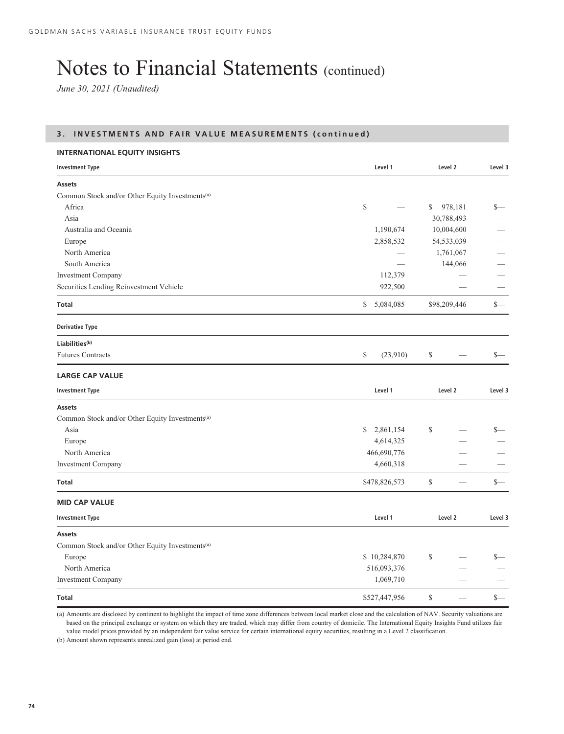# Notes to Financial Statements (continued)

*June 30, 2021 (Unaudited)*

## 3. INVESTMENTS AND FAIR VALUE MEASUREMENTS (continued)

### INTERNATIONAL EQUITY INSIGHTS

| Investment Type | Level 1 | Level 2 | Level 3 |
|---|---|---|---|
| **Assets** | | | |
| Common Stock and/or Other Equity Investments[(a)] | | | |
| Africa | $ — | $ 978,181 | $— |
| Asia | — | 30,788,493 | — |
| Australia and Oceania | 1,190,674 | 10,004,600 | — |
| Europe | 2,858,532 | 54,533,039 | — |
| North America | — | 1,761,067 | — |
| South America | — | 144,066 | — |
| Investment Company | 112,379 | — | — |
| Securities Lending Reinvestment Vehicle | 922,500 | — | — |
| **Total** | $ 5,084,085 | $98,209,446 | $— |
| **Derivative Type** | | | |
| **Liabilities[(b)]** | | | |
| Futures Contracts | $ (23,910) | $ — | $— |

### LARGE CAP VALUE

| Investment Type | Level 1 | Level 2 | Level 3 |
|---|---|---|---|
| **Assets** | | | |
| Common Stock and/or Other Equity Investments[(a)] | | | |
| Asia | $ 2,861,154 | $ — | $— |
| Europe | 4,614,325 | — | — |
| North America | 466,690,776 | — | — |
| Investment Company | 4,660,318 | — | — |
| **Total** | $478,826,573 | $ — | $— |

### MID CAP VALUE

| Investment Type | Level 1 | Level 2 | Level 3 |
|---|---|---|---|
| **Assets** | | | |
| Common Stock and/or Other Equity Investments[(a)] | | | |
| Europe | $ 10,284,870 | $ — | $— |
| North America | 516,093,376 | — | — |
| Investment Company | 1,069,710 | — | — |
| **Total** | $527,447,956 | $ — | $— |

(a) Amounts are disclosed by continent to highlight the impact of time zone differences between local market close and the calculation of NAV. Security valuations are based on the principal exchange or system on which they are traded, which may differ from country of domicile. The International Equity Insights Fund utilizes fair value model prices provided by an independent fair value service for certain international equity securities, resulting in a Level 2 classification.

(b) Amount shown represents unrealized gain (loss) at period end.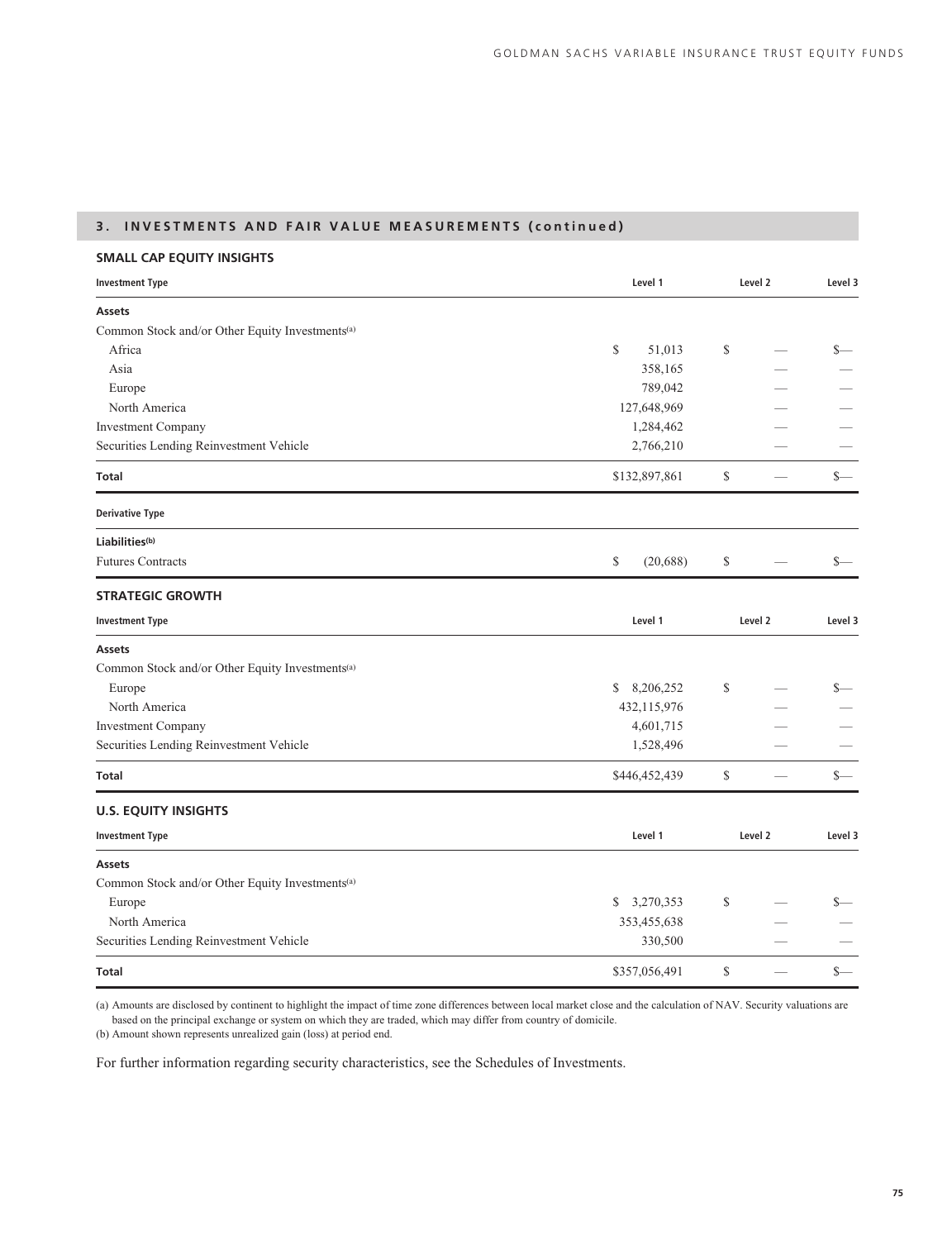## 3. INVESTMENTS AND FAIR VALUE MEASUREMENTS (continued)

### SMALL CAP EQUITY INSIGHTS

| Investment Type | Level 1 | Level 2 | Level 3 |
|---|---|---|---|
| **Assets** | | | |
| Common Stock and/or Other Equity Investments[(a)] | | | |
| Africa | $ 51,013 | $ — | $— |
| Asia | 358,165 | — | — |
| Europe | 789,042 | — | — |
| North America | 127,648,969 | — | — |
| Investment Company | 1,284,462 | — | — |
| Securities Lending Reinvestment Vehicle | 2,766,210 | — | — |
| **Total** | $132,897,861 | $ — | $— |
| **Derivative Type** | | | |
| **Liabilities[(b)]** | | | |
| Futures Contracts | $ (20,688) | $ — | $— |

### STRATEGIC GROWTH

| Investment Type | Level 1 | Level 2 | Level 3 |
|---|---|---|---|
| **Assets** | | | |
| Common Stock and/or Other Equity Investments[(a)] | | | |
| Europe | $ 8,206,252 | $ — | $— |
| North America | 432,115,976 | — | — |
| Investment Company | 4,601,715 | — | — |
| Securities Lending Reinvestment Vehicle | 1,528,496 | — | — |
| **Total** | $446,452,439 | $ — | $— |

### U.S. EQUITY INSIGHTS

| Investment Type | Level 1 | Level 2 | Level 3 |
|---|---|---|---|
| **Assets** | | | |
| Common Stock and/or Other Equity Investments[(a)] | | | |
| Europe | $ 3,270,353 | $ — | $— |
| North America | 353,455,638 | — | — |
| Securities Lending Reinvestment Vehicle | 330,500 | — | — |
| **Total** | $357,056,491 | $ — | $— |

(a) Amounts are disclosed by continent to highlight the impact of time zone differences between local market close and the calculation of NAV. Security valuations are based on the principal exchange or system on which they are traded, which may differ from country of domicile.

(b) Amount shown represents unrealized gain (loss) at period end.

For further information regarding security characteristics, see the Schedules of Investments.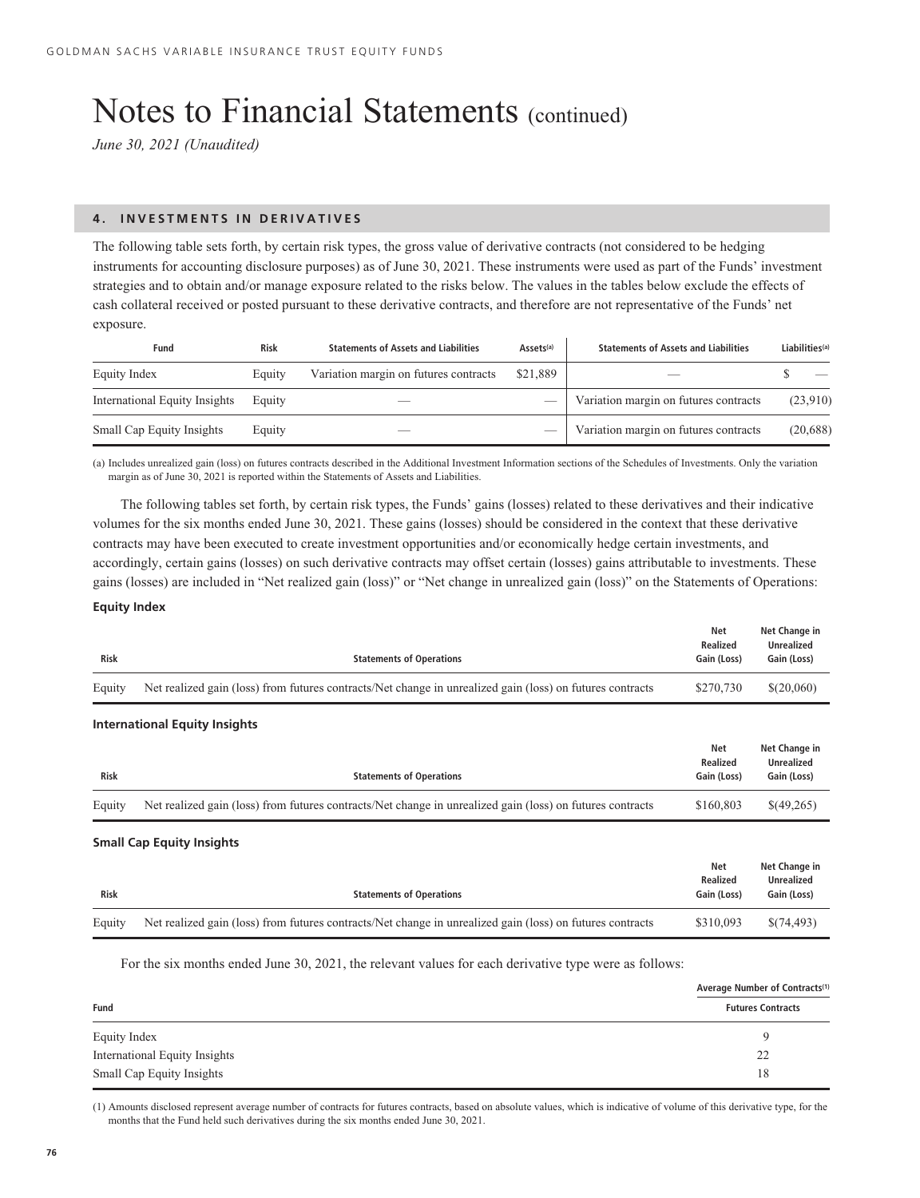# Notes to Financial Statements (continued)

*June 30, 2021 (Unaudited)*

## 4. INVESTMENTS IN DERIVATIVES

The following table sets forth, by certain risk types, the gross value of derivative contracts (not considered to be hedging instruments for accounting disclosure purposes) as of June 30, 2021. These instruments were used as part of the Funds' investment strategies and to obtain and/or manage exposure related to the risks below. The values in the tables below exclude the effects of cash collateral received or posted pursuant to these derivative contracts, and therefore are not representative of the Funds' net exposure.

| Fund | Risk | Statements of Assets and Liabilities | Assets(a) | Statements of Assets and Liabilities | Liabilities(a) |
|---|---|---|---|---|---|
| Equity Index | Equity | Variation margin on futures contracts | $21,889 | — | $ — |
| International Equity Insights | Equity | — | — | Variation margin on futures contracts | (23,910) |
| Small Cap Equity Insights | Equity | — | — | Variation margin on futures contracts | (20,688) |

(a) Includes unrealized gain (loss) on futures contracts described in the Additional Investment Information sections of the Schedules of Investments. Only the variation margin as of June 30, 2021 is reported within the Statements of Assets and Liabilities.

The following tables set forth, by certain risk types, the Funds' gains (losses) related to these derivatives and their indicative volumes for the six months ended June 30, 2021. These gains (losses) should be considered in the context that these derivative contracts may have been executed to create investment opportunities and/or economically hedge certain investments, and accordingly, certain gains (losses) on such derivative contracts may offset certain (losses) gains attributable to investments. These gains (losses) are included in "Net realized gain (loss)" or "Net change in unrealized gain (loss)" on the Statements of Operations:

**Equity Index**

| Risk | Statements of Operations | Net Realized Gain (Loss) | Net Change in Unrealized Gain (Loss) |
|---|---|---|---|
| Equity | Net realized gain (loss) from futures contracts/Net change in unrealized gain (loss) on futures contracts | $270,730 | $(20,060) |

**International Equity Insights**

| Risk | Statements of Operations | Net Realized Gain (Loss) | Net Change in Unrealized Gain (Loss) |
|---|---|---|---|
| Equity | Net realized gain (loss) from futures contracts/Net change in unrealized gain (loss) on futures contracts | $160,803 | $(49,265) |

**Small Cap Equity Insights**

| Risk | Statements of Operations | Net Realized Gain (Loss) | Net Change in Unrealized Gain (Loss) |
|---|---|---|---|
| Equity | Net realized gain (loss) from futures contracts/Net change in unrealized gain (loss) on futures contracts | $310,093 | $(74,493) |

For the six months ended June 30, 2021, the relevant values for each derivative type were as follows:

| | Average Number of Contracts(1) |
|---|---|
| Fund | Futures Contracts |
| Equity Index | 9 |
| International Equity Insights | 22 |
| Small Cap Equity Insights | 18 |

(1) Amounts disclosed represent average number of contracts for futures contracts, based on absolute values, which is indicative of volume of this derivative type, for the months that the Fund held such derivatives during the six months ended June 30, 2021.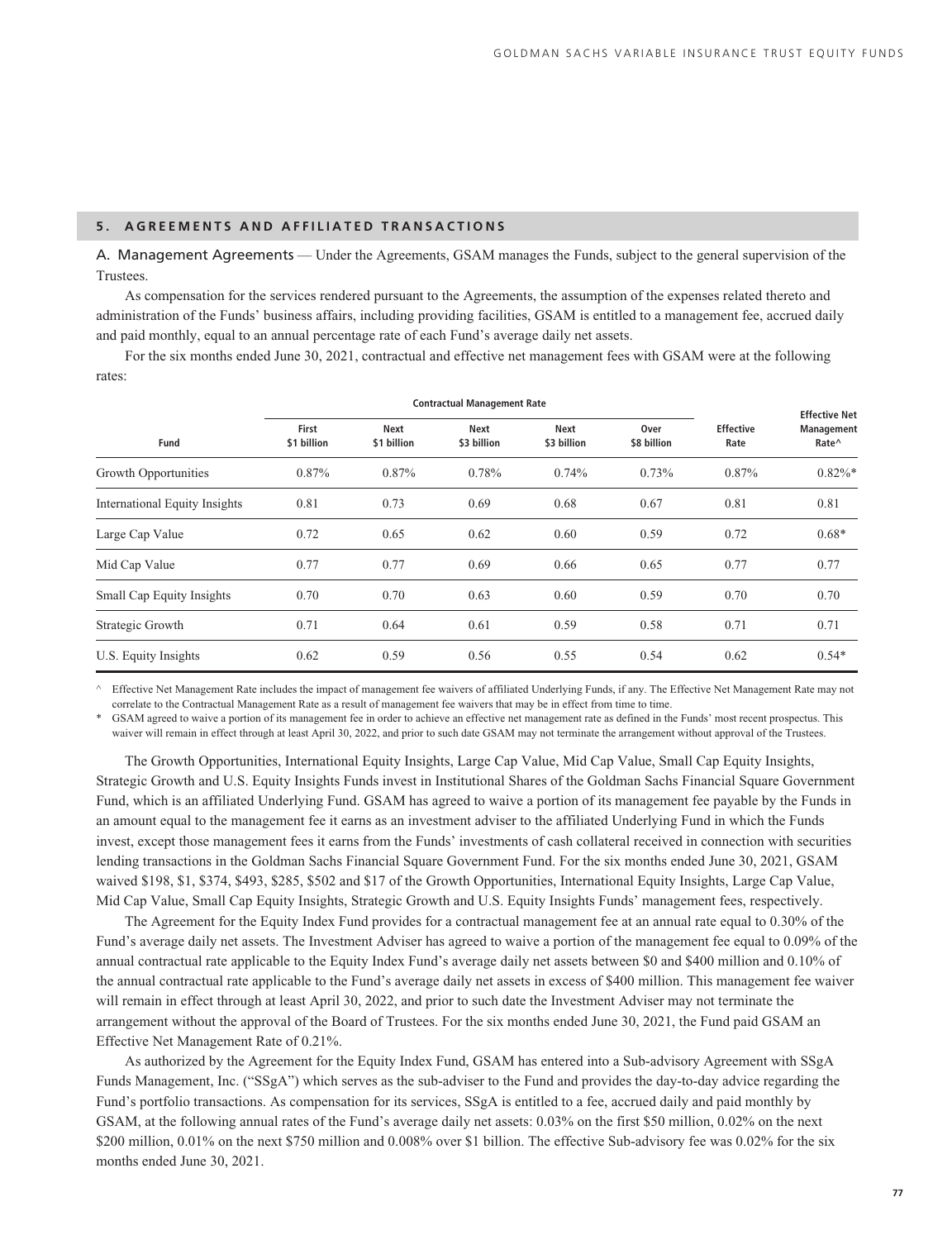## 5. AGREEMENTS AND AFFILIATED TRANSACTIONS

A. Management Agreements — Under the Agreements, GSAM manages the Funds, subject to the general supervision of the Trustees.

As compensation for the services rendered pursuant to the Agreements, the assumption of the expenses related thereto and administration of the Funds' business affairs, including providing facilities, GSAM is entitled to a management fee, accrued daily and paid monthly, equal to an annual percentage rate of each Fund's average daily net assets.

For the six months ended June 30, 2021, contractual and effective net management fees with GSAM were at the following rates:

| | Contractual Management Rate | | | | | | |
|---|---|---|---|---|---|---|---|
| Fund | First $1 billion | Next $1 billion | Next $3 billion | Next $3 billion | Over $8 billion | Effective Rate | Effective Net Management Rate^ |
| Growth Opportunities | 0.87% | 0.87% | 0.78% | 0.74% | 0.73% | 0.87% | 0.82%* |
| International Equity Insights | 0.81 | 0.73 | 0.69 | 0.68 | 0.67 | 0.81 | 0.81 |
| Large Cap Value | 0.72 | 0.65 | 0.62 | 0.60 | 0.59 | 0.72 | 0.68* |
| Mid Cap Value | 0.77 | 0.77 | 0.69 | 0.66 | 0.65 | 0.77 | 0.77 |
| Small Cap Equity Insights | 0.70 | 0.70 | 0.63 | 0.60 | 0.59 | 0.70 | 0.70 |
| Strategic Growth | 0.71 | 0.64 | 0.61 | 0.59 | 0.58 | 0.71 | 0.71 |
| U.S. Equity Insights | 0.62 | 0.59 | 0.56 | 0.55 | 0.54 | 0.62 | 0.54* |

^ Effective Net Management Rate includes the impact of management fee waivers of affiliated Underlying Funds, if any. The Effective Net Management Rate may not correlate to the Contractual Management Rate as a result of management fee waivers that may be in effect from time to time.

\* GSAM agreed to waive a portion of its management fee in order to achieve an effective net management rate as defined in the Funds' most recent prospectus. This waiver will remain in effect through at least April 30, 2022, and prior to such date GSAM may not terminate the arrangement without approval of the Trustees.

The Growth Opportunities, International Equity Insights, Large Cap Value, Mid Cap Value, Small Cap Equity Insights, Strategic Growth and U.S. Equity Insights Funds invest in Institutional Shares of the Goldman Sachs Financial Square Government Fund, which is an affiliated Underlying Fund. GSAM has agreed to waive a portion of its management fee payable by the Funds in an amount equal to the management fee it earns as an investment adviser to the affiliated Underlying Fund in which the Funds invest, except those management fees it earns from the Funds' investments of cash collateral received in connection with securities lending transactions in the Goldman Sachs Financial Square Government Fund. For the six months ended June 30, 2021, GSAM waived $198, $1, $374, $493, $285, $502 and $17 of the Growth Opportunities, International Equity Insights, Large Cap Value, Mid Cap Value, Small Cap Equity Insights, Strategic Growth and U.S. Equity Insights Funds' management fees, respectively.

The Agreement for the Equity Index Fund provides for a contractual management fee at an annual rate equal to 0.30% of the Fund's average daily net assets. The Investment Adviser has agreed to waive a portion of the management fee equal to 0.09% of the annual contractual rate applicable to the Equity Index Fund's average daily net assets between $0 and $400 million and 0.10% of the annual contractual rate applicable to the Fund's average daily net assets in excess of $400 million. This management fee waiver will remain in effect through at least April 30, 2022, and prior to such date the Investment Adviser may not terminate the arrangement without the approval of the Board of Trustees. For the six months ended June 30, 2021, the Fund paid GSAM an Effective Net Management Rate of 0.21%.

As authorized by the Agreement for the Equity Index Fund, GSAM has entered into a Sub-advisory Agreement with SSgA Funds Management, Inc. ("SSgA") which serves as the sub-adviser to the Fund and provides the day-to-day advice regarding the Fund's portfolio transactions. As compensation for its services, SSgA is entitled to a fee, accrued daily and paid monthly by GSAM, at the following annual rates of the Fund's average daily net assets: 0.03% on the first $50 million, 0.02% on the next $200 million, 0.01% on the next $750 million and 0.008% over $1 billion. The effective Sub-advisory fee was 0.02% for the six months ended June 30, 2021.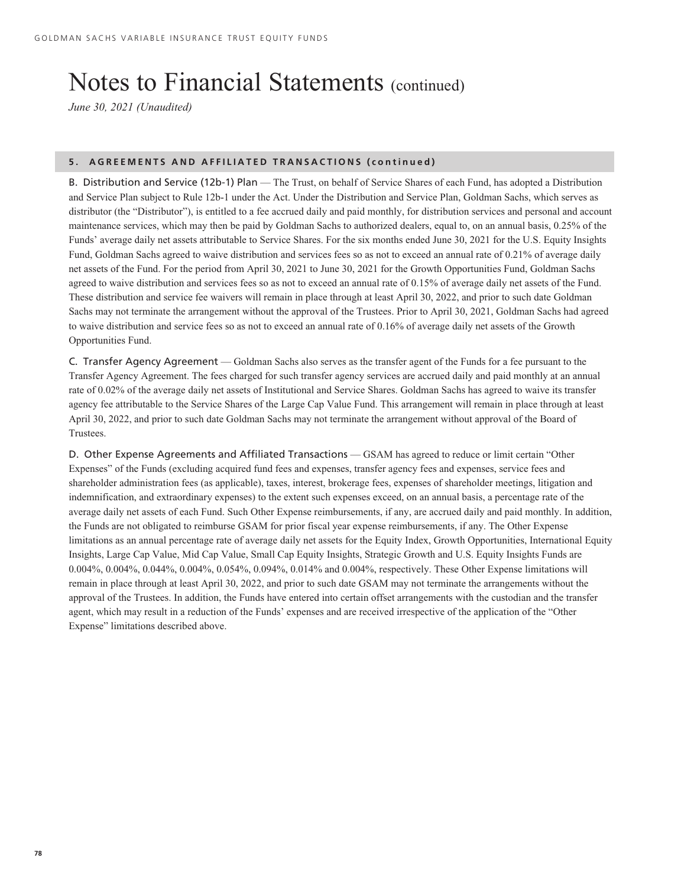# Notes to Financial Statements (continued)

*June 30, 2021 (Unaudited)*

### 5. AGREEMENTS AND AFFILIATED TRANSACTIONS (continued)

B. Distribution and Service (12b-1) Plan — The Trust, on behalf of Service Shares of each Fund, has adopted a Distribution and Service Plan subject to Rule 12b-1 under the Act. Under the Distribution and Service Plan, Goldman Sachs, which serves as distributor (the "Distributor"), is entitled to a fee accrued daily and paid monthly, for distribution services and personal and account maintenance services, which may then be paid by Goldman Sachs to authorized dealers, equal to, on an annual basis, 0.25% of the Funds' average daily net assets attributable to Service Shares. For the six months ended June 30, 2021 for the U.S. Equity Insights Fund, Goldman Sachs agreed to waive distribution and services fees so as not to exceed an annual rate of 0.21% of average daily net assets of the Fund. For the period from April 30, 2021 to June 30, 2021 for the Growth Opportunities Fund, Goldman Sachs agreed to waive distribution and services fees so as not to exceed an annual rate of 0.15% of average daily net assets of the Fund. These distribution and service fee waivers will remain in place through at least April 30, 2022, and prior to such date Goldman Sachs may not terminate the arrangement without the approval of the Trustees. Prior to April 30, 2021, Goldman Sachs had agreed to waive distribution and service fees so as not to exceed an annual rate of 0.16% of average daily net assets of the Growth Opportunities Fund.

C. Transfer Agency Agreement — Goldman Sachs also serves as the transfer agent of the Funds for a fee pursuant to the Transfer Agency Agreement. The fees charged for such transfer agency services are accrued daily and paid monthly at an annual rate of 0.02% of the average daily net assets of Institutional and Service Shares. Goldman Sachs has agreed to waive its transfer agency fee attributable to the Service Shares of the Large Cap Value Fund. This arrangement will remain in place through at least April 30, 2022, and prior to such date Goldman Sachs may not terminate the arrangement without approval of the Board of Trustees.

D. Other Expense Agreements and Affiliated Transactions — GSAM has agreed to reduce or limit certain "Other Expenses" of the Funds (excluding acquired fund fees and expenses, transfer agency fees and expenses, service fees and shareholder administration fees (as applicable), taxes, interest, brokerage fees, expenses of shareholder meetings, litigation and indemnification, and extraordinary expenses) to the extent such expenses exceed, on an annual basis, a percentage rate of the average daily net assets of each Fund. Such Other Expense reimbursements, if any, are accrued daily and paid monthly. In addition, the Funds are not obligated to reimburse GSAM for prior fiscal year expense reimbursements, if any. The Other Expense limitations as an annual percentage rate of average daily net assets for the Equity Index, Growth Opportunities, International Equity Insights, Large Cap Value, Mid Cap Value, Small Cap Equity Insights, Strategic Growth and U.S. Equity Insights Funds are 0.004%, 0.004%, 0.044%, 0.004%, 0.054%, 0.094%, 0.014% and 0.004%, respectively. These Other Expense limitations will remain in place through at least April 30, 2022, and prior to such date GSAM may not terminate the arrangements without the approval of the Trustees. In addition, the Funds have entered into certain offset arrangements with the custodian and the transfer agent, which may result in a reduction of the Funds' expenses and are received irrespective of the application of the "Other Expense" limitations described above.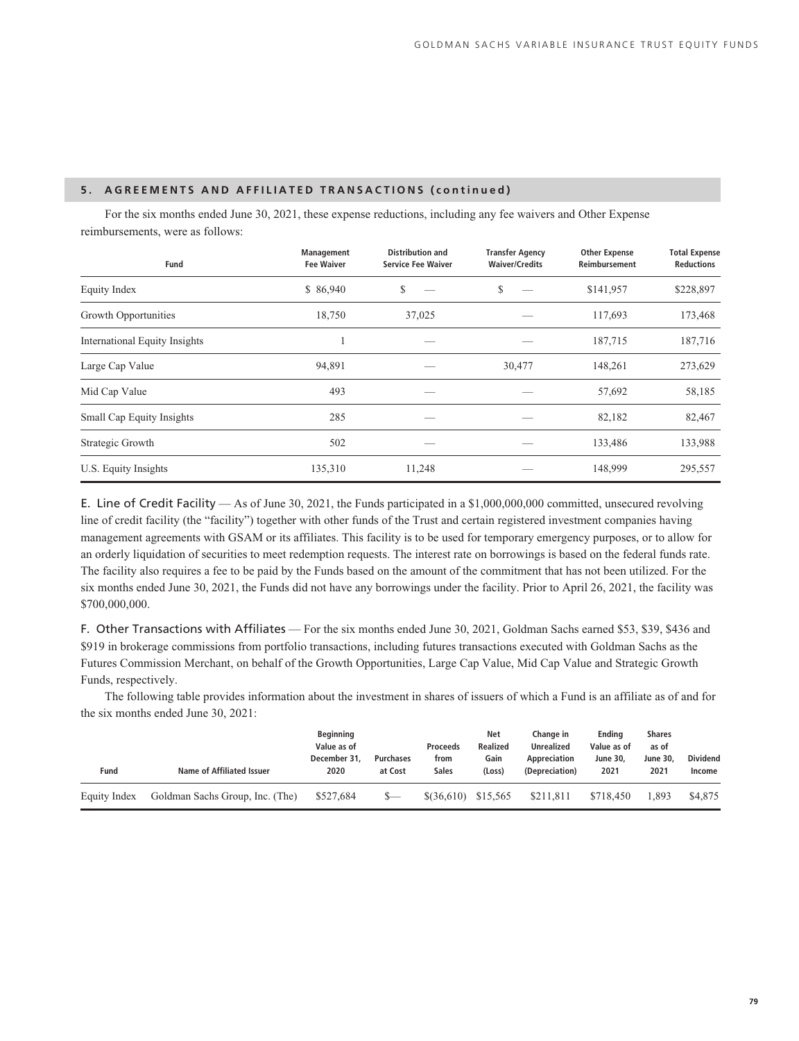## 5. AGREEMENTS AND AFFILIATED TRANSACTIONS (continued)

For the six months ended June 30, 2021, these expense reductions, including any fee waivers and Other Expense reimbursements, were as follows:

| Fund | Management Fee Waiver | Distribution and Service Fee Waiver | Transfer Agency Waiver/Credits | Other Expense Reimbursement | Total Expense Reductions |
|---|---|---|---|---|---|
| Equity Index | $ 86,940 | $ — | $ — | $141,957 | $228,897 |
| Growth Opportunities | 18,750 | 37,025 | — | 117,693 | 173,468 |
| International Equity Insights | 1 | — | — | 187,715 | 187,716 |
| Large Cap Value | 94,891 | — | 30,477 | 148,261 | 273,629 |
| Mid Cap Value | 493 | — | — | 57,692 | 58,185 |
| Small Cap Equity Insights | 285 | — | — | 82,182 | 82,467 |
| Strategic Growth | 502 | — | — | 133,486 | 133,988 |
| U.S. Equity Insights | 135,310 | 11,248 | — | 148,999 | 295,557 |

**E. Line of Credit Facility** — As of June 30, 2021, the Funds participated in a $1,000,000,000 committed, unsecured revolving line of credit facility (the "facility") together with other funds of the Trust and certain registered investment companies having management agreements with GSAM or its affiliates. This facility is to be used for temporary emergency purposes, or to allow for an orderly liquidation of securities to meet redemption requests. The interest rate on borrowings is based on the federal funds rate. The facility also requires a fee to be paid by the Funds based on the amount of the commitment that has not been utilized. For the six months ended June 30, 2021, the Funds did not have any borrowings under the facility. Prior to April 26, 2021, the facility was $700,000,000.

**F. Other Transactions with Affiliates** — For the six months ended June 30, 2021, Goldman Sachs earned $53, $39, $436 and $919 in brokerage commissions from portfolio transactions, including futures transactions executed with Goldman Sachs as the Futures Commission Merchant, on behalf of the Growth Opportunities, Large Cap Value, Mid Cap Value and Strategic Growth Funds, respectively.

The following table provides information about the investment in shares of issuers of which a Fund is an affiliate as of and for the six months ended June 30, 2021:

| Fund | Name of Affiliated Issuer | Beginning Value as of December 31, 2020 | Purchases at Cost | Proceeds from Sales | Net Realized Gain (Loss) | Change in Unrealized Appreciation (Depreciation) | Ending Value as of June 30, 2021 | Shares as of June 30, 2021 | Dividend Income |
|---|---|---|---|---|---|---|---|---|---|
| Equity Index | Goldman Sachs Group, Inc. (The) | $527,684 | $— | $(36,610) | $15,565 | $211,811 | $718,450 | 1,893 | $4,875 |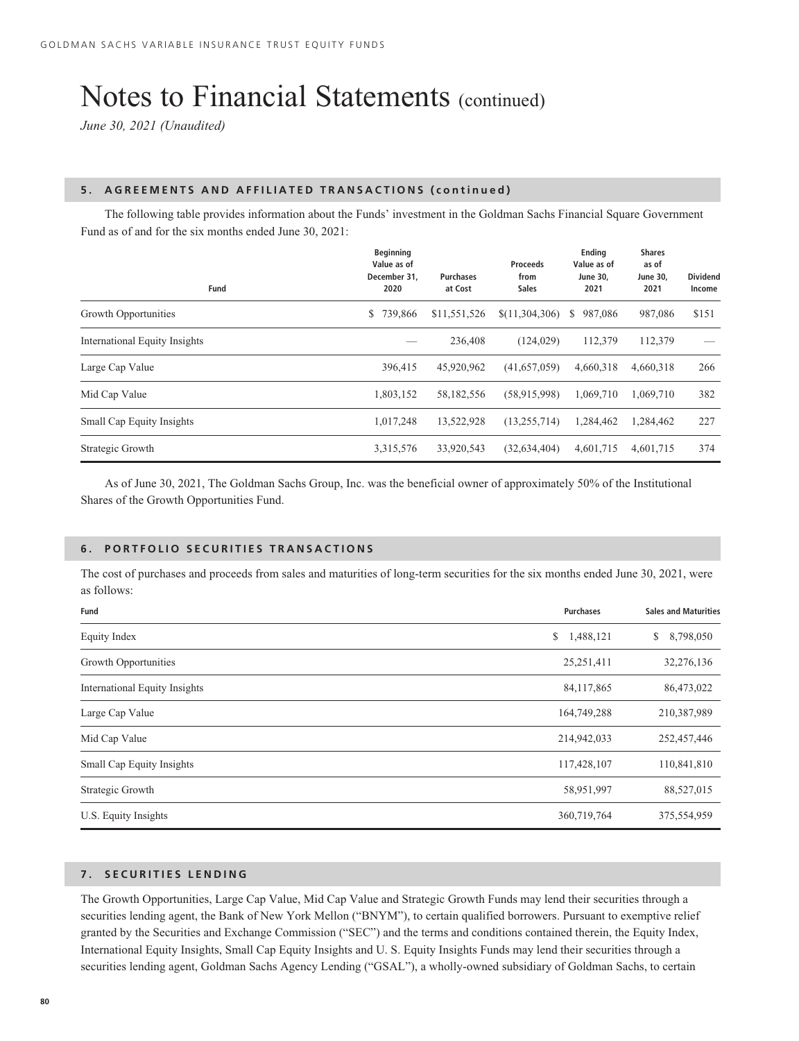# Notes to Financial Statements (continued)

*June 30, 2021 (Unaudited)*

## 5. AGREEMENTS AND AFFILIATED TRANSACTIONS (continued)

The following table provides information about the Funds' investment in the Goldman Sachs Financial Square Government Fund as of and for the six months ended June 30, 2021:

| Fund | Beginning Value as of December 31, 2020 | Purchases at Cost | Proceeds from Sales | Ending Value as of June 30, 2021 | Shares as of June 30, 2021 | Dividend Income |
|---|---|---|---|---|---|---|
| Growth Opportunities | $ 739,866 | $11,551,526 | $(11,304,306) | $ 987,086 | 987,086 | $151 |
| International Equity Insights | — | 236,408 | (124,029) | 112,379 | 112,379 | — |
| Large Cap Value | 396,415 | 45,920,962 | (41,657,059) | 4,660,318 | 4,660,318 | 266 |
| Mid Cap Value | 1,803,152 | 58,182,556 | (58,915,998) | 1,069,710 | 1,069,710 | 382 |
| Small Cap Equity Insights | 1,017,248 | 13,522,928 | (13,255,714) | 1,284,462 | 1,284,462 | 227 |
| Strategic Growth | 3,315,576 | 33,920,543 | (32,634,404) | 4,601,715 | 4,601,715 | 374 |

As of June 30, 2021, The Goldman Sachs Group, Inc. was the beneficial owner of approximately 50% of the Institutional Shares of the Growth Opportunities Fund.

## 6. PORTFOLIO SECURITIES TRANSACTIONS

The cost of purchases and proceeds from sales and maturities of long-term securities for the six months ended June 30, 2021, were as follows:

| Fund | Purchases | Sales and Maturities |
|---|---|---|
| Equity Index | $ 1,488,121 | $ 8,798,050 |
| Growth Opportunities | 25,251,411 | 32,276,136 |
| International Equity Insights | 84,117,865 | 86,473,022 |
| Large Cap Value | 164,749,288 | 210,387,989 |
| Mid Cap Value | 214,942,033 | 252,457,446 |
| Small Cap Equity Insights | 117,428,107 | 110,841,810 |
| Strategic Growth | 58,951,997 | 88,527,015 |
| U.S. Equity Insights | 360,719,764 | 375,554,959 |

## 7. SECURITIES LENDING

The Growth Opportunities, Large Cap Value, Mid Cap Value and Strategic Growth Funds may lend their securities through a securities lending agent, the Bank of New York Mellon ("BNYM"), to certain qualified borrowers. Pursuant to exemptive relief granted by the Securities and Exchange Commission ("SEC") and the terms and conditions contained therein, the Equity Index, International Equity Insights, Small Cap Equity Insights and U. S. Equity Insights Funds may lend their securities through a securities lending agent, Goldman Sachs Agency Lending ("GSAL"), a wholly-owned subsidiary of Goldman Sachs, to certain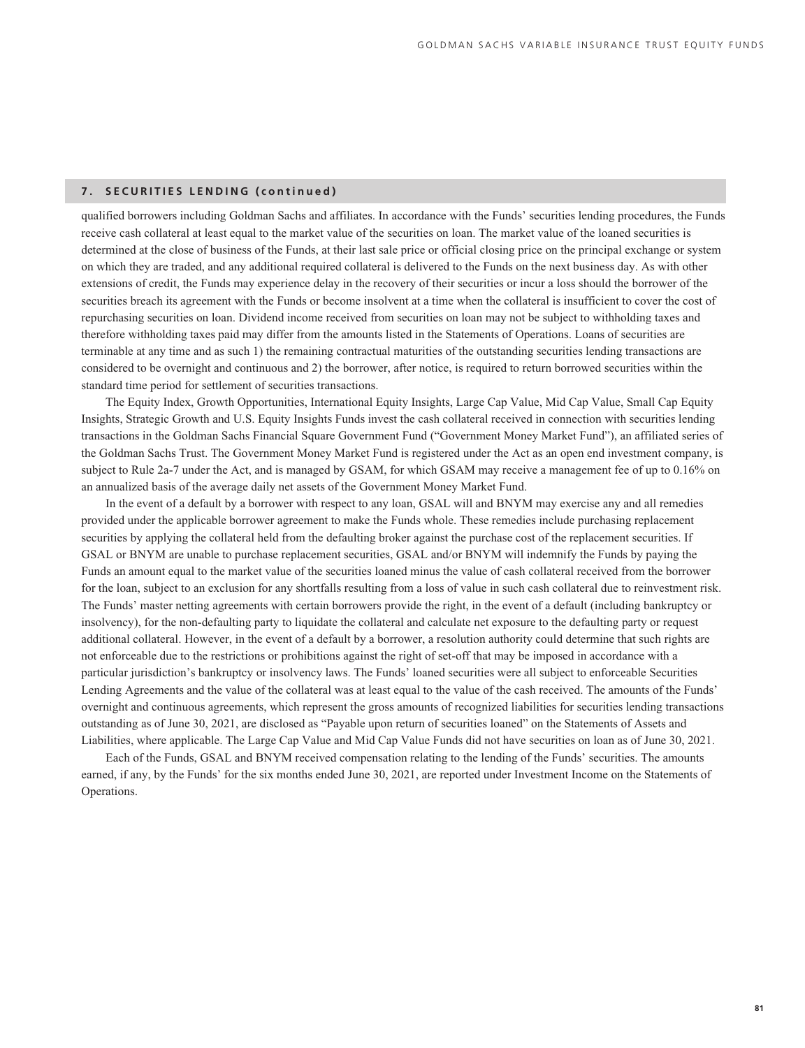## 7. SECURITIES LENDING (continued)

qualified borrowers including Goldman Sachs and affiliates. In accordance with the Funds' securities lending procedures, the Funds receive cash collateral at least equal to the market value of the securities on loan. The market value of the loaned securities is determined at the close of business of the Funds, at their last sale price or official closing price on the principal exchange or system on which they are traded, and any additional required collateral is delivered to the Funds on the next business day. As with other extensions of credit, the Funds may experience delay in the recovery of their securities or incur a loss should the borrower of the securities breach its agreement with the Funds or become insolvent at a time when the collateral is insufficient to cover the cost of repurchasing securities on loan. Dividend income received from securities on loan may not be subject to withholding taxes and therefore withholding taxes paid may differ from the amounts listed in the Statements of Operations. Loans of securities are terminable at any time and as such 1) the remaining contractual maturities of the outstanding securities lending transactions are considered to be overnight and continuous and 2) the borrower, after notice, is required to return borrowed securities within the standard time period for settlement of securities transactions.

The Equity Index, Growth Opportunities, International Equity Insights, Large Cap Value, Mid Cap Value, Small Cap Equity Insights, Strategic Growth and U.S. Equity Insights Funds invest the cash collateral received in connection with securities lending transactions in the Goldman Sachs Financial Square Government Fund ("Government Money Market Fund"), an affiliated series of the Goldman Sachs Trust. The Government Money Market Fund is registered under the Act as an open end investment company, is subject to Rule 2a-7 under the Act, and is managed by GSAM, for which GSAM may receive a management fee of up to 0.16% on an annualized basis of the average daily net assets of the Government Money Market Fund.

In the event of a default by a borrower with respect to any loan, GSAL will and BNYM may exercise any and all remedies provided under the applicable borrower agreement to make the Funds whole. These remedies include purchasing replacement securities by applying the collateral held from the defaulting broker against the purchase cost of the replacement securities. If GSAL or BNYM are unable to purchase replacement securities, GSAL and/or BNYM will indemnify the Funds by paying the Funds an amount equal to the market value of the securities loaned minus the value of cash collateral received from the borrower for the loan, subject to an exclusion for any shortfalls resulting from a loss of value in such cash collateral due to reinvestment risk. The Funds' master netting agreements with certain borrowers provide the right, in the event of a default (including bankruptcy or insolvency), for the non-defaulting party to liquidate the collateral and calculate net exposure to the defaulting party or request additional collateral. However, in the event of a default by a borrower, a resolution authority could determine that such rights are not enforceable due to the restrictions or prohibitions against the right of set-off that may be imposed in accordance with a particular jurisdiction's bankruptcy or insolvency laws. The Funds' loaned securities were all subject to enforceable Securities Lending Agreements and the value of the collateral was at least equal to the value of the cash received. The amounts of the Funds' overnight and continuous agreements, which represent the gross amounts of recognized liabilities for securities lending transactions outstanding as of June 30, 2021, are disclosed as "Payable upon return of securities loaned" on the Statements of Assets and Liabilities, where applicable. The Large Cap Value and Mid Cap Value Funds did not have securities on loan as of June 30, 2021.

Each of the Funds, GSAL and BNYM received compensation relating to the lending of the Funds' securities. The amounts earned, if any, by the Funds' for the six months ended June 30, 2021, are reported under Investment Income on the Statements of Operations.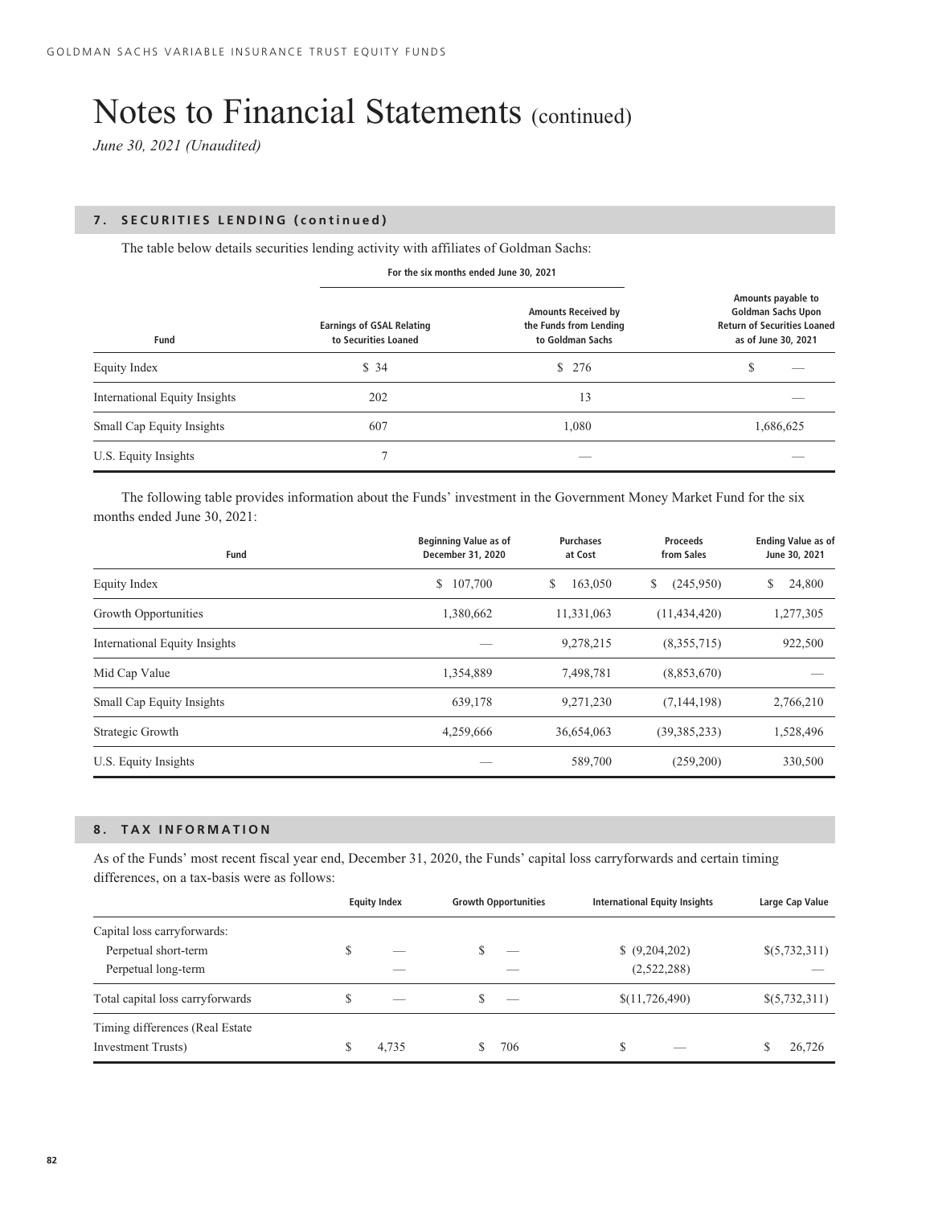# Notes to Financial Statements (continued)

*June 30, 2021 (Unaudited)*

## 7. SECURITIES LENDING (continued)

The table below details securities lending activity with affiliates of Goldman Sachs:

| | For the six months ended June 30, 2021 | | |
|---|---|---|---|
| Fund | Earnings of GSAL Relating to Securities Loaned | Amounts Received by the Funds from Lending to Goldman Sachs | Amounts payable to Goldman Sachs Upon Return of Securities Loaned as of June 30, 2021 |
| Equity Index | $ 34 | $ 276 | $ — |
| International Equity Insights | 202 | 13 | — |
| Small Cap Equity Insights | 607 | 1,080 | 1,686,625 |
| U.S. Equity Insights | 7 | — | — |

The following table provides information about the Funds' investment in the Government Money Market Fund for the six months ended June 30, 2021:

| Fund | Beginning Value as of December 31, 2020 | Purchases at Cost | Proceeds from Sales | Ending Value as of June 30, 2021 |
|---|---|---|---|---|
| Equity Index | $ 107,700 | $ 163,050 | $ (245,950) | $ 24,800 |
| Growth Opportunities | 1,380,662 | 11,331,063 | (11,434,420) | 1,277,305 |
| International Equity Insights | — | 9,278,215 | (8,355,715) | 922,500 |
| Mid Cap Value | 1,354,889 | 7,498,781 | (8,853,670) | — |
| Small Cap Equity Insights | 639,178 | 9,271,230 | (7,144,198) | 2,766,210 |
| Strategic Growth | 4,259,666 | 36,654,063 | (39,385,233) | 1,528,496 |
| U.S. Equity Insights | — | 589,700 | (259,200) | 330,500 |

## 8. TAX INFORMATION

As of the Funds' most recent fiscal year end, December 31, 2020, the Funds' capital loss carryforwards and certain timing differences, on a tax-basis were as follows:

| | Equity Index | Growth Opportunities | International Equity Insights | Large Cap Value |
|---|---|---|---|---|
| Capital loss carryforwards: | | | | |
| Perpetual short-term | $ — | $ — | $ (9,204,202) | $(5,732,311) |
| Perpetual long-term | — | — | (2,522,288) | — |
| Total capital loss carryforwards | $ — | $ — | $(11,726,490) | $(5,732,311) |
| Timing differences (Real Estate Investment Trusts) | $ 4,735 | $ 706 | $ — | $ 26,726 |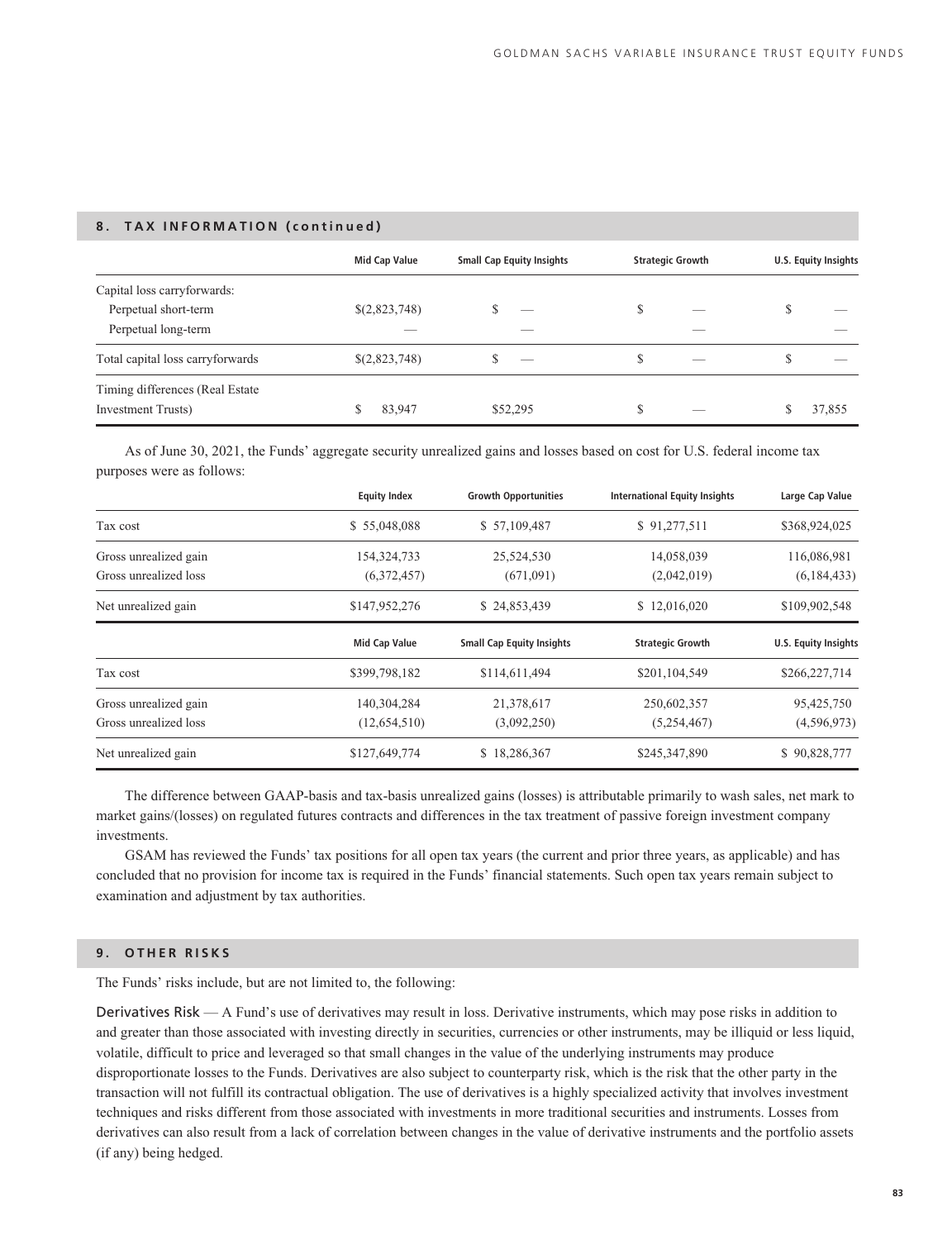## 8. TAX INFORMATION (continued)

| | Mid Cap Value | Small Cap Equity Insights | Strategic Growth | U.S. Equity Insights |
|---|---|---|---|---|
| Capital loss carryforwards: | | | | |
| Perpetual short-term | $(2,823,748) | $ — | $ — | $ — |
| Perpetual long-term | — | — | — | — |
| Total capital loss carryforwards | $(2,823,748) | $ — | $ — | $ — |
| Timing differences (Real Estate Investment Trusts) | $ 83,947 | $52,295 | $ — | $ 37,855 |

As of June 30, 2021, the Funds' aggregate security unrealized gains and losses based on cost for U.S. federal income tax purposes were as follows:

| | Equity Index | Growth Opportunities | International Equity Insights | Large Cap Value |
|---|---|---|---|---|
| Tax cost | $ 55,048,088 | $ 57,109,487 | $ 91,277,511 | $368,924,025 |
| Gross unrealized gain | 154,324,733 | 25,524,530 | 14,058,039 | 116,086,981 |
| Gross unrealized loss | (6,372,457) | (671,091) | (2,042,019) | (6,184,433) |
| Net unrealized gain | $147,952,276 | $ 24,853,439 | $ 12,016,020 | $109,902,548 |

| | Mid Cap Value | Small Cap Equity Insights | Strategic Growth | U.S. Equity Insights |
|---|---|---|---|---|
| Tax cost | $399,798,182 | $114,611,494 | $201,104,549 | $266,227,714 |
| Gross unrealized gain | 140,304,284 | 21,378,617 | 250,602,357 | 95,425,750 |
| Gross unrealized loss | (12,654,510) | (3,092,250) | (5,254,467) | (4,596,973) |
| Net unrealized gain | $127,649,774 | $ 18,286,367 | $245,347,890 | $ 90,828,777 |

The difference between GAAP-basis and tax-basis unrealized gains (losses) is attributable primarily to wash sales, net mark to market gains/(losses) on regulated futures contracts and differences in the tax treatment of passive foreign investment company investments.

GSAM has reviewed the Funds' tax positions for all open tax years (the current and prior three years, as applicable) and has concluded that no provision for income tax is required in the Funds' financial statements. Such open tax years remain subject to examination and adjustment by tax authorities.

## 9. OTHER RISKS

The Funds' risks include, but are not limited to, the following:

Derivatives Risk — A Fund's use of derivatives may result in loss. Derivative instruments, which may pose risks in addition to and greater than those associated with investing directly in securities, currencies or other instruments, may be illiquid or less liquid, volatile, difficult to price and leveraged so that small changes in the value of the underlying instruments may produce disproportionate losses to the Funds. Derivatives are also subject to counterparty risk, which is the risk that the other party in the transaction will not fulfill its contractual obligation. The use of derivatives is a highly specialized activity that involves investment techniques and risks different from those associated with investments in more traditional securities and instruments. Losses from derivatives can also result from a lack of correlation between changes in the value of derivative instruments and the portfolio assets (if any) being hedged.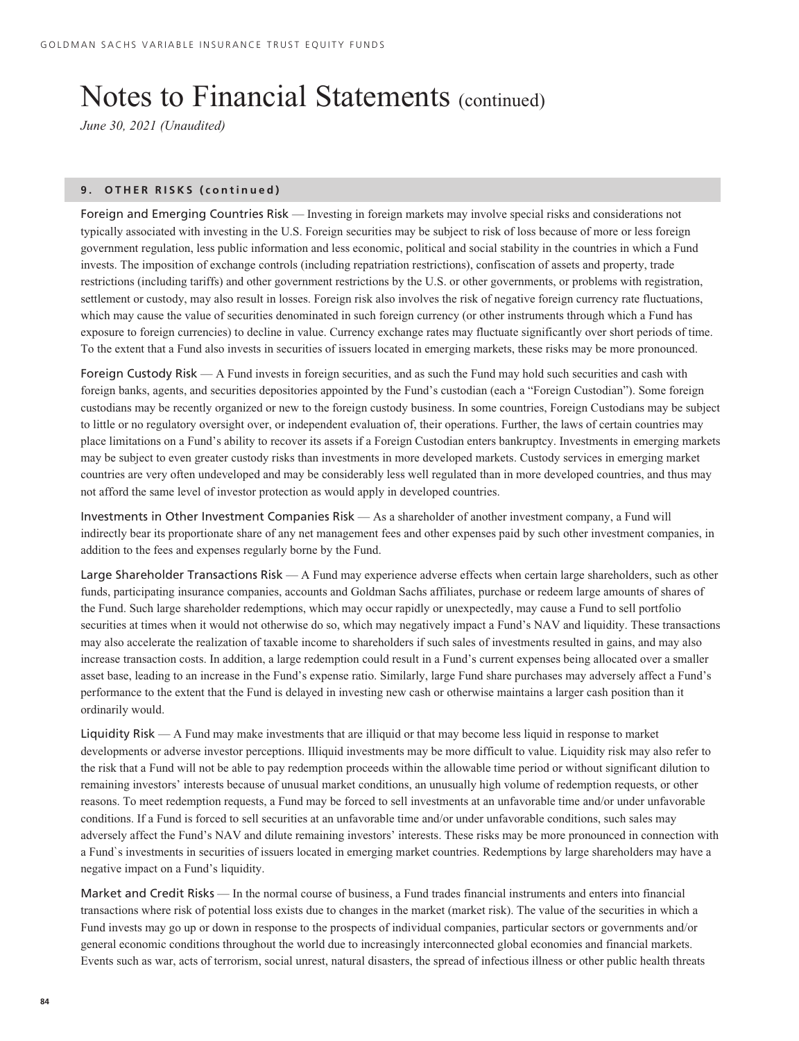# Notes to Financial Statements (continued)

*June 30, 2021 (Unaudited)*

## 9. OTHER RISKS (continued)

Foreign and Emerging Countries Risk — Investing in foreign markets may involve special risks and considerations not typically associated with investing in the U.S. Foreign securities may be subject to risk of loss because of more or less foreign government regulation, less public information and less economic, political and social stability in the countries in which a Fund invests. The imposition of exchange controls (including repatriation restrictions), confiscation of assets and property, trade restrictions (including tariffs) and other government restrictions by the U.S. or other governments, or problems with registration, settlement or custody, may also result in losses. Foreign risk also involves the risk of negative foreign currency rate fluctuations, which may cause the value of securities denominated in such foreign currency (or other instruments through which a Fund has exposure to foreign currencies) to decline in value. Currency exchange rates may fluctuate significantly over short periods of time. To the extent that a Fund also invests in securities of issuers located in emerging markets, these risks may be more pronounced.

Foreign Custody Risk — A Fund invests in foreign securities, and as such the Fund may hold such securities and cash with foreign banks, agents, and securities depositories appointed by the Fund's custodian (each a "Foreign Custodian"). Some foreign custodians may be recently organized or new to the foreign custody business. In some countries, Foreign Custodians may be subject to little or no regulatory oversight over, or independent evaluation of, their operations. Further, the laws of certain countries may place limitations on a Fund's ability to recover its assets if a Foreign Custodian enters bankruptcy. Investments in emerging markets may be subject to even greater custody risks than investments in more developed markets. Custody services in emerging market countries are very often undeveloped and may be considerably less well regulated than in more developed countries, and thus may not afford the same level of investor protection as would apply in developed countries.

Investments in Other Investment Companies Risk — As a shareholder of another investment company, a Fund will indirectly bear its proportionate share of any net management fees and other expenses paid by such other investment companies, in addition to the fees and expenses regularly borne by the Fund.

Large Shareholder Transactions Risk — A Fund may experience adverse effects when certain large shareholders, such as other funds, participating insurance companies, accounts and Goldman Sachs affiliates, purchase or redeem large amounts of shares of the Fund. Such large shareholder redemptions, which may occur rapidly or unexpectedly, may cause a Fund to sell portfolio securities at times when it would not otherwise do so, which may negatively impact a Fund's NAV and liquidity. These transactions may also accelerate the realization of taxable income to shareholders if such sales of investments resulted in gains, and may also increase transaction costs. In addition, a large redemption could result in a Fund's current expenses being allocated over a smaller asset base, leading to an increase in the Fund's expense ratio. Similarly, large Fund share purchases may adversely affect a Fund's performance to the extent that the Fund is delayed in investing new cash or otherwise maintains a larger cash position than it ordinarily would.

Liquidity Risk — A Fund may make investments that are illiquid or that may become less liquid in response to market developments or adverse investor perceptions. Illiquid investments may be more difficult to value. Liquidity risk may also refer to the risk that a Fund will not be able to pay redemption proceeds within the allowable time period or without significant dilution to remaining investors' interests because of unusual market conditions, an unusually high volume of redemption requests, or other reasons. To meet redemption requests, a Fund may be forced to sell investments at an unfavorable time and/or under unfavorable conditions. If a Fund is forced to sell securities at an unfavorable time and/or under unfavorable conditions, such sales may adversely affect the Fund's NAV and dilute remaining investors' interests. These risks may be more pronounced in connection with a Fund`s investments in securities of issuers located in emerging market countries. Redemptions by large shareholders may have a negative impact on a Fund's liquidity.

Market and Credit Risks — In the normal course of business, a Fund trades financial instruments and enters into financial transactions where risk of potential loss exists due to changes in the market (market risk). The value of the securities in which a Fund invests may go up or down in response to the prospects of individual companies, particular sectors or governments and/or general economic conditions throughout the world due to increasingly interconnected global economies and financial markets. Events such as war, acts of terrorism, social unrest, natural disasters, the spread of infectious illness or other public health threats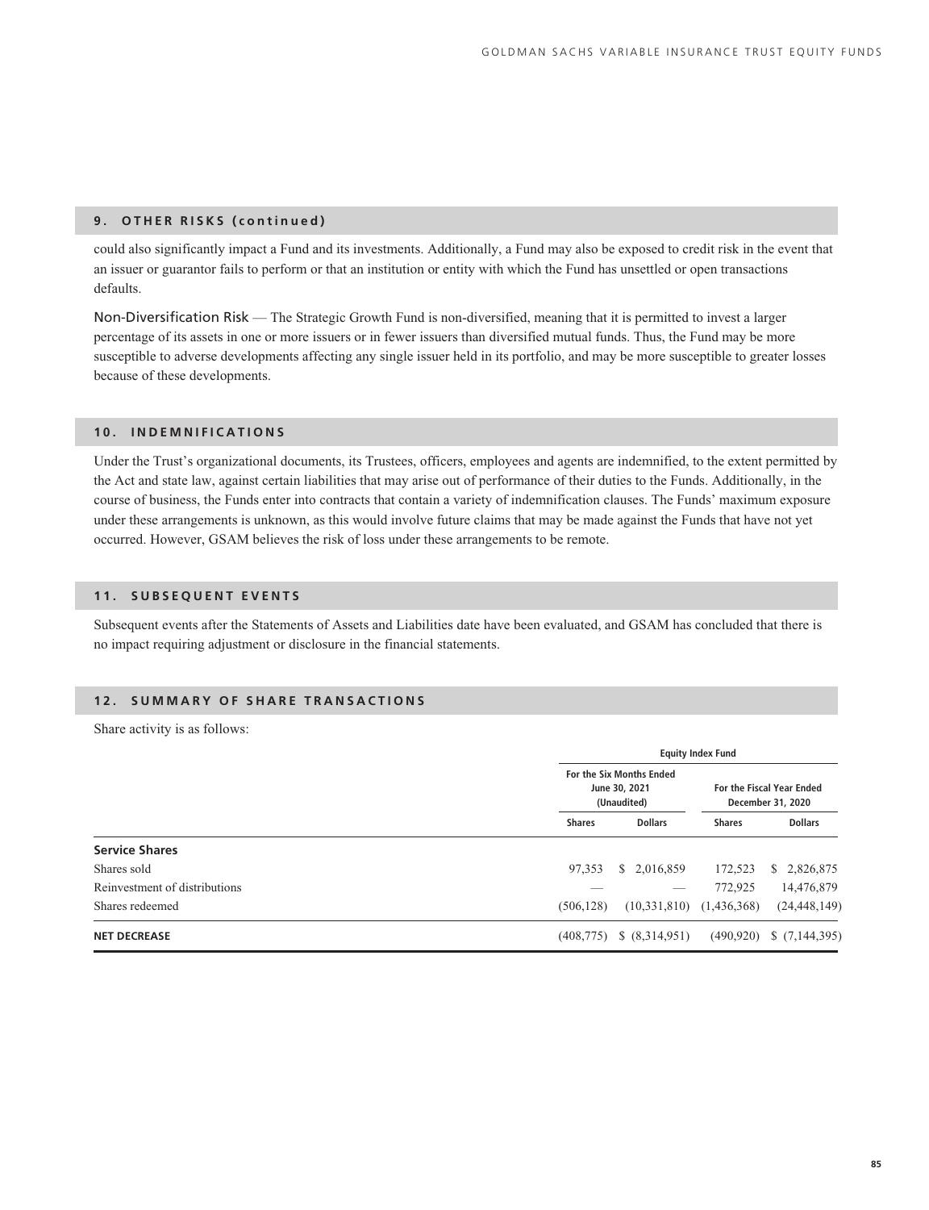## 9. OTHER RISKS (continued)

could also significantly impact a Fund and its investments. Additionally, a Fund may also be exposed to credit risk in the event that an issuer or guarantor fails to perform or that an institution or entity with which the Fund has unsettled or open transactions defaults.

Non-Diversification Risk — The Strategic Growth Fund is non-diversified, meaning that it is permitted to invest a larger percentage of its assets in one or more issuers or in fewer issuers than diversified mutual funds. Thus, the Fund may be more susceptible to adverse developments affecting any single issuer held in its portfolio, and may be more susceptible to greater losses because of these developments.

## 10. INDEMNIFICATIONS

Under the Trust's organizational documents, its Trustees, officers, employees and agents are indemnified, to the extent permitted by the Act and state law, against certain liabilities that may arise out of performance of their duties to the Funds. Additionally, in the course of business, the Funds enter into contracts that contain a variety of indemnification clauses. The Funds' maximum exposure under these arrangements is unknown, as this would involve future claims that may be made against the Funds that have not yet occurred. However, GSAM believes the risk of loss under these arrangements to be remote.

## 11. SUBSEQUENT EVENTS

Subsequent events after the Statements of Assets and Liabilities date have been evaluated, and GSAM has concluded that there is no impact requiring adjustment or disclosure in the financial statements.

## 12. SUMMARY OF SHARE TRANSACTIONS

Share activity is as follows:

| | Equity Index Fund | | | |
|---|---|---|---|---|
| | For the Six Months Ended June 30, 2021 (Unaudited) | | For the Fiscal Year Ended December 31, 2020 | |
| | Shares | Dollars | Shares | Dollars |
| **Service Shares** | | | | |
| Shares sold | 97,353 | $ 2,016,859 | 172,523 | $ 2,826,875 |
| Reinvestment of distributions | — | — | 772,925 | 14,476,879 |
| Shares redeemed | (506,128) | (10,331,810) | (1,436,368) | (24,448,149) |
| **NET DECREASE** | (408,775) | $ (8,314,951) | (490,920) | $ (7,144,395) |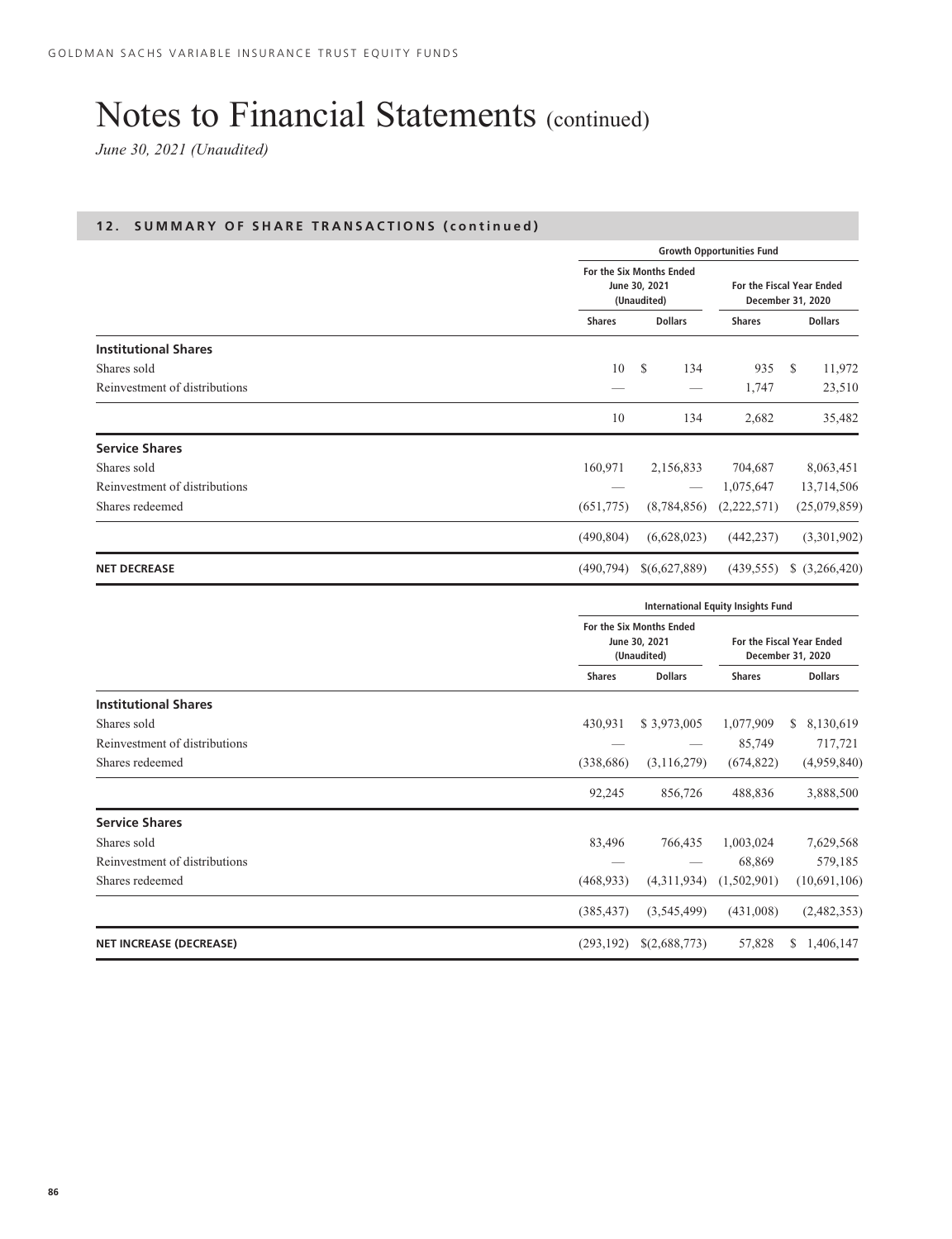# Notes to Financial Statements (continued)

*June 30, 2021 (Unaudited)*

## 12. SUMMARY OF SHARE TRANSACTIONS (continued)

| | Growth Opportunities Fund | | | |
|---|---|---|---|---|
| | For the Six Months Ended June 30, 2021 (Unaudited) | | For the Fiscal Year Ended December 31, 2020 | |
| | Shares | Dollars | Shares | Dollars |
| **Institutional Shares** | | | | |
| Shares sold | 10 | $ 134 | 935 | $ 11,972 |
| Reinvestment of distributions | — | — | 1,747 | 23,510 |
| | 10 | 134 | 2,682 | 35,482 |
| **Service Shares** | | | | |
| Shares sold | 160,971 | 2,156,833 | 704,687 | 8,063,451 |
| Reinvestment of distributions | — | — | 1,075,647 | 13,714,506 |
| Shares redeemed | (651,775) | (8,784,856) | (2,222,571) | (25,079,859) |
| | (490,804) | (6,628,023) | (442,237) | (3,301,902) |
| **NET DECREASE** | (490,794) | $(6,627,889) | (439,555) | $ (3,266,420) |

| | International Equity Insights Fund | | | |
|---|---|---|---|---|
| | For the Six Months Ended June 30, 2021 (Unaudited) | | For the Fiscal Year Ended December 31, 2020 | |
| | Shares | Dollars | Shares | Dollars |
| **Institutional Shares** | | | | |
| Shares sold | 430,931 | $ 3,973,005 | 1,077,909 | $ 8,130,619 |
| Reinvestment of distributions | — | — | 85,749 | 717,721 |
| Shares redeemed | (338,686) | (3,116,279) | (674,822) | (4,959,840) |
| | 92,245 | 856,726 | 488,836 | 3,888,500 |
| **Service Shares** | | | | |
| Shares sold | 83,496 | 766,435 | 1,003,024 | 7,629,568 |
| Reinvestment of distributions | — | — | 68,869 | 579,185 |
| Shares redeemed | (468,933) | (4,311,934) | (1,502,901) | (10,691,106) |
| | (385,437) | (3,545,499) | (431,008) | (2,482,353) |
| **NET INCREASE (DECREASE)** | (293,192) | $(2,688,773) | 57,828 | $ 1,406,147 |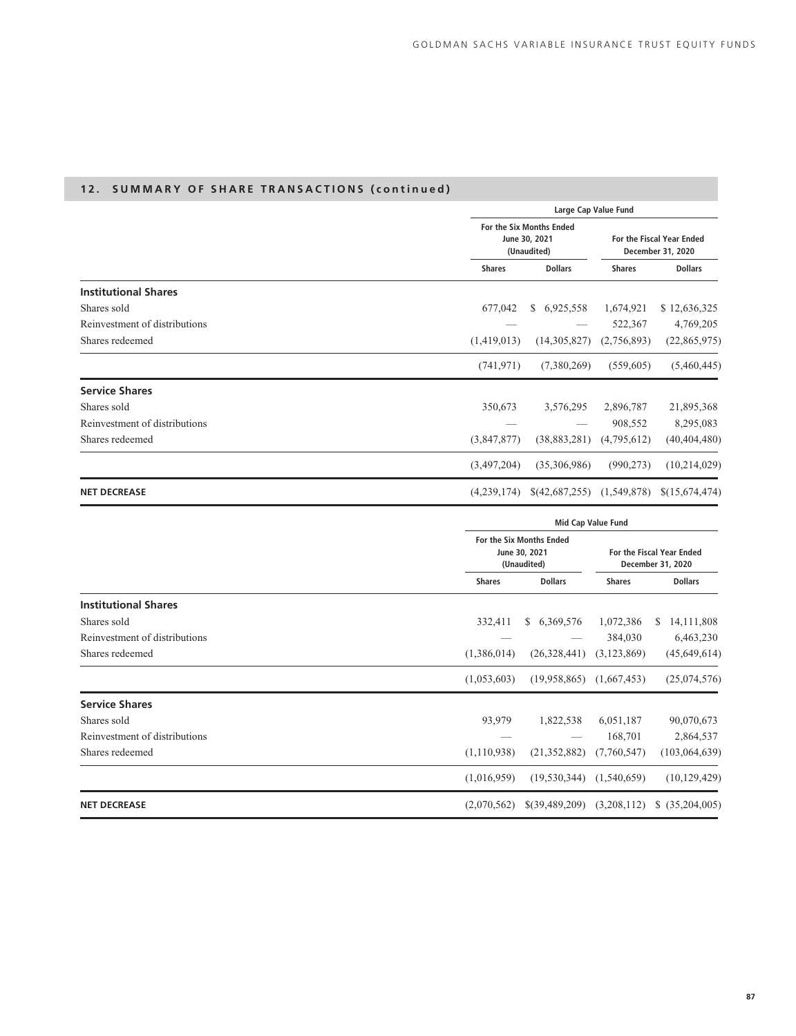## 12. SUMMARY OF SHARE TRANSACTIONS (continued)

| | Large Cap Value Fund | | | |
|---|---|---|---|---|
| | For the Six Months Ended June 30, 2021 (Unaudited) | | For the Fiscal Year Ended December 31, 2020 | |
| | Shares | Dollars | Shares | Dollars |
| **Institutional Shares** | | | | |
| Shares sold | 677,042 | $ 6,925,558 | 1,674,921 | $ 12,636,325 |
| Reinvestment of distributions | — | — | 522,367 | 4,769,205 |
| Shares redeemed | (1,419,013) | (14,305,827) | (2,756,893) | (22,865,975) |
| | (741,971) | (7,380,269) | (559,605) | (5,460,445) |
| **Service Shares** | | | | |
| Shares sold | 350,673 | 3,576,295 | 2,896,787 | 21,895,368 |
| Reinvestment of distributions | — | — | 908,552 | 8,295,083 |
| Shares redeemed | (3,847,877) | (38,883,281) | (4,795,612) | (40,404,480) |
| | (3,497,204) | (35,306,986) | (990,273) | (10,214,029) |
| **NET DECREASE** | (4,239,174) | $(42,687,255) | (1,549,878) | $(15,674,474) |

| | Mid Cap Value Fund | | | |
|---|---|---|---|---|
| | For the Six Months Ended June 30, 2021 (Unaudited) | | For the Fiscal Year Ended December 31, 2020 | |
| | Shares | Dollars | Shares | Dollars |
| **Institutional Shares** | | | | |
| Shares sold | 332,411 | $ 6,369,576 | 1,072,386 | $ 14,111,808 |
| Reinvestment of distributions | — | — | 384,030 | 6,463,230 |
| Shares redeemed | (1,386,014) | (26,328,441) | (3,123,869) | (45,649,614) |
| | (1,053,603) | (19,958,865) | (1,667,453) | (25,074,576) |
| **Service Shares** | | | | |
| Shares sold | 93,979 | 1,822,538 | 6,051,187 | 90,070,673 |
| Reinvestment of distributions | — | — | 168,701 | 2,864,537 |
| Shares redeemed | (1,110,938) | (21,352,882) | (7,760,547) | (103,064,639) |
| | (1,016,959) | (19,530,344) | (1,540,659) | (10,129,429) |
| **NET DECREASE** | (2,070,562) | $(39,489,209) | (3,208,112) | $ (35,204,005) |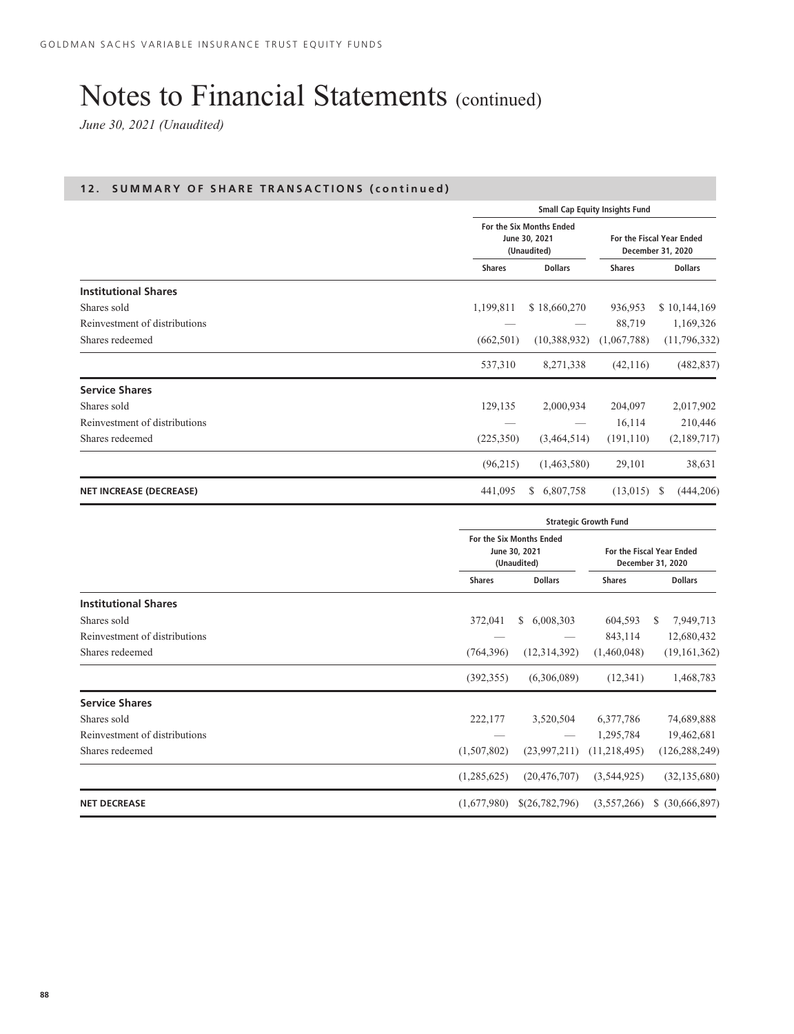# Notes to Financial Statements (continued)

*June 30, 2021 (Unaudited)*

## 12. SUMMARY OF SHARE TRANSACTIONS (continued)

| | Small Cap Equity Insights Fund | | | |
|---|---|---|---|---|
| | For the Six Months Ended June 30, 2021 (Unaudited) | | For the Fiscal Year Ended December 31, 2020 | |
| | Shares | Dollars | Shares | Dollars |
| **Institutional Shares** | | | | |
| Shares sold | 1,199,811 | $ 18,660,270 | 936,953 | $ 10,144,169 |
| Reinvestment of distributions | — | — | 88,719 | 1,169,326 |
| Shares redeemed | (662,501) | (10,388,932) | (1,067,788) | (11,796,332) |
| | 537,310 | 8,271,338 | (42,116) | (482,837) |
| **Service Shares** | | | | |
| Shares sold | 129,135 | 2,000,934 | 204,097 | 2,017,902 |
| Reinvestment of distributions | — | — | 16,114 | 210,446 |
| Shares redeemed | (225,350) | (3,464,514) | (191,110) | (2,189,717) |
| | (96,215) | (1,463,580) | 29,101 | 38,631 |
| **NET INCREASE (DECREASE)** | 441,095 | $ 6,807,758 | (13,015) | $ (444,206) |

| | Strategic Growth Fund | | | |
|---|---|---|---|---|
| | For the Six Months Ended June 30, 2021 (Unaudited) | | For the Fiscal Year Ended December 31, 2020 | |
| | Shares | Dollars | Shares | Dollars |
| **Institutional Shares** | | | | |
| Shares sold | 372,041 | $ 6,008,303 | 604,593 | $ 7,949,713 |
| Reinvestment of distributions | — | — | 843,114 | 12,680,432 |
| Shares redeemed | (764,396) | (12,314,392) | (1,460,048) | (19,161,362) |
| | (392,355) | (6,306,089) | (12,341) | 1,468,783 |
| **Service Shares** | | | | |
| Shares sold | 222,177 | 3,520,504 | 6,377,786 | 74,689,888 |
| Reinvestment of distributions | — | — | 1,295,784 | 19,462,681 |
| Shares redeemed | (1,507,802) | (23,997,211) | (11,218,495) | (126,288,249) |
| | (1,285,625) | (20,476,707) | (3,544,925) | (32,135,680) |
| **NET DECREASE** | (1,677,980) | $(26,782,796) | (3,557,266) | $ (30,666,897) |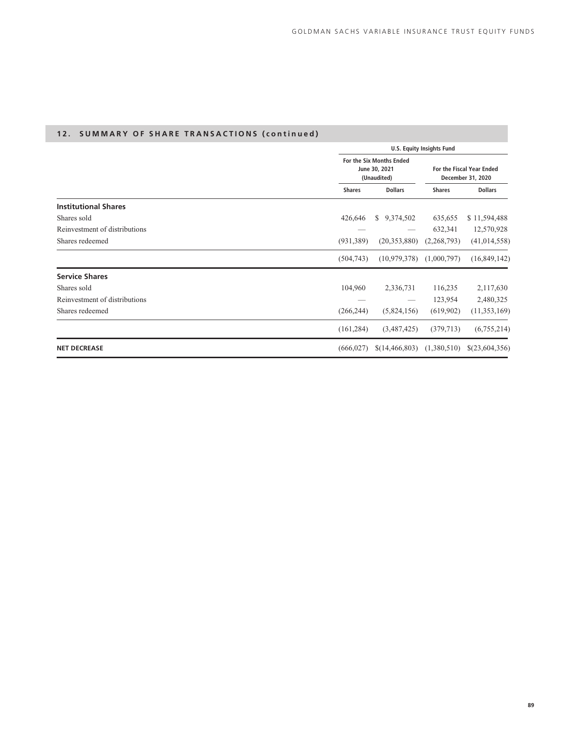## 12. SUMMARY OF SHARE TRANSACTIONS (continued)

| | U.S. Equity Insights Fund | | | |
|---|---|---|---|---|
| | For the Six Months Ended June 30, 2021 (Unaudited) | | For the Fiscal Year Ended December 31, 2020 | |
| | Shares | Dollars | Shares | Dollars |
| **Institutional Shares** | | | | |
| Shares sold | 426,646 | $ 9,374,502 | 635,655 | $ 11,594,488 |
| Reinvestment of distributions | — | — | 632,341 | 12,570,928 |
| Shares redeemed | (931,389) | (20,353,880) | (2,268,793) | (41,014,558) |
| | (504,743) | (10,979,378) | (1,000,797) | (16,849,142) |
| **Service Shares** | | | | |
| Shares sold | 104,960 | 2,336,731 | 116,235 | 2,117,630 |
| Reinvestment of distributions | — | — | 123,954 | 2,480,325 |
| Shares redeemed | (266,244) | (5,824,156) | (619,902) | (11,353,169) |
| | (161,284) | (3,487,425) | (379,713) | (6,755,214) |
| **NET DECREASE** | (666,027) | $(14,466,803) | (1,380,510) | $(23,604,356) |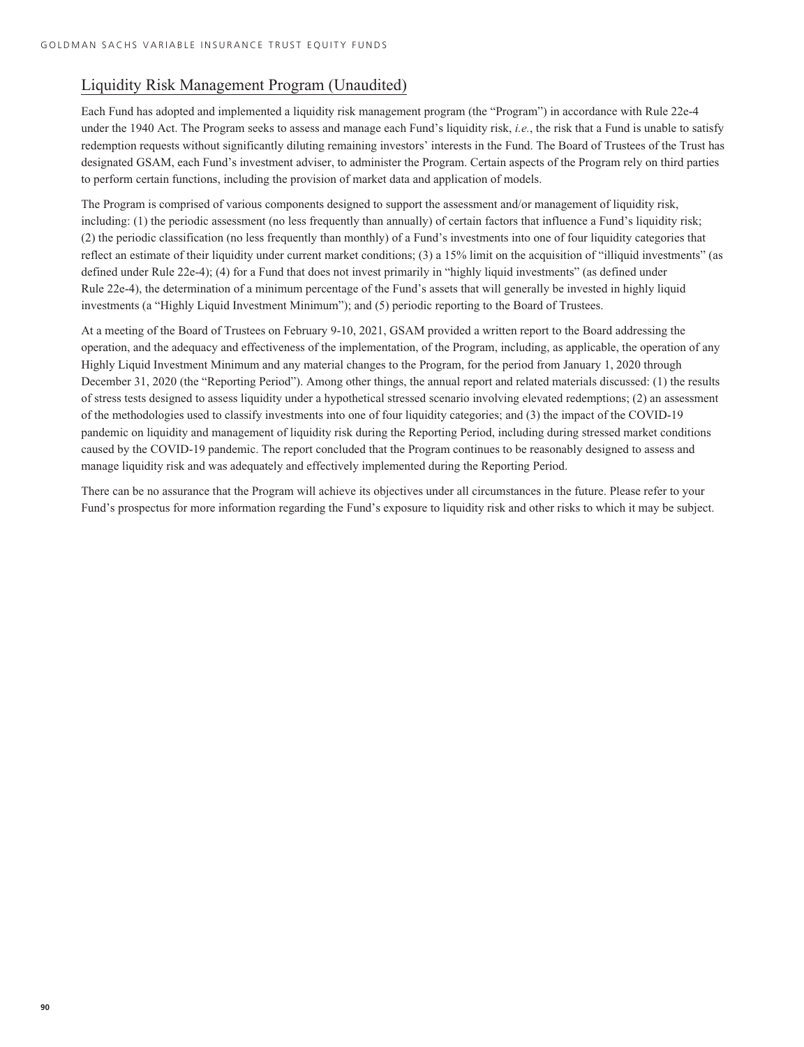## Liquidity Risk Management Program (Unaudited)

Each Fund has adopted and implemented a liquidity risk management program (the "Program") in accordance with Rule 22e-4 under the 1940 Act. The Program seeks to assess and manage each Fund's liquidity risk, *i.e.*, the risk that a Fund is unable to satisfy redemption requests without significantly diluting remaining investors' interests in the Fund. The Board of Trustees of the Trust has designated GSAM, each Fund's investment adviser, to administer the Program. Certain aspects of the Program rely on third parties to perform certain functions, including the provision of market data and application of models.

The Program is comprised of various components designed to support the assessment and/or management of liquidity risk, including: (1) the periodic assessment (no less frequently than annually) of certain factors that influence a Fund's liquidity risk; (2) the periodic classification (no less frequently than monthly) of a Fund's investments into one of four liquidity categories that reflect an estimate of their liquidity under current market conditions; (3) a 15% limit on the acquisition of "illiquid investments" (as defined under Rule 22e-4); (4) for a Fund that does not invest primarily in "highly liquid investments" (as defined under Rule 22e-4), the determination of a minimum percentage of the Fund's assets that will generally be invested in highly liquid investments (a "Highly Liquid Investment Minimum"); and (5) periodic reporting to the Board of Trustees.

At a meeting of the Board of Trustees on February 9-10, 2021, GSAM provided a written report to the Board addressing the operation, and the adequacy and effectiveness of the implementation, of the Program, including, as applicable, the operation of any Highly Liquid Investment Minimum and any material changes to the Program, for the period from January 1, 2020 through December 31, 2020 (the "Reporting Period"). Among other things, the annual report and related materials discussed: (1) the results of stress tests designed to assess liquidity under a hypothetical stressed scenario involving elevated redemptions; (2) an assessment of the methodologies used to classify investments into one of four liquidity categories; and (3) the impact of the COVID-19 pandemic on liquidity and management of liquidity risk during the Reporting Period, including during stressed market conditions caused by the COVID-19 pandemic. The report concluded that the Program continues to be reasonably designed to assess and manage liquidity risk and was adequately and effectively implemented during the Reporting Period.

There can be no assurance that the Program will achieve its objectives under all circumstances in the future. Please refer to your Fund's prospectus for more information regarding the Fund's exposure to liquidity risk and other risks to which it may be subject.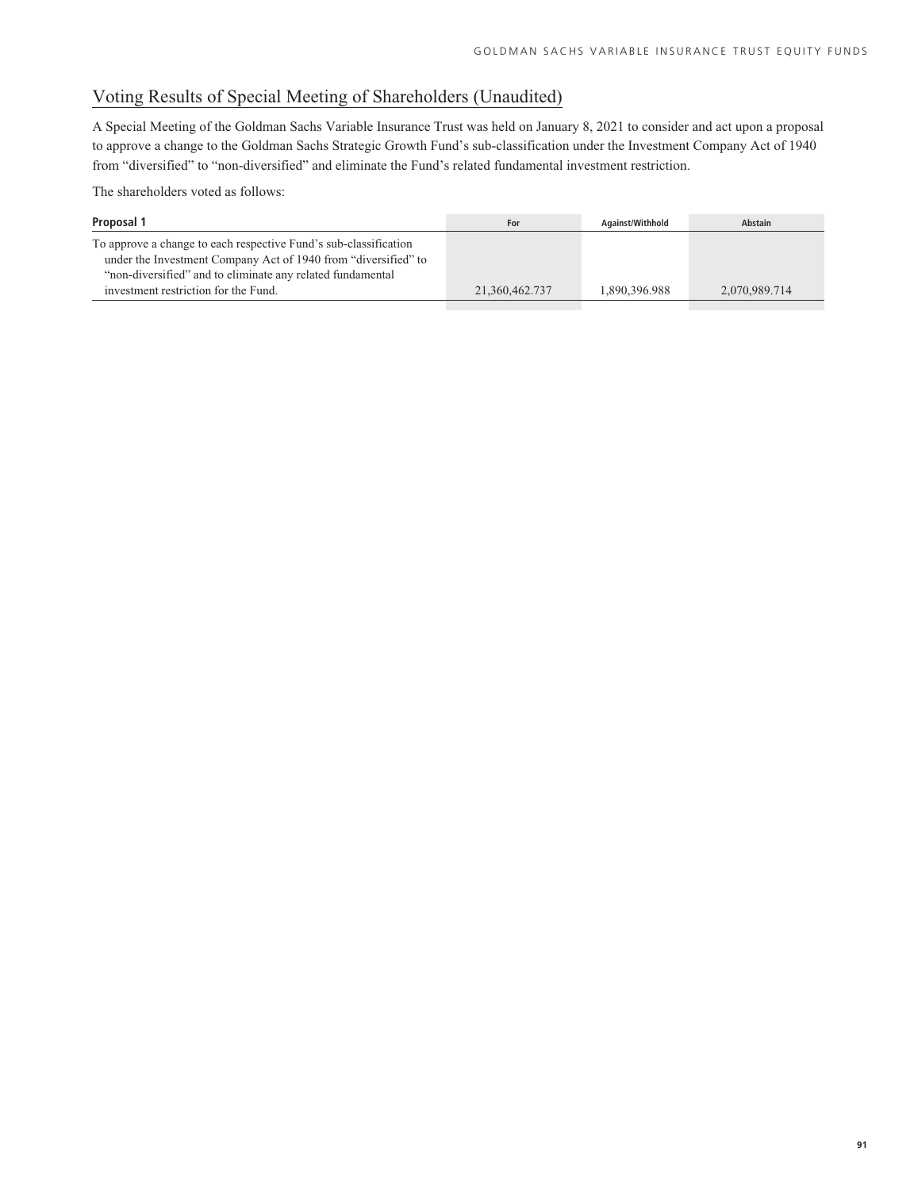## Voting Results of Special Meeting of Shareholders (Unaudited)

A Special Meeting of the Goldman Sachs Variable Insurance Trust was held on January 8, 2021 to consider and act upon a proposal to approve a change to the Goldman Sachs Strategic Growth Fund's sub-classification under the Investment Company Act of 1940 from "diversified" to "non-diversified" and eliminate the Fund's related fundamental investment restriction.

The shareholders voted as follows:

| Proposal 1 | For | Against/Withhold | Abstain |
|---|---|---|---|
| To approve a change to each respective Fund's sub-classification under the Investment Company Act of 1940 from "diversified" to "non-diversified" and to eliminate any related fundamental investment restriction for the Fund. | 21,360,462.737 | 1,890,396.988 | 2,070,989.714 |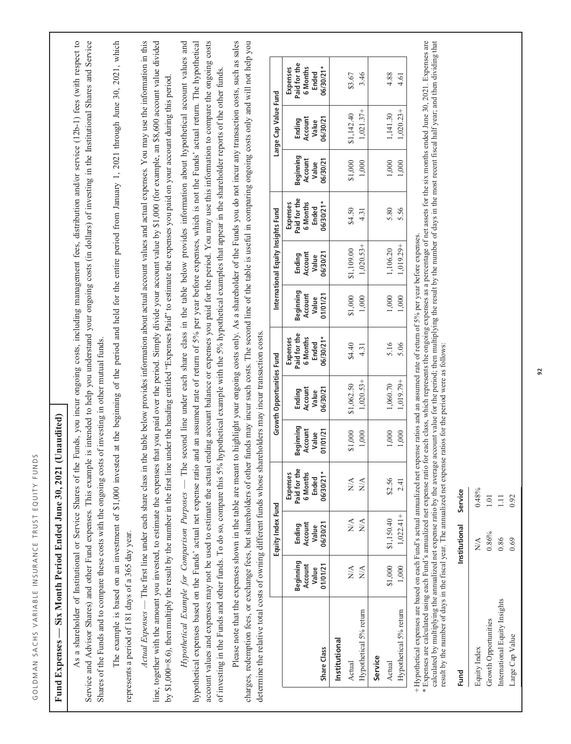## Fund Expenses — Six Month Period Ended June 30, 2021 (Unaudited)

As a shareholder of Institutional or Service Shares of the Funds, you incur ongoing costs, including management fees, distribution and/or service (12b-1) fees (with respect to Service and Advisor Shares) and other Fund expenses. This example is intended to help you understand your ongoing costs (in dollars) of investing in the Institutional Shares and Service Shares of the Funds and to compare these costs with the ongoing costs of investing in other mutual funds.

The example is based on an investment of $1,000 invested at the beginning of the period and held for the entire period from January 1, 2021 through June 30, 2021, which represents a period of 181 days of a 365 day year.

*Actual Expenses* — The first line under each share class in the table below provides information about actual account values and actual expenses. You may use the information in this line, together with the amount you invested, to estimate the expenses that you paid over the period. Simply divide your account value by $1,000 (for example, an $8,600 account value divided by $1,000=8.6), then multiply the result by the number in the first line under the heading entitled "Expenses Paid" to estimate the expenses you paid on your account during this period.

*Hypothetical Example for Comparison Purposes* — The second line under each share class in the table below provides information about hypothetical account values and hypothetical expenses based on the Funds' actual net expense ratio and an assumed rate of return of 5% per year before expenses, which is not the Funds' actual return. The hypothetical account values and expenses may not be used to estimate the actual ending account balance or expenses you paid for the period. You may use this information to compare the ongoing costs of investing in the Funds and other funds. To do so, compare this 5% hypothetical example with the 5% hypothetical examples that appear in the shareholder reports of the other funds.

Please note that the expenses shown in the table are meant to highlight your ongoing costs only. As a shareholder of the Funds you do not incur any transaction costs, such as sales charges, redemption fees, or exchange fees, but shareholders of other funds may incur such costs. The second line of the table is useful in comparing ongoing costs only and will not help you determine the relative total costs of owning different funds whose shareholders may incur transaction costs.

| | Equity Index Fund | | | Growth Opportunities Fund | | | International Equity Insights Fund | | | Large Cap Value Fund | | |
|---|---|---|---|---|---|---|---|---|---|---|---|---|
| Share Class | Beginning Account Value 01/01/21 | Ending Account Value 06/30/21 | Expenses Paid for the 6 Months Ended 06/30/21* | Beginning Account Value 01/01/21 | Ending Account Value 06/30/21 | Expenses Paid for the 6 Months Ended 06/30/21* | Beginning Account Value 01/01/21 | Ending Account Value 06/30/21 | Expenses Paid for the 6 Months Ended 06/30/21* | Beginning Account Value 06/30/21 | Ending Account Value 06/30/21 | Expenses Paid for the 6 Months Ended 06/30/21* |
| **Institutional** | | | | | | | | | | | | |
| Actual | N/A | N/A | N/A | $1,000 | $1,062.50 | $4.40 | $1,000 | $1,109.00 | $4.50 | $1,000 | $1,142.40 | $3.67 |
| Hypothetical 5% return | N/A | N/A | N/A | 1,000 | 1,020.53+ | 4.31 | 1,000 | 1,020.53+ | 4.31 | 1,000 | 1,021.37+ | 3.46 |
| **Service** | | | | | | | | | | | | |
| Actual | $1,000 | $1,150.40 | $2.56 | 1,000 | 1,060.70 | 5.16 | 1,000 | 1,106.20 | 5.80 | 1,000 | 1,141.30 | 4.88 |
| Hypothetical 5% return | 1,000 | 1,022.41+ | 2.41 | 1,000 | 1,019.79+ | 5.06 | 1,000 | 1,019.29+ | 5.56 | 1,000 | 1,020.23+ | 4.61 |

+ Hypothetical expenses are based on each Fund's actual annualized net expense ratios and an assumed rate of return of 5% per year before expenses.

\* Expenses are calculated using each Fund's annualized net expense ratio for each class, which represents the ongoing expenses as a percentage of net assets for the six months ended June 30, 2021. Expenses are calculated by multiplying the annualized net expense ratio by the average account value for the period; then multiplying the result by the number of days in the most recent fiscal half year; and then dividing that result by the number of days in the fiscal year. The annualized net expense ratios for the period were as follows:

| Fund | Institutional | Service |
|---|---|---|
| Equity Index | N/A | 0.48% |
| Growth Opportunities | 0.86% | 1.01 |
| International Equity Insights | 0.86 | 1.11 |
| Large Cap Value | 0.69 | 0.92 |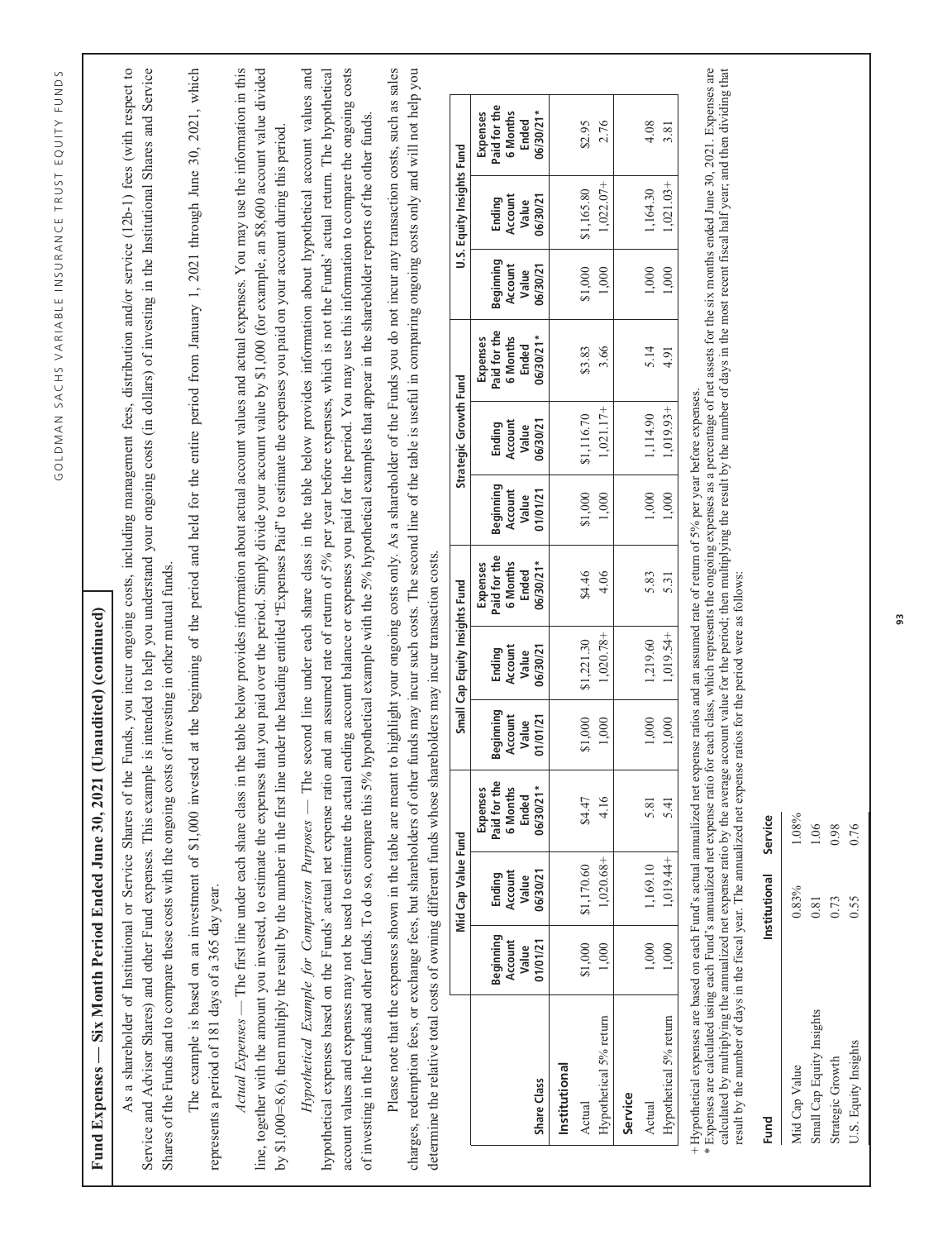# Fund Expenses — Six Month Period Ended June 30, 2021 (Unaudited) (continued)

As a shareholder of Institutional or Service Shares of the Funds, you incur ongoing costs, including management fees, distribution and/or service (12b-1) fees (with respect to Service and Advisor Shares) and other Fund expenses. This example is intended to help you understand your ongoing costs (in dollars) of investing in the Institutional Shares and Service Shares of the Funds and to compare these costs with the ongoing costs of investing in other mutual funds.

The example is based on an investment of $1,000 invested at the beginning of the period and held for the entire period from January 1, 2021 through June 30, 2021, which represents a period of 181 days of a 365 day year.

*Actual Expenses* — The first line under each share class in the table below provides information about actual account values and actual expenses. You may use the information in this line, together with the amount you invested, to estimate the expenses that you paid over the period. Simply divide your account value by $1,000 (for example, an $8,600 account value divided by $1,000=8.6), then multiply the result by the number in the first line under the heading entitled "Expenses Paid" to estimate the expenses you paid on your account during this period.

*Hypothetical Example for Comparison Purposes* — The second line under each share class in the table below provides information about hypothetical account values and hypothetical expenses based on the Funds' actual net expense ratio and an assumed rate of return of 5% per year before expenses, which is not the Funds' actual return. The hypothetical account values and expenses may not be used to estimate the actual ending account balance or expenses you paid for the period. You may use this information to compare the ongoing costs of investing in the Funds and other funds. To do so, compare this 5% hypothetical example with the 5% hypothetical examples that appear in the shareholder reports of the other funds.

Please note that the expenses shown in the table are meant to highlight your ongoing costs only. As a shareholder of the Funds you do not incur any transaction costs, such as sales charges, redemption fees, or exchange fees, but shareholders of other funds may incur such costs. The second line of the table is useful in comparing ongoing costs only and will not help you determine the relative total costs of owning different funds whose shareholders may incur transaction costs.

| | Mid Cap Value Fund | | | Small Cap Equity Insights Fund | | | Strategic Growth Fund | | | U.S. Equity Insights Fund | | |
|---|---|---|---|---|---|---|---|---|---|---|---|---|
| Share Class | Beginning Account Value 01/01/21 | Ending Account Value 06/30/21 | Expenses Paid for the 6 Months Ended 06/30/21* | Beginning Account Value 01/01/21 | Ending Account Value 06/30/21 | Expenses Paid for the 6 Months Ended 06/30/21* | Beginning Account Value 01/01/21 | Ending Account Value 06/30/21 | Expenses Paid for the 6 Months Ended 06/30/21* | Beginning Account Value 06/30/21 | Ending Account Value 06/30/21 | Expenses Paid for the 6 Months Ended 06/30/21* |
| **Institutional** | | | | | | | | | | | | |
| Actual | $1,000 | $1,170.60 | $4.47 | $1,000 | $1,221.30 | $4.46 | $1,000 | $1,116.70 | $3.83 | $1,000 | $1,165.80 | $2.95 |
| Hypothetical 5% return | 1,000 | 1,020.68+ | 4.16 | 1,000 | 1,020.78+ | 4.06 | 1,000 | 1,021.17+ | 3.66 | 1,000 | 1,022.07+ | 2.76 |
| **Service** | | | | | | | | | | | | |
| Actual | 1,000 | 1,169.10 | 5.81 | 1,000 | 1,219.60 | 5.83 | 1,000 | 1,114.90 | 5.14 | 1,000 | 1,164.30 | 4.08 |
| Hypothetical 5% return | 1,000 | 1,019.44+ | 5.41 | 1,000 | 1,019.54+ | 5.31 | 1,000 | 1,019.93+ | 4.91 | 1,000 | 1,021.03+ | 3.81 |

+ Hypothetical expenses are based on each Fund's actual annualized net expense ratios and an assumed rate of return of 5% per year before expenses.

\* Expenses are calculated using each Fund's annualized net expense ratio for each class, which represents the ongoing expenses as a percentage of net assets for the six months ended June 30, 2021. Expenses are calculated by multiplying the annualized net expense ratio by the average account value for the period; then multiplying the result by the number of days in the most recent fiscal half year; and then dividing that result by the number of days in the fiscal year. The annualized net expense ratios for the period were as follows:

| Fund | Institutional | Service |
|---|---|---|
| Mid Cap Value | 0.83% | 1.08% |
| Small Cap Equity Insights | 0.81 | 1.06 |
| Strategic Growth | 0.73 | 0.98 |
| U.S. Equity Insights | 0.55 | 0.76 |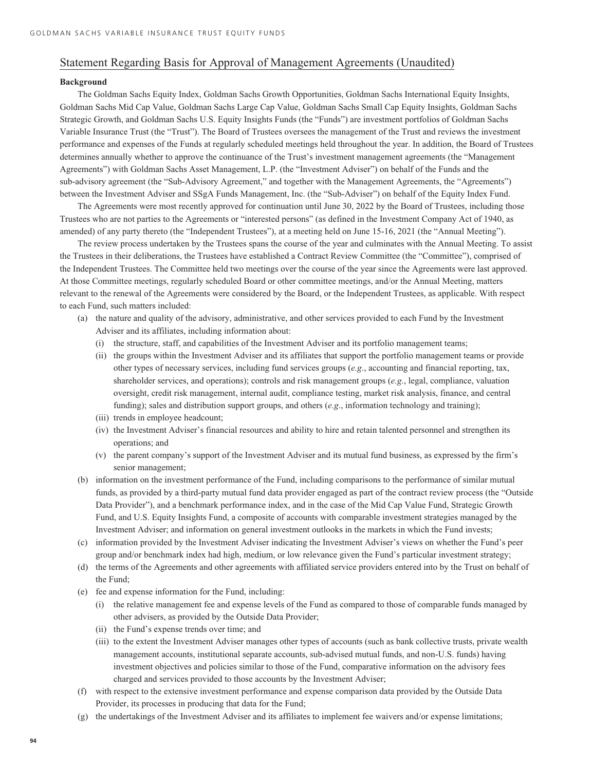## Statement Regarding Basis for Approval of Management Agreements (Unaudited)

**Background**

The Goldman Sachs Equity Index, Goldman Sachs Growth Opportunities, Goldman Sachs International Equity Insights, Goldman Sachs Mid Cap Value, Goldman Sachs Large Cap Value, Goldman Sachs Small Cap Equity Insights, Goldman Sachs Strategic Growth, and Goldman Sachs U.S. Equity Insights Funds (the "Funds") are investment portfolios of Goldman Sachs Variable Insurance Trust (the "Trust"). The Board of Trustees oversees the management of the Trust and reviews the investment performance and expenses of the Funds at regularly scheduled meetings held throughout the year. In addition, the Board of Trustees determines annually whether to approve the continuance of the Trust's investment management agreements (the "Management Agreements") with Goldman Sachs Asset Management, L.P. (the "Investment Adviser") on behalf of the Funds and the sub-advisory agreement (the "Sub-Advisory Agreement," and together with the Management Agreements, the "Agreements") between the Investment Adviser and SSgA Funds Management, Inc. (the "Sub-Adviser") on behalf of the Equity Index Fund.

The Agreements were most recently approved for continuation until June 30, 2022 by the Board of Trustees, including those Trustees who are not parties to the Agreements or "interested persons" (as defined in the Investment Company Act of 1940, as amended) of any party thereto (the "Independent Trustees"), at a meeting held on June 15-16, 2021 (the "Annual Meeting").

The review process undertaken by the Trustees spans the course of the year and culminates with the Annual Meeting. To assist the Trustees in their deliberations, the Trustees have established a Contract Review Committee (the "Committee"), comprised of the Independent Trustees. The Committee held two meetings over the course of the year since the Agreements were last approved. At those Committee meetings, regularly scheduled Board or other committee meetings, and/or the Annual Meeting, matters relevant to the renewal of the Agreements were considered by the Board, or the Independent Trustees, as applicable. With respect to each Fund, such matters included:

(a) the nature and quality of the advisory, administrative, and other services provided to each Fund by the Investment Adviser and its affiliates, including information about:
   (i) the structure, staff, and capabilities of the Investment Adviser and its portfolio management teams;
   (ii) the groups within the Investment Adviser and its affiliates that support the portfolio management teams or provide other types of necessary services, including fund services groups (*e.g*., accounting and financial reporting, tax, shareholder services, and operations); controls and risk management groups (*e.g*., legal, compliance, valuation oversight, credit risk management, internal audit, compliance testing, market risk analysis, finance, and central funding); sales and distribution support groups, and others (*e.g*., information technology and training);
   (iii) trends in employee headcount;
   (iv) the Investment Adviser's financial resources and ability to hire and retain talented personnel and strengthen its operations; and
   (v) the parent company's support of the Investment Adviser and its mutual fund business, as expressed by the firm's senior management;

(b) information on the investment performance of the Fund, including comparisons to the performance of similar mutual funds, as provided by a third-party mutual fund data provider engaged as part of the contract review process (the "Outside Data Provider"), and a benchmark performance index, and in the case of the Mid Cap Value Fund, Strategic Growth Fund, and U.S. Equity Insights Fund, a composite of accounts with comparable investment strategies managed by the Investment Adviser; and information on general investment outlooks in the markets in which the Fund invests;

(c) information provided by the Investment Adviser indicating the Investment Adviser's views on whether the Fund's peer group and/or benchmark index had high, medium, or low relevance given the Fund's particular investment strategy;

(d) the terms of the Agreements and other agreements with affiliated service providers entered into by the Trust on behalf of the Fund;

(e) fee and expense information for the Fund, including:
   (i) the relative management fee and expense levels of the Fund as compared to those of comparable funds managed by other advisers, as provided by the Outside Data Provider;
   (ii) the Fund's expense trends over time; and
   (iii) to the extent the Investment Adviser manages other types of accounts (such as bank collective trusts, private wealth management accounts, institutional separate accounts, sub-advised mutual funds, and non-U.S. funds) having investment objectives and policies similar to those of the Fund, comparative information on the advisory fees charged and services provided to those accounts by the Investment Adviser;

(f) with respect to the extensive investment performance and expense comparison data provided by the Outside Data Provider, its processes in producing that data for the Fund;

(g) the undertakings of the Investment Adviser and its affiliates to implement fee waivers and/or expense limitations;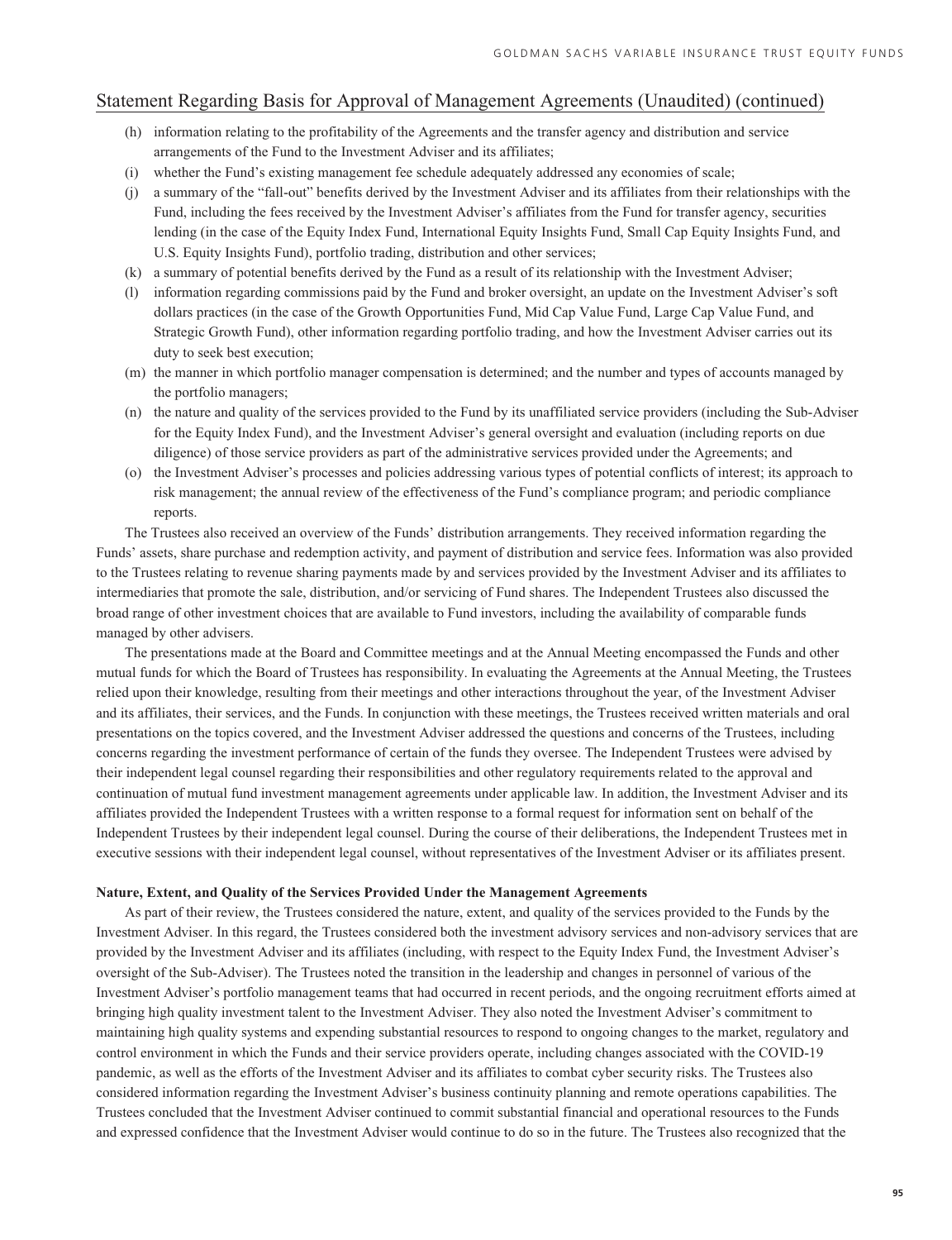## Statement Regarding Basis for Approval of Management Agreements (Unaudited) (continued)

(h) information relating to the profitability of the Agreements and the transfer agency and distribution and service arrangements of the Fund to the Investment Adviser and its affiliates;

(i) whether the Fund's existing management fee schedule adequately addressed any economies of scale;

(j) a summary of the "fall-out" benefits derived by the Investment Adviser and its affiliates from their relationships with the Fund, including the fees received by the Investment Adviser's affiliates from the Fund for transfer agency, securities lending (in the case of the Equity Index Fund, International Equity Insights Fund, Small Cap Equity Insights Fund, and U.S. Equity Insights Fund), portfolio trading, distribution and other services;

(k) a summary of potential benefits derived by the Fund as a result of its relationship with the Investment Adviser;

(l) information regarding commissions paid by the Fund and broker oversight, an update on the Investment Adviser's soft dollars practices (in the case of the Growth Opportunities Fund, Mid Cap Value Fund, Large Cap Value Fund, and Strategic Growth Fund), other information regarding portfolio trading, and how the Investment Adviser carries out its duty to seek best execution;

(m) the manner in which portfolio manager compensation is determined; and the number and types of accounts managed by the portfolio managers;

(n) the nature and quality of the services provided to the Fund by its unaffiliated service providers (including the Sub-Adviser for the Equity Index Fund), and the Investment Adviser's general oversight and evaluation (including reports on due diligence) of those service providers as part of the administrative services provided under the Agreements; and

(o) the Investment Adviser's processes and policies addressing various types of potential conflicts of interest; its approach to risk management; the annual review of the effectiveness of the Fund's compliance program; and periodic compliance reports.

The Trustees also received an overview of the Funds' distribution arrangements. They received information regarding the Funds' assets, share purchase and redemption activity, and payment of distribution and service fees. Information was also provided to the Trustees relating to revenue sharing payments made by and services provided by the Investment Adviser and its affiliates to intermediaries that promote the sale, distribution, and/or servicing of Fund shares. The Independent Trustees also discussed the broad range of other investment choices that are available to Fund investors, including the availability of comparable funds managed by other advisers.

The presentations made at the Board and Committee meetings and at the Annual Meeting encompassed the Funds and other mutual funds for which the Board of Trustees has responsibility. In evaluating the Agreements at the Annual Meeting, the Trustees relied upon their knowledge, resulting from their meetings and other interactions throughout the year, of the Investment Adviser and its affiliates, their services, and the Funds. In conjunction with these meetings, the Trustees received written materials and oral presentations on the topics covered, and the Investment Adviser addressed the questions and concerns of the Trustees, including concerns regarding the investment performance of certain of the funds they oversee. The Independent Trustees were advised by their independent legal counsel regarding their responsibilities and other regulatory requirements related to the approval and continuation of mutual fund investment management agreements under applicable law. In addition, the Investment Adviser and its affiliates provided the Independent Trustees with a written response to a formal request for information sent on behalf of the Independent Trustees by their independent legal counsel. During the course of their deliberations, the Independent Trustees met in executive sessions with their independent legal counsel, without representatives of the Investment Adviser or its affiliates present.

**Nature, Extent, and Quality of the Services Provided Under the Management Agreements**

As part of their review, the Trustees considered the nature, extent, and quality of the services provided to the Funds by the Investment Adviser. In this regard, the Trustees considered both the investment advisory services and non-advisory services that are provided by the Investment Adviser and its affiliates (including, with respect to the Equity Index Fund, the Investment Adviser's oversight of the Sub-Adviser). The Trustees noted the transition in the leadership and changes in personnel of various of the Investment Adviser's portfolio management teams that had occurred in recent periods, and the ongoing recruitment efforts aimed at bringing high quality investment talent to the Investment Adviser. They also noted the Investment Adviser's commitment to maintaining high quality systems and expending substantial resources to respond to ongoing changes to the market, regulatory and control environment in which the Funds and their service providers operate, including changes associated with the COVID-19 pandemic, as well as the efforts of the Investment Adviser and its affiliates to combat cyber security risks. The Trustees also considered information regarding the Investment Adviser's business continuity planning and remote operations capabilities. The Trustees concluded that the Investment Adviser continued to commit substantial financial and operational resources to the Funds and expressed confidence that the Investment Adviser would continue to do so in the future. The Trustees also recognized that the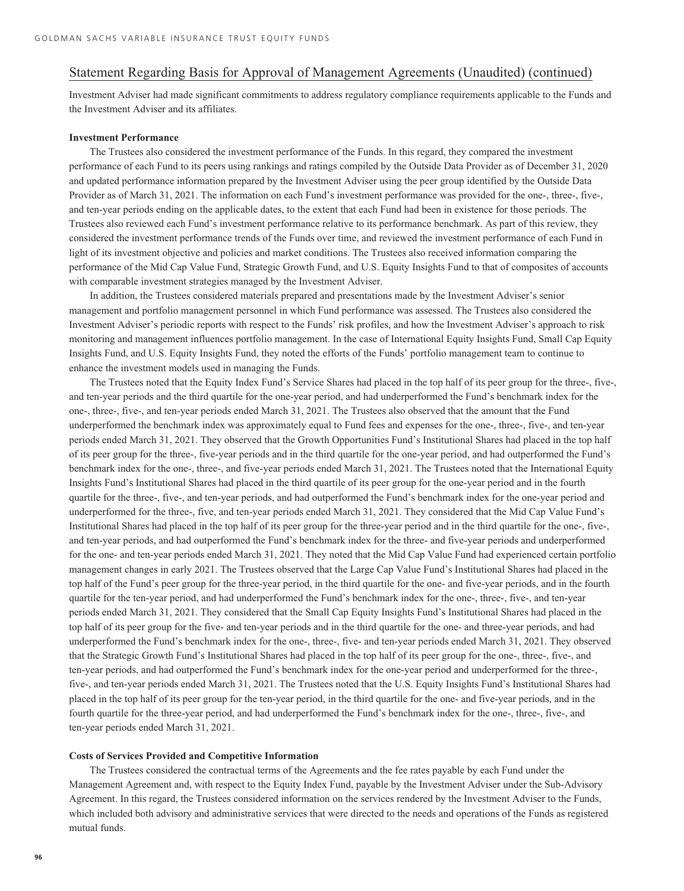## Statement Regarding Basis for Approval of Management Agreements (Unaudited) (continued)

Investment Adviser had made significant commitments to address regulatory compliance requirements applicable to the Funds and the Investment Adviser and its affiliates.

**Investment Performance**

The Trustees also considered the investment performance of the Funds. In this regard, they compared the investment performance of each Fund to its peers using rankings and ratings compiled by the Outside Data Provider as of December 31, 2020 and updated performance information prepared by the Investment Adviser using the peer group identified by the Outside Data Provider as of March 31, 2021. The information on each Fund's investment performance was provided for the one-, three-, five-, and ten-year periods ending on the applicable dates, to the extent that each Fund had been in existence for those periods. The Trustees also reviewed each Fund's investment performance relative to its performance benchmark. As part of this review, they considered the investment performance trends of the Funds over time, and reviewed the investment performance of each Fund in light of its investment objective and policies and market conditions. The Trustees also received information comparing the performance of the Mid Cap Value Fund, Strategic Growth Fund, and U.S. Equity Insights Fund to that of composites of accounts with comparable investment strategies managed by the Investment Adviser.

In addition, the Trustees considered materials prepared and presentations made by the Investment Adviser's senior management and portfolio management personnel in which Fund performance was assessed. The Trustees also considered the Investment Adviser's periodic reports with respect to the Funds' risk profiles, and how the Investment Adviser's approach to risk monitoring and management influences portfolio management. In the case of International Equity Insights Fund, Small Cap Equity Insights Fund, and U.S. Equity Insights Fund, they noted the efforts of the Funds' portfolio management team to continue to enhance the investment models used in managing the Funds.

The Trustees noted that the Equity Index Fund's Service Shares had placed in the top half of its peer group for the three-, five-, and ten-year periods and the third quartile for the one-year period, and had underperformed the Fund's benchmark index for the one-, three-, five-, and ten-year periods ended March 31, 2021. The Trustees also observed that the amount that the Fund underperformed the benchmark index was approximately equal to Fund fees and expenses for the one-, three-, five-, and ten-year periods ended March 31, 2021. They observed that the Growth Opportunities Fund's Institutional Shares had placed in the top half of its peer group for the three-, five-year periods and in the third quartile for the one-year period, and had outperformed the Fund's benchmark index for the one-, three-, and five-year periods ended March 31, 2021. The Trustees noted that the International Equity Insights Fund's Institutional Shares had placed in the third quartile of its peer group for the one-year period and in the fourth quartile for the three-, five-, and ten-year periods, and had outperformed the Fund's benchmark index for the one-year period and underperformed for the three-, five, and ten-year periods ended March 31, 2021. They considered that the Mid Cap Value Fund's Institutional Shares had placed in the top half of its peer group for the three-year period and in the third quartile for the one-, five-, and ten-year periods, and had outperformed the Fund's benchmark index for the three- and five-year periods and underperformed for the one- and ten-year periods ended March 31, 2021. They noted that the Mid Cap Value Fund had experienced certain portfolio management changes in early 2021. The Trustees observed that the Large Cap Value Fund's Institutional Shares had placed in the top half of the Fund's peer group for the three-year period, in the third quartile for the one- and five-year periods, and in the fourth quartile for the ten-year period, and had underperformed the Fund's benchmark index for the one-, three-, five-, and ten-year periods ended March 31, 2021. They considered that the Small Cap Equity Insights Fund's Institutional Shares had placed in the top half of its peer group for the five- and ten-year periods and in the third quartile for the one- and three-year periods, and had underperformed the Fund's benchmark index for the one-, three-, five- and ten-year periods ended March 31, 2021. They observed that the Strategic Growth Fund's Institutional Shares had placed in the top half of its peer group for the one-, three-, five-, and ten-year periods, and had outperformed the Fund's benchmark index for the one-year period and underperformed for the three-, five-, and ten-year periods ended March 31, 2021. The Trustees noted that the U.S. Equity Insights Fund's Institutional Shares had placed in the top half of its peer group for the ten-year period, in the third quartile for the one- and five-year periods, and in the fourth quartile for the three-year period, and had underperformed the Fund's benchmark index for the one-, three-, five-, and ten-year periods ended March 31, 2021.

**Costs of Services Provided and Competitive Information**

The Trustees considered the contractual terms of the Agreements and the fee rates payable by each Fund under the Management Agreement and, with respect to the Equity Index Fund, payable by the Investment Adviser under the Sub-Advisory Agreement. In this regard, the Trustees considered information on the services rendered by the Investment Adviser to the Funds, which included both advisory and administrative services that were directed to the needs and operations of the Funds as registered mutual funds.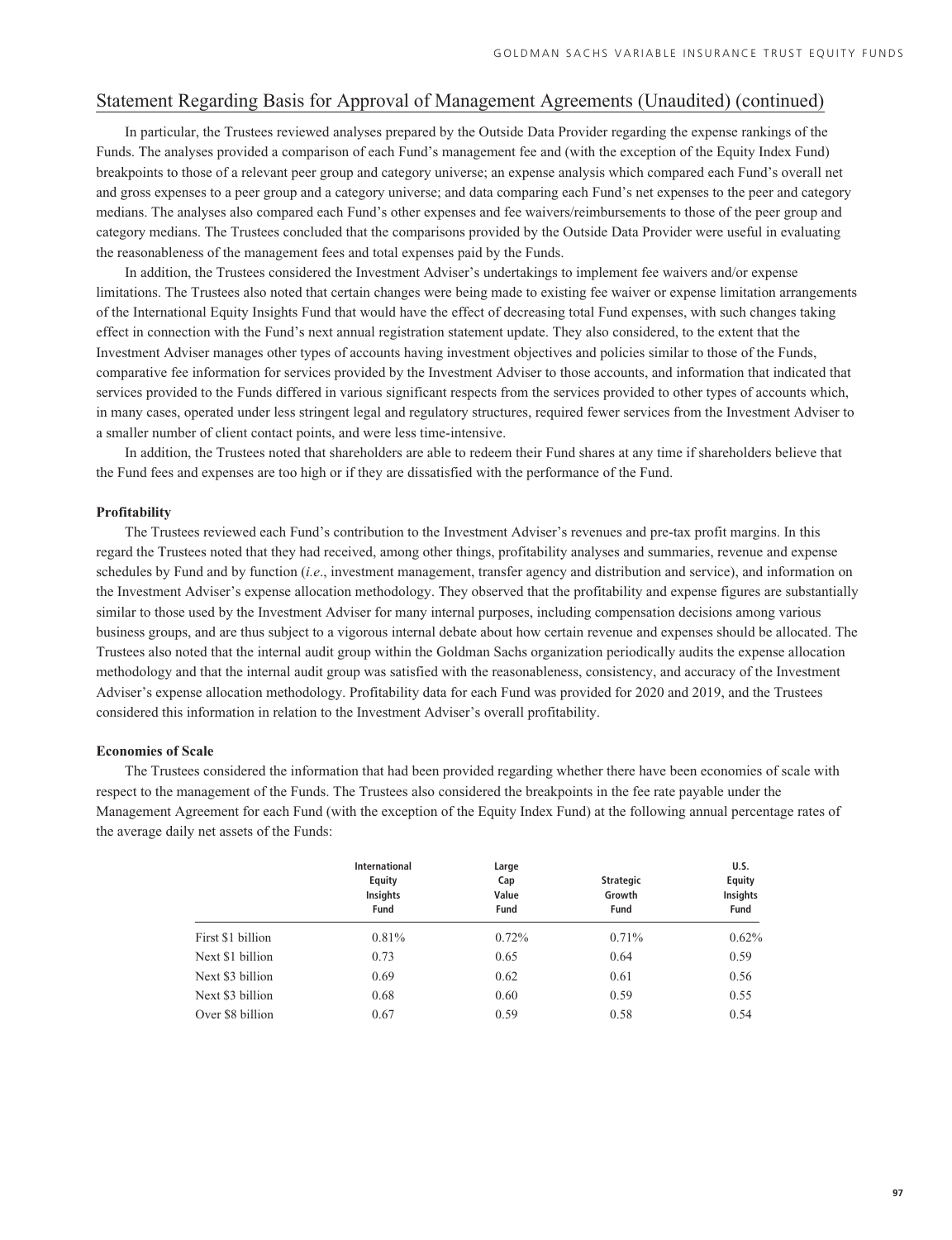## Statement Regarding Basis for Approval of Management Agreements (Unaudited) (continued)

In particular, the Trustees reviewed analyses prepared by the Outside Data Provider regarding the expense rankings of the Funds. The analyses provided a comparison of each Fund's management fee and (with the exception of the Equity Index Fund) breakpoints to those of a relevant peer group and category universe; an expense analysis which compared each Fund's overall net and gross expenses to a peer group and a category universe; and data comparing each Fund's net expenses to the peer and category medians. The analyses also compared each Fund's other expenses and fee waivers/reimbursements to those of the peer group and category medians. The Trustees concluded that the comparisons provided by the Outside Data Provider were useful in evaluating the reasonableness of the management fees and total expenses paid by the Funds.

In addition, the Trustees considered the Investment Adviser's undertakings to implement fee waivers and/or expense limitations. The Trustees also noted that certain changes were being made to existing fee waiver or expense limitation arrangements of the International Equity Insights Fund that would have the effect of decreasing total Fund expenses, with such changes taking effect in connection with the Fund's next annual registration statement update. They also considered, to the extent that the Investment Adviser manages other types of accounts having investment objectives and policies similar to those of the Funds, comparative fee information for services provided by the Investment Adviser to those accounts, and information that indicated that services provided to the Funds differed in various significant respects from the services provided to other types of accounts which, in many cases, operated under less stringent legal and regulatory structures, required fewer services from the Investment Adviser to a smaller number of client contact points, and were less time-intensive.

In addition, the Trustees noted that shareholders are able to redeem their Fund shares at any time if shareholders believe that the Fund fees and expenses are too high or if they are dissatisfied with the performance of the Fund.

**Profitability**

The Trustees reviewed each Fund's contribution to the Investment Adviser's revenues and pre-tax profit margins. In this regard the Trustees noted that they had received, among other things, profitability analyses and summaries, revenue and expense schedules by Fund and by function (*i.e*., investment management, transfer agency and distribution and service), and information on the Investment Adviser's expense allocation methodology. They observed that the profitability and expense figures are substantially similar to those used by the Investment Adviser for many internal purposes, including compensation decisions among various business groups, and are thus subject to a vigorous internal debate about how certain revenue and expenses should be allocated. The Trustees also noted that the internal audit group within the Goldman Sachs organization periodically audits the expense allocation methodology and that the internal audit group was satisfied with the reasonableness, consistency, and accuracy of the Investment Adviser's expense allocation methodology. Profitability data for each Fund was provided for 2020 and 2019, and the Trustees considered this information in relation to the Investment Adviser's overall profitability.

**Economies of Scale**

The Trustees considered the information that had been provided regarding whether there have been economies of scale with respect to the management of the Funds. The Trustees also considered the breakpoints in the fee rate payable under the Management Agreement for each Fund (with the exception of the Equity Index Fund) at the following annual percentage rates of the average daily net assets of the Funds:

| | International Equity Insights Fund | Large Cap Value Fund | Strategic Growth Fund | U.S. Equity Insights Fund |
|---|---|---|---|---|
| First $1 billion | 0.81% | 0.72% | 0.71% | 0.62% |
| Next $1 billion | 0.73 | 0.65 | 0.64 | 0.59 |
| Next $3 billion | 0.69 | 0.62 | 0.61 | 0.56 |
| Next $3 billion | 0.68 | 0.60 | 0.59 | 0.55 |
| Over $8 billion | 0.67 | 0.59 | 0.58 | 0.54 |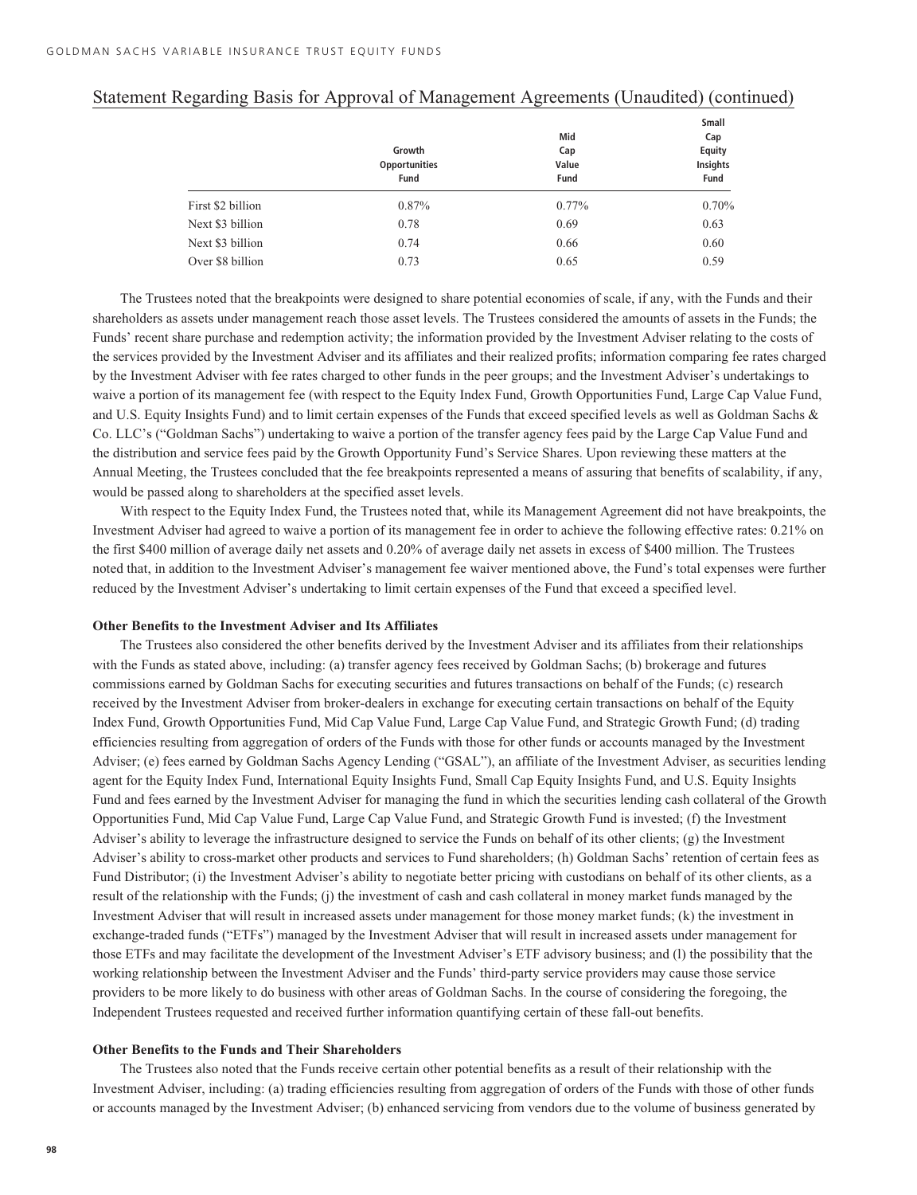## Statement Regarding Basis for Approval of Management Agreements (Unaudited) (continued)

| | Growth Opportunities Fund | Mid Cap Value Fund | Small Cap Equity Insights Fund |
|---|---|---|---|
| First $2 billion | 0.87% | 0.77% | 0.70% |
| Next $3 billion | 0.78 | 0.69 | 0.63 |
| Next $3 billion | 0.74 | 0.66 | 0.60 |
| Over $8 billion | 0.73 | 0.65 | 0.59 |

The Trustees noted that the breakpoints were designed to share potential economies of scale, if any, with the Funds and their shareholders as assets under management reach those asset levels. The Trustees considered the amounts of assets in the Funds; the Funds' recent share purchase and redemption activity; the information provided by the Investment Adviser relating to the costs of the services provided by the Investment Adviser and its affiliates and their realized profits; information comparing fee rates charged by the Investment Adviser with fee rates charged to other funds in the peer groups; and the Investment Adviser's undertakings to waive a portion of its management fee (with respect to the Equity Index Fund, Growth Opportunities Fund, Large Cap Value Fund, and U.S. Equity Insights Fund) and to limit certain expenses of the Funds that exceed specified levels as well as Goldman Sachs & Co. LLC's ("Goldman Sachs") undertaking to waive a portion of the transfer agency fees paid by the Large Cap Value Fund and the distribution and service fees paid by the Growth Opportunity Fund's Service Shares. Upon reviewing these matters at the Annual Meeting, the Trustees concluded that the fee breakpoints represented a means of assuring that benefits of scalability, if any, would be passed along to shareholders at the specified asset levels.

With respect to the Equity Index Fund, the Trustees noted that, while its Management Agreement did not have breakpoints, the Investment Adviser had agreed to waive a portion of its management fee in order to achieve the following effective rates: 0.21% on the first $400 million of average daily net assets and 0.20% of average daily net assets in excess of $400 million. The Trustees noted that, in addition to the Investment Adviser's management fee waiver mentioned above, the Fund's total expenses were further reduced by the Investment Adviser's undertaking to limit certain expenses of the Fund that exceed a specified level.

**Other Benefits to the Investment Adviser and Its Affiliates**

The Trustees also considered the other benefits derived by the Investment Adviser and its affiliates from their relationships with the Funds as stated above, including: (a) transfer agency fees received by Goldman Sachs; (b) brokerage and futures commissions earned by Goldman Sachs for executing securities and futures transactions on behalf of the Funds; (c) research received by the Investment Adviser from broker-dealers in exchange for executing certain transactions on behalf of the Equity Index Fund, Growth Opportunities Fund, Mid Cap Value Fund, Large Cap Value Fund, and Strategic Growth Fund; (d) trading efficiencies resulting from aggregation of orders of the Funds with those for other funds or accounts managed by the Investment Adviser; (e) fees earned by Goldman Sachs Agency Lending ("GSAL"), an affiliate of the Investment Adviser, as securities lending agent for the Equity Index Fund, International Equity Insights Fund, Small Cap Equity Insights Fund, and U.S. Equity Insights Fund and fees earned by the Investment Adviser for managing the fund in which the securities lending cash collateral of the Growth Opportunities Fund, Mid Cap Value Fund, Large Cap Value Fund, and Strategic Growth Fund is invested; (f) the Investment Adviser's ability to leverage the infrastructure designed to service the Funds on behalf of its other clients; (g) the Investment Adviser's ability to cross-market other products and services to Fund shareholders; (h) Goldman Sachs' retention of certain fees as Fund Distributor; (i) the Investment Adviser's ability to negotiate better pricing with custodians on behalf of its other clients, as a result of the relationship with the Funds; (j) the investment of cash and cash collateral in money market funds managed by the Investment Adviser that will result in increased assets under management for those money market funds; (k) the investment in exchange-traded funds ("ETFs") managed by the Investment Adviser that will result in increased assets under management for those ETFs and may facilitate the development of the Investment Adviser's ETF advisory business; and (l) the possibility that the working relationship between the Investment Adviser and the Funds' third-party service providers may cause those service providers to be more likely to do business with other areas of Goldman Sachs. In the course of considering the foregoing, the Independent Trustees requested and received further information quantifying certain of these fall-out benefits.

**Other Benefits to the Funds and Their Shareholders**

The Trustees also noted that the Funds receive certain other potential benefits as a result of their relationship with the Investment Adviser, including: (a) trading efficiencies resulting from aggregation of orders of the Funds with those of other funds or accounts managed by the Investment Adviser; (b) enhanced servicing from vendors due to the volume of business generated by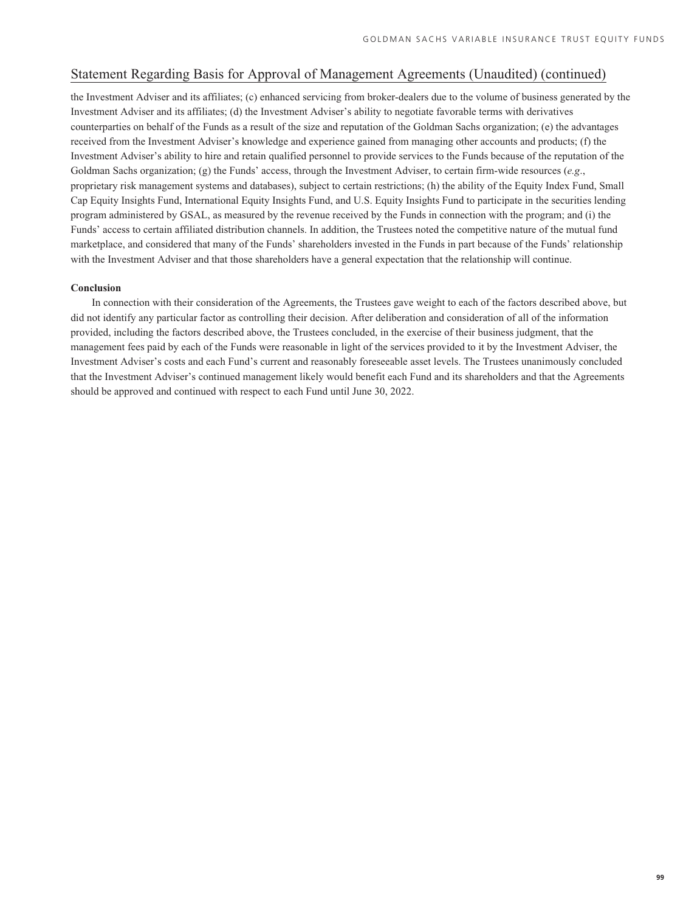## Statement Regarding Basis for Approval of Management Agreements (Unaudited) (continued)

the Investment Adviser and its affiliates; (c) enhanced servicing from broker-dealers due to the volume of business generated by the Investment Adviser and its affiliates; (d) the Investment Adviser's ability to negotiate favorable terms with derivatives counterparties on behalf of the Funds as a result of the size and reputation of the Goldman Sachs organization; (e) the advantages received from the Investment Adviser's knowledge and experience gained from managing other accounts and products; (f) the Investment Adviser's ability to hire and retain qualified personnel to provide services to the Funds because of the reputation of the Goldman Sachs organization; (g) the Funds' access, through the Investment Adviser, to certain firm-wide resources (*e.g*., proprietary risk management systems and databases), subject to certain restrictions; (h) the ability of the Equity Index Fund, Small Cap Equity Insights Fund, International Equity Insights Fund, and U.S. Equity Insights Fund to participate in the securities lending program administered by GSAL, as measured by the revenue received by the Funds in connection with the program; and (i) the Funds' access to certain affiliated distribution channels. In addition, the Trustees noted the competitive nature of the mutual fund marketplace, and considered that many of the Funds' shareholders invested in the Funds in part because of the Funds' relationship with the Investment Adviser and that those shareholders have a general expectation that the relationship will continue.

**Conclusion**

In connection with their consideration of the Agreements, the Trustees gave weight to each of the factors described above, but did not identify any particular factor as controlling their decision. After deliberation and consideration of all of the information provided, including the factors described above, the Trustees concluded, in the exercise of their business judgment, that the management fees paid by each of the Funds were reasonable in light of the services provided to it by the Investment Adviser, the Investment Adviser's costs and each Fund's current and reasonably foreseeable asset levels. The Trustees unanimously concluded that the Investment Adviser's continued management likely would benefit each Fund and its shareholders and that the Agreements should be approved and continued with respect to each Fund until June 30, 2022.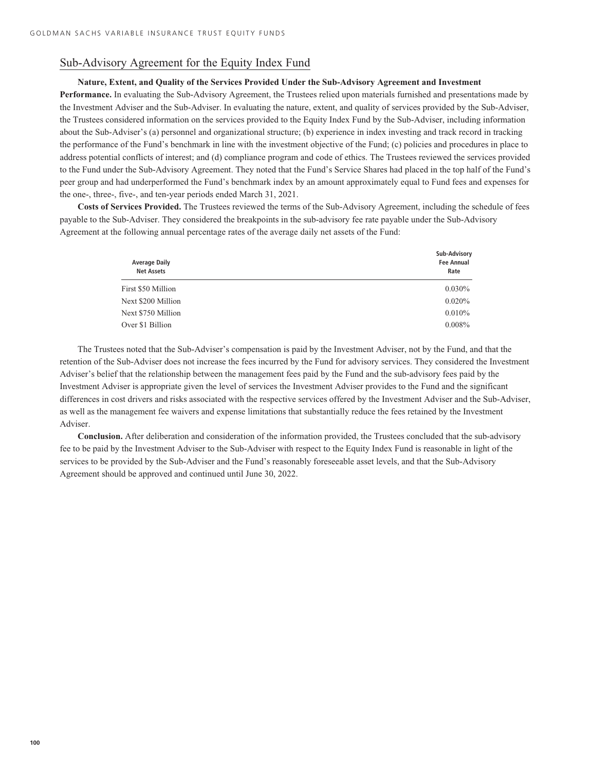## Sub-Advisory Agreement for the Equity Index Fund

**Nature, Extent, and Quality of the Services Provided Under the Sub-Advisory Agreement and Investment Performance.** In evaluating the Sub-Advisory Agreement, the Trustees relied upon materials furnished and presentations made by the Investment Adviser and the Sub-Adviser. In evaluating the nature, extent, and quality of services provided by the Sub-Adviser, the Trustees considered information on the services provided to the Equity Index Fund by the Sub-Adviser, including information about the Sub-Adviser's (a) personnel and organizational structure; (b) experience in index investing and track record in tracking the performance of the Fund's benchmark in line with the investment objective of the Fund; (c) policies and procedures in place to address potential conflicts of interest; and (d) compliance program and code of ethics. The Trustees reviewed the services provided to the Fund under the Sub-Advisory Agreement. They noted that the Fund's Service Shares had placed in the top half of the Fund's peer group and had underperformed the Fund's benchmark index by an amount approximately equal to Fund fees and expenses for the one-, three-, five-, and ten-year periods ended March 31, 2021.

**Costs of Services Provided.** The Trustees reviewed the terms of the Sub-Advisory Agreement, including the schedule of fees payable to the Sub-Adviser. They considered the breakpoints in the sub-advisory fee rate payable under the Sub-Advisory Agreement at the following annual percentage rates of the average daily net assets of the Fund:

| Average Daily Net Assets | Sub-Advisory Fee Annual Rate |
|---|---|
| First $50 Million | 0.030% |
| Next $200 Million | 0.020% |
| Next $750 Million | 0.010% |
| Over $1 Billion | 0.008% |

The Trustees noted that the Sub-Adviser's compensation is paid by the Investment Adviser, not by the Fund, and that the retention of the Sub-Adviser does not increase the fees incurred by the Fund for advisory services. They considered the Investment Adviser's belief that the relationship between the management fees paid by the Fund and the sub-advisory fees paid by the Investment Adviser is appropriate given the level of services the Investment Adviser provides to the Fund and the significant differences in cost drivers and risks associated with the respective services offered by the Investment Adviser and the Sub-Adviser, as well as the management fee waivers and expense limitations that substantially reduce the fees retained by the Investment Adviser.

**Conclusion.** After deliberation and consideration of the information provided, the Trustees concluded that the sub-advisory fee to be paid by the Investment Adviser to the Sub-Adviser with respect to the Equity Index Fund is reasonable in light of the services to be provided by the Sub-Adviser and the Fund's reasonably foreseeable asset levels, and that the Sub-Advisory Agreement should be approved and continued until June 30, 2022.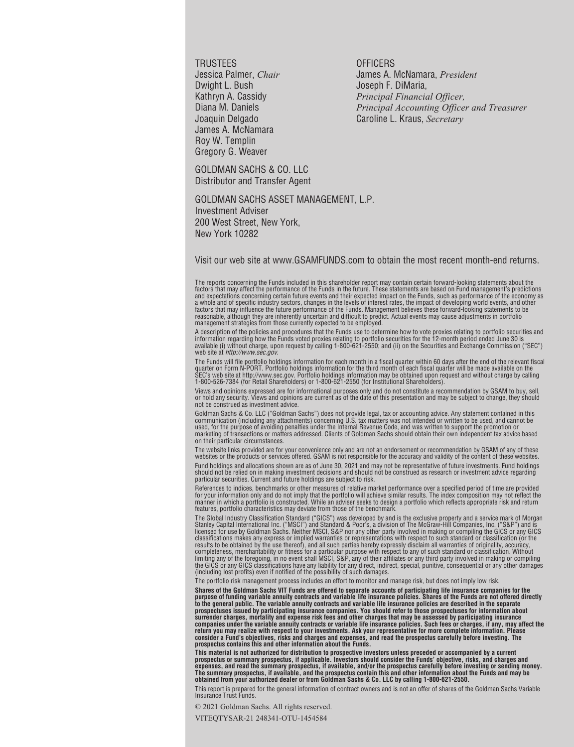TRUSTEES
Jessica Palmer, *Chair*
Dwight L. Bush
Kathryn A. Cassidy
Diana M. Daniels
Joaquin Delgado
James A. McNamara
Roy W. Templin
Gregory G. Weaver

OFFICERS
James A. McNamara, *President*
Joseph F. DiMaria,
*Principal Financial Officer,*
*Principal Accounting Officer and Treasurer*
Caroline L. Kraus, *Secretary*

GOLDMAN SACHS & CO. LLC
Distributor and Transfer Agent

GOLDMAN SACHS ASSET MANAGEMENT, L.P.
Investment Adviser
200 West Street, New York,
New York 10282

Visit our web site at www.GSAMFUNDS.com to obtain the most recent month-end returns.

The reports concerning the Funds included in this shareholder report may contain certain forward-looking statements about the factors that may affect the performance of the Funds in the future. These statements are based on Fund management's predictions and expectations concerning certain future events and their expected impact on the Funds, such as performance of the economy as a whole and of specific industry sectors, changes in the levels of interest rates, the impact of developing world events, and other factors that may influence the future performance of the Funds. Management believes these forward-looking statements to be reasonable, although they are inherently uncertain and difficult to predict. Actual events may cause adjustments in portfolio management strategies from those currently expected to be employed.

A description of the policies and procedures that the Funds use to determine how to vote proxies relating to portfolio securities and information regarding how the Funds voted proxies relating to portfolio securities for the 12-month period ended June 30 is available (i) without charge, upon request by calling 1-800-621-2550; and (ii) on the Securities and Exchange Commission ("SEC") web site at *http://www.sec.gov.*

The Funds will file portfolio holdings information for each month in a fiscal quarter within 60 days after the end of the relevant fiscal quarter on Form N-PORT. Portfolio holdings information for the third month of each fiscal quarter will be made available on the SEC's web site at http://www.sec.gov. Portfolio holdings information may be obtained upon request and without charge by calling 1-800-526-7384 (for Retail Shareholders) or 1-800-621-2550 (for Institutional Shareholders).

Views and opinions expressed are for informational purposes only and do not constitute a recommendation by GSAM to buy, sell, or hold any security. Views and opinions are current as of the date of this presentation and may be subject to change, they should not be construed as investment advice.

Goldman Sachs & Co. LLC ("Goldman Sachs") does not provide legal, tax or accounting advice. Any statement contained in this communication (including any attachments) concerning U.S. tax matters was not intended or written to be used, and cannot be used, for the purpose of avoiding penalties under the Internal Revenue Code, and was written to support the promotion or marketing of transactions or matters addressed. Clients of Goldman Sachs should obtain their own independent tax advice based on their particular circumstances.

The website links provided are for your convenience only and are not an endorsement or recommendation by GSAM of any of these websites or the products or services offered. GSAM is not responsible for the accuracy and validity of the content of these websites.

Fund holdings and allocations shown are as of June 30, 2021 and may not be representative of future investments. Fund holdings should not be relied on in making investment decisions and should not be construed as research or investment advice regarding particular securities. Current and future holdings are subject to risk.

References to indices, benchmarks or other measures of relative market performance over a specified period of time are provided for your information only and do not imply that the portfolio will achieve similar results. The index composition may not reflect the manner in which a portfolio is constructed. While an adviser seeks to design a portfolio which reflects appropriate risk and return features, portfolio characteristics may deviate from those of the benchmark.

The Global Industry Classification Standard ("GICS") was developed by and is the exclusive property and a service mark of Morgan Stanley Capital International Inc. ("MSCI") and Standard & Poor's, a division of The McGraw-Hill Companies, Inc. ("S&P") and is licensed for use by Goldman Sachs. Neither MSCI, S&P nor any other party involved in making or compiling the GICS or any GICS classifications makes any express or implied warranties or representations with respect to such standard or classification (or the results to be obtained by the use thereof), and all such parties hereby expressly disclaim all warranties of originality, accuracy, completeness, merchantability or fitness for a particular purpose with respect to any of such standard or classification. Without limiting any of the foregoing, in no event shall MSCI, S&P, any of their affiliates or any third party involved in making or compiling the GICS or any GICS classifications have any liability for any direct, indirect, special, punitive, consequential or any other damages (including lost profits) even if notified of the possibility of such damages.

The portfolio risk management process includes an effort to monitor and manage risk, but does not imply low risk.

**Shares of the Goldman Sachs VIT Funds are offered to separate accounts of participating life insurance companies for the purpose of funding variable annuity contracts and variable life insurance policies. Shares of the Funds are not offered directly to the general public. The variable annuity contracts and variable life insurance policies are described in the separate prospectuses issued by participating insurance companies. You should refer to those prospectuses for information about surrender charges, mortality and expense risk fees and other charges that may be assessed by participating insurance companies under the variable annuity contracts or variable life insurance policies. Such fees or charges, if any, may affect the return you may realize with respect to your investments. Ask your representative for more complete information. Please consider a Fund's objectives, risks and charges and expenses, and read the prospectus carefully before investing. The prospectus contains this and other information about the Funds.**

**This material is not authorized for distribution to prospective investors unless preceded or accompanied by a current prospectus or summary prospectus, if applicable. Investors should consider the Funds' objective, risks, and charges and expenses, and read the summary prospectus, if available, and/or the prospectus carefully before investing or sending money. The summary prospectus, if available, and the prospectus contain this and other information about the Funds and may be obtained from your authorized dealer or from Goldman Sachs & Co. LLC by calling 1-800-621-2550.**

This report is prepared for the general information of contract owners and is not an offer of shares of the Goldman Sachs Variable Insurance Trust Funds.

© 2021 Goldman Sachs. All rights reserved.

VITEQTYSAR-21 248341-OTU-1454584